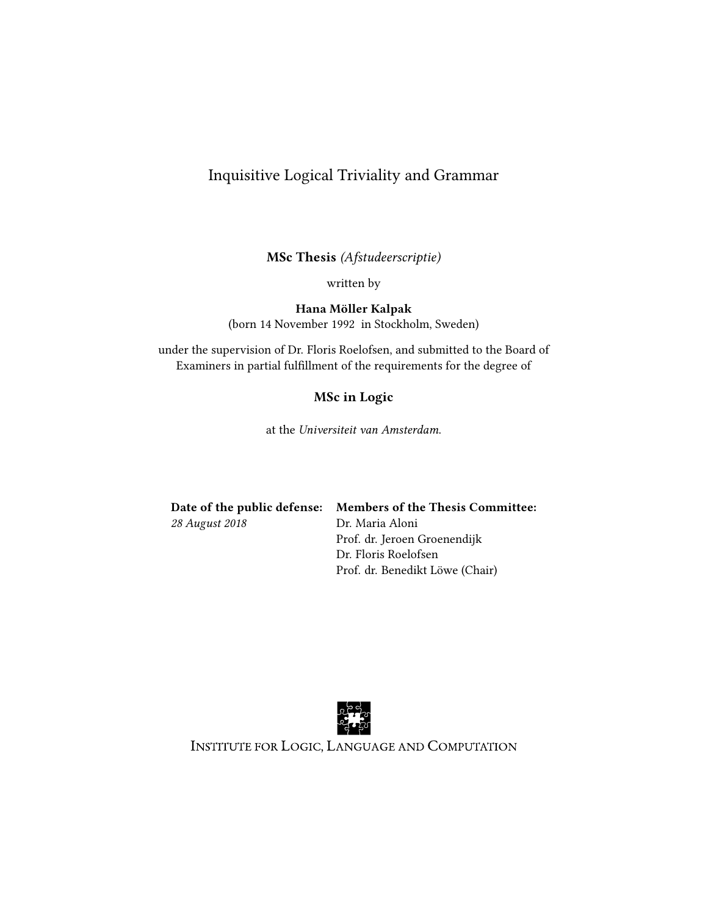# Inquisitive Logical Triviality and Grammar

**MSc Thesis** *(Afstudeerscriptie)*

written by

**Hana Möller Kalpak**
(born 14 November 1992 in Stockholm, Sweden)

under the supervision of Dr. Floris Roelofsen, and submitted to the Board of Examiners in partial fulfillment of the requirements for the degree of

**MSc in Logic**

at the *Universiteit van Amsterdam.*

| **Date of the public defense:** | **Members of the Thesis Committee:** |
|---|---|
| *28 August 2018* | Dr. Maria Aloni |
| | Prof. dr. Jeroen Groenendijk |
| | Dr. Floris Roelofsen |
| | Prof. dr. Benedikt Löwe (Chair) |

INSTITUTE FOR LOGIC, LANGUAGE AND COMPUTATION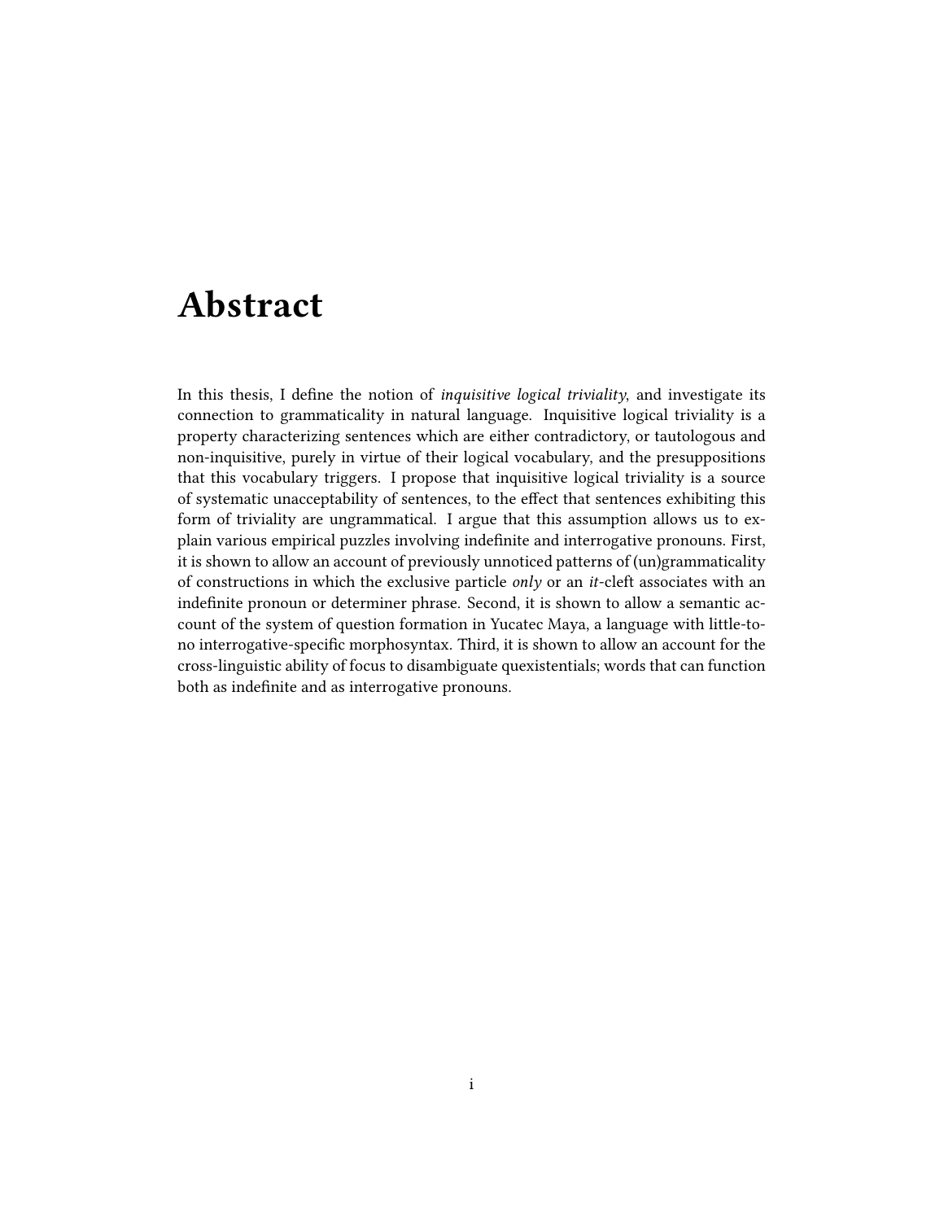# Abstract

In this thesis, I define the notion of *inquisitive logical triviality*, and investigate its connection to grammaticality in natural language. Inquisitive logical triviality is a property characterizing sentences which are either contradictory, or tautologous and non-inquisitive, purely in virtue of their logical vocabulary, and the presuppositions that this vocabulary triggers. I propose that inquisitive logical triviality is a source of systematic unacceptability of sentences, to the effect that sentences exhibiting this form of triviality are ungrammatical. I argue that this assumption allows us to explain various empirical puzzles involving indefinite and interrogative pronouns. First, it is shown to allow an account of previously unnoticed patterns of (un)grammaticality of constructions in which the exclusive particle *only* or an *it*-cleft associates with an indefinite pronoun or determiner phrase. Second, it is shown to allow a semantic account of the system of question formation in Yucatec Maya, a language with little-to-no interrogative-specific morphosyntax. Third, it is shown to allow an account for the cross-linguistic ability of focus to disambiguate quexistentials; words that can function both as indefinite and as interrogative pronouns.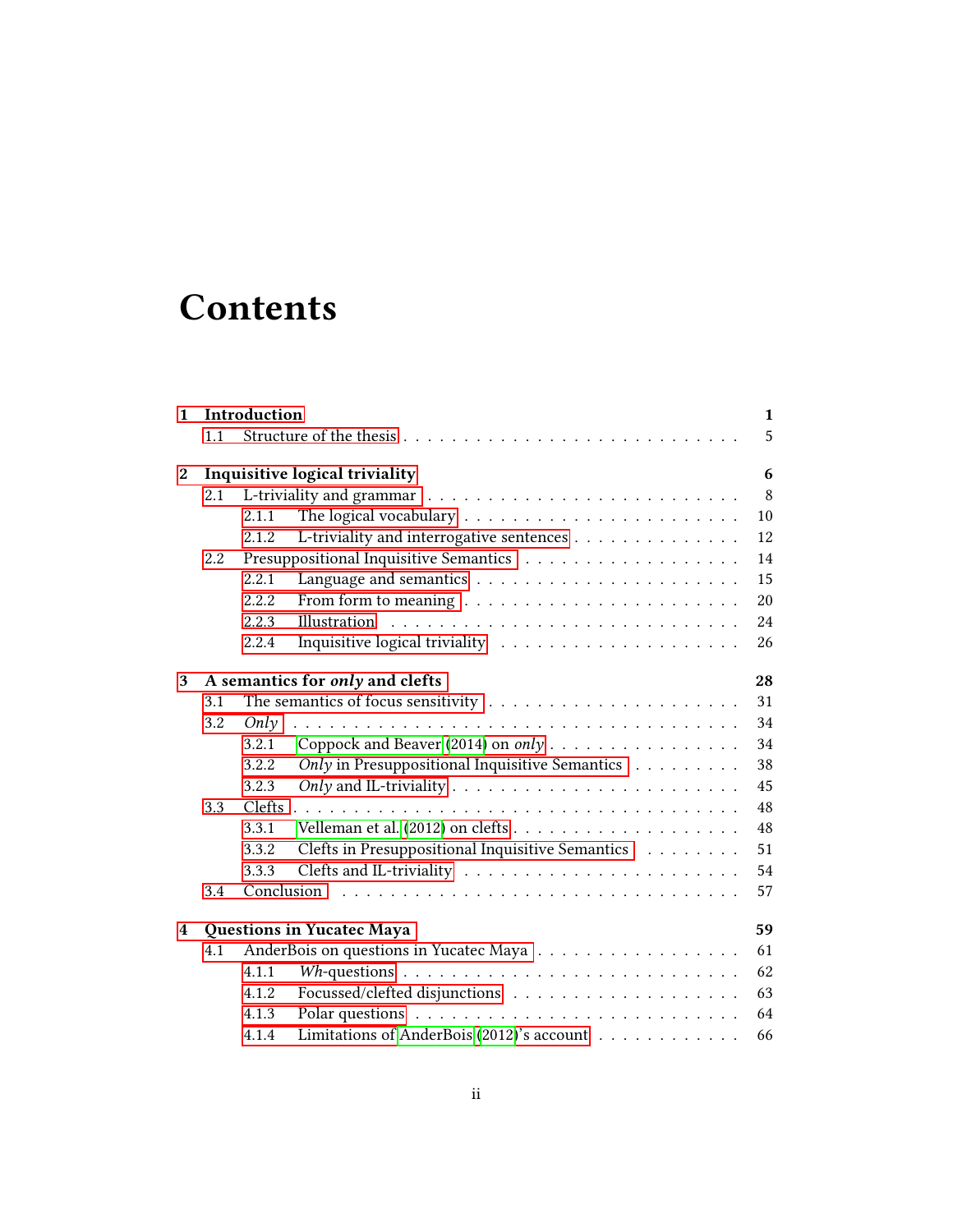# Contents

**1 Introduction** 1

1.1 Structure of the thesis . . . . . . . . . . . . . . . . . . . . . . . . . . . 5

**2 Inquisitive logical triviality** 6

2.1 L-triviality and grammar . . . . . . . . . . . . . . . . . . . . . . . . . 8

2.1.1 The logical vocabulary . . . . . . . . . . . . . . . . . . . . . . 10

2.1.2 L-triviality and interrogative sentences . . . . . . . . . . . . . 12

2.2 Presuppositional Inquisitive Semantics . . . . . . . . . . . . . . . . . . 14

2.2.1 Language and semantics . . . . . . . . . . . . . . . . . . . . . 15

2.2.2 From form to meaning . . . . . . . . . . . . . . . . . . . . . . 20

2.2.3 Illustration . . . . . . . . . . . . . . . . . . . . . . . . . . . . 24

2.2.4 Inquisitive logical triviality . . . . . . . . . . . . . . . . . . . . 26

**3 A semantics for *only* and clefts** 28

3.1 The semantics of focus sensitivity . . . . . . . . . . . . . . . . . . . . 31

3.2 *Only* . . . . . . . . . . . . . . . . . . . . . . . . . . . . . . . . . . . 34

3.2.1 Coppock and Beaver (2014) on *only* . . . . . . . . . . . . . . . 34

3.2.2 *Only* in Presuppositional Inquisitive Semantics . . . . . . . . . 38

3.2.3 *Only* and IL-triviality . . . . . . . . . . . . . . . . . . . . . . . 45

3.3 Clefts . . . . . . . . . . . . . . . . . . . . . . . . . . . . . . . . . . . 48

3.3.1 Velleman et al. (2012) on clefts . . . . . . . . . . . . . . . . . . 48

3.3.2 Clefts in Presuppositional Inquisitive Semantics . . . . . . . . . 51

3.3.3 Clefts and IL-triviality . . . . . . . . . . . . . . . . . . . . . . 54

3.4 Conclusion . . . . . . . . . . . . . . . . . . . . . . . . . . . . . . . . 57

**4 Questions in Yucatec Maya** 59

4.1 AnderBois on questions in Yucatec Maya . . . . . . . . . . . . . . . . 61

4.1.1 *Wh*-questions . . . . . . . . . . . . . . . . . . . . . . . . . . . 62

4.1.2 Focussed/clefted disjunctions . . . . . . . . . . . . . . . . . . . 63

4.1.3 Polar questions . . . . . . . . . . . . . . . . . . . . . . . . . . 64

4.1.4 Limitations of AnderBois (2012)'s account . . . . . . . . . . . . 66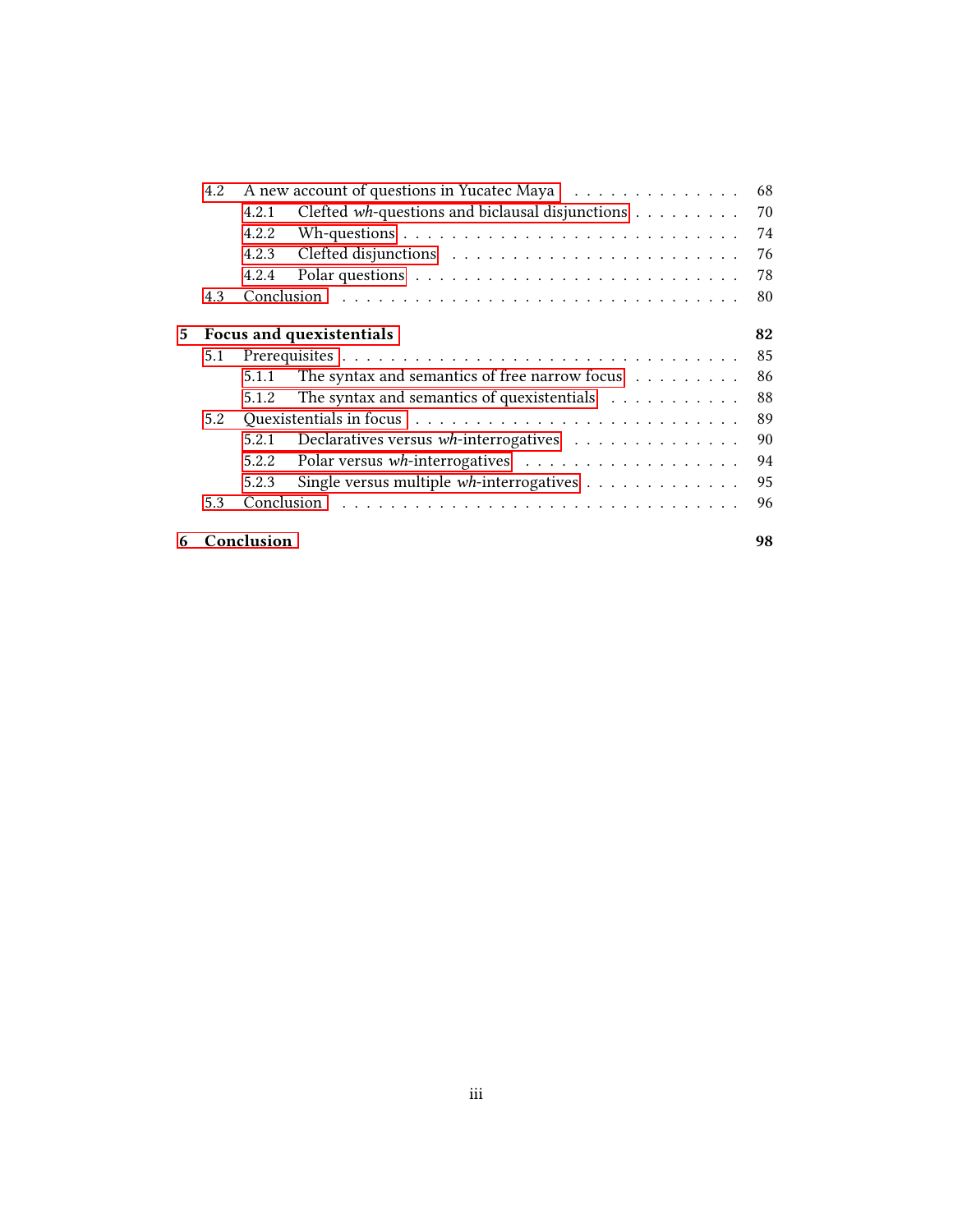- 4.2 A new account of questions in Yucatec Maya . . . 68
  - 4.2.1 Clefted *wh*-questions and biclausal disjunctions . . . 70
  - 4.2.2 Wh-questions . . . 74
  - 4.2.3 Clefted disjunctions . . . 76
  - 4.2.4 Polar questions . . . 78
- 4.3 Conclusion . . . 80

**5 Focus and quexistentials** **82**

- 5.1 Prerequisites . . . 85
  - 5.1.1 The syntax and semantics of free narrow focus . . . 86
  - 5.1.2 The syntax and semantics of quexistentials . . . 88
- 5.2 Quexistentials in focus . . . 89
  - 5.2.1 Declaratives versus *wh*-interrogatives . . . 90
  - 5.2.2 Polar versus *wh*-interrogatives . . . 94
  - 5.2.3 Single versus multiple *wh*-interrogatives . . . 95
- 5.3 Conclusion . . . 96

**6 Conclusion** **98**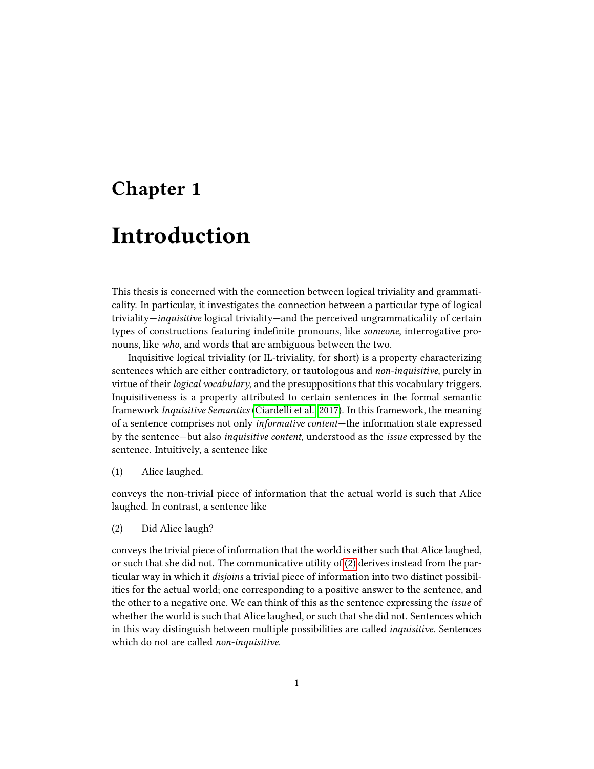# Chapter 1

# Introduction

This thesis is concerned with the connection between logical triviality and grammaticality. In particular, it investigates the connection between a particular type of logical triviality—*inquisitive* logical triviality—and the perceived ungrammaticality of certain types of constructions featuring indefinite pronouns, like *someone*, interrogative pronouns, like *who*, and words that are ambiguous between the two.

Inquisitive logical triviality (or IL-triviality, for short) is a property characterizing sentences which are either contradictory, or tautologous and *non-inquisitive*, purely in virtue of their *logical vocabulary*, and the presuppositions that this vocabulary triggers. Inquisitiveness is a property attributed to certain sentences in the formal semantic framework *Inquisitive Semantics* (Ciardelli et al., 2017). In this framework, the meaning of a sentence comprises not only *informative content*—the information state expressed by the sentence—but also *inquisitive content*, understood as the *issue* expressed by the sentence. Intuitively, a sentence like

(1) Alice laughed.

conveys the non-trivial piece of information that the actual world is such that Alice laughed. In contrast, a sentence like

(2) Did Alice laugh?

conveys the trivial piece of information that the world is either such that Alice laughed, or such that she did not. The communicative utility of (2) derives instead from the particular way in which it *disjoins* a trivial piece of information into two distinct possibilities for the actual world; one corresponding to a positive answer to the sentence, and the other to a negative one. We can think of this as the sentence expressing the *issue* of whether the world is such that Alice laughed, or such that she did not. Sentences which in this way distinguish between multiple possibilities are called *inquisitive*. Sentences which do not are called *non-inquisitive*.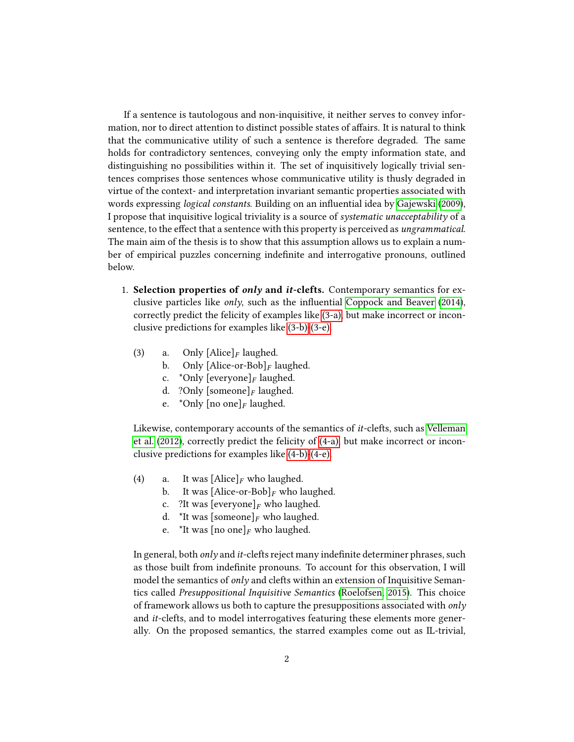If a sentence is tautologous and non-inquisitive, it neither serves to convey information, nor to direct attention to distinct possible states of affairs. It is natural to think that the communicative utility of such a sentence is therefore degraded. The same holds for contradictory sentences, conveying only the empty information state, and distinguishing no possibilities within it. The set of inquisitively logically trivial sentences comprises those sentences whose communicative utility is thusly degraded in virtue of the context- and interpretation invariant semantic properties associated with words expressing *logical constants*. Building on an influential idea by Gajewski (2009), I propose that inquisitive logical triviality is a source of *systematic unacceptability* of a sentence, to the effect that a sentence with this property is perceived as *ungrammatical*. The main aim of the thesis is to show that this assumption allows us to explain a number of empirical puzzles concerning indefinite and interrogative pronouns, outlined below.

1. **Selection properties of *only* and *it*-clefts.** Contemporary semantics for exclusive particles like *only*, such as the influential Coppock and Beaver (2014), correctly predict the felicity of examples like (3-a), but make incorrect or inconclusive predictions for examples like (3-b)-(3-e).

   (3)
   a. Only [Alice]$_F$ laughed.
   b. Only [Alice-or-Bob]$_F$ laughed.
   c. *Only [everyone]$_F$ laughed.
   d. ?Only [someone]$_F$ laughed.
   e. *Only [no one]$_F$ laughed.

   Likewise, contemporary accounts of the semantics of *it*-clefts, such as Velleman et al. (2012), correctly predict the felicity of (4-a), but make incorrect or inconclusive predictions for examples like (4-b)-(4-e).

   (4)
   a. It was [Alice]$_F$ who laughed.
   b. It was [Alice-or-Bob]$_F$ who laughed.
   c. ?It was [everyone]$_F$ who laughed.
   d. *It was [someone]$_F$ who laughed.
   e. *It was [no one]$_F$ who laughed.

   In general, both *only* and *it*-clefts reject many indefinite determiner phrases, such as those built from indefinite pronouns. To account for this observation, I will model the semantics of *only* and clefts within an extension of Inquisitive Semantics called *Presuppositional Inquisitive Semantics* (Roelofsen, 2015). This choice of framework allows us both to capture the presuppositions associated with *only* and *it*-clefts, and to model interrogatives featuring these elements more generally. On the proposed semantics, the starred examples come out as IL-trivial,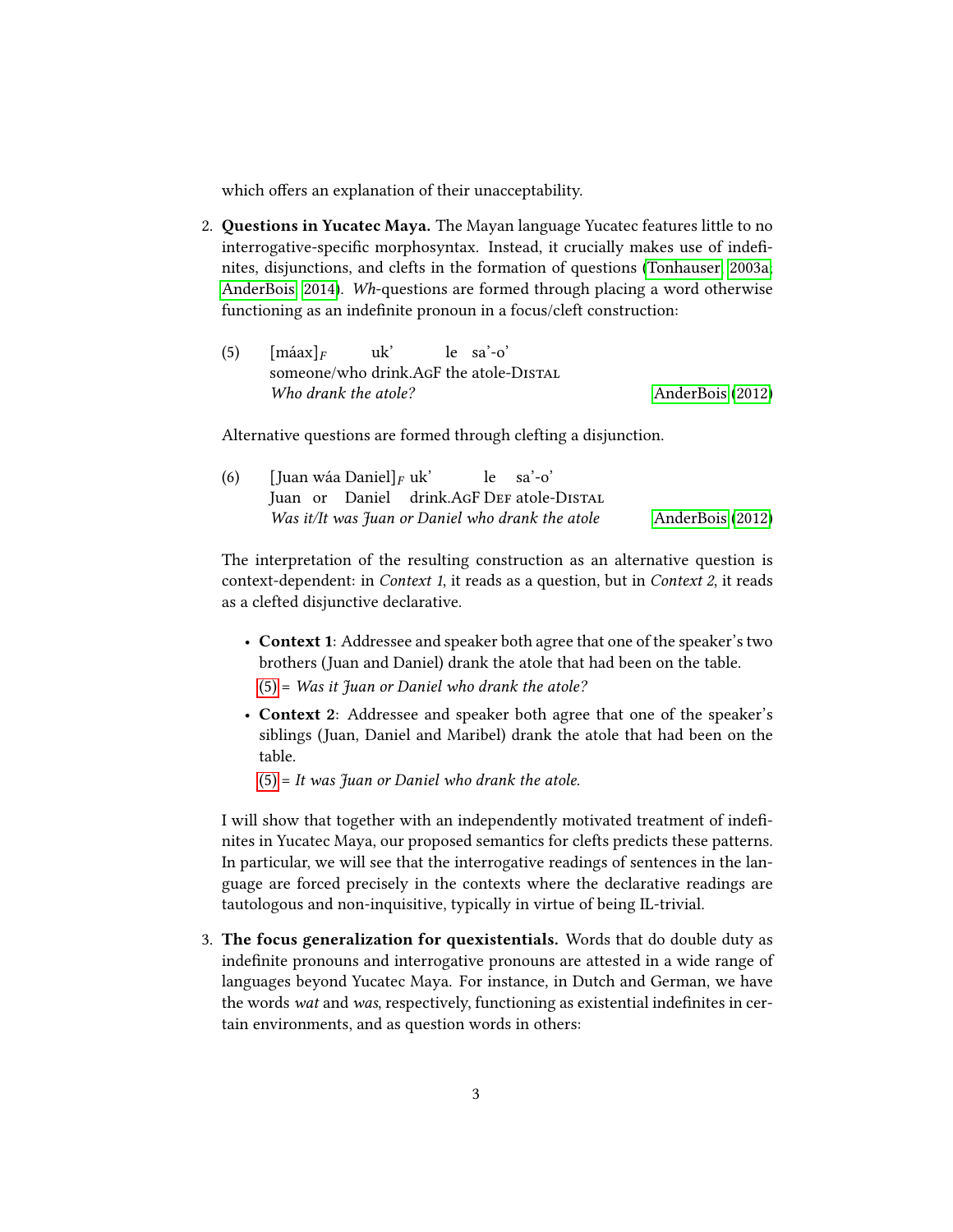which offers an explanation of their unacceptability.

2. **Questions in Yucatec Maya.** The Mayan language Yucatec features little to no interrogative-specific morphosyntax. Instead, it crucially makes use of indefinites, disjunctions, and clefts in the formation of questions (Tonhauser, 2003a; AnderBois, 2014). *Wh*-questions are formed through placing a word otherwise functioning as an indefinite pronoun in a focus/cleft construction:

   (5) [máax]$_F$ uk' le sa'-o'
   someone/who drink.AGF the atole-DISTAL
   *Who drank the atole?* AnderBois (2012)

   Alternative questions are formed through clefting a disjunction.

   (6) [Juan wáa Daniel]$_F$ uk' le sa'-o'
   Juan or Daniel drink.AGF DEF atole-DISTAL
   *Was it/It was Juan or Daniel who drank the atole* AnderBois (2012)

   The interpretation of the resulting construction as an alternative question is context-dependent: in *Context 1*, it reads as a question, but in *Context 2*, it reads as a clefted disjunctive declarative.

   - **Context 1**: Addressee and speaker both agree that one of the speaker's two brothers (Juan and Daniel) drank the atole that had been on the table.
     (5) = *Was it Juan or Daniel who drank the atole?*
   - **Context 2**: Addressee and speaker both agree that one of the speaker's siblings (Juan, Daniel and Maribel) drank the atole that had been on the table.
     (5) = *It was Juan or Daniel who drank the atole.*

   I will show that together with an independently motivated treatment of indefinites in Yucatec Maya, our proposed semantics for clefts predicts these patterns. In particular, we will see that the interrogative readings of sentences in the language are forced precisely in the contexts where the declarative readings are tautologous and non-inquisitive, typically in virtue of being IL-trivial.

3. **The focus generalization for quexistentials.** Words that do double duty as indefinite pronouns and interrogative pronouns are attested in a wide range of languages beyond Yucatec Maya. For instance, in Dutch and German, we have the words *wat* and *was*, respectively, functioning as existential indefinites in certain environments, and as question words in others: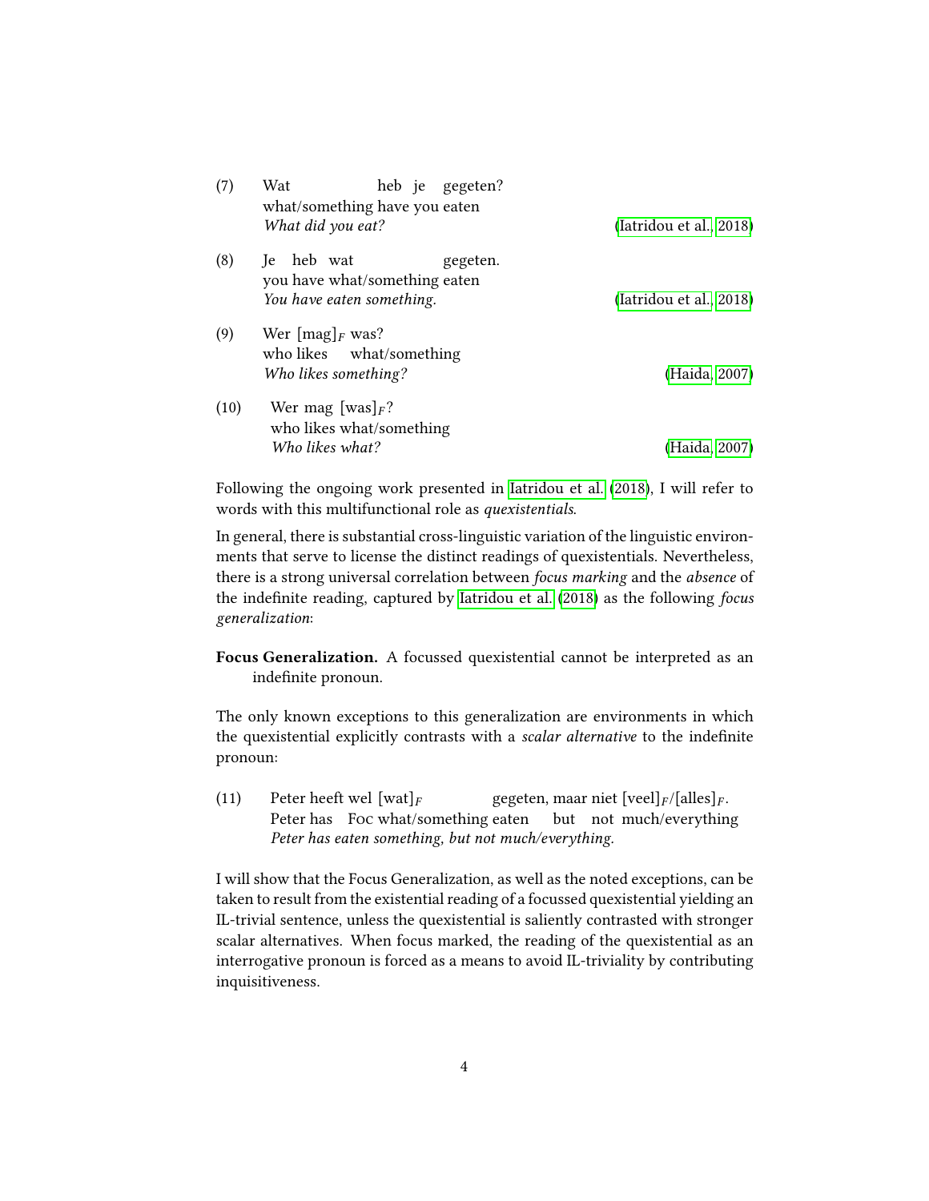(7) Wat heb je gegeten?
what/something have you eaten
*What did you eat?* (Iatridou et al., 2018)

(8) Je heb wat gegeten.
you have what/something eaten
*You have eaten something.* (Iatridou et al., 2018)

(9) Wer $[\text{mag}]_F$ was?
who likes what/something
*Who likes something?* (Haida, 2007)

(10) Wer mag $[\text{was}]_F$?
who likes what/something
*Who likes what?* (Haida, 2007)

Following the ongoing work presented in Iatridou et al. (2018), I will refer to words with this multifunctional role as *quexistentials*.

In general, there is substantial cross-linguistic variation of the linguistic environments that serve to license the distinct readings of quexistentials. Nevertheless, there is a strong universal correlation between *focus marking* and the *absence* of the indefinite reading, captured by Iatridou et al. (2018) as the following *focus generalization*:

**Focus Generalization.** A focussed quexistential cannot be interpreted as an indefinite pronoun.

The only known exceptions to this generalization are environments in which the quexistential explicitly contrasts with a *scalar alternative* to the indefinite pronoun:

(11) Peter heeft wel $[\text{wat}]_F$ gegeten, maar niet $[\text{veel}]_F$/$[\text{alles}]_F$.
Peter has FOC what/something eaten but not much/everything
*Peter has eaten something, but not much/everything.*

I will show that the Focus Generalization, as well as the noted exceptions, can be taken to result from the existential reading of a focussed quexistential yielding an IL-trivial sentence, unless the quexistential is saliently contrasted with stronger scalar alternatives. When focus marked, the reading of the quexistential as an interrogative pronoun is forced as a means to avoid IL-triviality by contributing inquisitiveness.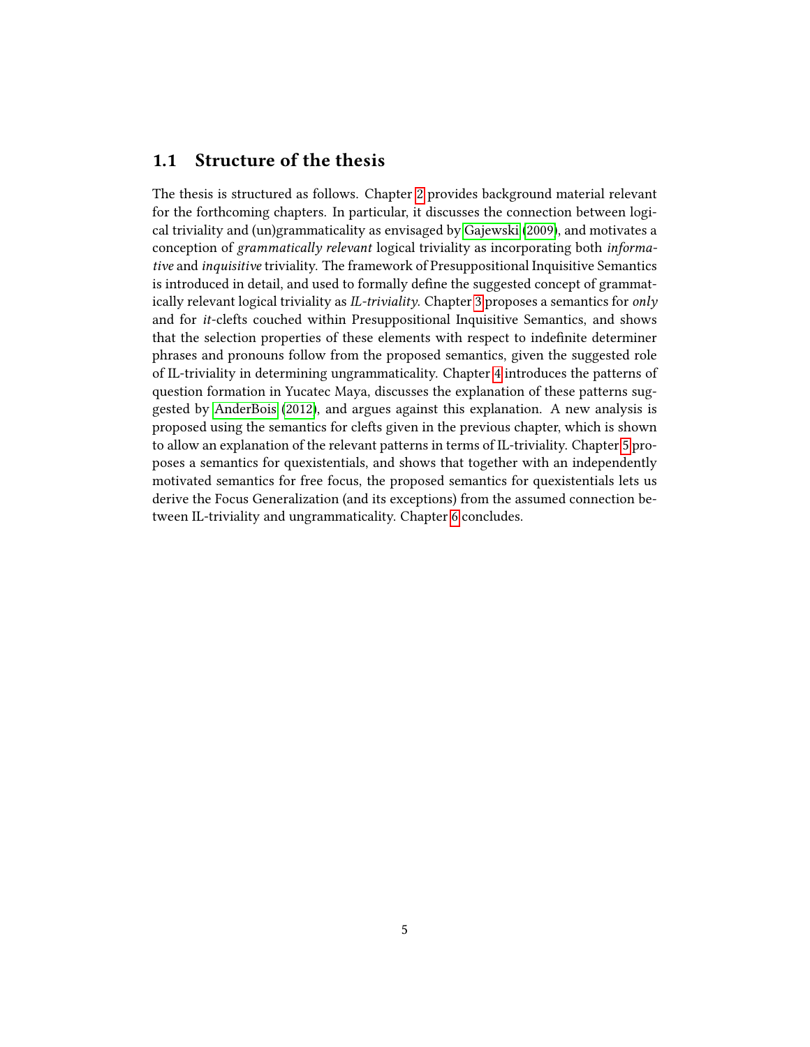## 1.1 Structure of the thesis

The thesis is structured as follows. Chapter 2 provides background material relevant for the forthcoming chapters. In particular, it discusses the connection between logical triviality and (un)grammaticality as envisaged by Gajewski (2009), and motivates a conception of *grammatically relevant* logical triviality as incorporating both *informative* and *inquisitive* triviality. The framework of Presuppositional Inquisitive Semantics is introduced in detail, and used to formally define the suggested concept of grammatically relevant logical triviality as *IL-triviality*. Chapter 3 proposes a semantics for *only* and for *it*-clefts couched within Presuppositional Inquisitive Semantics, and shows that the selection properties of these elements with respect to indefinite determiner phrases and pronouns follow from the proposed semantics, given the suggested role of IL-triviality in determining ungrammaticality. Chapter 4 introduces the patterns of question formation in Yucatec Maya, discusses the explanation of these patterns suggested by AnderBois (2012), and argues against this explanation. A new analysis is proposed using the semantics for clefts given in the previous chapter, which is shown to allow an explanation of the relevant patterns in terms of IL-triviality. Chapter 5 proposes a semantics for quexistentials, and shows that together with an independently motivated semantics for free focus, the proposed semantics for quexistentials lets us derive the Focus Generalization (and its exceptions) from the assumed connection between IL-triviality and ungrammaticality. Chapter 6 concludes.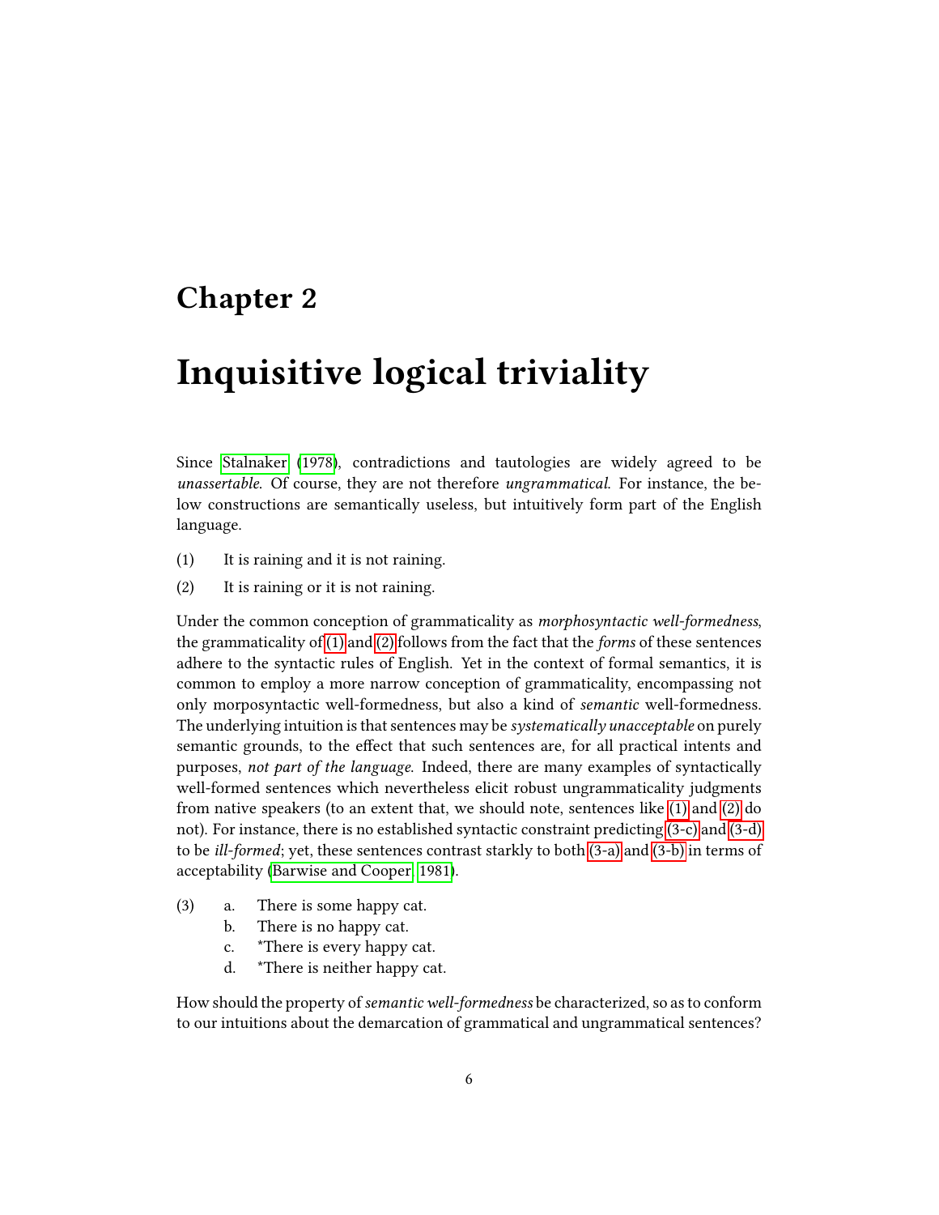# Chapter 2

# Inquisitive logical triviality

Since Stalnaker (1978), contradictions and tautologies are widely agreed to be *unassertable*. Of course, they are not therefore *ungrammatical*. For instance, the below constructions are semantically useless, but intuitively form part of the English language.

(1) It is raining and it is not raining.

(2) It is raining or it is not raining.

Under the common conception of grammaticality as *morphosyntactic well-formedness*, the grammaticality of (1) and (2) follows from the fact that the *forms* of these sentences adhere to the syntactic rules of English. Yet in the context of formal semantics, it is common to employ a more narrow conception of grammaticality, encompassing not only morposyntactic well-formedness, but also a kind of *semantic* well-formedness. The underlying intuition is that sentences may be *systematically unacceptable* on purely semantic grounds, to the effect that such sentences are, for all practical intents and purposes, *not part of the language*. Indeed, there are many examples of syntactically well-formed sentences which nevertheless elicit robust ungrammaticality judgments from native speakers (to an extent that, we should note, sentences like (1) and (2) do not). For instance, there is no established syntactic constraint predicting (3-c) and (3-d) to be *ill-formed*; yet, these sentences contrast starkly to both (3-a) and (3-b) in terms of acceptability (Barwise and Cooper, 1981).

(3) a. There is some happy cat.
    b. There is no happy cat.
    c. *There is every happy cat.
    d. *There is neither happy cat.

How should the property of *semantic well-formedness* be characterized, so as to conform to our intuitions about the demarcation of grammatical and ungrammatical sentences?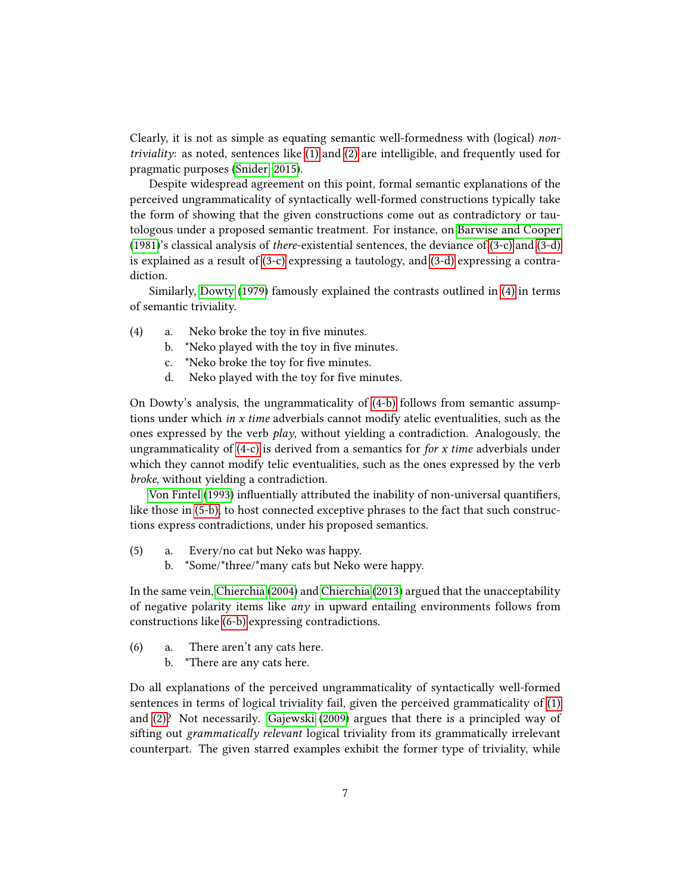Clearly, it is not as simple as equating semantic well-formedness with (logical) *non-triviality*: as noted, sentences like (1) and (2) are intelligible, and frequently used for pragmatic purposes (Snider, 2015).

Despite widespread agreement on this point, formal semantic explanations of the perceived ungrammaticality of syntactically well-formed constructions typically take the form of showing that the given constructions come out as contradictory or tautologous under a proposed semantic treatment. For instance, on Barwise and Cooper (1981)'s classical analysis of *there*-existential sentences, the deviance of (3-c) and (3-d) is explained as a result of (3-c) expressing a tautology, and (3-d) expressing a contradiction.

Similarly, Dowty (1979) famously explained the contrasts outlined in (4) in terms of semantic triviality.

(4) a. Neko broke the toy in five minutes.
b. *Neko played with the toy in five minutes.
c. *Neko broke the toy for five minutes.
d. Neko played with the toy for five minutes.

On Dowty's analysis, the ungrammaticality of (4-b) follows from semantic assumptions under which *in x time* adverbials cannot modify atelic eventualities, such as the ones expressed by the verb *play*, without yielding a contradiction. Analogously, the ungrammaticality of (4-c) is derived from a semantics for *for x time* adverbials under which they cannot modify telic eventualities, such as the ones expressed by the verb *broke*, without yielding a contradiction.

Von Fintel (1993) influentially attributed the inability of non-universal quantifiers, like those in (5-b), to host connected exceptive phrases to the fact that such constructions express contradictions, under his proposed semantics.

(5) a. Every/no cat but Neko was happy.
b. *Some/*three/*many cats but Neko were happy.

In the same vein, Chierchia (2004) and Chierchia (2013) argued that the unacceptability of negative polarity items like *any* in upward entailing environments follows from constructions like (6-b) expressing contradictions.

(6) a. There aren't any cats here.
b. *There are any cats here.

Do all explanations of the perceived ungrammaticality of syntactically well-formed sentences in terms of logical triviality fail, given the perceived grammaticality of (1) and (2)? Not necessarily. Gajewski (2009) argues that there is a principled way of sifting out *grammatically relevant* logical triviality from its grammatically irrelevant counterpart. The given starred examples exhibit the former type of triviality, while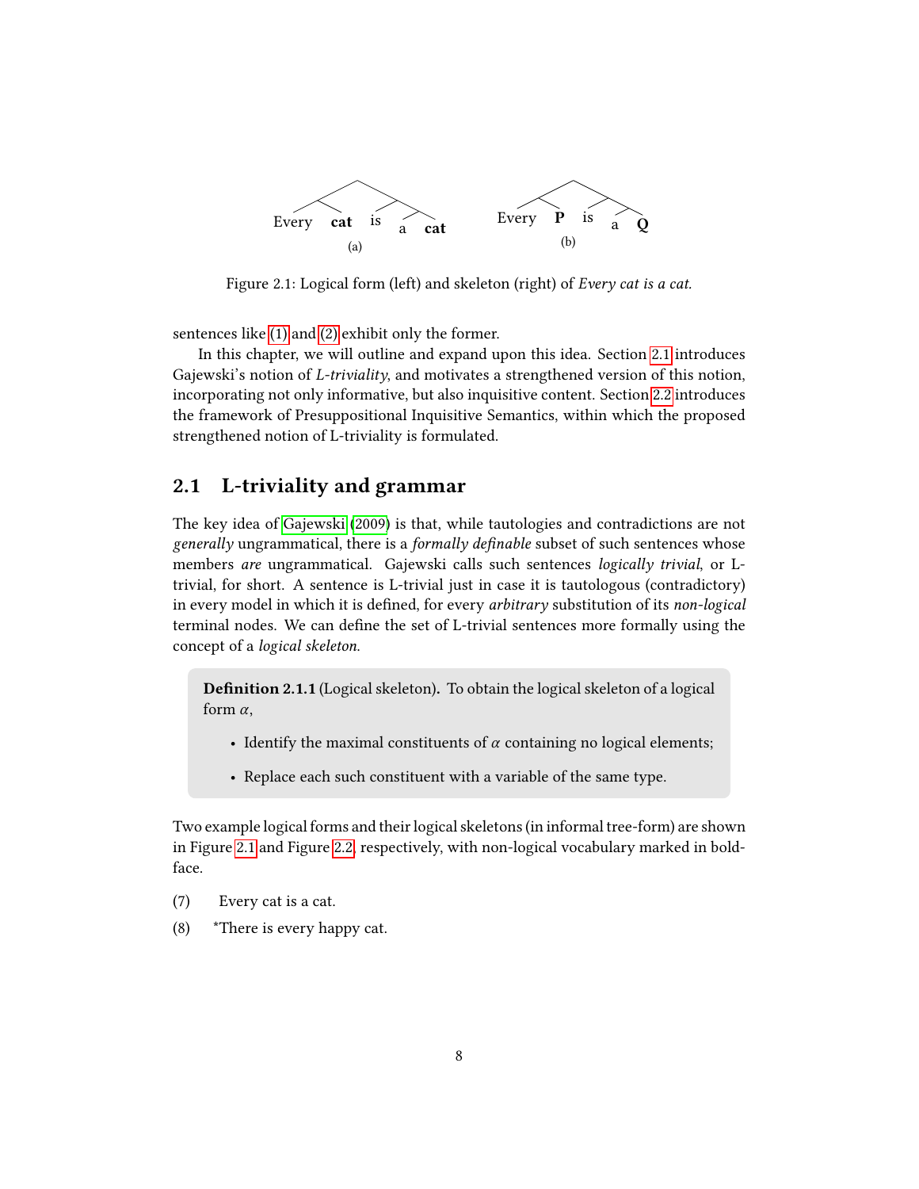Every **cat** is a **cat**

(a)

Every **P** is a **Q**

(b)

Figure 2.1: Logical form (left) and skeleton (right) of *Every cat is a cat.*

sentences like (1) and (2) exhibit only the former.

In this chapter, we will outline and expand upon this idea. Section 2.1 introduces Gajewski's notion of *L-triviality*, and motivates a strengthened version of this notion, incorporating not only informative, but also inquisitive content. Section 2.2 introduces the framework of Presuppositional Inquisitive Semantics, within which the proposed strengthened notion of L-triviality is formulated.

## 2.1 L-triviality and grammar

The key idea of Gajewski (2009) is that, while tautologies and contradictions are not *generally* ungrammatical, there is a *formally definable* subset of such sentences whose members *are* ungrammatical. Gajewski calls such sentences *logically trivial*, or L-trivial, for short. A sentence is L-trivial just in case it is tautologous (contradictory) in every model in which it is defined, for every *arbitrary* substitution of its *non-logical* terminal nodes. We can define the set of L-trivial sentences more formally using the concept of a *logical skeleton*.

> **Definition 2.1.1** (Logical skeleton)**.** To obtain the logical skeleton of a logical form $\alpha$,
>
> - Identify the maximal constituents of $\alpha$ containing no logical elements;
> - Replace each such constituent with a variable of the same type.

Two example logical forms and their logical skeletons (in informal tree-form) are shown in Figure 2.1 and Figure 2.2, respectively, with non-logical vocabulary marked in boldface.

(7) Every cat is a cat.

(8) *There is every happy cat.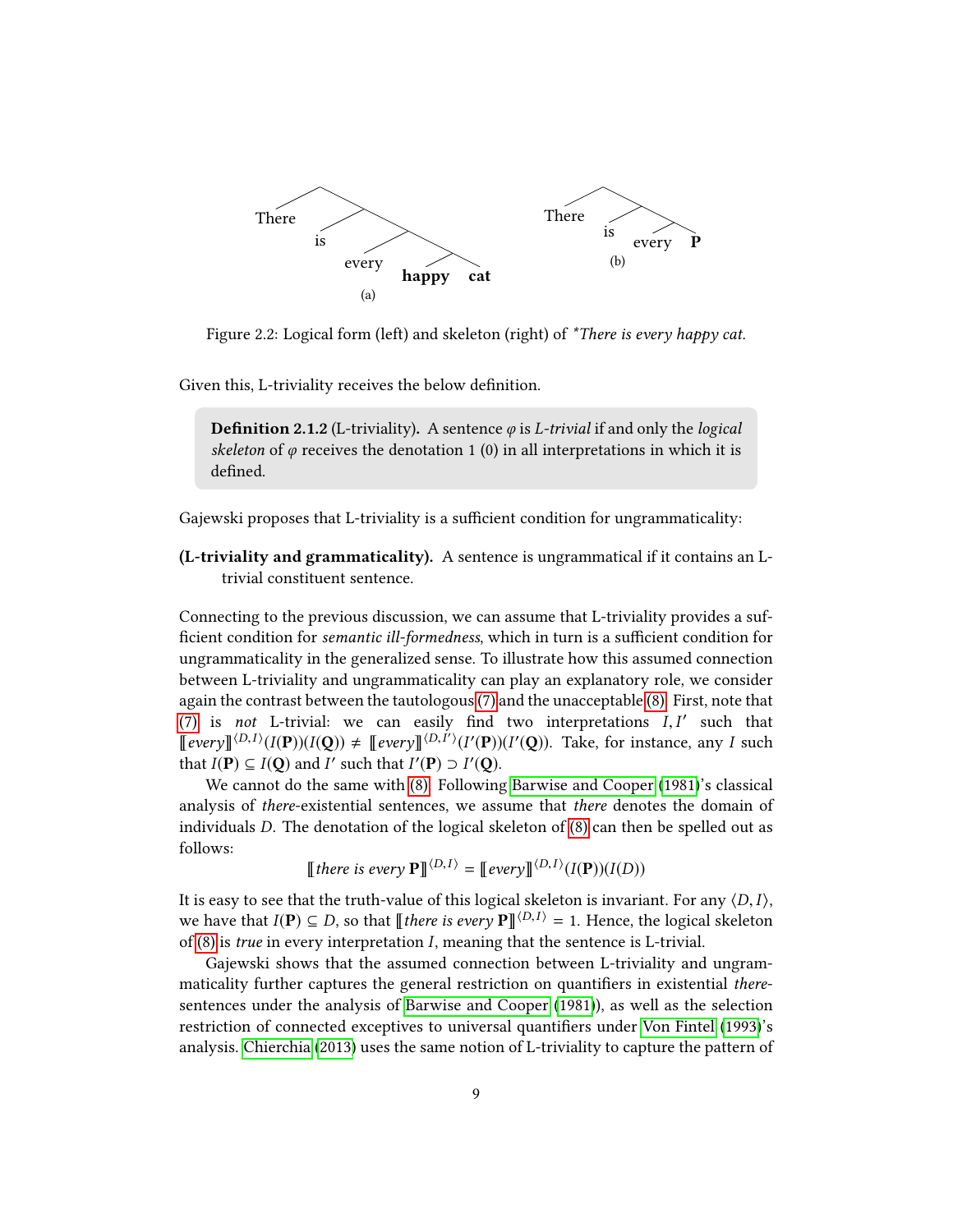Figure 2.2: Logical form (left) and skeleton (right) of *\*There is every happy cat.*

Given this, L-triviality receives the below definition.

> **Definition 2.1.2** (L-triviality). A sentence $\varphi$ is *L-trivial* if and only the *logical skeleton* of $\varphi$ receives the denotation 1 (0) in all interpretations in which it is defined.

Gajewski proposes that L-triviality is a sufficient condition for ungrammaticality:

**(L-triviality and grammaticality).** A sentence is ungrammatical if it contains an L-trivial constituent sentence.

Connecting to the previous discussion, we can assume that L-triviality provides a sufficient condition for *semantic ill-formedness*, which in turn is a sufficient condition for ungrammaticality in the generalized sense. To illustrate how this assumed connection between L-triviality and ungrammaticality can play an explanatory role, we consider again the contrast between the tautologous (7) and the unacceptable (8). First, note that (7) is *not* L-trivial: we can easily find two interpretations $I, I'$ such that $[\![every]\!]^{\langle D,I\rangle}(I(\mathbf{P}))(I(\mathbf{Q})) \neq [\![every]\!]^{\langle D,I'\rangle}(I'(\mathbf{P}))(I'(\mathbf{Q}))$. Take, for instance, any $I$ such that $I(\mathbf{P}) \subseteq I(\mathbf{Q})$ and $I'$ such that $I'(\mathbf{P}) \supset I'(\mathbf{Q})$.

We cannot do the same with (8). Following Barwise and Cooper (1981)'s classical analysis of *there*-existential sentences, we assume that *there* denotes the domain of individuals $D$. The denotation of the logical skeleton of (8) can then be spelled out as follows:

$$[\![there\ is\ every\ \mathbf{P}]\!]^{\langle D,I\rangle} = [\![every]\!]^{\langle D,I\rangle}(I(\mathbf{P}))(I(D))$$

It is easy to see that the truth-value of this logical skeleton is invariant. For any $\langle D, I\rangle$, we have that $I(\mathbf{P}) \subseteq D$, so that $[\![there\ is\ every\ \mathbf{P}]\!]^{\langle D,I\rangle} = 1$. Hence, the logical skeleton of (8) is *true* in every interpretation $I$, meaning that the sentence is L-trivial.

Gajewski shows that the assumed connection between L-triviality and ungrammaticality further captures the general restriction on quantifiers in existential *there*-sentences under the analysis of Barwise and Cooper (1981)), as well as the selection restriction of connected exceptives to universal quantifiers under Von Fintel (1993)'s analysis. Chierchia (2013) uses the same notion of L-triviality to capture the pattern of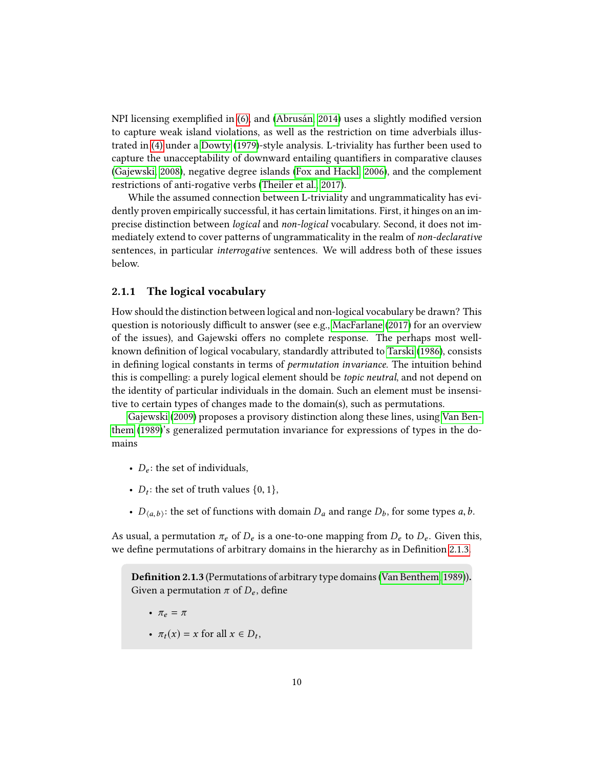NPI licensing exemplified in (6), and (Abrusán, 2014) uses a slightly modified version to capture weak island violations, as well as the restriction on time adverbials illustrated in (4) under a Dowty (1979)-style analysis. L-triviality has further been used to capture the unacceptability of downward entailing quantifiers in comparative clauses (Gajewski, 2008), negative degree islands (Fox and Hackl, 2006), and the complement restrictions of anti-rogative verbs (Theiler et al., 2017).

While the assumed connection between L-triviality and ungrammaticality has evidently proven empirically successful, it has certain limitations. First, it hinges on an imprecise distinction between *logical* and *non-logical* vocabulary. Second, it does not immediately extend to cover patterns of ungrammaticality in the realm of *non-declarative* sentences, in particular *interrogative* sentences. We will address both of these issues below.

### 2.1.1 The logical vocabulary

How should the distinction between logical and non-logical vocabulary be drawn? This question is notoriously difficult to answer (see e.g., MacFarlane (2017) for an overview of the issues), and Gajewski offers no complete response. The perhaps most well-known definition of logical vocabulary, standardly attributed to Tarski (1986), consists in defining logical constants in terms of *permutation invariance*. The intuition behind this is compelling: a purely logical element should be *topic neutral*, and not depend on the identity of particular individuals in the domain. Such an element must be insensitive to certain types of changes made to the domain(s), such as permutations.

Gajewski (2009) proposes a provisory distinction along these lines, using Van Benthem (1989)'s generalized permutation invariance for expressions of types in the domains

- $D_e$: the set of individuals,
- $D_t$: the set of truth values $\{0, 1\}$,
- $D_{\langle a,b \rangle}$: the set of functions with domain $D_a$ and range $D_b$, for some types $a, b$.

As usual, a permutation $\pi_e$ of $D_e$ is a one-to-one mapping from $D_e$ to $D_e$. Given this, we define permutations of arbitrary domains in the hierarchy as in Definition 2.1.3.

**Definition 2.1.3** (Permutations of arbitrary type domains (Van Benthem, 1989)). Given a permutation $\pi$ of $D_e$, define

- $\pi_e = \pi$
- $\pi_t(x) = x$ for all $x \in D_t$,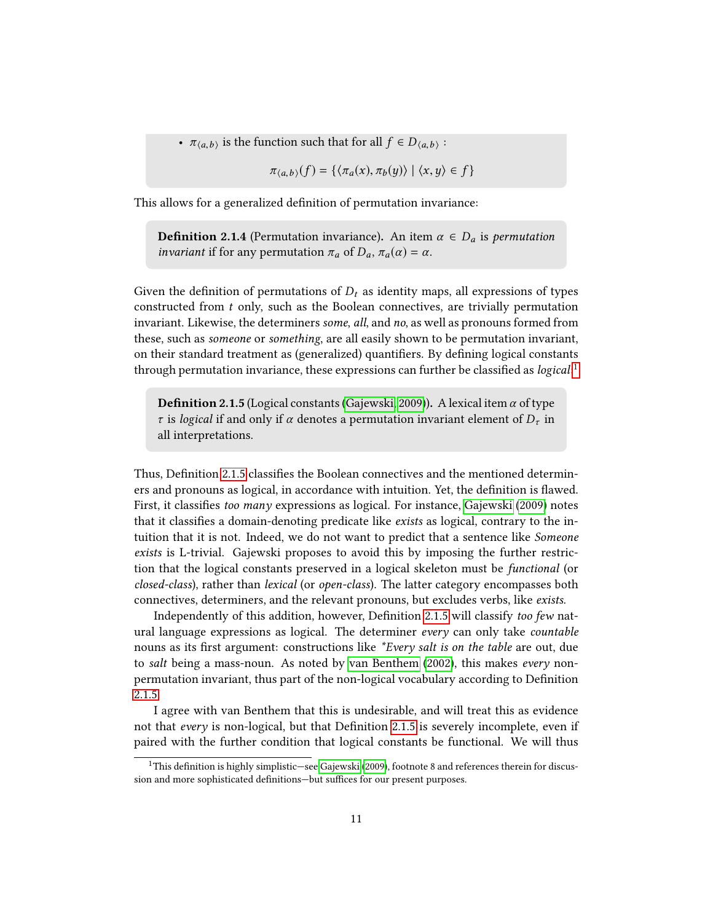- $\pi_{\langle a,b \rangle}$ is the function such that for all $f \in D_{\langle a,b \rangle}$ :

$$\pi_{\langle a,b \rangle}(f) = \{\langle \pi_a(x), \pi_b(y) \rangle \mid \langle x, y \rangle \in f\}$$

This allows for a generalized definition of permutation invariance:

> **Definition 2.1.4** (Permutation invariance)**.** An item $\alpha \in D_a$ is *permutation invariant* if for any permutation $\pi_a$ of $D_a$, $\pi_a(\alpha) = \alpha$.

Given the definition of permutations of $D_t$ as identity maps, all expressions of types constructed from $t$ only, such as the Boolean connectives, are trivially permutation invariant. Likewise, the determiners *some*, *all*, and *no*, as well as pronouns formed from these, such as *someone* or *something*, are all easily shown to be permutation invariant, on their standard treatment as (generalized) quantifiers. By defining logical constants through permutation invariance, these expressions can further be classified as *logical*.[1]

> **Definition 2.1.5** (Logical constants (Gajewski, 2009))**.** A lexical item $\alpha$ of type $\tau$ is *logical* if and only if $\alpha$ denotes a permutation invariant element of $D_\tau$ in all interpretations.

Thus, Definition 2.1.5 classifies the Boolean connectives and the mentioned determiners and pronouns as logical, in accordance with intuition. Yet, the definition is flawed. First, it classifies *too many* expressions as logical. For instance, Gajewski (2009) notes that it classifies a domain-denoting predicate like *exists* as logical, contrary to the intuition that it is not. Indeed, we do not want to predict that a sentence like *Someone exists* is L-trivial. Gajewski proposes to avoid this by imposing the further restriction that the logical constants preserved in a logical skeleton must be *functional* (or *closed-class*), rather than *lexical* (or *open-class*). The latter category encompasses both connectives, determiners, and the relevant pronouns, but excludes verbs, like *exists*.

Independently of this addition, however, Definition 2.1.5 will classify *too few* natural language expressions as logical. The determiner *every* can only take *countable* nouns as its first argument: constructions like *\*Every salt is on the table* are out, due to *salt* being a mass-noun. As noted by van Benthem (2002), this makes *every* non-permutation invariant, thus part of the non-logical vocabulary according to Definition 2.1.5.

I agree with van Benthem that this is undesirable, and will treat this as evidence not that *every* is non-logical, but that Definition 2.1.5 is severely incomplete, even if paired with the further condition that logical constants be functional. We will thus

[1] This definition is highly simplistic—see Gajewski (2009), footnote 8 and references therein for discussion and more sophisticated definitions—but suffices for our present purposes.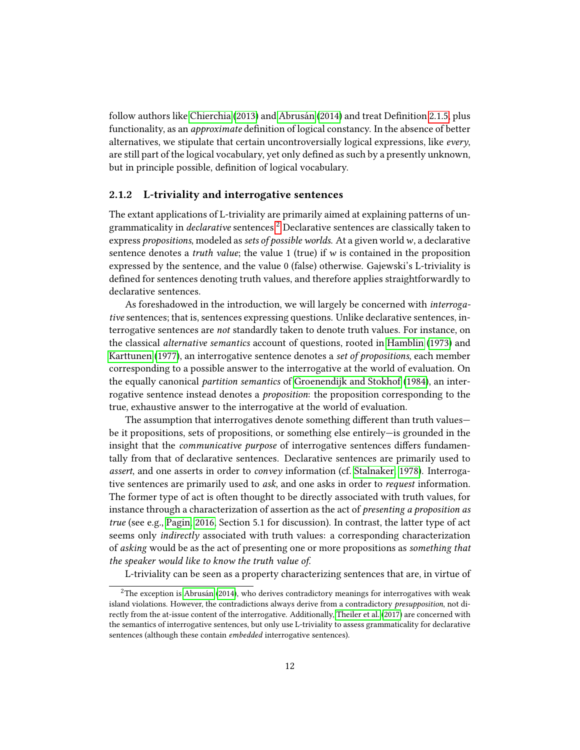follow authors like Chierchia (2013) and Abrusán (2014) and treat Definition 2.1.5, plus functionality, as an *approximate* definition of logical constancy. In the absence of better alternatives, we stipulate that certain uncontroversially logical expressions, like *every*, are still part of the logical vocabulary, yet only defined as such by a presently unknown, but in principle possible, definition of logical vocabulary.

### 2.1.2 L-triviality and interrogative sentences

The extant applications of L-triviality are primarily aimed at explaining patterns of ungrammaticality in *declarative* sentences.[2] Declarative sentences are classically taken to express *propositions*, modeled as *sets of possible worlds*. At a given world $w$, a declarative sentence denotes a *truth value*; the value 1 (true) if $w$ is contained in the proposition expressed by the sentence, and the value 0 (false) otherwise. Gajewski's L-triviality is defined for sentences denoting truth values, and therefore applies straightforwardly to declarative sentences.

As foreshadowed in the introduction, we will largely be concerned with *interrogative* sentences; that is, sentences expressing questions. Unlike declarative sentences, interrogative sentences are *not* standardly taken to denote truth values. For instance, on the classical *alternative semantics* account of questions, rooted in Hamblin (1973) and Karttunen (1977), an interrogative sentence denotes a *set of propositions*, each member corresponding to a possible answer to the interrogative at the world of evaluation. On the equally canonical *partition semantics* of Groenendijk and Stokhof (1984), an interrogative sentence instead denotes a *proposition*: the proposition corresponding to the true, exhaustive answer to the interrogative at the world of evaluation.

The assumption that interrogatives denote something different than truth values—be it propositions, sets of propositions, or something else entirely—is grounded in the insight that the *communicative purpose* of interrogative sentences differs fundamentally from that of declarative sentences. Declarative sentences are primarily used to *assert*, and one asserts in order to *convey* information (cf. Stalnaker, 1978). Interrogative sentences are primarily used to *ask*, and one asks in order to *request* information. The former type of act is often thought to be directly associated with truth values, for instance through a characterization of assertion as the act of *presenting a proposition as true* (see e.g., Pagin, 2016, Section 5.1 for discussion). In contrast, the latter type of act seems only *indirectly* associated with truth values: a corresponding characterization of *asking* would be as the act of presenting one or more propositions as *something that the speaker would like to know the truth value of*.

L-triviality can be seen as a property characterizing sentences that are, in virtue of

[2] The exception is Abrusán (2014), who derives contradictory meanings for interrogatives with weak island violations. However, the contradictions always derive from a contradictory *presupposition*, not directly from the at-issue content of the interrogative. Additionally, Theiler et al. (2017) are concerned with the semantics of interrogative sentences, but only use L-triviality to assess grammaticality for declarative sentences (although these contain *embedded* interrogative sentences).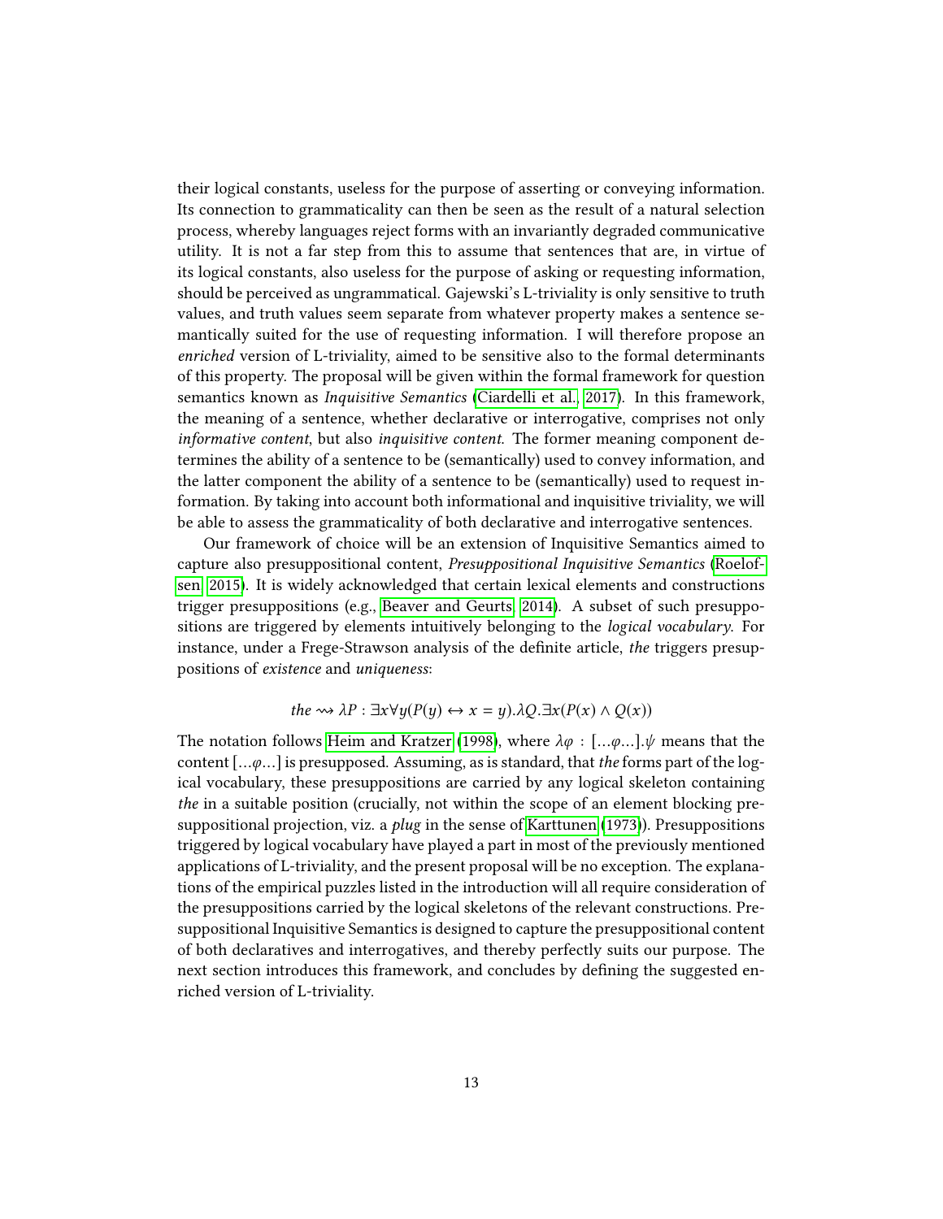their logical constants, useless for the purpose of asserting or conveying information. Its connection to grammaticality can then be seen as the result of a natural selection process, whereby languages reject forms with an invariantly degraded communicative utility. It is not a far step from this to assume that sentences that are, in virtue of its logical constants, also useless for the purpose of asking or requesting information, should be perceived as ungrammatical. Gajewski's L-triviality is only sensitive to truth values, and truth values seem separate from whatever property makes a sentence semantically suited for the use of requesting information. I will therefore propose an *enriched* version of L-triviality, aimed to be sensitive also to the formal determinants of this property. The proposal will be given within the formal framework for question semantics known as *Inquisitive Semantics* (Ciardelli et al., 2017). In this framework, the meaning of a sentence, whether declarative or interrogative, comprises not only *informative content*, but also *inquisitive content*. The former meaning component determines the ability of a sentence to be (semantically) used to convey information, and the latter component the ability of a sentence to be (semantically) used to request information. By taking into account both informational and inquisitive triviality, we will be able to assess the grammaticality of both declarative and interrogative sentences.

Our framework of choice will be an extension of Inquisitive Semantics aimed to capture also presuppositional content, *Presuppositional Inquisitive Semantics* (Roelofsen, 2015). It is widely acknowledged that certain lexical elements and constructions trigger presuppositions (e.g., Beaver and Geurts, 2014). A subset of such presuppositions are triggered by elements intuitively belonging to the *logical vocabulary*. For instance, under a Frege-Strawson analysis of the definite article, *the* triggers presuppositions of *existence* and *uniqueness*:

$$the \rightsquigarrow \lambda P : \exists x \forall y (P(y) \leftrightarrow x = y).\lambda Q.\exists x (P(x) \wedge Q(x))$$

The notation follows Heim and Kratzer (1998), where $\lambda\varphi : [\ldots\varphi\ldots].\psi$ means that the content $[\ldots\varphi\ldots]$ is presupposed. Assuming, as is standard, that *the* forms part of the logical vocabulary, these presuppositions are carried by any logical skeleton containing *the* in a suitable position (crucially, not within the scope of an element blocking presuppositional projection, viz. a *plug* in the sense of Karttunen (1973)). Presuppositions triggered by logical vocabulary have played a part in most of the previously mentioned applications of L-triviality, and the present proposal will be no exception. The explanations of the empirical puzzles listed in the introduction will all require consideration of the presuppositions carried by the logical skeletons of the relevant constructions. Presuppositional Inquisitive Semantics is designed to capture the presuppositional content of both declaratives and interrogatives, and thereby perfectly suits our purpose. The next section introduces this framework, and concludes by defining the suggested enriched version of L-triviality.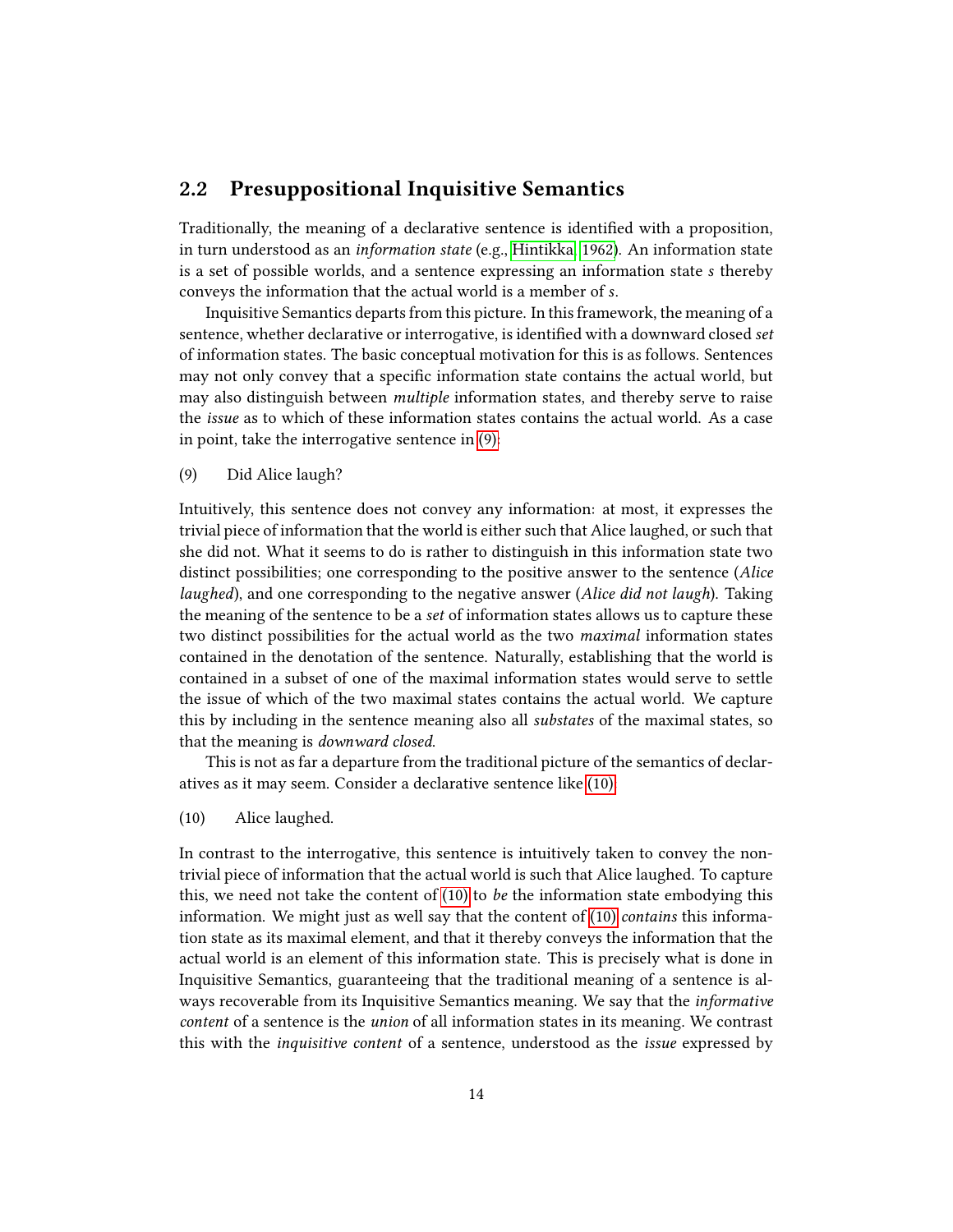## 2.2 Presuppositional Inquisitive Semantics

Traditionally, the meaning of a declarative sentence is identified with a proposition, in turn understood as an *information state* (e.g., Hintikka 1962). An information state is a set of possible worlds, and a sentence expressing an information state $s$ thereby conveys the information that the actual world is a member of $s$.

Inquisitive Semantics departs from this picture. In this framework, the meaning of a sentence, whether declarative or interrogative, is identified with a downward closed *set* of information states. The basic conceptual motivation for this is as follows. Sentences may not only convey that a specific information state contains the actual world, but may also distinguish between *multiple* information states, and thereby serve to raise the *issue* as to which of these information states contains the actual world. As a case in point, take the interrogative sentence in (9):

(9) Did Alice laugh?

Intuitively, this sentence does not convey any information: at most, it expresses the trivial piece of information that the world is either such that Alice laughed, or such that she did not. What it seems to do is rather to distinguish in this information state two distinct possibilities; one corresponding to the positive answer to the sentence (*Alice laughed*), and one corresponding to the negative answer (*Alice did not laugh*). Taking the meaning of the sentence to be a *set* of information states allows us to capture these two distinct possibilities for the actual world as the two *maximal* information states contained in the denotation of the sentence. Naturally, establishing that the world is contained in a subset of one of the maximal information states would serve to settle the issue of which of the two maximal states contains the actual world. We capture this by including in the sentence meaning also all *substates* of the maximal states, so that the meaning is *downward closed*.

This is not as far a departure from the traditional picture of the semantics of declaratives as it may seem. Consider a declarative sentence like (10).

(10) Alice laughed.

In contrast to the interrogative, this sentence is intuitively taken to convey the non-trivial piece of information that the actual world is such that Alice laughed. To capture this, we need not take the content of (10) to *be* the information state embodying this information. We might just as well say that the content of (10) *contains* this information state as its maximal element, and that it thereby conveys the information that the actual world is an element of this information state. This is precisely what is done in Inquisitive Semantics, guaranteeing that the traditional meaning of a sentence is always recoverable from its Inquisitive Semantics meaning. We say that the *informative content* of a sentence is the *union* of all information states in its meaning. We contrast this with the *inquisitive content* of a sentence, understood as the *issue* expressed by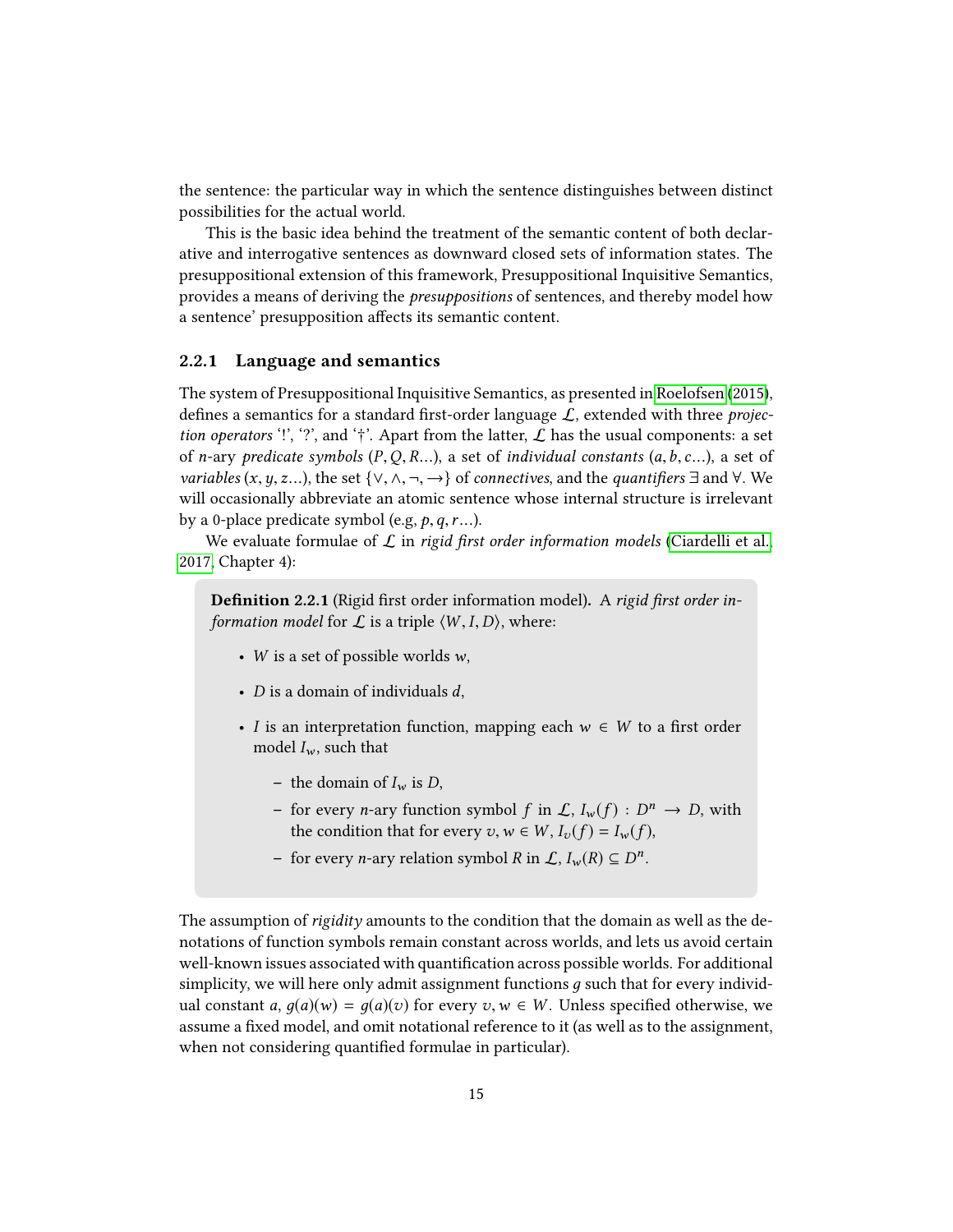the sentence: the particular way in which the sentence distinguishes between distinct possibilities for the actual world.

This is the basic idea behind the treatment of the semantic content of both declarative and interrogative sentences as downward closed sets of information states. The presuppositional extension of this framework, Presuppositional Inquisitive Semantics, provides a means of deriving the *presuppositions* of sentences, and thereby model how a sentence' presupposition affects its semantic content.

### 2.2.1 Language and semantics

The system of Presuppositional Inquisitive Semantics, as presented in Roelofsen (2015), defines a semantics for a standard first-order language $\mathcal{L}$, extended with three *projection operators* '!', '?', and '†'. Apart from the latter, $\mathcal{L}$ has the usual components: a set of $n$-ary *predicate symbols* ($P, Q, R$...), a set of *individual constants* ($a, b, c$...), a set of *variables* ($x, y, z$...), the set $\{\vee, \wedge, \neg, \rightarrow\}$ of *connectives*, and the *quantifiers* $\exists$ and $\forall$. We will occasionally abbreviate an atomic sentence whose internal structure is irrelevant by a 0-place predicate symbol (e.g, $p, q, r$...).

We evaluate formulae of $\mathcal{L}$ in *rigid first order information models* (Ciardelli et al., 2017, Chapter 4):

> **Definition 2.2.1** (Rigid first order information model)**.** A *rigid first order information model* for $\mathcal{L}$ is a triple $\langle W, I, D\rangle$, where:
>
> - $W$ is a set of possible worlds $w$,
> - $D$ is a domain of individuals $d$,
> - $I$ is an interpretation function, mapping each $w \in W$ to a first order model $I_w$, such that
>   - the domain of $I_w$ is $D$,
>   - for every $n$-ary function symbol $f$ in $\mathcal{L}$, $I_w(f) : D^n \rightarrow D$, with the condition that for every $v, w \in W$, $I_v(f) = I_w(f)$,
>   - for every $n$-ary relation symbol $R$ in $\mathcal{L}$, $I_w(R) \subseteq D^n$.

The assumption of *rigidity* amounts to the condition that the domain as well as the denotations of function symbols remain constant across worlds, and lets us avoid certain well-known issues associated with quantification across possible worlds. For additional simplicity, we will here only admit assignment functions $g$ such that for every individual constant $a$, $g(a)(w) = g(a)(v)$ for every $v, w \in W$. Unless specified otherwise, we assume a fixed model, and omit notational reference to it (as well as to the assignment, when not considering quantified formulae in particular).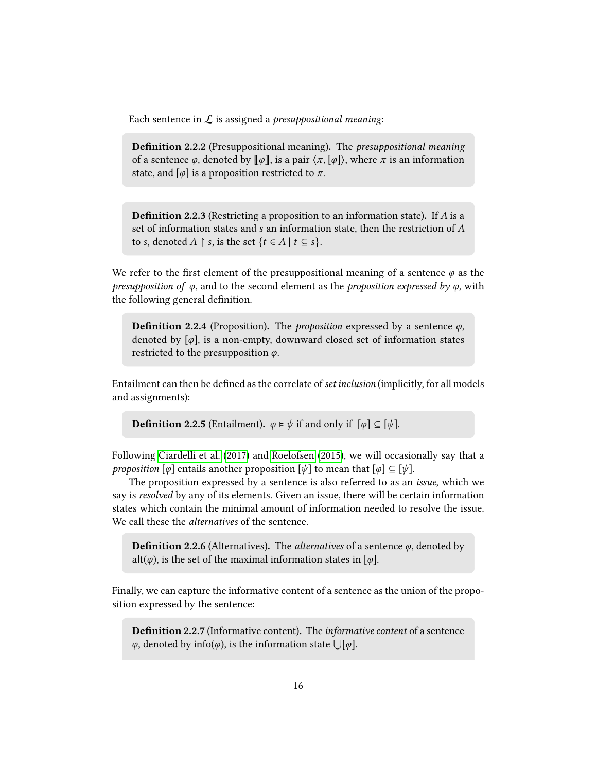Each sentence in $\mathcal{L}$ is assigned a *presuppositional meaning*:

> **Definition 2.2.2** (Presuppositional meaning)**.** The *presuppositional meaning* of a sentence $\varphi$, denoted by $[\![\varphi]\!]$, is a pair $\langle \pi, [\varphi] \rangle$, where $\pi$ is an information state, and $[\varphi]$ is a proposition restricted to $\pi$.

> **Definition 2.2.3** (Restricting a proposition to an information state)**.** If $A$ is a set of information states and $s$ an information state, then the restriction of $A$ to $s$, denoted $A \upharpoonright s$, is the set $\{t \in A \mid t \subseteq s\}$.

We refer to the first element of the presuppositional meaning of a sentence $\varphi$ as the *presupposition of* $\varphi$, and to the second element as the *proposition expressed by* $\varphi$, with the following general definition.

> **Definition 2.2.4** (Proposition)**.** The *proposition* expressed by a sentence $\varphi$, denoted by $[\varphi]$, is a non-empty, downward closed set of information states restricted to the presupposition $\varphi$.

Entailment can then be defined as the correlate of *set inclusion* (implicitly, for all models and assignments):

> **Definition 2.2.5** (Entailment)**.** $\varphi \vDash \psi$ if and only if $[\varphi] \subseteq [\psi]$.

Following Ciardelli et al. (2017) and Roelofsen (2015), we will occasionally say that a *proposition* $[\varphi]$ entails another proposition $[\psi]$ to mean that $[\varphi] \subseteq [\psi]$.

The proposition expressed by a sentence is also referred to as an *issue*, which we say is *resolved* by any of its elements. Given an issue, there will be certain information states which contain the minimal amount of information needed to resolve the issue. We call these the *alternatives* of the sentence.

> **Definition 2.2.6** (Alternatives)**.** The *alternatives* of a sentence $\varphi$, denoted by $\mathsf{alt}(\varphi)$, is the set of the maximal information states in $[\varphi]$.

Finally, we can capture the informative content of a sentence as the union of the proposition expressed by the sentence:

> **Definition 2.2.7** (Informative content)**.** The *informative content* of a sentence $\varphi$, denoted by $\mathsf{info}(\varphi)$, is the information state $\bigcup[\varphi]$.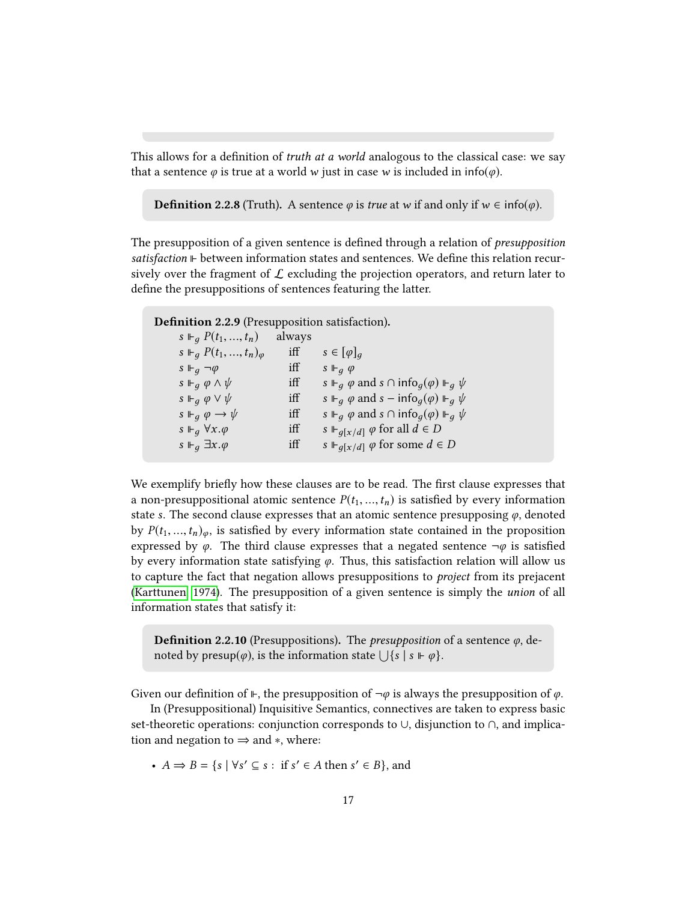This allows for a definition of *truth at a world* analogous to the classical case: we say that a sentence $\varphi$ is true at a world $w$ just in case $w$ is included in $\mathsf{info}(\varphi)$.

> **Definition 2.2.8** (Truth). A sentence $\varphi$ is *true* at $w$ if and only if $w \in \mathsf{info}(\varphi)$.

The presupposition of a given sentence is defined through a relation of *presupposition satisfaction* $\Vdash$ between information states and sentences. We define this relation recursively over the fragment of $\mathcal{L}$ excluding the projection operators, and return later to define the presuppositions of sentences featuring the latter.

> **Definition 2.2.9** (Presupposition satisfaction).
>
> | | | |
> |---|---|---|
> | $s \Vdash_g P(t_1, \ldots, t_n)$ | always | |
> | $s \Vdash_g P(t_1, \ldots, t_n)_\varphi$ | iff | $s \in [\varphi]_g$ |
> | $s \Vdash_g \neg\varphi$ | iff | $s \Vdash_g \varphi$ |
> | $s \Vdash_g \varphi \wedge \psi$ | iff | $s \Vdash_g \varphi$ and $s \cap \mathsf{info}_g(\varphi) \Vdash_g \psi$ |
> | $s \Vdash_g \varphi \vee \psi$ | iff | $s \Vdash_g \varphi$ and $s - \mathsf{info}_g(\varphi) \Vdash_g \psi$ |
> | $s \Vdash_g \varphi \rightarrow \psi$ | iff | $s \Vdash_g \varphi$ and $s \cap \mathsf{info}_g(\varphi) \Vdash_g \psi$ |
> | $s \Vdash_g \forall x.\varphi$ | iff | $s \Vdash_{g[x/d]} \varphi$ for all $d \in D$ |
> | $s \Vdash_g \exists x.\varphi$ | iff | $s \Vdash_{g[x/d]} \varphi$ for some $d \in D$ |

We exemplify briefly how these clauses are to be read. The first clause expresses that a non-presuppositional atomic sentence $P(t_1, \ldots, t_n)$ is satisfied by every information state $s$. The second clause expresses that an atomic sentence presupposing $\varphi$, denoted by $P(t_1, \ldots, t_n)_\varphi$, is satisfied by every information state contained in the proposition expressed by $\varphi$. The third clause expresses that a negated sentence $\neg\varphi$ is satisfied by every information state satisfying $\varphi$. Thus, this satisfaction relation will allow us to capture the fact that negation allows presuppositions to *project* from its prejacent (Karttunen, 1974). The presupposition of a given sentence is simply the *union* of all information states that satisfy it:

> **Definition 2.2.10** (Presuppositions). The *presupposition* of a sentence $\varphi$, denoted by presup($\varphi$), is the information state $\bigcup\{s \mid s \Vdash \varphi\}$.

Given our definition of $\Vdash$, the presupposition of $\neg\varphi$ is always the presupposition of $\varphi$.

In (Presuppositional) Inquisitive Semantics, connectives are taken to express basic set-theoretic operations: conjunction corresponds to $\cup$, disjunction to $\cap$, and implication and negation to $\Rightarrow$ and $*$, where:

- $A \Rightarrow B = \{s \mid \forall s' \subseteq s :$ if $s' \in A$ then $s' \in B\}$, and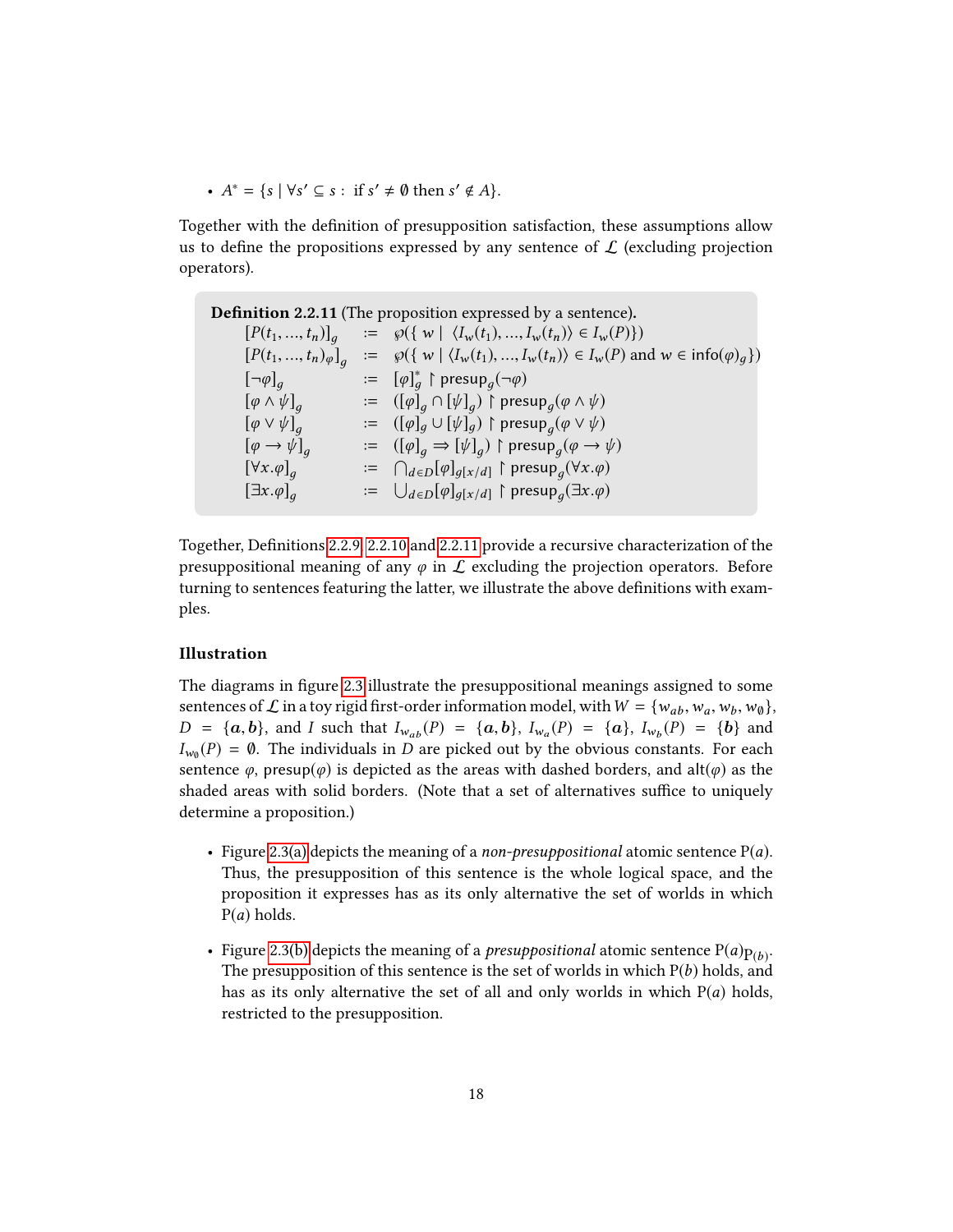- $A^* = \{s \mid \forall s' \subseteq s : \text{ if } s' \neq \emptyset \text{ then } s' \notin A\}$.

Together with the definition of presupposition satisfaction, these assumptions allow us to define the propositions expressed by any sentence of $\mathcal{L}$ (excluding projection operators).

**Definition 2.2.11** (The proposition expressed by a sentence)**.**

$$
\begin{array}{lcl}
[P(t_1, \ldots, t_n)]_g & := & \wp(\{\, w \mid \langle I_w(t_1), \ldots, I_w(t_n)\rangle \in I_w(P)\}) \\
[P(t_1, \ldots, t_n)_\varphi]_g & := & \wp(\{\, w \mid \langle I_w(t_1), \ldots, I_w(t_n)\rangle \in I_w(P) \text{ and } w \in \mathsf{info}(\varphi)_g\}) \\
[\neg\varphi]_g & := & [\varphi]^*_g \upharpoonright \mathsf{presup}_g(\neg\varphi) \\
[\varphi \wedge \psi]_g & := & ([\varphi]_g \cap [\psi]_g) \upharpoonright \mathsf{presup}_g(\varphi \wedge \psi) \\
[\varphi \vee \psi]_g & := & ([\varphi]_g \cup [\psi]_g) \upharpoonright \mathsf{presup}_g(\varphi \vee \psi) \\
[\varphi \rightarrow \psi]_g & := & ([\varphi]_g \Rightarrow [\psi]_g) \upharpoonright \mathsf{presup}_g(\varphi \rightarrow \psi) \\
[\forall x.\varphi]_g & := & \bigcap_{d \in D}[\varphi]_{g[x/d]} \upharpoonright \mathsf{presup}_g(\forall x.\varphi) \\
[\exists x.\varphi]_g & := & \bigcup_{d \in D}[\varphi]_{g[x/d]} \upharpoonright \mathsf{presup}_g(\exists x.\varphi)
\end{array}
$$

Together, Definitions 2.2.9, 2.2.10 and 2.2.11 provide a recursive characterization of the presuppositional meaning of any $\varphi$ in $\mathcal{L}$ excluding the projection operators. Before turning to sentences featuring the latter, we illustrate the above definitions with examples.

### Illustration

The diagrams in figure 2.3 illustrate the presuppositional meanings assigned to some sentences of $\mathcal{L}$ in a toy rigid first-order information model, with $W = \{w_{ab}, w_a, w_b, w_\emptyset\}$, $D = \{\boldsymbol{a}, \boldsymbol{b}\}$, and $I$ such that $I_{w_{ab}}(P) = \{\boldsymbol{a}, \boldsymbol{b}\}$, $I_{w_a}(P) = \{\boldsymbol{a}\}$, $I_{w_b}(P) = \{\boldsymbol{b}\}$ and $I_{w_\emptyset}(P) = \emptyset$. The individuals in $D$ are picked out by the obvious constants. For each sentence $\varphi$, presup($\varphi$) is depicted as the areas with dashed borders, and alt($\varphi$) as the shaded areas with solid borders. (Note that a set of alternatives suffice to uniquely determine a proposition.)

- Figure 2.3(a) depicts the meaning of a *non-presuppositional* atomic sentence P($a$). Thus, the presupposition of this sentence is the whole logical space, and the proposition it expresses has as its only alternative the set of worlds in which P($a$) holds.

- Figure 2.3(b) depicts the meaning of a *presuppositional* atomic sentence $\mathrm{P}(a)_{\mathrm{P}(b)}$. The presupposition of this sentence is the set of worlds in which P($b$) holds, and has as its only alternative the set of all and only worlds in which P($a$) holds, restricted to the presupposition.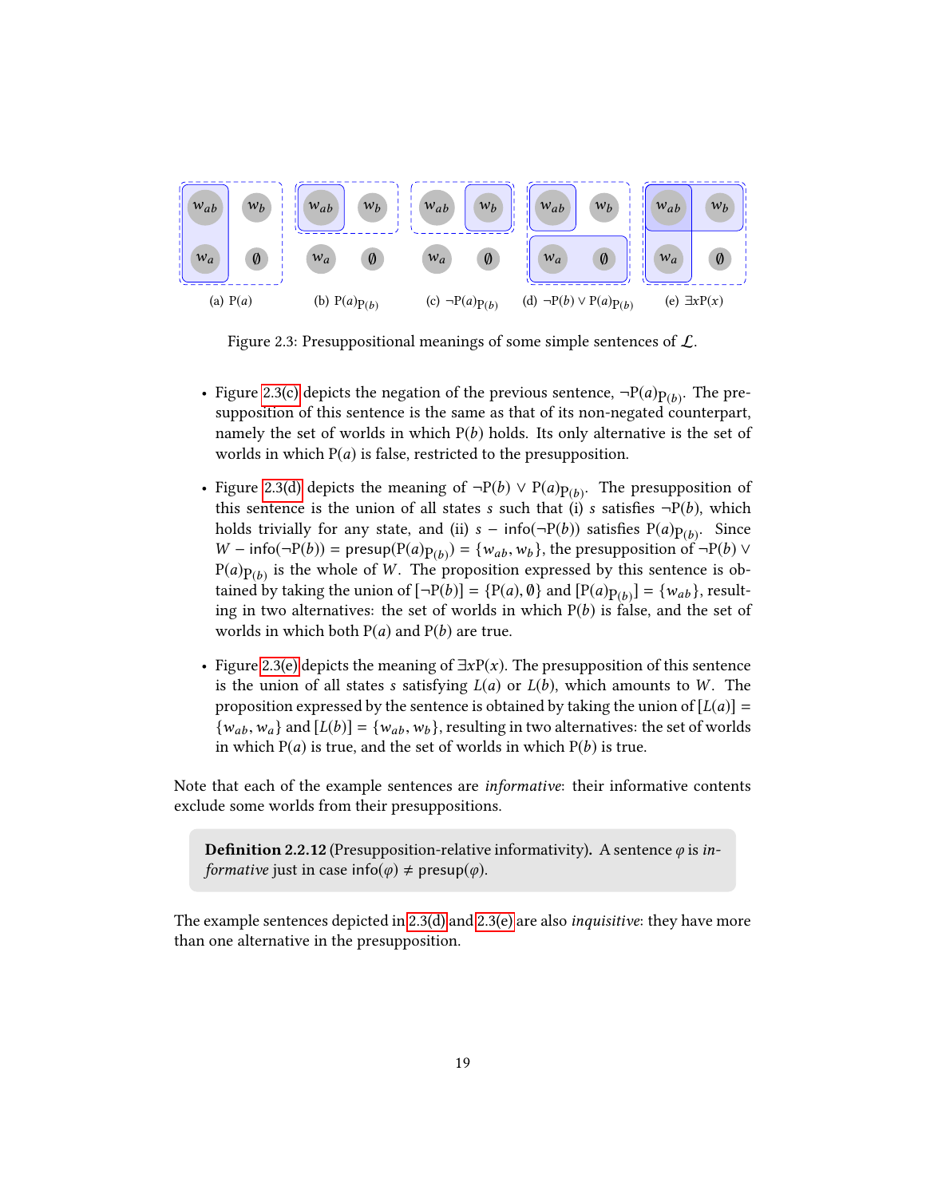(a) $\mathrm{P}(a)$ (b) $\mathrm{P}(a)_{\mathrm{P}(b)}$ (c) $\neg\mathrm{P}(a)_{\mathrm{P}(b)}$ (d) $\neg\mathrm{P}(b) \vee \mathrm{P}(a)_{\mathrm{P}(b)}$ (e) $\exists x\mathrm{P}(x)$

Figure 2.3: Presuppositional meanings of some simple sentences of $\mathcal{L}$.

- Figure 2.3(c) depicts the negation of the previous sentence, $\neg\mathrm{P}(a)_{\mathrm{P}(b)}$. The presupposition of this sentence is the same as that of its non-negated counterpart, namely the set of worlds in which $\mathrm{P}(b)$ holds. Its only alternative is the set of worlds in which $\mathrm{P}(a)$ is false, restricted to the presupposition.

- Figure 2.3(d) depicts the meaning of $\neg\mathrm{P}(b) \vee \mathrm{P}(a)_{\mathrm{P}(b)}$. The presupposition of this sentence is the union of all states $s$ such that (i) $s$ satisfies $\neg\mathrm{P}(b)$, which holds trivially for any state, and (ii) $s - \mathsf{info}(\neg\mathrm{P}(b))$ satisfies $\mathrm{P}(a)_{\mathrm{P}(b)}$. Since $W - \mathsf{info}(\neg\mathrm{P}(b)) = \mathsf{presup}(\mathrm{P}(a)_{\mathrm{P}(b)}) = \{w_{ab}, w_b\}$, the presupposition of $\neg\mathrm{P}(b) \vee \mathrm{P}(a)_{\mathrm{P}(b)}$ is the whole of $W$. The proposition expressed by this sentence is obtained by taking the union of $[\neg\mathrm{P}(b)] = \{\mathrm{P}(a), \emptyset\}$ and $[\mathrm{P}(a)_{\mathrm{P}(b)}] = \{w_{ab}\}$, resulting in two alternatives: the set of worlds in which $\mathrm{P}(b)$ is false, and the set of worlds in which both $\mathrm{P}(a)$ and $\mathrm{P}(b)$ are true.

- Figure 2.3(e) depicts the meaning of $\exists x\mathrm{P}(x)$. The presupposition of this sentence is the union of all states $s$ satisfying $L(a)$ or $L(b)$, which amounts to $W$. The proposition expressed by the sentence is obtained by taking the union of $[L(a)] = \{w_{ab}, w_a\}$ and $[L(b)] = \{w_{ab}, w_b\}$, resulting in two alternatives: the set of worlds in which $\mathrm{P}(a)$ is true, and the set of worlds in which $\mathrm{P}(b)$ is true.

Note that each of the example sentences are *informative*: their informative contents exclude some worlds from their presuppositions.

**Definition 2.2.12** (Presupposition-relative informativity)**.** A sentence $\varphi$ is *informative* just in case $\mathsf{info}(\varphi) \neq \mathsf{presup}(\varphi)$.

The example sentences depicted in 2.3(d) and 2.3(e) are also *inquisitive*: they have more than one alternative in the presupposition.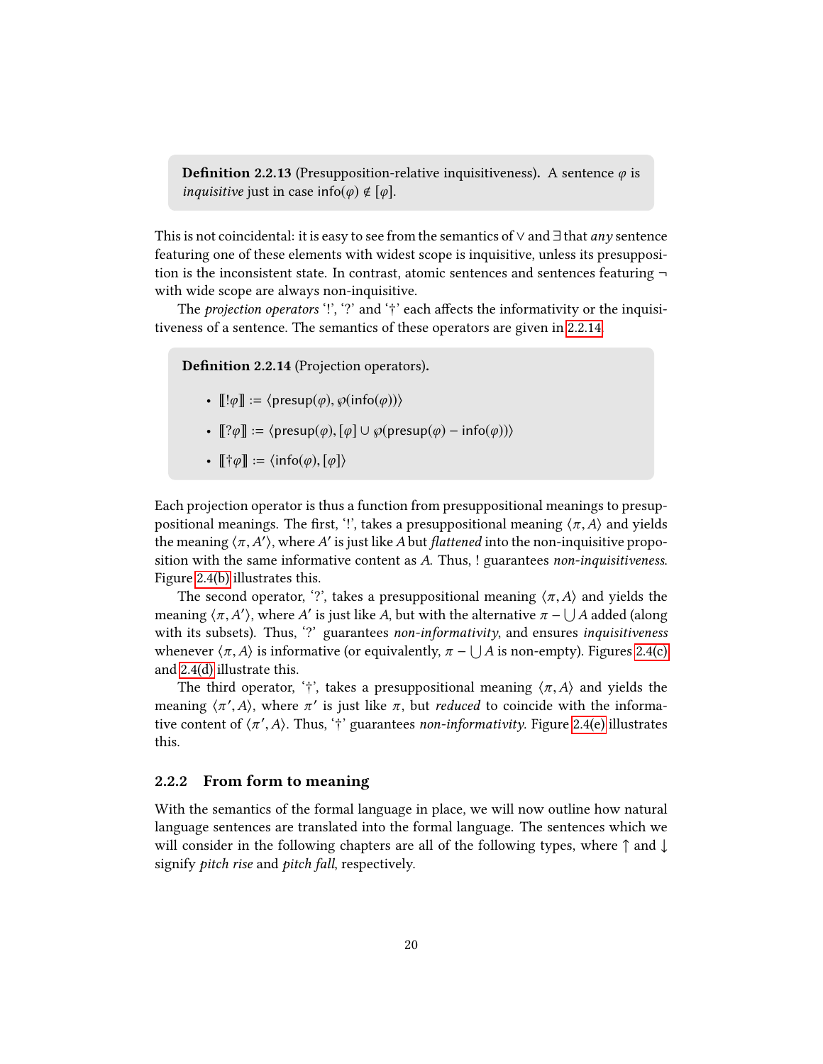**Definition 2.2.13** (Presupposition-relative inquisitiveness)**.** A sentence $\varphi$ is *inquisitive* just in case $\mathsf{info}(\varphi) \notin [\varphi]$.

This is not coincidental: it is easy to see from the semantics of $\vee$ and $\exists$ that *any* sentence featuring one of these elements with widest scope is inquisitive, unless its presupposition is the inconsistent state. In contrast, atomic sentences and sentences featuring $\neg$ with wide scope are always non-inquisitive.

The *projection operators* '!', '?' and '†' each affects the informativity or the inquisitiveness of a sentence. The semantics of these operators are given in 2.2.14.

**Definition 2.2.14** (Projection operators)**.**

- $[\![!\varphi]\!] := \langle \mathsf{presup}(\varphi), \wp(\mathsf{info}(\varphi))\rangle$
- $[\![?\varphi]\!] := \langle \mathsf{presup}(\varphi), [\varphi] \cup \wp(\mathsf{presup}(\varphi) - \mathsf{info}(\varphi))\rangle$
- $[\![\dagger\varphi]\!] := \langle \mathsf{info}(\varphi), [\varphi]\rangle$

Each projection operator is thus a function from presuppositional meanings to presuppositional meanings. The first, '!', takes a presuppositional meaning $\langle \pi, A\rangle$ and yields the meaning $\langle \pi, A'\rangle$, where $A'$ is just like $A$ but *flattened* into the non-inquisitive proposition with the same informative content as $A$. Thus, ! guarantees *non-inquisitiveness*. Figure 2.4(b) illustrates this.

The second operator, '?', takes a presuppositional meaning $\langle \pi, A\rangle$ and yields the meaning $\langle \pi, A'\rangle$, where $A'$ is just like $A$, but with the alternative $\pi - \bigcup A$ added (along with its subsets). Thus, '?' guarantees *non-informativity*, and ensures *inquisitiveness* whenever $\langle \pi, A\rangle$ is informative (or equivalently, $\pi - \bigcup A$ is non-empty). Figures 2.4(c) and 2.4(d) illustrate this.

The third operator, '†', takes a presuppositional meaning $\langle \pi, A\rangle$ and yields the meaning $\langle \pi', A\rangle$, where $\pi'$ is just like $\pi$, but *reduced* to coincide with the informative content of $\langle \pi', A\rangle$. Thus, '†' guarantees *non-informativity*. Figure 2.4(e) illustrates this.

### 2.2.2 From form to meaning

With the semantics of the formal language in place, we will now outline how natural language sentences are translated into the formal language. The sentences which we will consider in the following chapters are all of the following types, where $\uparrow$ and $\downarrow$ signify *pitch rise* and *pitch fall*, respectively.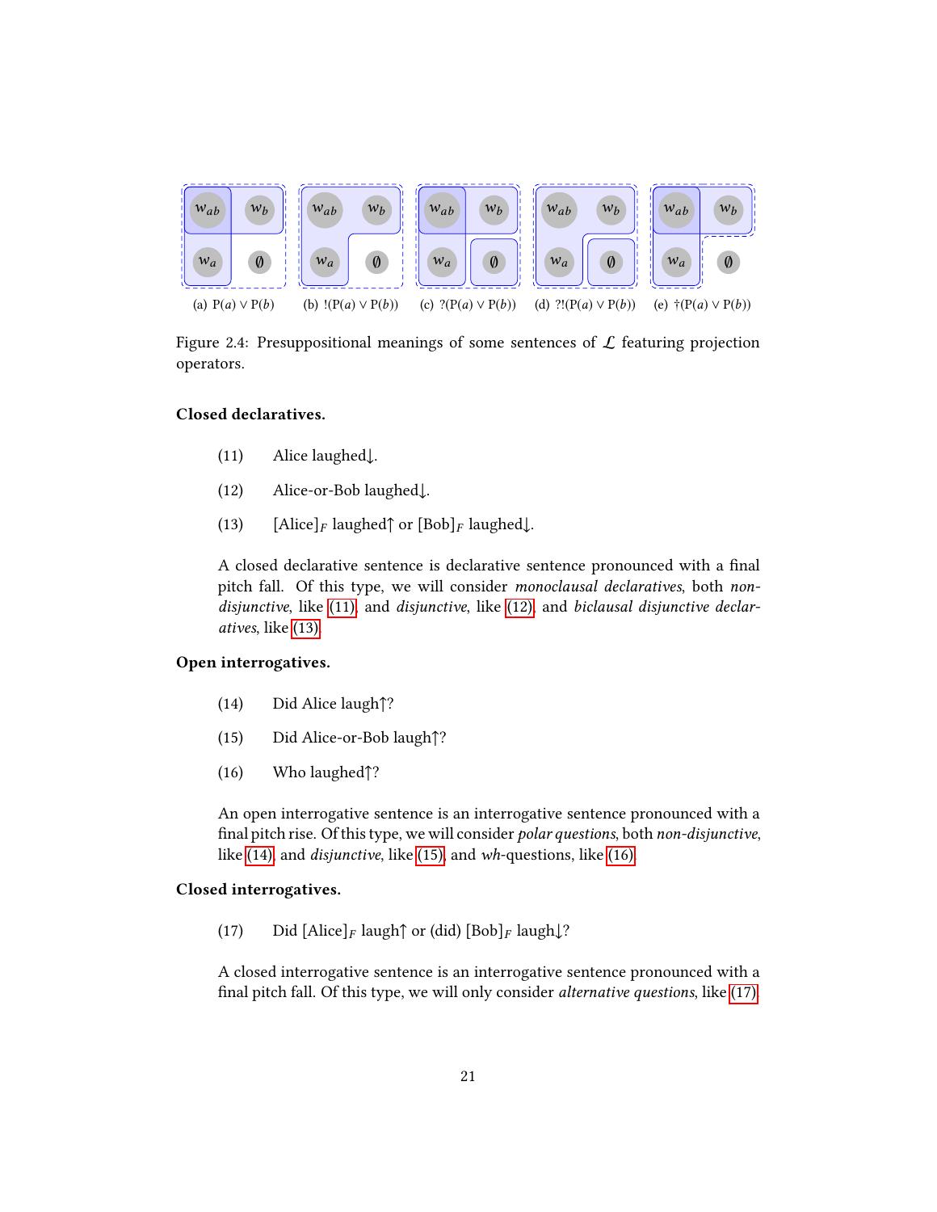(a) $\mathrm{P}(a) \vee \mathrm{P}(b)$ (b) $!(\mathrm{P}(a) \vee \mathrm{P}(b))$ (c) $?(\mathrm{P}(a) \vee \mathrm{P}(b))$ (d) $?!(\mathrm{P}(a) \vee \mathrm{P}(b))$ (e) $\dagger(\mathrm{P}(a) \vee \mathrm{P}(b))$

Figure 2.4: Presuppositional meanings of some sentences of $\mathcal{L}$ featuring projection operators.

**Closed declaratives.**

(11) Alice laughed↓.

(12) Alice-or-Bob laughed↓.

(13) $[\text{Alice}]_F$ laughed↑ or $[\text{Bob}]_F$ laughed↓.

A closed declarative sentence is declarative sentence pronounced with a final pitch fall. Of this type, we will consider *monoclausal declaratives*, both *non-disjunctive*, like (11), and *disjunctive*, like (12), and *biclausal disjunctive declaratives*, like (13).

**Open interrogatives.**

(14) Did Alice laugh↑?

(15) Did Alice-or-Bob laugh↑?

(16) Who laughed↑?

An open interrogative sentence is an interrogative sentence pronounced with a final pitch rise. Of this type, we will consider *polar questions*, both *non-disjunctive*, like (14), and *disjunctive*, like (15), and *wh*-questions, like (16).

**Closed interrogatives.**

(17) Did $[\text{Alice}]_F$ laugh↑ or (did) $[\text{Bob}]_F$ laugh↓?

A closed interrogative sentence is an interrogative sentence pronounced with a final pitch fall. Of this type, we will only consider *alternative questions*, like (17).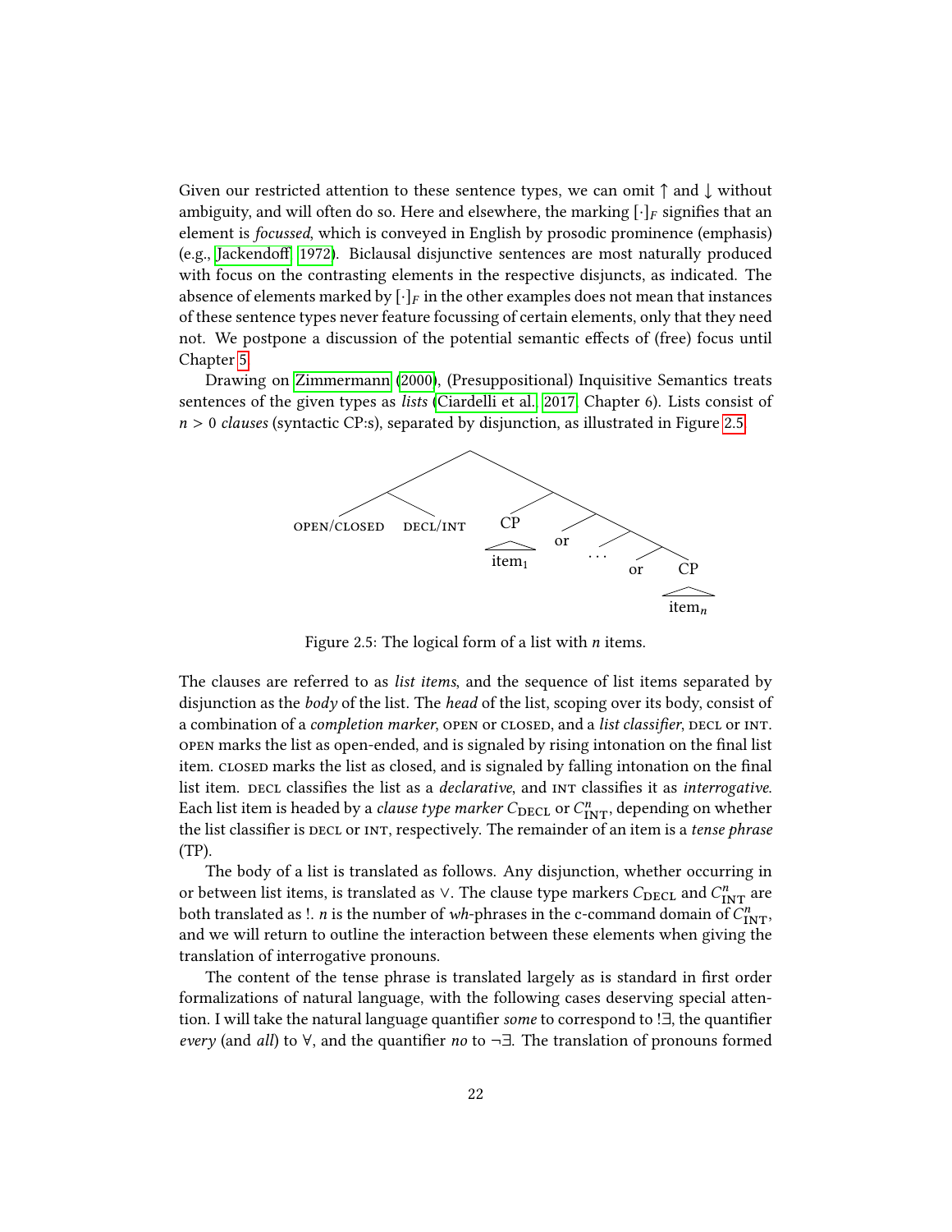Given our restricted attention to these sentence types, we can omit ↑ and ↓ without ambiguity, and will often do so. Here and elsewhere, the marking $[\cdot]_F$ signifies that an element is *focussed*, which is conveyed in English by prosodic prominence (emphasis) (e.g., Jackendoff 1972). Biclausal disjunctive sentences are most naturally produced with focus on the contrasting elements in the respective disjuncts, as indicated. The absence of elements marked by $[\cdot]_F$ in the other examples does not mean that instances of these sentence types never feature focussing of certain elements, only that they need not. We postpone a discussion of the potential semantic effects of (free) focus until Chapter 5.

Drawing on Zimmermann (2000), (Presuppositional) Inquisitive Semantics treats sentences of the given types as *lists* (Ciardelli et al. 2017, Chapter 6). Lists consist of $n > 0$ *clauses* (syntactic CP:s), separated by disjunction, as illustrated in Figure 2.5.

Figure 2.5: The logical form of a list with $n$ items.

The clauses are referred to as *list items*, and the sequence of list items separated by disjunction as the *body* of the list. The *head* of the list, scoping over its body, consist of a combination of a *completion marker*, OPEN or CLOSED, and a *list classifier*, DECL or INT. OPEN marks the list as open-ended, and is signaled by rising intonation on the final list item. CLOSED marks the list as closed, and is signaled by falling intonation on the final list item. DECL classifies the list as a *declarative*, and INT classifies it as *interrogative*. Each list item is headed by a *clause type marker* $C_{\text{DECL}}$ or $C^n_{\text{INT}}$, depending on whether the list classifier is DECL or INT, respectively. The remainder of an item is a *tense phrase* (TP).

The body of a list is translated as follows. Any disjunction, whether occurring in or between list items, is translated as ∨. The clause type markers $C_{\text{DECL}}$ and $C^n_{\text{INT}}$ are both translated as !. $n$ is the number of *wh*-phrases in the c-command domain of $C^n_{\text{INT}}$, and we will return to outline the interaction between these elements when giving the translation of interrogative pronouns.

The content of the tense phrase is translated largely as is standard in first order formalizations of natural language, with the following cases deserving special attention. I will take the natural language quantifier *some* to correspond to $!\exists$, the quantifier *every* (and *all*) to $\forall$, and the quantifier *no* to $\neg\exists$. The translation of pronouns formed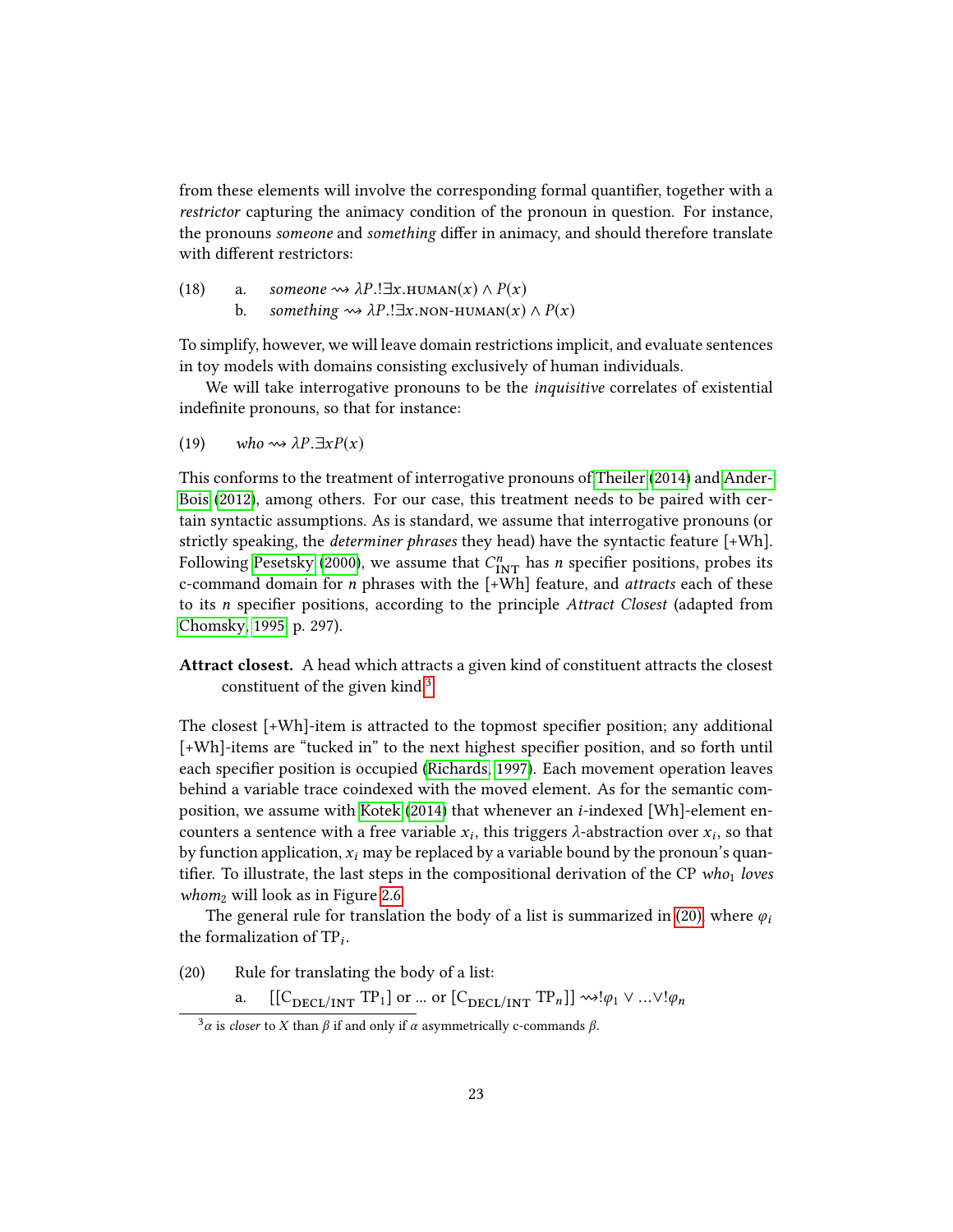from these elements will involve the corresponding formal quantifier, together with a *restrictor* capturing the animacy condition of the pronoun in question. For instance, the pronouns *someone* and *something* differ in animacy, and should therefore translate with different restrictors:

(18) a. *someone* $\rightsquigarrow \lambda P.!\exists x.\textsc{human}(x) \wedge P(x)$
 b. *something* $\rightsquigarrow \lambda P.!\exists x.\textsc{non-human}(x) \wedge P(x)$

To simplify, however, we will leave domain restrictions implicit, and evaluate sentences in toy models with domains consisting exclusively of human individuals.

We will take interrogative pronouns to be the *inquisitive* correlates of existential indefinite pronouns, so that for instance:

(19) *who* $\rightsquigarrow \lambda P.\exists x P(x)$

This conforms to the treatment of interrogative pronouns of Theiler (2014) and AnderBois (2012), among others. For our case, this treatment needs to be paired with certain syntactic assumptions. As is standard, we assume that interrogative pronouns (or strictly speaking, the *determiner phrases* they head) have the syntactic feature [+Wh]. Following Pesetsky (2000), we assume that $C^n_{\text{INT}}$ has $n$ specifier positions, probes its c-command domain for $n$ phrases with the [+Wh] feature, and *attracts* each of these to its $n$ specifier positions, according to the principle *Attract Closest* (adapted from Chomsky, 1995, p. 297).

**Attract closest.** A head which attracts a given kind of constituent attracts the closest constituent of the given kind.[3]

The closest [+Wh]-item is attracted to the topmost specifier position; any additional [+Wh]-items are "tucked in" to the next highest specifier position, and so forth until each specifier position is occupied (Richards, 1997). Each movement operation leaves behind a variable trace coindexed with the moved element. As for the semantic composition, we assume with Kotek (2014) that whenever an $i$-indexed [Wh]-element encounters a sentence with a free variable $x_i$, this triggers $\lambda$-abstraction over $x_i$, so that by function application, $x_i$ may be replaced by a variable bound by the pronoun's quantifier. To illustrate, the last steps in the compositional derivation of the CP *who*$_1$ *loves whom*$_2$ will look as in Figure 2.6.

The general rule for translation the body of a list is summarized in (20), where $\varphi_i$ the formalization of $\text{TP}_i$.

(20) Rule for translating the body of a list:
 a. $[[\text{C}_{\text{DECL/INT}}\ \text{TP}_1]$ or ... or $[\text{C}_{\text{DECL/INT}}\ \text{TP}_n]] \rightsquigarrow !\varphi_1 \vee \ldots \vee !\varphi_n$

[3] $\alpha$ is *closer* to $X$ than $\beta$ if and only if $\alpha$ asymmetrically c-commands $\beta$.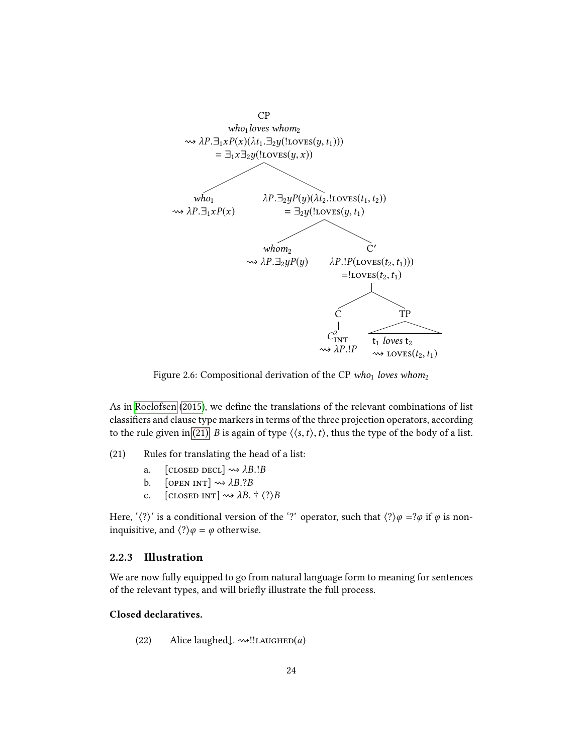CP
*who*$_1$ *loves whom*$_2$
$\rightsquigarrow \lambda P.\exists_1 x P(x)(\lambda t_1.\exists_2 y(!\text{LOVES}(y, t_1)))$
$= \exists_1 x \exists_2 y(!\text{LOVES}(y, x))$

*who*$_1$
$\rightsquigarrow \lambda P.\exists_1 x P(x)$

$\lambda P.\exists_2 y P(y)(\lambda t_2.!\text{LOVES}(t_1, t_2))$
$= \exists_2 y(!\text{LOVES}(y, t_1)$

*whom*$_2$
$\rightsquigarrow \lambda P.\exists_2 y P(y)$

C′
$\lambda P.!P(\text{LOVES}(t_2, t_1)))$
$=!\text{LOVES}(t_2, t_1)$

C
$C^2_{\text{INT}}$
$\rightsquigarrow \lambda P.!P$

TP
$t_1$ *loves* $t_2$
$\rightsquigarrow \text{LOVES}(t_2, t_1)$

Figure 2.6: Compositional derivation of the CP *who*$_1$ *loves whom*$_2$

As in Roelofsen (2015), we define the translations of the relevant combinations of list classifiers and clause type markers in terms of the three projection operators, according to the rule given in (21). $B$ is again of type $\langle\langle s, t\rangle, t\rangle$, thus the type of the body of a list.

(21) Rules for translating the head of a list:

a. [CLOSED DECL] $\rightsquigarrow \lambda B.!B$

b. [OPEN INT] $\rightsquigarrow \lambda B.?B$

c. [CLOSED INT] $\rightsquigarrow \lambda B. \dagger \langle ? \rangle B$

Here, '$\langle ? \rangle$' is a conditional version of the '?' operator, such that $\langle ? \rangle\varphi = ?\varphi$ if $\varphi$ is non-inquisitive, and $\langle ? \rangle\varphi = \varphi$ otherwise.

### 2.2.3 Illustration

We are now fully equipped to go from natural language form to meaning for sentences of the relevant types, and will briefly illustrate the full process.

**Closed declaratives.**

(22) Alice laughed↓. $\rightsquigarrow !!\text{LAUGHED}(a)$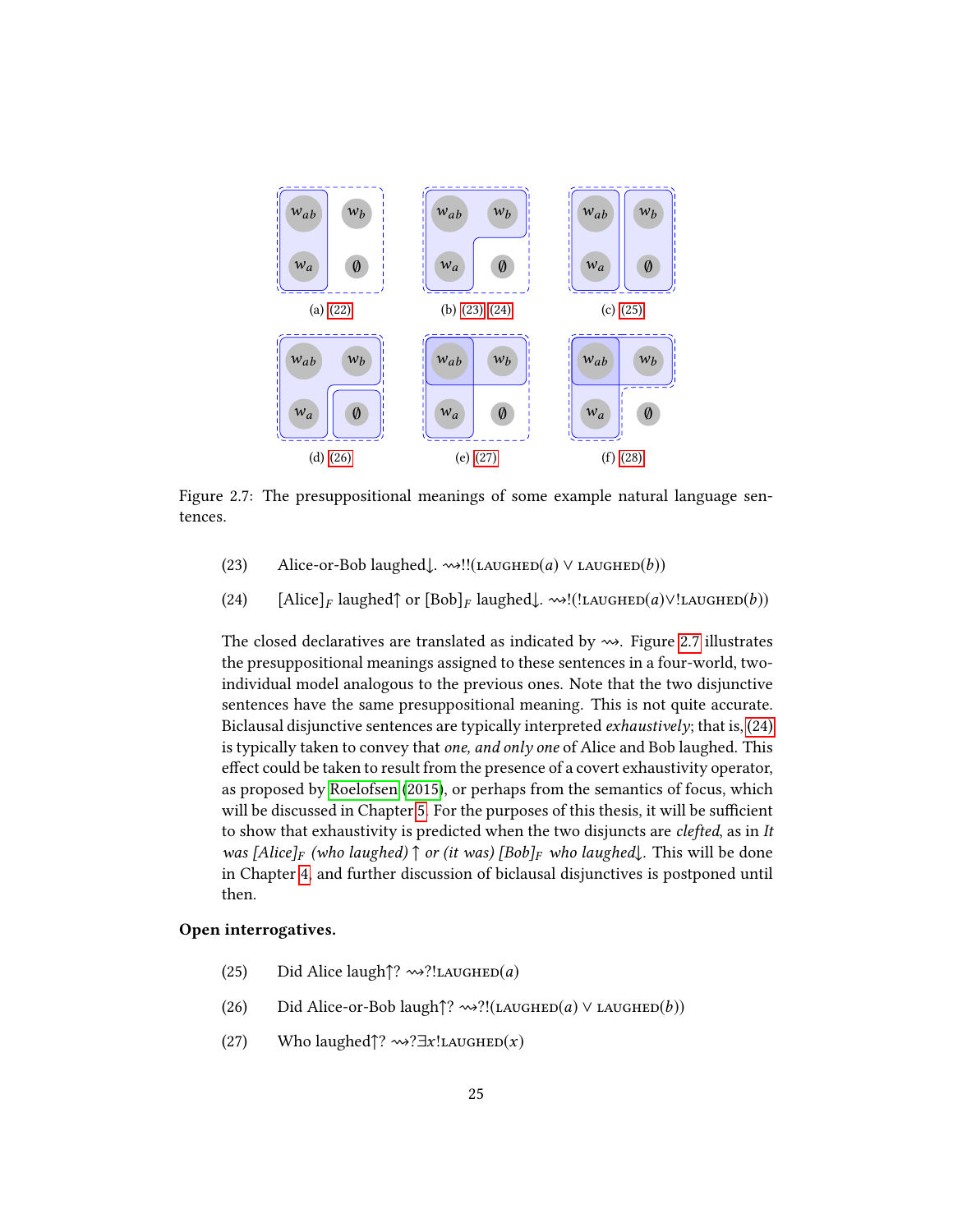(a) (22) (b) (23) (24) (c) (25)

(d) (26) (e) (27) (f) (28)

Figure 2.7: The presuppositional meanings of some example natural language sentences.

(23) Alice-or-Bob laughed↓. $\rightsquigarrow !!(\textsc{laughed}(a) \vee \textsc{laughed}(b))$

(24) [Alice]$_F$ laughed↑ or [Bob]$_F$ laughed↓. $\rightsquigarrow !(!\textsc{laughed}(a) \vee !\textsc{laughed}(b))$

The closed declaratives are translated as indicated by $\rightsquigarrow$. Figure 2.7 illustrates the presuppositional meanings assigned to these sentences in a four-world, two-individual model analogous to the previous ones. Note that the two disjunctive sentences have the same presuppositional meaning. This is not quite accurate. Biclausal disjunctive sentences are typically interpreted *exhaustively*; that is, (24) is typically taken to convey that *one, and only one* of Alice and Bob laughed. This effect could be taken to result from the presence of a covert exhaustivity operator, as proposed by Roelofsen (2015), or perhaps from the semantics of focus, which will be discussed in Chapter 5. For the purposes of this thesis, it will be sufficient to show that exhaustivity is predicted when the two disjuncts are *clefted*, as in *It was [Alice]$_F$ (who laughed)* ↑ *or (it was) [Bob]$_F$ who laughed*↓. This will be done in Chapter 4, and further discussion of biclausal disjunctives is postponed until then.

**Open interrogatives.**

(25) Did Alice laugh↑? $\rightsquigarrow ?!\textsc{laughed}(a)$

(26) Did Alice-or-Bob laugh↑? $\rightsquigarrow ?!(\textsc{laughed}(a) \vee \textsc{laughed}(b))$

(27) Who laughed↑? $\rightsquigarrow ?\exists x !\textsc{laughed}(x)$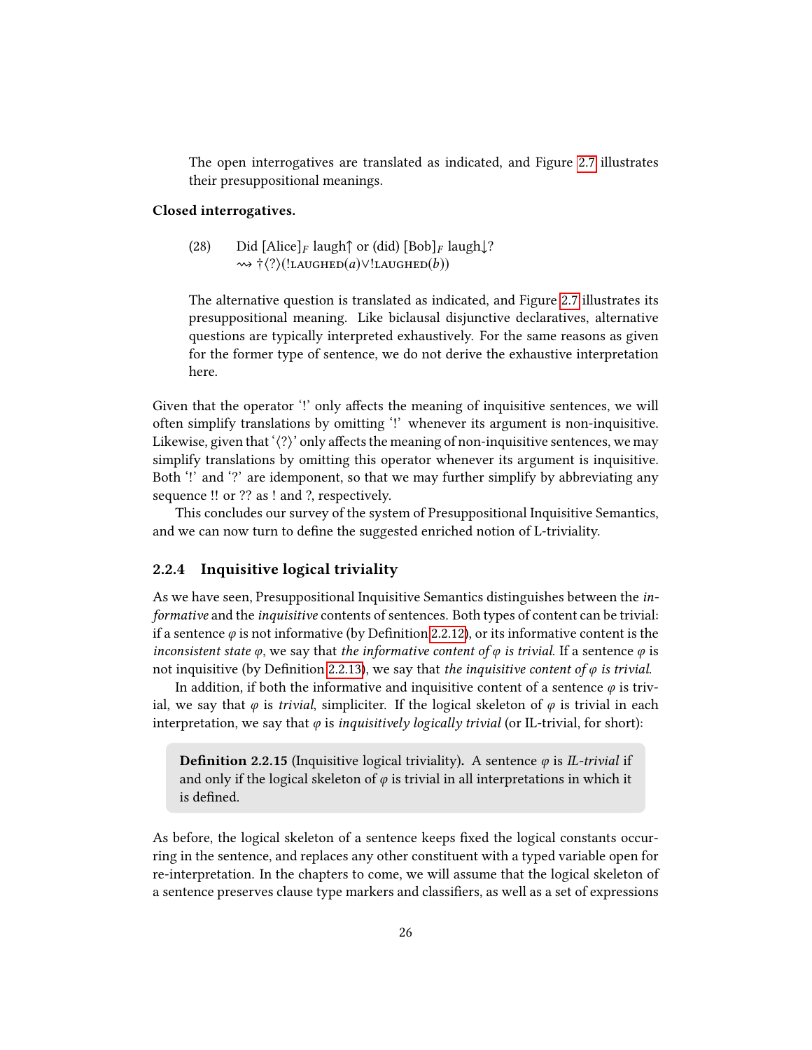The open interrogatives are translated as indicated, and Figure 2.7 illustrates their presuppositional meanings.

**Closed interrogatives.**

(28) Did [Alice]$_F$ laugh↑ or (did) [Bob]$_F$ laugh↓?
$\rightsquigarrow \dagger\langle ? \rangle(!\textsc{laughed}(a) \vee !\textsc{laughed}(b))$

The alternative question is translated as indicated, and Figure 2.7 illustrates its presuppositional meaning. Like biclausal disjunctive declaratives, alternative questions are typically interpreted exhaustively. For the same reasons as given for the former type of sentence, we do not derive the exhaustive interpretation here.

Given that the operator '!' only affects the meaning of inquisitive sentences, we will often simplify translations by omitting '!' whenever its argument is non-inquisitive. Likewise, given that '⟨?⟩' only affects the meaning of non-inquisitive sentences, we may simplify translations by omitting this operator whenever its argument is inquisitive. Both '!' and '?' are idemponent, so that we may further simplify by abbreviating any sequence !! or ?? as ! and ?, respectively.

This concludes our survey of the system of Presuppositional Inquisitive Semantics, and we can now turn to define the suggested enriched notion of L-triviality.

### 2.2.4 Inquisitive logical triviality

As we have seen, Presuppositional Inquisitive Semantics distinguishes between the *informative* and the *inquisitive* contents of sentences. Both types of content can be trivial: if a sentence $\varphi$ is not informative (by Definition 2.2.12), or its informative content is the *inconsistent state* $\varphi$, we say that *the informative content of* $\varphi$ *is trivial.* If a sentence $\varphi$ is not inquisitive (by Definition 2.2.13), we say that *the inquisitive content of* $\varphi$ *is trivial.*

In addition, if both the informative and inquisitive content of a sentence $\varphi$ is trivial, we say that $\varphi$ is *trivial*, simpliciter. If the logical skeleton of $\varphi$ is trivial in each interpretation, we say that $\varphi$ is *inquisitively logically trivial* (or IL-trivial, for short):

> **Definition 2.2.15** (Inquisitive logical triviality)**.** A sentence $\varphi$ is *IL-trivial* if and only if the logical skeleton of $\varphi$ is trivial in all interpretations in which it is defined.

As before, the logical skeleton of a sentence keeps fixed the logical constants occurring in the sentence, and replaces any other constituent with a typed variable open for re-interpretation. In the chapters to come, we will assume that the logical skeleton of a sentence preserves clause type markers and classifiers, as well as a set of expressions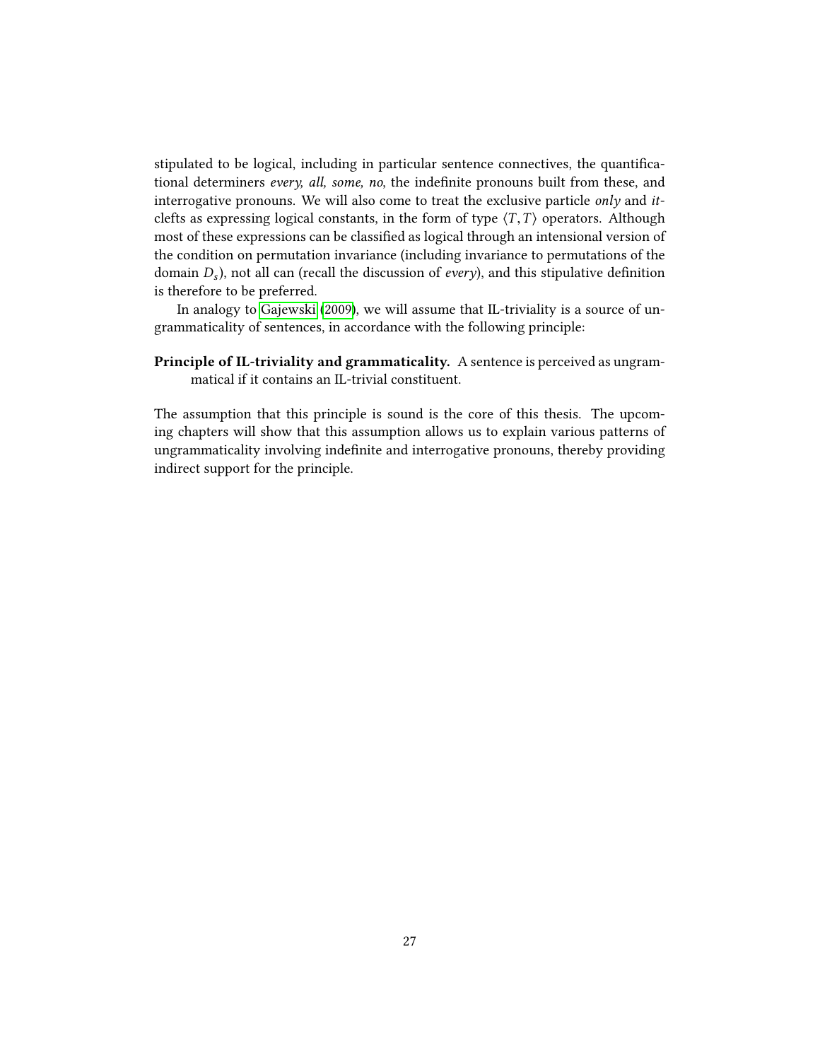stipulated to be logical, including in particular sentence connectives, the quantificational determiners *every, all, some, no*, the indefinite pronouns built from these, and interrogative pronouns. We will also come to treat the exclusive particle *only* and *it*-clefts as expressing logical constants, in the form of type $\langle T, T \rangle$ operators. Although most of these expressions can be classified as logical through an intensional version of the condition on permutation invariance (including invariance to permutations of the domain $D_s$), not all can (recall the discussion of *every*), and this stipulative definition is therefore to be preferred.

In analogy to Gajewski (2009), we will assume that IL-triviality is a source of ungrammaticality of sentences, in accordance with the following principle:

**Principle of IL-triviality and grammaticality.** A sentence is perceived as ungrammatical if it contains an IL-trivial constituent.

The assumption that this principle is sound is the core of this thesis. The upcoming chapters will show that this assumption allows us to explain various patterns of ungrammaticality involving indefinite and interrogative pronouns, thereby providing indirect support for the principle.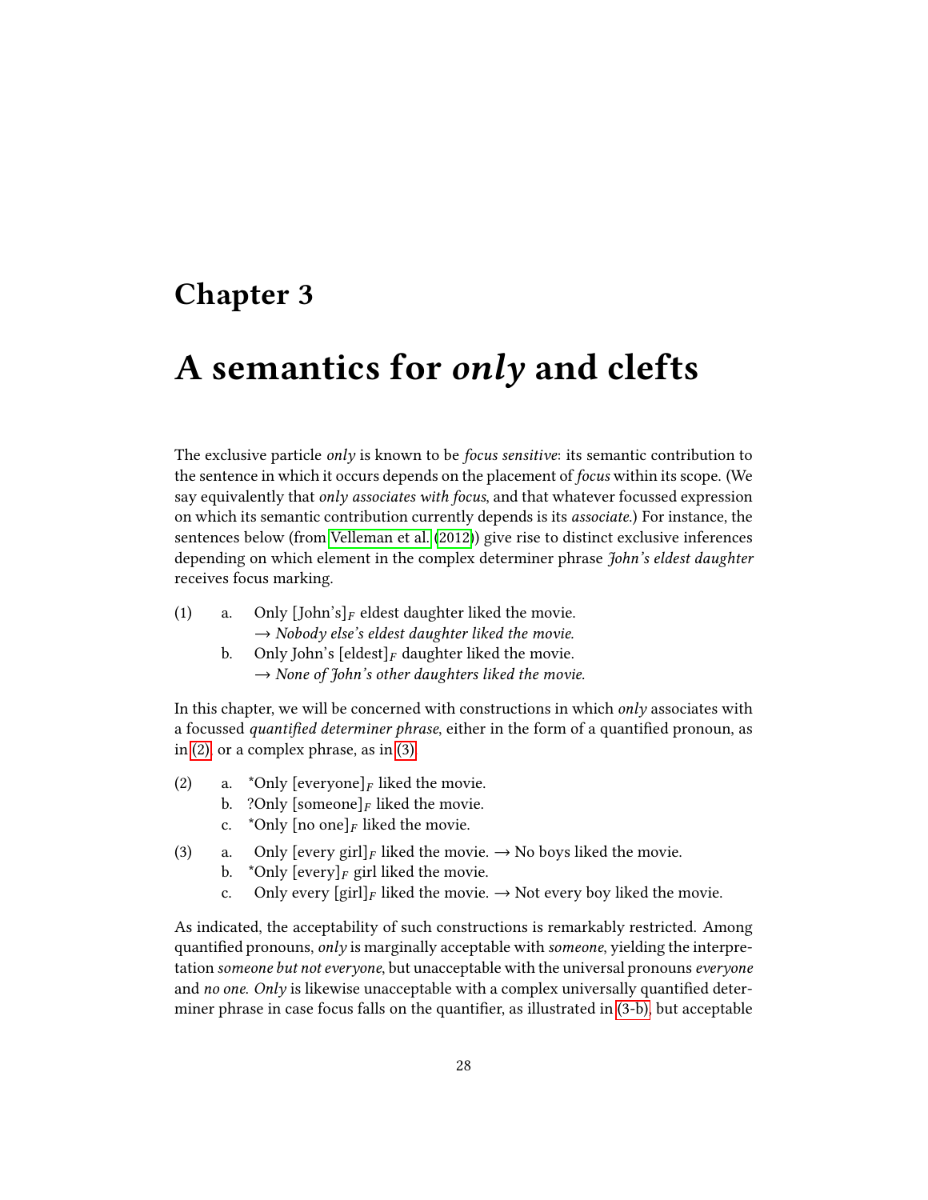# Chapter 3

# A semantics for *only* and clefts

The exclusive particle *only* is known to be *focus sensitive*: its semantic contribution to the sentence in which it occurs depends on the placement of *focus* within its scope. (We say equivalently that *only associates with focus*, and that whatever focussed expression on which its semantic contribution currently depends is its *associate*.) For instance, the sentences below (from Velleman et al. (2012)) give rise to distinct exclusive inferences depending on which element in the complex determiner phrase *John's eldest daughter* receives focus marking.

(1) a. Only [John's]$_F$ eldest daughter liked the movie.
→ *Nobody else's eldest daughter liked the movie.*

b. Only John's [eldest]$_F$ daughter liked the movie.
→ *None of John's other daughters liked the movie.*

In this chapter, we will be concerned with constructions in which *only* associates with a focussed *quantified determiner phrase*, either in the form of a quantified pronoun, as in (2), or a complex phrase, as in (3).

(2) a. *Only [everyone]$_F$ liked the movie.

b. ?Only [someone]$_F$ liked the movie.

c. *Only [no one]$_F$ liked the movie.

(3) a. Only [every girl]$_F$ liked the movie. → No boys liked the movie.

b. *Only [every]$_F$ girl liked the movie.

c. Only every [girl]$_F$ liked the movie. → Not every boy liked the movie.

As indicated, the acceptability of such constructions is remarkably restricted. Among quantified pronouns, *only* is marginally acceptable with *someone*, yielding the interpretation *someone but not everyone*, but unacceptable with the universal pronouns *everyone* and *no one*. *Only* is likewise unacceptable with a complex universally quantified determiner phrase in case focus falls on the quantifier, as illustrated in (3-b), but acceptable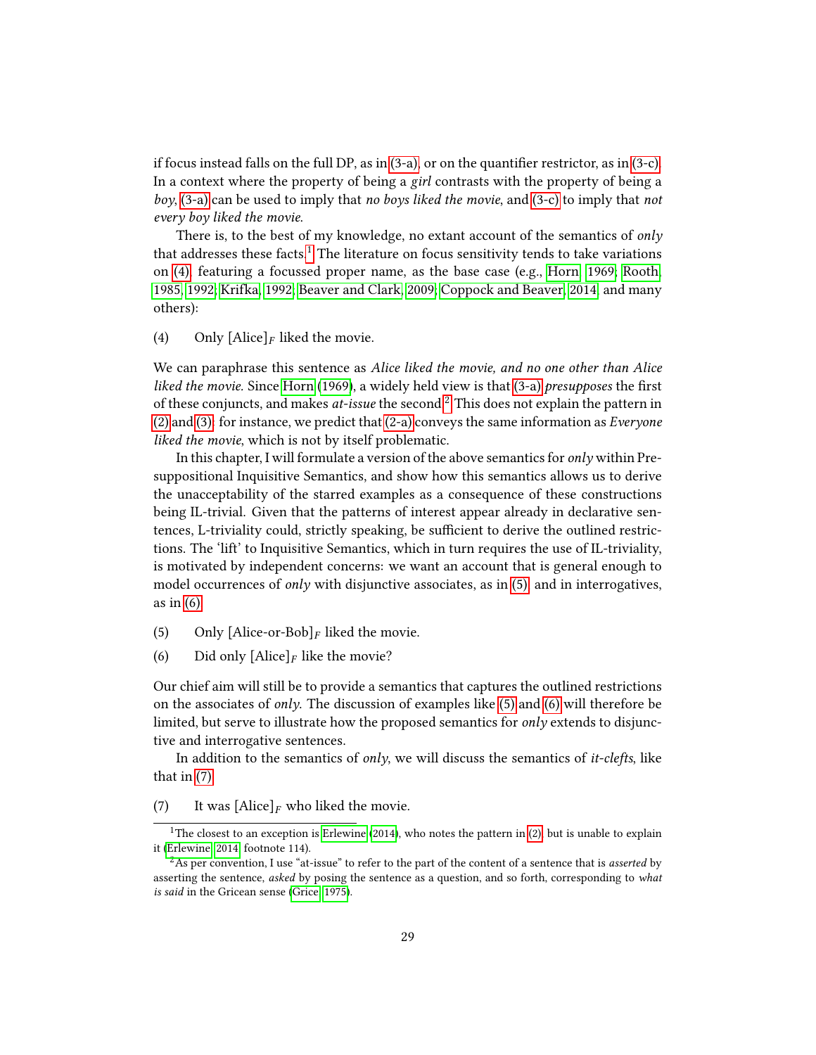if focus instead falls on the full DP, as in (3-a), or on the quantifier restrictor, as in (3-c). In a context where the property of being a *girl* contrasts with the property of being a *boy*, (3-a) can be used to imply that *no boys liked the movie*, and (3-c) to imply that *not every boy liked the movie*.

There is, to the best of my knowledge, no extant account of the semantics of *only* that addresses these facts.[1] The literature on focus sensitivity tends to take variations on (4), featuring a focussed proper name, as the base case (e.g., Horn, 1969; Rooth, 1985, 1992; Krifka, 1992; Beaver and Clark, 2009; Coppock and Beaver, 2014, and many others):

(4) Only [Alice]$_F$ liked the movie.

We can paraphrase this sentence as *Alice liked the movie, and no one other than Alice liked the movie.* Since Horn (1969), a widely held view is that (3-a) *presupposes* the first of these conjuncts, and makes *at-issue* the second.[2] This does not explain the pattern in (2) and (3): for instance, we predict that (2-a) conveys the same information as *Everyone liked the movie*, which is not by itself problematic.

In this chapter, I will formulate a version of the above semantics for *only* within Presuppositional Inquisitive Semantics, and show how this semantics allows us to derive the unacceptability of the starred examples as a consequence of these constructions being IL-trivial. Given that the patterns of interest appear already in declarative sentences, L-triviality could, strictly speaking, be sufficient to derive the outlined restrictions. The 'lift' to Inquisitive Semantics, which in turn requires the use of IL-triviality, is motivated by independent concerns: we want an account that is general enough to model occurrences of *only* with disjunctive associates, as in (5), and in interrogatives, as in (6).

(5) Only [Alice-or-Bob]$_F$ liked the movie.

(6) Did only [Alice]$_F$ like the movie?

Our chief aim will still be to provide a semantics that captures the outlined restrictions on the associates of *only*. The discussion of examples like (5) and (6) will therefore be limited, but serve to illustrate how the proposed semantics for *only* extends to disjunctive and interrogative sentences.

In addition to the semantics of *only*, we will discuss the semantics of *it-clefts*, like that in (7).

(7) It was [Alice]$_F$ who liked the movie.

---

[1] The closest to an exception is Erlewine (2014), who notes the pattern in (2), but is unable to explain it (Erlewine, 2014, footnote 114).

[2] As per convention, I use "at-issue" to refer to the part of the content of a sentence that is *asserted* by asserting the sentence, *asked* by posing the sentence as a question, and so forth, corresponding to *what is said* in the Gricean sense (Grice, 1975).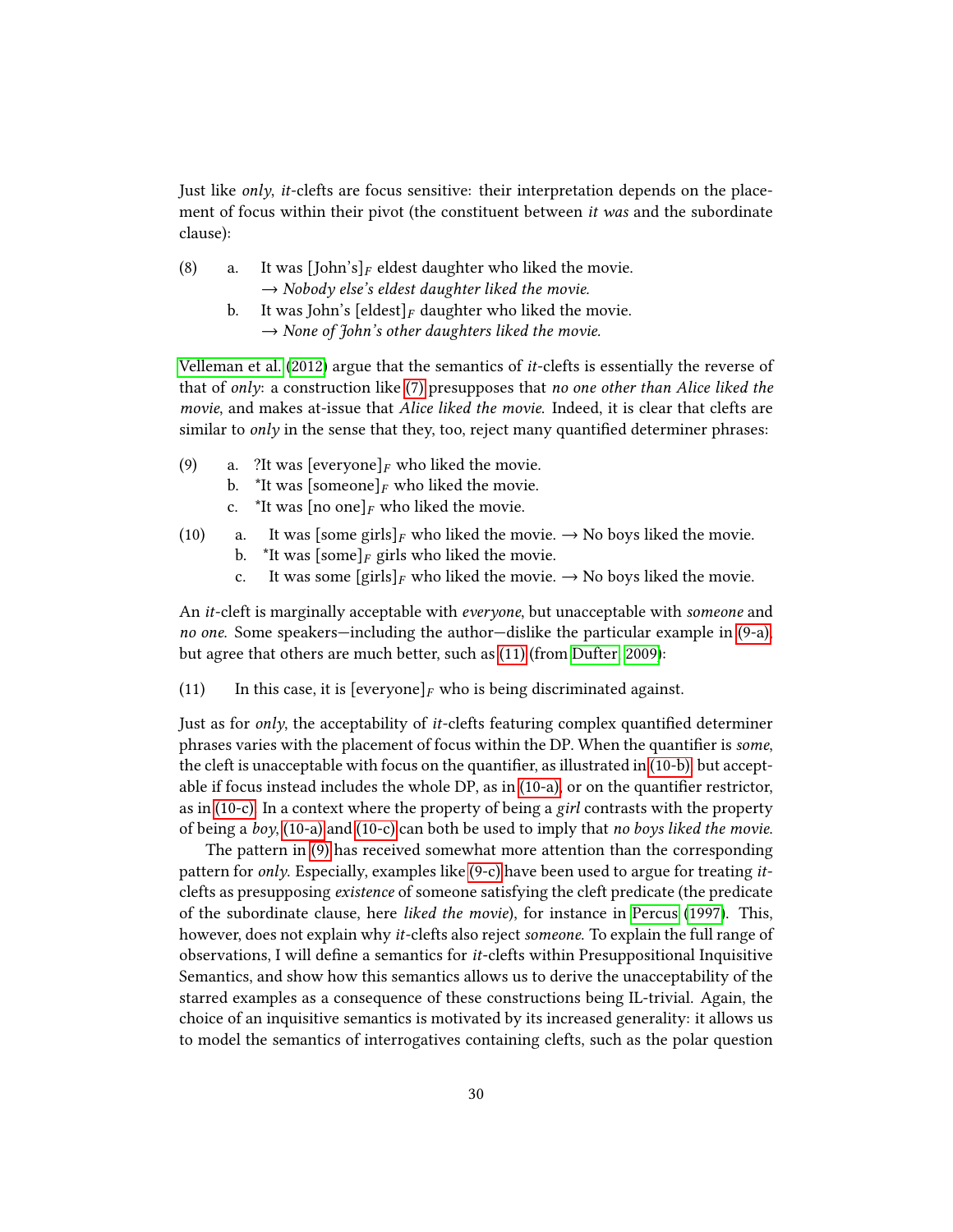Just like *only*, *it*-clefts are focus sensitive: their interpretation depends on the placement of focus within their pivot (the constituent between *it was* and the subordinate clause):

(8) a. It was [John's]$_F$ eldest daughter who liked the movie.
  → *Nobody else's eldest daughter liked the movie.*

  b. It was John's [eldest]$_F$ daughter who liked the movie.
  → *None of John's other daughters liked the movie.*

Velleman et al. (2012) argue that the semantics of *it*-clefts is essentially the reverse of that of *only*: a construction like (7) presupposes that *no one other than Alice liked the movie*, and makes at-issue that *Alice liked the movie.* Indeed, it is clear that clefts are similar to *only* in the sense that they, too, reject many quantified determiner phrases:

(9) a. ?It was [everyone]$_F$ who liked the movie.

  b. *It was [someone]$_F$ who liked the movie.

  c. *It was [no one]$_F$ who liked the movie.

(10) a. It was [some girls]$_F$ who liked the movie. → No boys liked the movie.

  b. *It was [some]$_F$ girls who liked the movie.

  c. It was some [girls]$_F$ who liked the movie. → No boys liked the movie.

An *it*-cleft is marginally acceptable with *everyone*, but unacceptable with *someone* and *no one.* Some speakers—including the author—dislike the particular example in (9-a), but agree that others are much better, such as (11) (from Dufter, 2009):

(11) In this case, it is [everyone]$_F$ who is being discriminated against.

Just as for *only*, the acceptability of *it*-clefts featuring complex quantified determiner phrases varies with the placement of focus within the DP. When the quantifier is *some*, the cleft is unacceptable with focus on the quantifier, as illustrated in (10-b), but acceptable if focus instead includes the whole DP, as in (10-a), or on the quantifier restrictor, as in (10-c). In a context where the property of being a *girl* contrasts with the property of being a *boy*, (10-a) and (10-c) can both be used to imply that *no boys liked the movie.*

The pattern in (9) has received somewhat more attention than the corresponding pattern for *only*. Especially, examples like (9-c) have been used to argue for treating *it*-clefts as presupposing *existence* of someone satisfying the cleft predicate (the predicate of the subordinate clause, here *liked the movie*), for instance in Percus (1997). This, however, does not explain why *it*-clefts also reject *someone.* To explain the full range of observations, I will define a semantics for *it*-clefts within Presuppositional Inquisitive Semantics, and show how this semantics allows us to derive the unacceptability of the starred examples as a consequence of these constructions being IL-trivial. Again, the choice of an inquisitive semantics is motivated by its increased generality: it allows us to model the semantics of interrogatives containing clefts, such as the polar question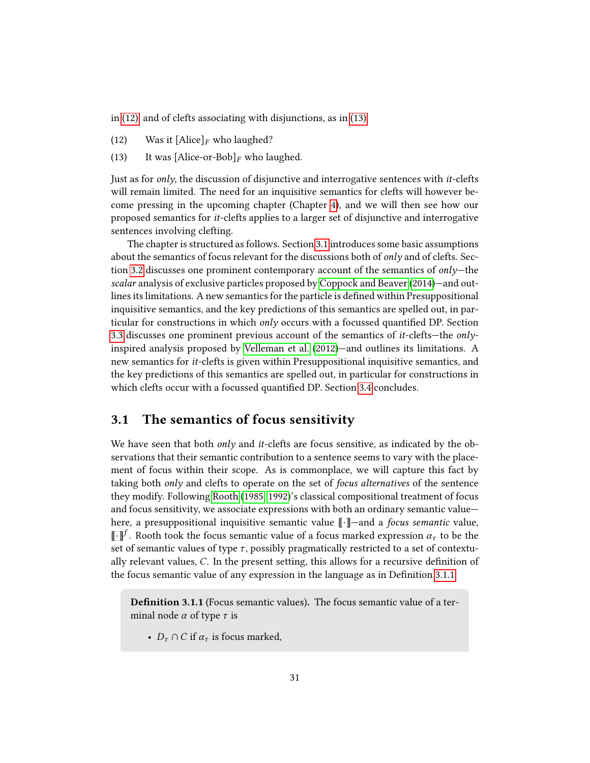in (12) and of clefts associating with disjunctions, as in (13).

(12) Was it [Alice]$_F$ who laughed?

(13) It was [Alice-or-Bob]$_F$ who laughed.

Just as for *only*, the discussion of disjunctive and interrogative sentences with *it*-clefts will remain limited. The need for an inquisitive semantics for clefts will however become pressing in the upcoming chapter (Chapter 4), and we will then see how our proposed semantics for *it*-clefts applies to a larger set of disjunctive and interrogative sentences involving clefting.

The chapter is structured as follows. Section 3.1 introduces some basic assumptions about the semantics of focus relevant for the discussions both of *only* and of clefts. Section 3.2 discusses one prominent contemporary account of the semantics of *only*—the *scalar* analysis of exclusive particles proposed by Coppock and Beaver (2014)—and outlines its limitations. A new semantics for the particle is defined within Presuppositional inquisitive semantics, and the key predictions of this semantics are spelled out, in particular for constructions in which *only* occurs with a focussed quantified DP. Section 3.3 discusses one prominent previous account of the semantics of *it*-clefts—the *only*-inspired analysis proposed by Velleman et al. (2012)—and outlines its limitations. A new semantics for *it*-clefts is given within Presuppositional inquisitive semantics, and the key predictions of this semantics are spelled out, in particular for constructions in which clefts occur with a focussed quantified DP. Section 3.4 concludes.

## 3.1 The semantics of focus sensitivity

We have seen that both *only* and *it*-clefts are focus sensitive, as indicated by the observations that their semantic contribution to a sentence seems to vary with the placement of focus within their scope. As is commonplace, we will capture this fact by taking both *only* and clefts to operate on the set of *focus alternatives* of the sentence they modify. Following Rooth (1985; 1992)'s classical compositional treatment of focus and focus sensitivity, we associate expressions with both an ordinary semantic value—here, a presuppositional inquisitive semantic value $[\![\cdot]\!]$—and a *focus semantic* value, $[\![\cdot]\!]^f$. Rooth took the focus semantic value of a focus marked expression $\alpha_\tau$ to be the set of semantic values of type $\tau$, possibly pragmatically restricted to a set of contextually relevant values, $C$. In the present setting, this allows for a recursive definition of the focus semantic value of any expression in the language as in Definition 3.1.1.

**Definition 3.1.1** (Focus semantic values)**.** The focus semantic value of a terminal node $\alpha$ of type $\tau$ is

- $D_\tau \cap C$ if $\alpha_\tau$ is focus marked,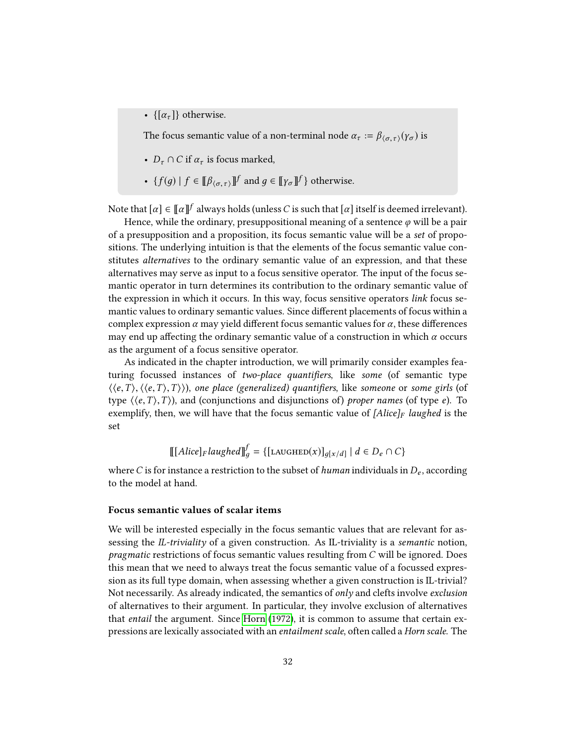- $\{[\alpha_\tau]\}$ otherwise.

The focus semantic value of a non-terminal node $\alpha_\tau := \beta_{\langle\sigma,\tau\rangle}(\gamma_\sigma)$ is

- $D_\tau \cap C$ if $\alpha_\tau$ is focus marked,
- $\{f(g) \mid f \in [\![\beta_{\langle\sigma,\tau\rangle}]\!]^f \text{ and } g \in [\![\gamma_\sigma]\!]^f\}$ otherwise.

Note that $[\alpha] \in [\![\alpha]\!]^f$ always holds (unless $C$ is such that $[\alpha]$ itself is deemed irrelevant).

Hence, while the ordinary, presuppositional meaning of a sentence $\varphi$ will be a pair of a presupposition and a proposition, its focus semantic value will be a *set* of propositions. The underlying intuition is that the elements of the focus semantic value constitutes *alternatives* to the ordinary semantic value of an expression, and that these alternatives may serve as input to a focus sensitive operator. The input of the focus semantic operator in turn determines its contribution to the ordinary semantic value of the expression in which it occurs. In this way, focus sensitive operators *link* focus semantic values to ordinary semantic values. Since different placements of focus within a complex expression $\alpha$ may yield different focus semantic values for $\alpha$, these differences may end up affecting the ordinary semantic value of a construction in which $\alpha$ occurs as the argument of a focus sensitive operator.

As indicated in the chapter introduction, we will primarily consider examples featuring focussed instances of *two-place quantifiers*, like *some* (of semantic type $\langle\langle e,T\rangle,\langle\langle e,T\rangle,T\rangle\rangle$), *one place (generalized) quantifiers*, like *someone* or *some girls* (of type $\langle\langle e,T\rangle,T\rangle$), and (conjunctions and disjunctions of) *proper names* (of type $e$). To exemplify, then, we will have that the focus semantic value of *[Alice]$_F$ laughed* is the set

$$[\![[Alice]_F\, laughed]\!]^f_g = \{[\text{LAUGHED}(x)]_{g[x/d]} \mid d \in D_e \cap C\}$$

where $C$ is for instance a restriction to the subset of *human* individuals in $D_e$, according to the model at hand.

### Focus semantic values of scalar items

We will be interested especially in the focus semantic values that are relevant for assessing the *IL-triviality* of a given construction. As IL-triviality is a *semantic* notion, *pragmatic* restrictions of focus semantic values resulting from $C$ will be ignored. Does this mean that we need to always treat the focus semantic value of a focussed expression as its full type domain, when assessing whether a given construction is IL-trivial? Not necessarily. As already indicated, the semantics of *only* and clefts involve *exclusion* of alternatives to their argument. In particular, they involve exclusion of alternatives that *entail* the argument. Since Horn (1972), it is common to assume that certain expressions are lexically associated with an *entailment scale*, often called a *Horn scale*. The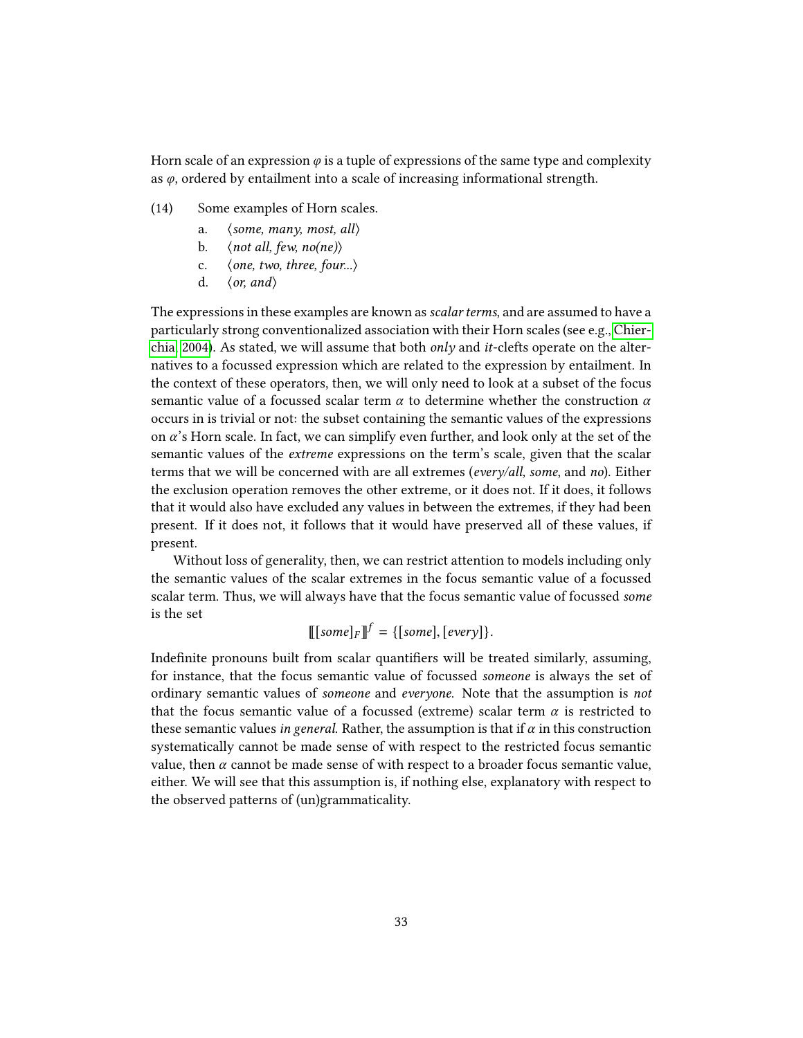Horn scale of an expression $\varphi$ is a tuple of expressions of the same type and complexity as $\varphi$, ordered by entailment into a scale of increasing informational strength.

(14) Some examples of Horn scales.

a. ⟨*some, many, most, all*⟩

b. ⟨*not all, few, no(ne)*⟩

c. ⟨*one, two, three, four...*⟩

d. ⟨*or, and*⟩

The expressions in these examples are known as *scalar terms*, and are assumed to have a particularly strong conventionalized association with their Horn scales (see e.g., Chierchia 2004). As stated, we will assume that both *only* and *it*-clefts operate on the alternatives to a focussed expression which are related to the expression by entailment. In the context of these operators, then, we will only need to look at a subset of the focus semantic value of a focussed scalar term $\alpha$ to determine whether the construction $\alpha$ occurs in is trivial or not: the subset containing the semantic values of the expressions on $\alpha$'s Horn scale. In fact, we can simplify even further, and look only at the set of the semantic values of the *extreme* expressions on the term's scale, given that the scalar terms that we will be concerned with are all extremes (*every/all, some*, and *no*). Either the exclusion operation removes the other extreme, or it does not. If it does, it follows that it would also have excluded any values in between the extremes, if they had been present. If it does not, it follows that it would have preserved all of these values, if present.

Without loss of generality, then, we can restrict attention to models including only the semantic values of the scalar extremes in the focus semantic value of a focussed scalar term. Thus, we will always have that the focus semantic value of focussed *some* is the set

$$[\![ [some]_F ]\!]^f = \{[some], [every]\}.$$

Indefinite pronouns built from scalar quantifiers will be treated similarly, assuming, for instance, that the focus semantic value of focussed *someone* is always the set of ordinary semantic values of *someone* and *everyone*. Note that the assumption is *not* that the focus semantic value of a focussed (extreme) scalar term $\alpha$ is restricted to these semantic values *in general*. Rather, the assumption is that if $\alpha$ in this construction systematically cannot be made sense of with respect to the restricted focus semantic value, then $\alpha$ cannot be made sense of with respect to a broader focus semantic value, either. We will see that this assumption is, if nothing else, explanatory with respect to the observed patterns of (un)grammaticality.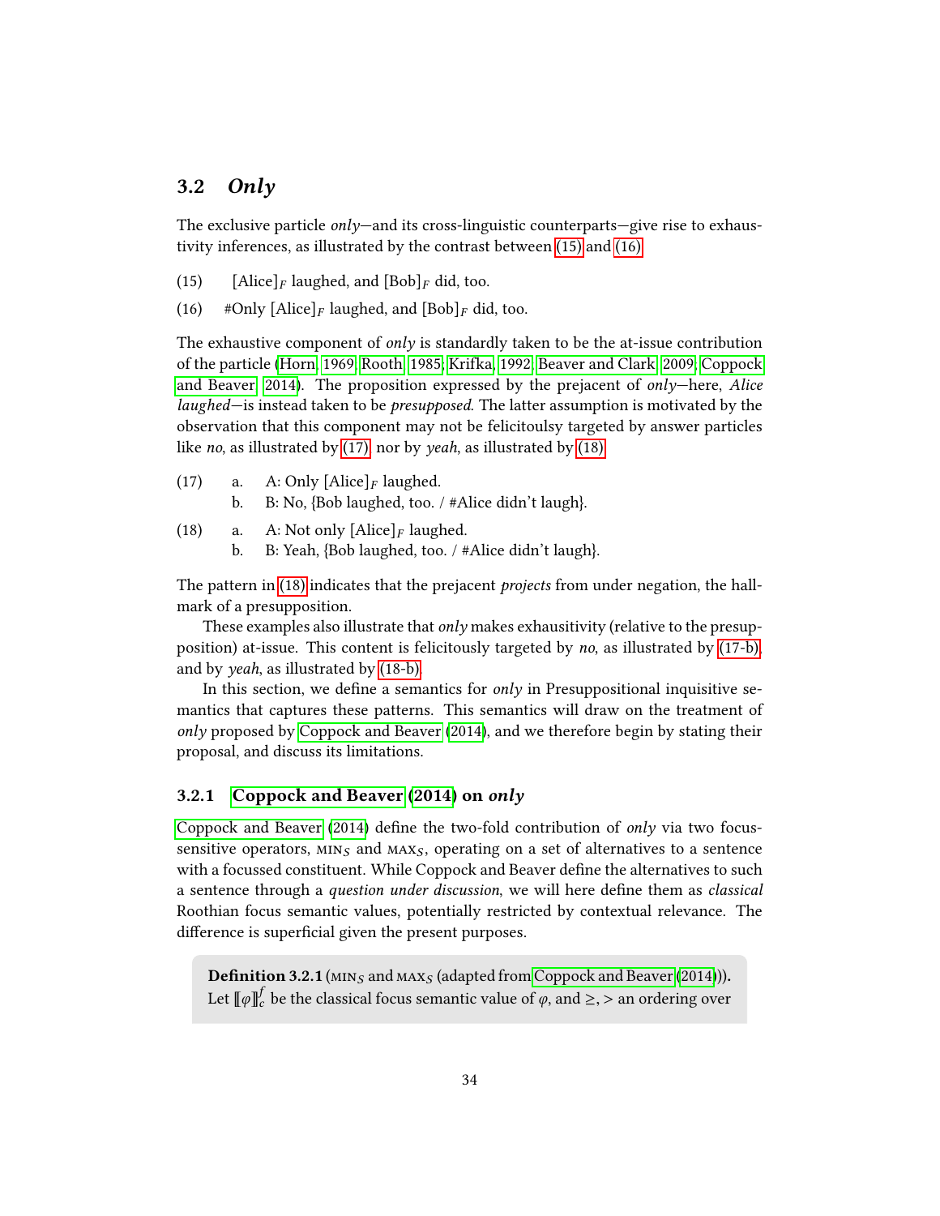## 3.2 *Only*

The exclusive particle *only*—and its cross-linguistic counterparts—give rise to exhaustivity inferences, as illustrated by the contrast between (15) and (16).

(15) [Alice]$_F$ laughed, and [Bob]$_F$ did, too.

(16) #Only [Alice]$_F$ laughed, and [Bob]$_F$ did, too.

The exhaustive component of *only* is standardly taken to be the at-issue contribution of the particle (Horn, 1969; Rooth, 1985; Krifka, 1992; Beaver and Clark, 2009; Coppock and Beaver, 2014). The proposition expressed by the prejacent of *only*—here, *Alice laughed*—is instead taken to be *presupposed*. The latter assumption is motivated by the observation that this component may not be felicitoulsy targeted by answer particles like *no*, as illustrated by (17), nor by *yeah*, as illustrated by (18).

(17) a. A: Only [Alice]$_F$ laughed.
     b. B: No, {Bob laughed, too. / #Alice didn't laugh}.

(18) a. A: Not only [Alice]$_F$ laughed.
     b. B: Yeah, {Bob laughed, too. / #Alice didn't laugh}.

The pattern in (18) indicates that the prejacent *projects* from under negation, the hallmark of a presupposition.

These examples also illustrate that *only* makes exhausitivity (relative to the presupposition) at-issue. This content is felicitously targeted by *no*, as illustrated by (17-b), and by *yeah*, as illustrated by (18-b).

In this section, we define a semantics for *only* in Presuppositional inquisitive semantics that captures these patterns. This semantics will draw on the treatment of *only* proposed by Coppock and Beaver (2014), and we therefore begin by stating their proposal, and discuss its limitations.

### 3.2.1 Coppock and Beaver (2014) on *only*

Coppock and Beaver (2014) define the two-fold contribution of *only* via two focus-sensitive operators, $\textsc{min}_S$ and $\textsc{max}_S$, operating on a set of alternatives to a sentence with a focussed constituent. While Coppock and Beaver define the alternatives to such a sentence through a *question under discussion*, we will here define them as *classical* Roothian focus semantic values, potentially restricted by contextual relevance. The difference is superficial given the present purposes.

**Definition 3.2.1** ($\textsc{min}_S$ and $\textsc{max}_S$ (adapted from Coppock and Beaver (2014))).
Let $[\![\varphi]\!]_c^f$ be the classical focus semantic value of $\varphi$, and $\geq, >$ an ordering over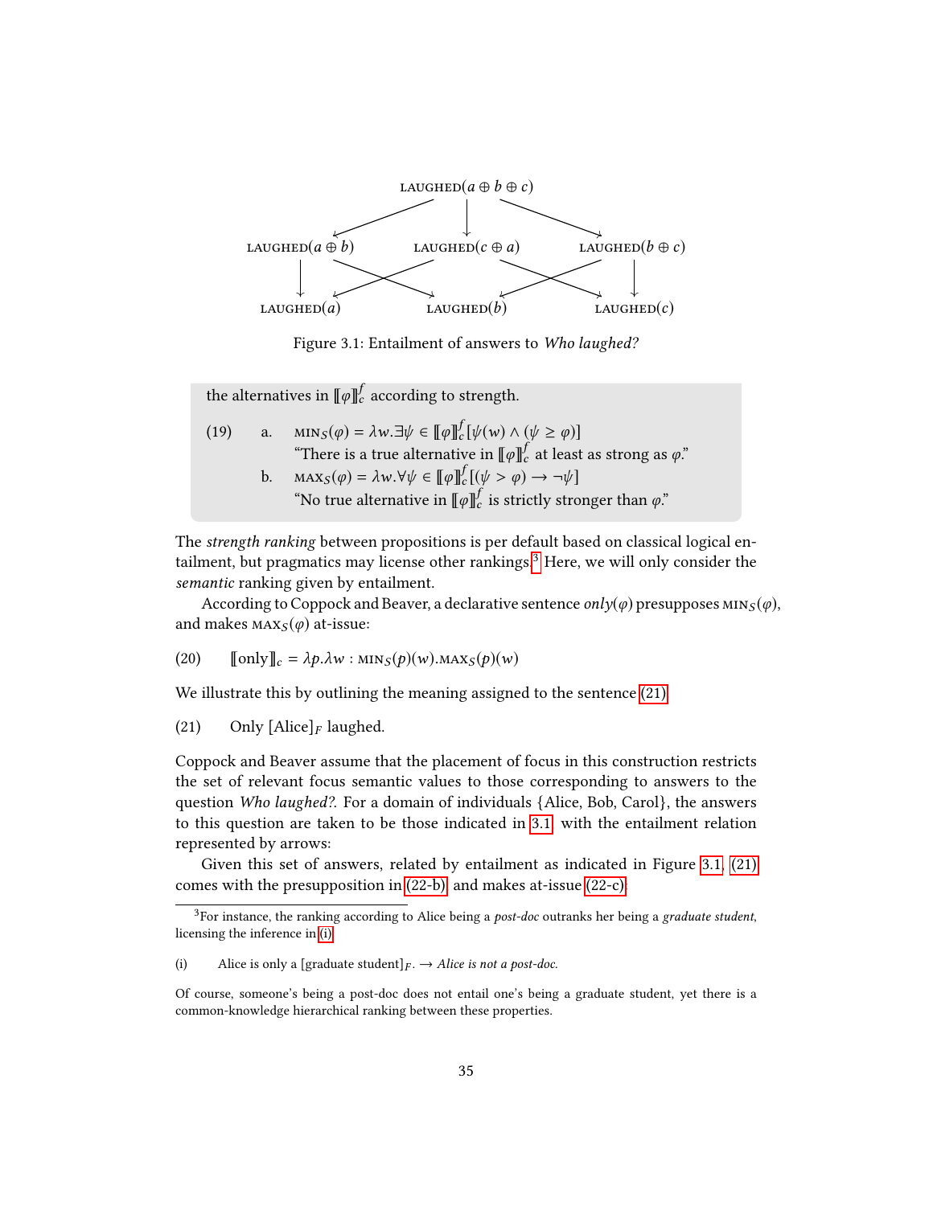LAUGHED$(a \oplus b \oplus c)$

LAUGHED$(a \oplus b)$ LAUGHED$(c \oplus a)$ LAUGHED$(b \oplus c)$

LAUGHED$(a)$ LAUGHED$(b)$ LAUGHED$(c)$

Figure 3.1: Entailment of answers to *Who laughed?*

the alternatives in $[\![\varphi]\!]^f_c$ according to strength.

(19) a. $\textsc{min}_S(\varphi) = \lambda w.\exists \psi \in [\![\varphi]\!]^f_c[\psi(w) \wedge (\psi \geq \varphi)]$
"There is a true alternative in $[\![\varphi]\!]^f_c$ at least as strong as $\varphi$."

b. $\textsc{max}_S(\varphi) = \lambda w.\forall \psi \in [\![\varphi]\!]^f_c[(\psi > \varphi) \rightarrow \neg\psi]$
"No true alternative in $[\![\varphi]\!]^f_c$ is strictly stronger than $\varphi$."

The *strength ranking* between propositions is per default based on classical logical entailment, but pragmatics may license other rankings.[3] Here, we will only consider the *semantic* ranking given by entailment.

According to Coppock and Beaver, a declarative sentence *only*($\varphi$) presupposes $\textsc{min}_S(\varphi)$, and makes $\textsc{max}_S(\varphi)$ at-issue:

(20) $[\![\text{only}]\!]_c = \lambda p.\lambda w : \textsc{min}_S(p)(w).\textsc{max}_S(p)(w)$

We illustrate this by outlining the meaning assigned to the sentence (21)

(21) Only [Alice]$_F$ laughed.

Coppock and Beaver assume that the placement of focus in this construction restricts the set of relevant focus semantic values to those corresponding to answers to the question *Who laughed?*. For a domain of individuals {Alice, Bob, Carol}, the answers to this question are taken to be those indicated in 3.1 with the entailment relation represented by arrows:

Given this set of answers, related by entailment as indicated in Figure 3.1, (21) comes with the presupposition in (22-b) and makes at-issue (22-c).

[3] For instance, the ranking according to Alice being a *post-doc* outranks her being a *graduate student*, licensing the inference in (i)

(i) Alice is only a [graduate student]$_F$. → *Alice is not a post-doc.*

Of course, someone's being a post-doc does not entail one's being a graduate student, yet there is a common-knowledge hierarchical ranking between these properties.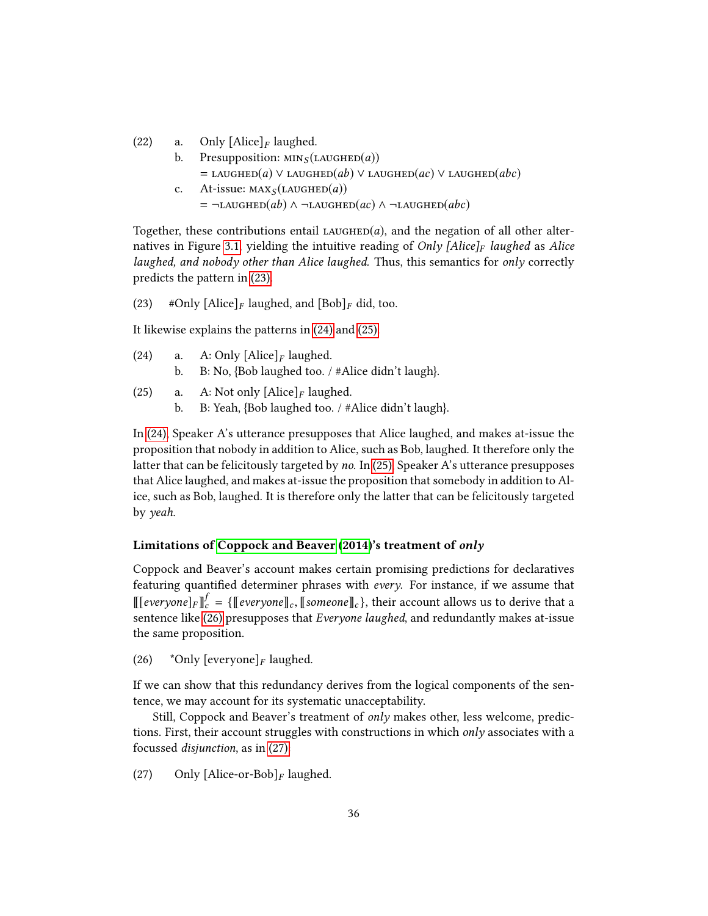(22) a. Only [Alice]$_F$ laughed.

b. Presupposition: $\text{MIN}_S(\text{LAUGHED}(a))$
$= \text{LAUGHED}(a) \vee \text{LAUGHED}(ab) \vee \text{LAUGHED}(ac) \vee \text{LAUGHED}(abc)$

c. At-issue: $\text{MAX}_S(\text{LAUGHED}(a))$
$= \neg\text{LAUGHED}(ab) \wedge \neg\text{LAUGHED}(ac) \wedge \neg\text{LAUGHED}(abc)$

Together, these contributions entail $\text{LAUGHED}(a)$, and the negation of all other alternatives in Figure 3.1, yielding the intuitive reading of *Only [Alice]$_F$ laughed* as *Alice laughed, and nobody other than Alice laughed.* Thus, this semantics for *only* correctly predicts the pattern in (23).

(23) #Only [Alice]$_F$ laughed, and [Bob]$_F$ did, too.

It likewise explains the patterns in (24) and (25).

(24) a. A: Only [Alice]$_F$ laughed.

b. B: No, {Bob laughed too. / #Alice didn't laugh}.

(25) a. A: Not only [Alice]$_F$ laughed.

b. B: Yeah, {Bob laughed too. / #Alice didn't laugh}.

In (24), Speaker A's utterance presupposes that Alice laughed, and makes at-issue the proposition that nobody in addition to Alice, such as Bob, laughed. It therefore only the latter that can be felicitously targeted by *no*. In (25), Speaker A's utterance presupposes that Alice laughed, and makes at-issue the proposition that somebody in addition to Alice, such as Bob, laughed. It is therefore only the latter that can be felicitously targeted by *yeah*.

### Limitations of Coppock and Beaver (2014)'s treatment of *only*

Coppock and Beaver's account makes certain promising predictions for declaratives featuring quantified determiner phrases with *every*. For instance, if we assume that $[\![[everyone]_F]\!]^f_c = \{[\![everyone]\!]_c, [\![someone]\!]_c\}$, their account allows us to derive that a sentence like (26) presupposes that *Everyone laughed*, and redundantly makes at-issue the same proposition.

(26) *Only [everyone]$_F$ laughed.

If we can show that this redundancy derives from the logical components of the sentence, we may account for its systematic unacceptability.

Still, Coppock and Beaver's treatment of *only* makes other, less welcome, predictions. First, their account struggles with constructions in which *only* associates with a focussed *disjunction*, as in (27).

(27) Only [Alice-or-Bob]$_F$ laughed.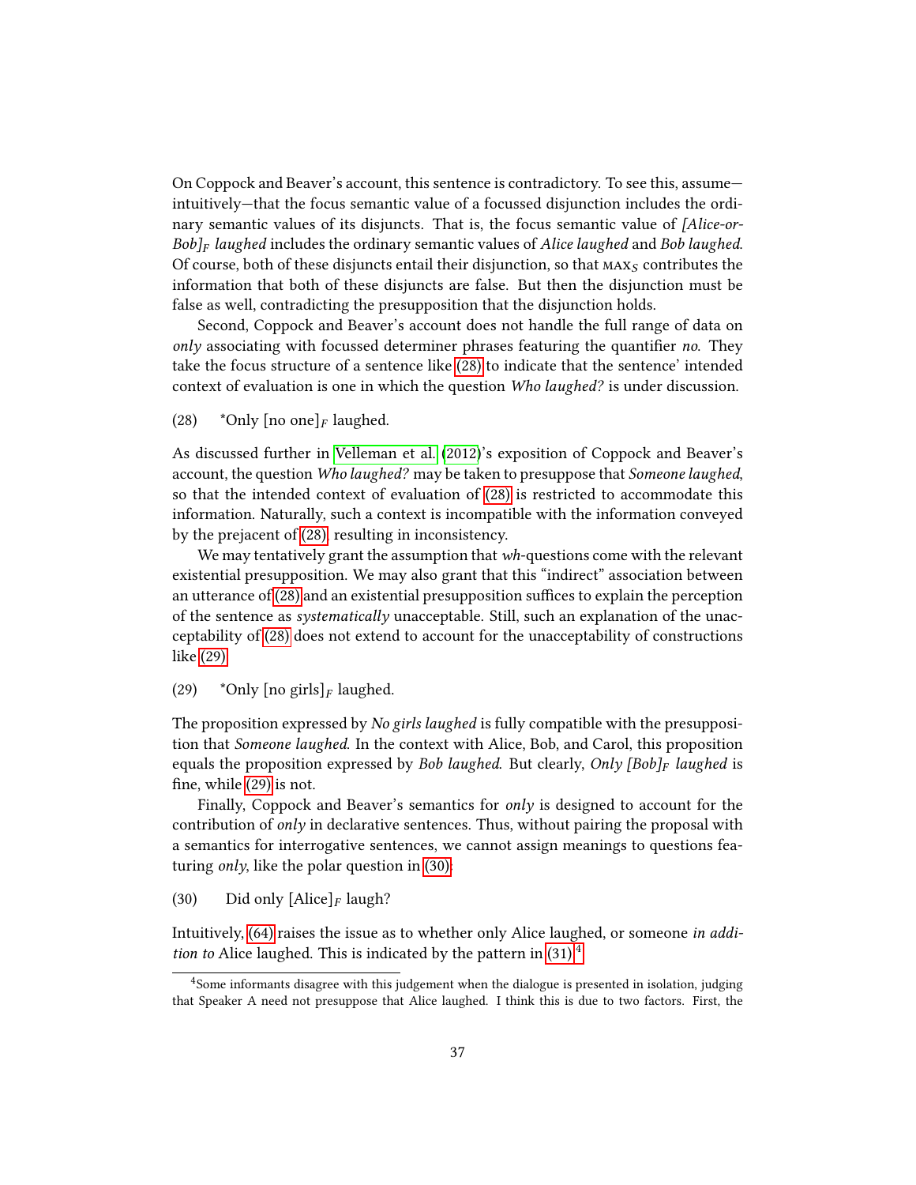On Coppock and Beaver's account, this sentence is contradictory. To see this, assume—intuitively—that the focus semantic value of a focussed disjunction includes the ordinary semantic values of its disjuncts. That is, the focus semantic value of *[Alice-or-Bob]$_F$ laughed* includes the ordinary semantic values of *Alice laughed* and *Bob laughed*. Of course, both of these disjuncts entail their disjunction, so that $\text{MAX}_S$ contributes the information that both of these disjuncts are false. But then the disjunction must be false as well, contradicting the presupposition that the disjunction holds.

Second, Coppock and Beaver's account does not handle the full range of data on *only* associating with focussed determiner phrases featuring the quantifier *no*. They take the focus structure of a sentence like (28) to indicate that the sentence' intended context of evaluation is one in which the question *Who laughed?* is under discussion.

(28) *Only [no one]$_F$ laughed.

As discussed further in Velleman et al. (2012)'s exposition of Coppock and Beaver's account, the question *Who laughed?* may be taken to presuppose that *Someone laughed*, so that the intended context of evaluation of (28) is restricted to accommodate this information. Naturally, such a context is incompatible with the information conveyed by the prejacent of (28), resulting in inconsistency.

We may tentatively grant the assumption that *wh*-questions come with the relevant existential presupposition. We may also grant that this "indirect" association between an utterance of (28) and an existential presupposition suffices to explain the perception of the sentence as *systematically* unacceptable. Still, such an explanation of the unacceptability of (28) does not extend to account for the unacceptability of constructions like (29).

(29) *Only [no girls]$_F$ laughed.

The proposition expressed by *No girls laughed* is fully compatible with the presupposition that *Someone laughed*. In the context with Alice, Bob, and Carol, this proposition equals the proposition expressed by *Bob laughed*. But clearly, *Only [Bob]$_F$ laughed* is fine, while (29) is not.

Finally, Coppock and Beaver's semantics for *only* is designed to account for the contribution of *only* in declarative sentences. Thus, without pairing the proposal with a semantics for interrogative sentences, we cannot assign meanings to questions featuring *only*, like the polar question in (30):

(30) Did only [Alice]$_F$ laugh?

Intuitively, (64) raises the issue as to whether only Alice laughed, or someone *in addition to* Alice laughed. This is indicated by the pattern in (31).[4]

[4]Some informants disagree with this judgement when the dialogue is presented in isolation, judging that Speaker A need not presuppose that Alice laughed. I think this is due to two factors. First, the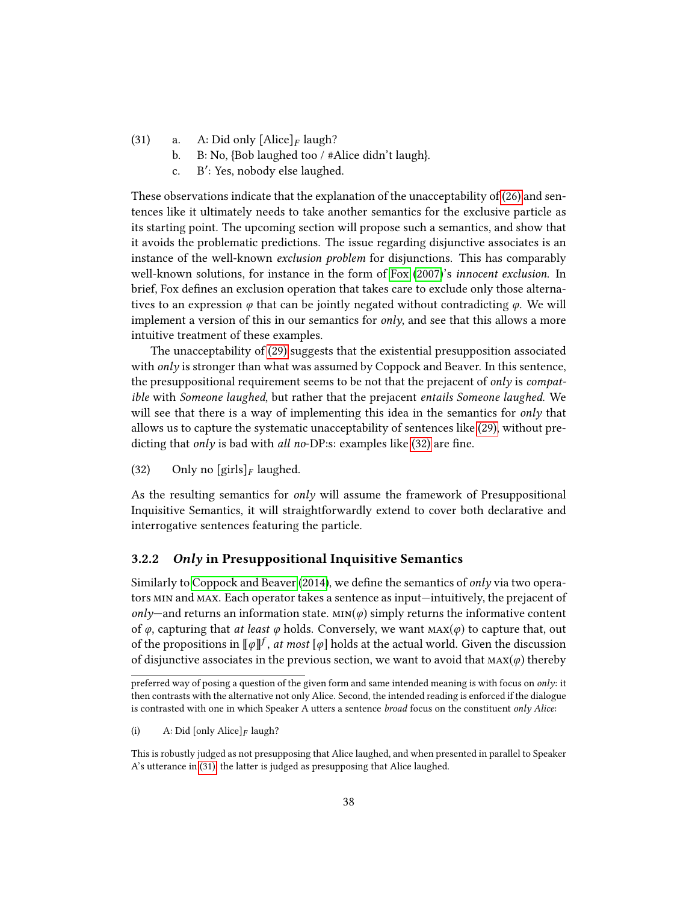(31) a. A: Did only [Alice]$_F$ laugh?
 b. B: No, {Bob laughed too / #Alice didn't laugh}.
 c. B′: Yes, nobody else laughed.

These observations indicate that the explanation of the unacceptability of (26) and sentences like it ultimately needs to take another semantics for the exclusive particle as its starting point. The upcoming section will propose such a semantics, and show that it avoids the problematic predictions. The issue regarding disjunctive associates is an instance of the well-known *exclusion problem* for disjunctions. This has comparably well-known solutions, for instance in the form of Fox (2007)'s *innocent exclusion*. In brief, Fox defines an exclusion operation that takes care to exclude only those alternatives to an expression $\varphi$ that can be jointly negated without contradicting $\varphi$. We will implement a version of this in our semantics for *only*, and see that this allows a more intuitive treatment of these examples.

The unacceptability of (29) suggests that the existential presupposition associated with *only* is stronger than what was assumed by Coppock and Beaver. In this sentence, the presuppositional requirement seems to be not that the prejacent of *only* is *compatible* with *Someone laughed*, but rather that the prejacent *entails Someone laughed*. We will see that there is a way of implementing this idea in the semantics for *only* that allows us to capture the systematic unacceptability of sentences like (29), without predicting that *only* is bad with *all no*-DP:s: examples like (32) are fine.

(32) Only no [girls]$_F$ laughed.

As the resulting semantics for *only* will assume the framework of Presuppositional Inquisitive Semantics, it will straightforwardly extend to cover both declarative and interrogative sentences featuring the particle.

### 3.2.2 *Only* in Presuppositional Inquisitive Semantics

Similarly to Coppock and Beaver (2014), we define the semantics of *only* via two operators MIN and MAX. Each operator takes a sentence as input—intuitively, the prejacent of *only*—and returns an information state. MIN($\varphi$) simply returns the informative content of $\varphi$, capturing that *at least* $\varphi$ holds. Conversely, we want MAX($\varphi$) to capture that, out of the propositions in $[\![\varphi]\!]^f$, *at most* $[\varphi]$ holds at the actual world. Given the discussion of disjunctive associates in the previous section, we want to avoid that MAX($\varphi$) thereby

preferred way of posing a question of the given form and same intended meaning is with focus on *only*: it then contrasts with the alternative not only Alice. Second, the intended reading is enforced if the dialogue is contrasted with one in which Speaker A utters a sentence *broad* focus on the constituent *only Alice*:

(i) A: Did [only Alice]$_F$ laugh?

This is robustly judged as not presupposing that Alice laughed, and when presented in parallel to Speaker A's utterance in (31) the latter is judged as presupposing that Alice laughed.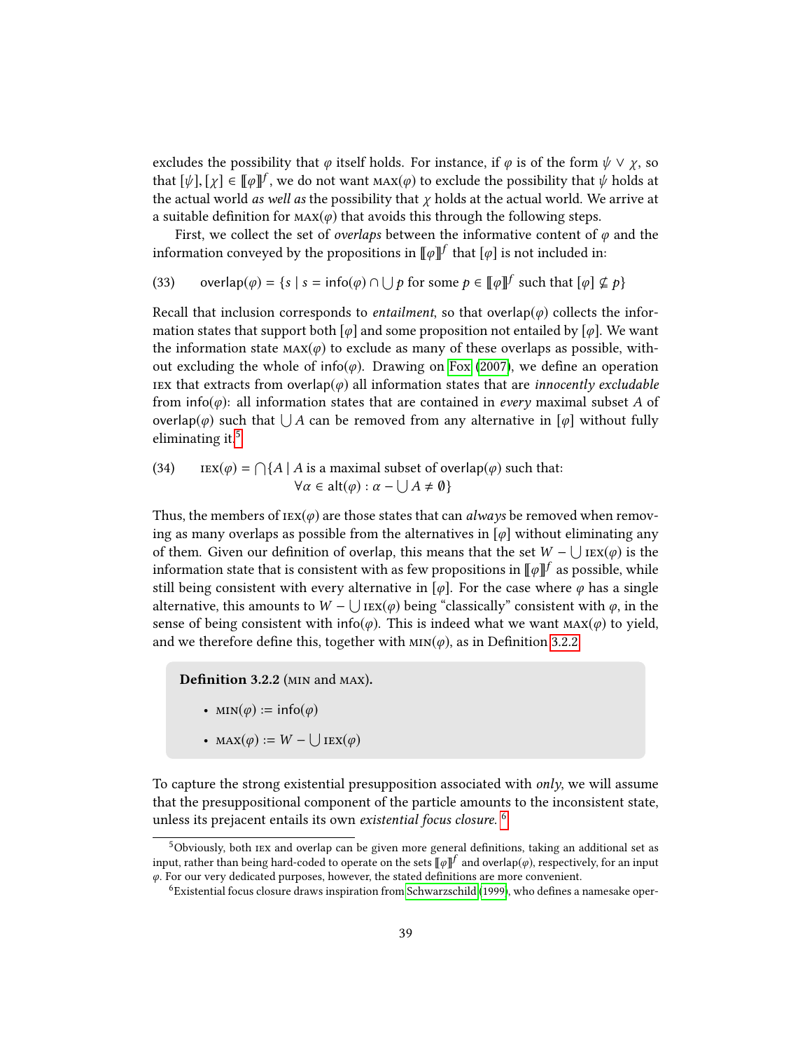excludes the possibility that $\varphi$ itself holds. For instance, if $\varphi$ is of the form $\psi \vee \chi$, so that $[\psi], [\chi] \in [\![\varphi]\!]^f$, we do not want $\textsc{max}(\varphi)$ to exclude the possibility that $\psi$ holds at the actual world *as well as* the possibility that $\chi$ holds at the actual world. We arrive at a suitable definition for $\textsc{max}(\varphi)$ that avoids this through the following steps.

First, we collect the set of *overlaps* between the informative content of $\varphi$ and the information conveyed by the propositions in $[\![\varphi]\!]^f$ that $[\varphi]$ is not included in:

(33) $\quad \text{overlap}(\varphi) = \{s \mid s = \text{info}(\varphi) \cap \bigcup p \text{ for some } p \in [\![\varphi]\!]^f \text{ such that } [\varphi] \not\subseteq p\}$

Recall that inclusion corresponds to *entailment*, so that overlap($\varphi$) collects the information states that support both $[\varphi]$ and some proposition not entailed by $[\varphi]$. We want the information state $\textsc{max}(\varphi)$ to exclude as many of these overlaps as possible, without excluding the whole of info($\varphi$). Drawing on Fox (2007), we define an operation $\textsc{iex}$ that extracts from overlap($\varphi$) all information states that are *innocently excludable* from info($\varphi$): all information states that are contained in *every* maximal subset $A$ of overlap($\varphi$) such that $\bigcup A$ can be removed from any alternative in $[\varphi]$ without fully eliminating it.[5]

(34) $\quad \textsc{iex}(\varphi) = \bigcap\{A \mid A \text{ is a maximal subset of overlap}(\varphi) \text{ such that: } \forall \alpha \in \text{alt}(\varphi) : \alpha - \bigcup A \neq \emptyset\}$

Thus, the members of $\textsc{iex}(\varphi)$ are those states that can *always* be removed when removing as many overlaps as possible from the alternatives in $[\varphi]$ without eliminating any of them. Given our definition of overlap, this means that the set $W - \bigcup \textsc{iex}(\varphi)$ is the information state that is consistent with as few propositions in $[\![\varphi]\!]^f$ as possible, while still being consistent with every alternative in $[\varphi]$. For the case where $\varphi$ has a single alternative, this amounts to $W - \bigcup \textsc{iex}(\varphi)$ being "classically" consistent with $\varphi$, in the sense of being consistent with info($\varphi$). This is indeed what we want $\textsc{max}(\varphi)$ to yield, and we therefore define this, together with $\textsc{min}(\varphi)$, as in Definition 3.2.2.

> **Definition 3.2.2** ($\textsc{min}$ and $\textsc{max}$).
>
> - $\textsc{min}(\varphi) := \text{info}(\varphi)$
> - $\textsc{max}(\varphi) := W - \bigcup \textsc{iex}(\varphi)$

To capture the strong existential presupposition associated with *only*, we will assume that the presuppositional component of the particle amounts to the inconsistent state, unless its prejacent entails its own *existential focus closure*.[6]

---

[5] Obviously, both $\textsc{iex}$ and overlap can be given more general definitions, taking an additional set as input, rather than being hard-coded to operate on the sets $[\![\varphi]\!]^f$ and overlap($\varphi$), respectively, for an input $\varphi$. For our very dedicated purposes, however, the stated definitions are more convenient.

[6] Existential focus closure draws inspiration from Schwarzschild (1999), who defines a namesake oper-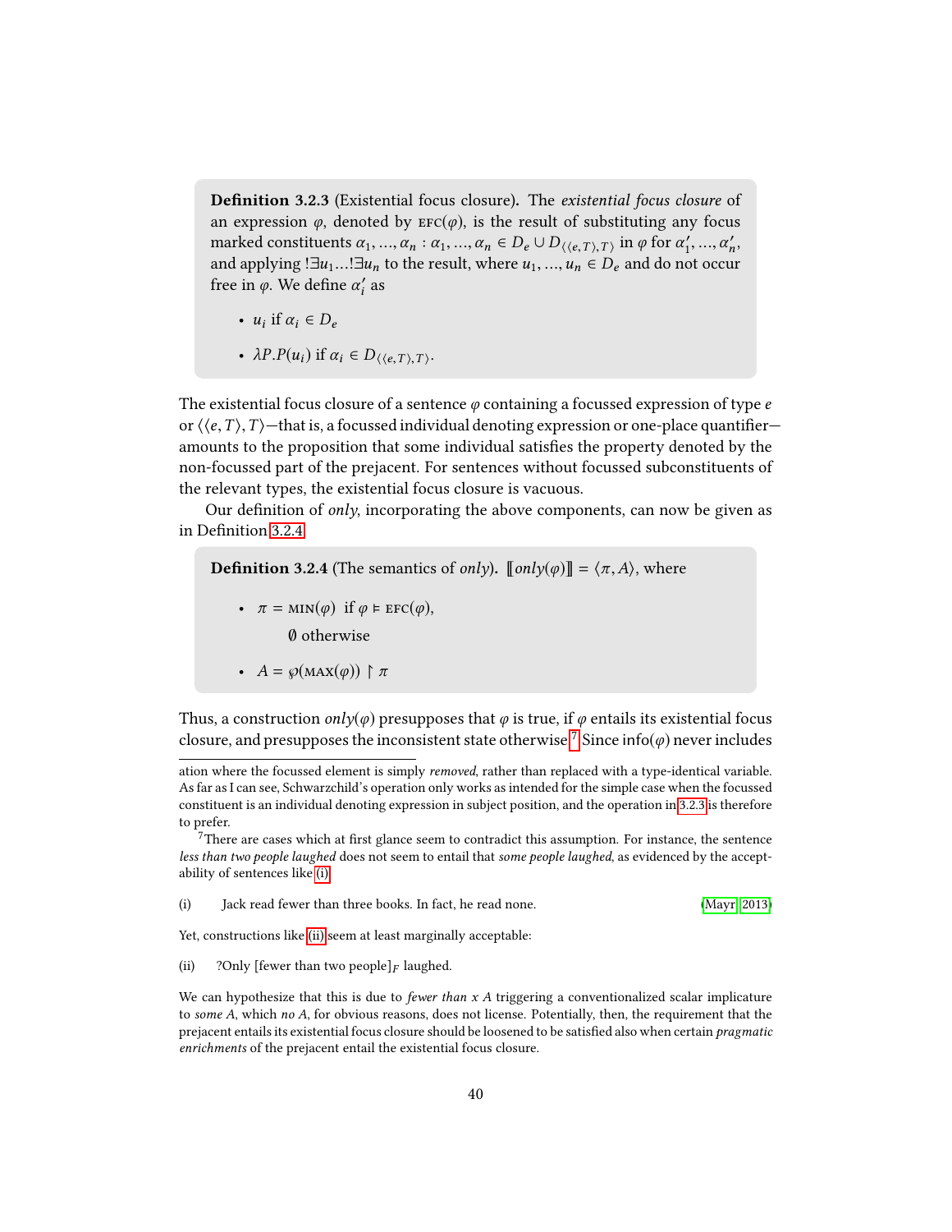**Definition 3.2.3** (Existential focus closure). The *existential focus closure* of an expression $\varphi$, denoted by $\textsc{efc}(\varphi)$, is the result of substituting any focus marked constituents $\alpha_1, ..., \alpha_n : \alpha_1, ..., \alpha_n \in D_e \cup D_{\langle\langle e,T\rangle,T\rangle}$ in $\varphi$ for $\alpha'_1, ..., \alpha'_n$, and applying $!\exists u_1 ... !\exists u_n$ to the result, where $u_1, ..., u_n \in D_e$ and do not occur free in $\varphi$. We define $\alpha'_i$ as

- $u_i$ if $\alpha_i \in D_e$
- $\lambda P.P(u_i)$ if $\alpha_i \in D_{\langle\langle e,T\rangle,T\rangle}$.

The existential focus closure of a sentence $\varphi$ containing a focussed expression of type $e$ or $\langle\langle e, T\rangle, T\rangle$—that is, a focussed individual denoting expression or one-place quantifier—amounts to the proposition that some individual satisfies the property denoted by the non-focussed part of the prejacent. For sentences without focussed subconstituents of the relevant types, the existential focus closure is vacuous.

Our definition of *only*, incorporating the above components, can now be given as in Definition 3.2.4.

**Definition 3.2.4** (The semantics of *only*). $[\![only(\varphi)]\!] = \langle \pi, A\rangle$, where

- $\pi = \textsc{min}(\varphi)$ if $\varphi \vDash \textsc{efc}(\varphi)$,
  
  $\emptyset$ otherwise
- $A = \wp(\textsc{max}(\varphi)) \restriction \pi$

Thus, a construction $only(\varphi)$ presupposes that $\varphi$ is true, if $\varphi$ entails its existential focus closure, and presupposes the inconsistent state otherwise.[7] Since info($\varphi$) never includes

---

ation where the focussed element is simply *removed*, rather than replaced with a type-identical variable. As far as I can see, Schwarzchild's operation only works as intended for the simple case when the focussed constituent is an individual denoting expression in subject position, and the operation in 3.2.3 is therefore to prefer.

[7] There are cases which at first glance seem to contradict this assumption. For instance, the sentence *less than two people laughed* does not seem to entail that *some people laughed*, as evidenced by the acceptability of sentences like (i).

(i) Jack read fewer than three books. In fact, he read none. (Mayr, 2013)

Yet, constructions like (ii) seem at least marginally acceptable:

(ii) ?Only [fewer than two people]$_F$ laughed.

We can hypothesize that this is due to *fewer than x A* triggering a conventionalized scalar implicature to *some A*, which *no A*, for obvious reasons, does not license. Potentially, then, the requirement that the prejacent entails its existential focus closure should be loosened to be satisfied also when certain *pragmatic enrichments* of the prejacent entail the existential focus closure.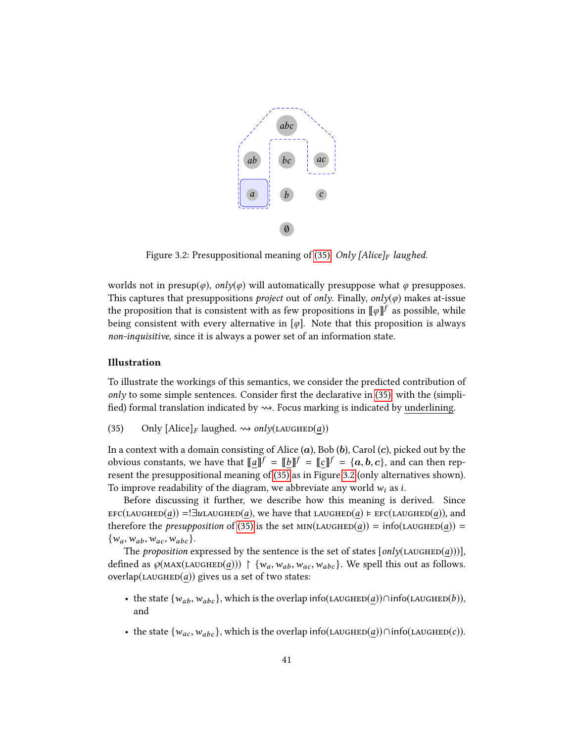Figure 3.2: Presuppositional meaning of (35), *Only [Alice]$_F$ laughed.*

worlds not in presup($\varphi$), *only*($\varphi$) will automatically presuppose what $\varphi$ presupposes. This captures that presuppositions *project* out of *only*. Finally, *only*($\varphi$) makes at-issue the proposition that is consistent with as few propositions in $[\![\varphi]\!]^f$ as possible, while being consistent with every alternative in $[\varphi]$. Note that this proposition is always *non-inquisitive*, since it is always a power set of an information state.

### Illustration

To illustrate the workings of this semantics, we consider the predicted contribution of *only* to some simple sentences. Consider first the declarative in (35) with the (simplified) formal translation indicated by $\rightsquigarrow$. Focus marking is indicated by underlining.

(35) Only [Alice]$_F$ laughed. $\rightsquigarrow$ *only*($\text{LAUGHED}(\underline{a})$)

In a context with a domain consisting of Alice ($\boldsymbol{a}$), Bob ($\boldsymbol{b}$), Carol ($\boldsymbol{c}$), picked out by the obvious constants, we have that $[\![\underline{a}]\!]^f = [\![\underline{b}]\!]^f = [\![\underline{c}]\!]^f = \{\boldsymbol{a}, \boldsymbol{b}, \boldsymbol{c}\}$, and can then represent the presuppositional meaning of (35) as in Figure 3.2 (only alternatives shown). To improve readability of the diagram, we abbreviate any world $w_i$ as $i$.

Before discussing it further, we describe how this meaning is derived. Since $\text{EFC}(\text{LAUGHED}(\underline{a})) = !\exists u \text{LAUGHED}(\underline{a})$, we have that $\text{LAUGHED}(\underline{a}) \vDash \text{EFC}(\text{LAUGHED}(\underline{a}))$, and therefore the *presupposition* of (35) is the set $\text{MIN}(\text{LAUGHED}(\underline{a})) = \text{info}(\text{LAUGHED}(\underline{a})) = \{w_a, w_{ab}, w_{ac}, w_{abc}\}$.

The *proposition* expressed by the sentence is the set of states $[only(\text{LAUGHED}(\underline{a}))]$, defined as $\wp(\text{MAX}(\text{LAUGHED}(\underline{a}))) \restriction \{w_a, w_{ab}, w_{ac}, w_{abc}\}$. We spell this out as follows. overlap($\text{LAUGHED}(\underline{a})$) gives us a set of two states:

- the state $\{w_{ab}, w_{abc}\}$, which is the overlap $\text{info}(\text{LAUGHED}(\underline{a})) \cap \text{info}(\text{LAUGHED}(b))$, and
- the state $\{w_{ac}, w_{abc}\}$, which is the overlap $\text{info}(\text{LAUGHED}(\underline{a})) \cap \text{info}(\text{LAUGHED}(c))$.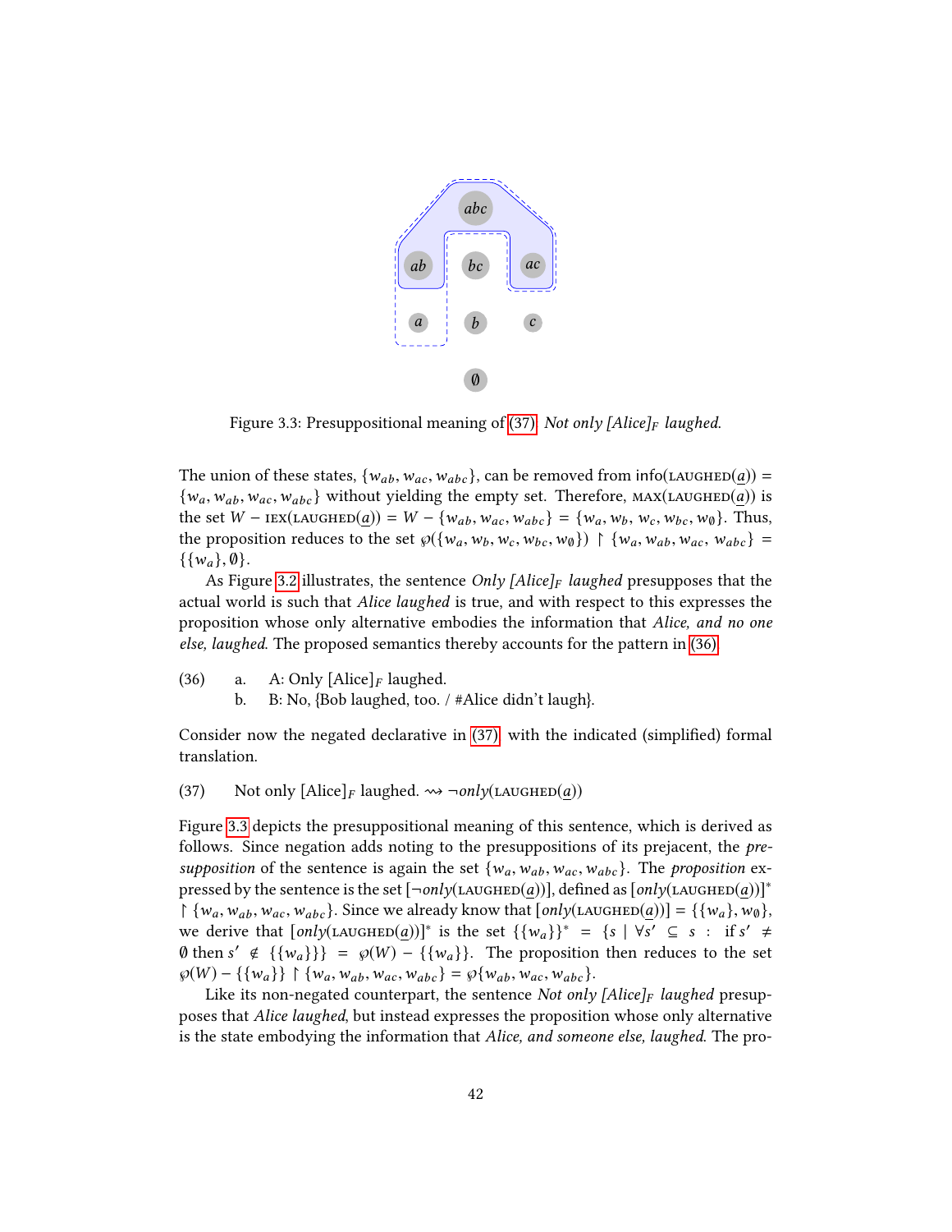Figure 3.3: Presuppositional meaning of (37) *Not only [Alice]$_F$ laughed.*

The union of these states, $\{w_{ab}, w_{ac}, w_{abc}\}$, can be removed from $\text{info}(\textsc{laughed}(\underline{a})) = \{w_a, w_{ab}, w_{ac}, w_{abc}\}$ without yielding the empty set. Therefore, $\textsc{max}(\textsc{laughed}(\underline{a}))$ is the set $W - \textsc{iex}(\textsc{laughed}(\underline{a})) = W - \{w_{ab}, w_{ac}, w_{abc}\} = \{w_a, w_b, w_c, w_{bc}, w_\emptyset\}$. Thus, the proposition reduces to the set $\wp(\{w_a, w_b, w_c, w_{bc}, w_\emptyset\}) \upharpoonright \{w_a, w_{ab}, w_{ac}, w_{abc}\} = \{\{w_a\}, \emptyset\}$.

As Figure 3.2 illustrates, the sentence *Only [Alice]$_F$ laughed* presupposes that the actual world is such that *Alice laughed* is true, and with respect to this expresses the proposition whose only alternative embodies the information that *Alice, and no one else, laughed.* The proposed semantics thereby accounts for the pattern in (36).

(36) a. A: Only [Alice]$_F$ laughed.
  b. B: No, {Bob laughed, too. / #Alice didn't laugh}.

Consider now the negated declarative in (37), with the indicated (simplified) formal translation.

(37) Not only [Alice]$_F$ laughed. $\rightsquigarrow \neg only(\textsc{laughed}(\underline{a}))$

Figure 3.3 depicts the presuppositional meaning of this sentence, which is derived as follows. Since negation adds noting to the presuppositions of its prejacent, the *presupposition* of the sentence is again the set $\{w_a, w_{ab}, w_{ac}, w_{abc}\}$. The *proposition* expressed by the sentence is the set $[\neg only(\textsc{laughed}(\underline{a}))]$, defined as $[only(\textsc{laughed}(\underline{a}))]^* \upharpoonright \{w_a, w_{ab}, w_{ac}, w_{abc}\}$. Since we already know that $[only(\textsc{laughed}(\underline{a}))] = \{\{w_a\}, w_\emptyset\}$, we derive that $[only(\textsc{laughed}(\underline{a}))]^*$ is the set $\{\{w_a\}\}^* = \{s \mid \forall s' \subseteq s : \text{ if } s' \neq \emptyset \text{ then } s' \notin \{\{w_a\}\}\} = \wp(W) - \{\{w_a\}\}$. The proposition then reduces to the set $\wp(W) - \{\{w_a\}\} \upharpoonright \{w_a, w_{ab}, w_{ac}, w_{abc}\} = \wp\{w_{ab}, w_{ac}, w_{abc}\}$.

Like its non-negated counterpart, the sentence *Not only [Alice]$_F$ laughed* presupposes that *Alice laughed*, but instead expresses the proposition whose only alternative is the state embodying the information that *Alice, and someone else, laughed.* The pro-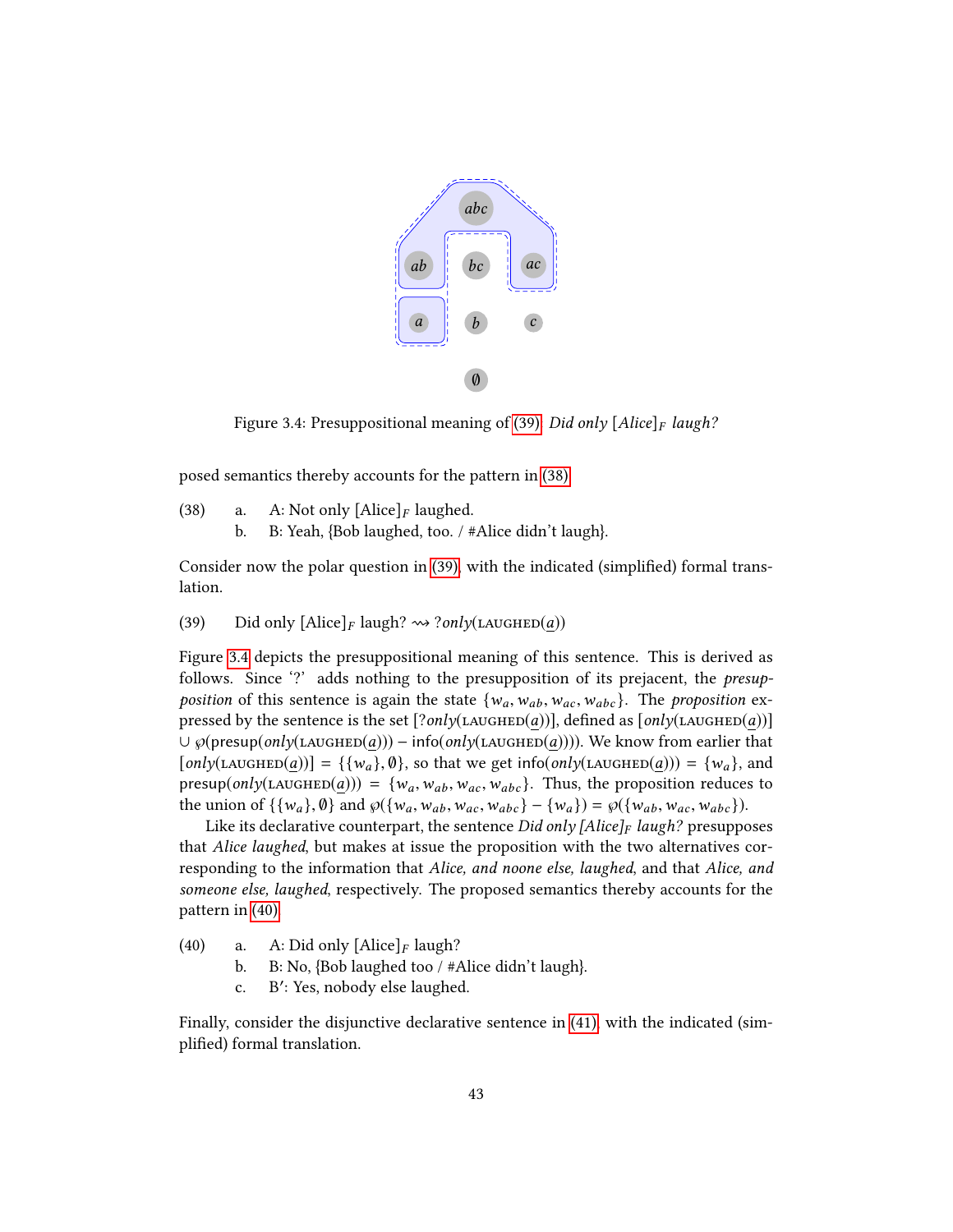Figure 3.4: Presuppositional meaning of (39). *Did only [Alice]$_F$ laugh?*

posed semantics thereby accounts for the pattern in (38).

(38) a. A: Not only [Alice]$_F$ laughed.
b. B: Yeah, {Bob laughed, too. / #Alice didn't laugh}.

Consider now the polar question in (39), with the indicated (simplified) formal translation.

(39) Did only [Alice]$_F$ laugh? $\rightsquigarrow$ ?*only*(LAUGHED($\underline{a}$))

Figure 3.4 depicts the presuppositional meaning of this sentence. This is derived as follows. Since '?' adds nothing to the presupposition of its prejacent, the *presupposition* of this sentence is again the state $\{w_a, w_{ab}, w_{ac}, w_{abc}\}$. The *proposition* expressed by the sentence is the set [?*only*(LAUGHED($\underline{a}$))], defined as [*only*(LAUGHED($\underline{a}$))] $\cup$ $\wp$(presup(*only*(LAUGHED($\underline{a}$))) $-$ info(*only*(LAUGHED($\underline{a}$)))). We know from earlier that [*only*(LAUGHED($\underline{a}$))] $= \{\{w_a\}, \emptyset\}$, so that we get info(*only*(LAUGHED($\underline{a}$))) $= \{w_a\}$, and presup(*only*(LAUGHED($\underline{a}$))) $= \{w_a, w_{ab}, w_{ac}, w_{abc}\}$. Thus, the proposition reduces to the union of $\{\{w_a\}, \emptyset\}$ and $\wp(\{w_a, w_{ab}, w_{ac}, w_{abc}\} - \{w_a\}) = \wp(\{w_{ab}, w_{ac}, w_{abc}\})$.

Like its declarative counterpart, the sentence *Did only [Alice]$_F$ laugh?* presupposes that *Alice laughed*, but makes at issue the proposition with the two alternatives corresponding to the information that *Alice, and noone else, laughed*, and that *Alice, and someone else, laughed*, respectively. The proposed semantics thereby accounts for the pattern in (40).

(40) a. A: Did only [Alice]$_F$ laugh?
b. B: No, {Bob laughed too / #Alice didn't laugh}.
c. B′: Yes, nobody else laughed.

Finally, consider the disjunctive declarative sentence in (41), with the indicated (simplified) formal translation.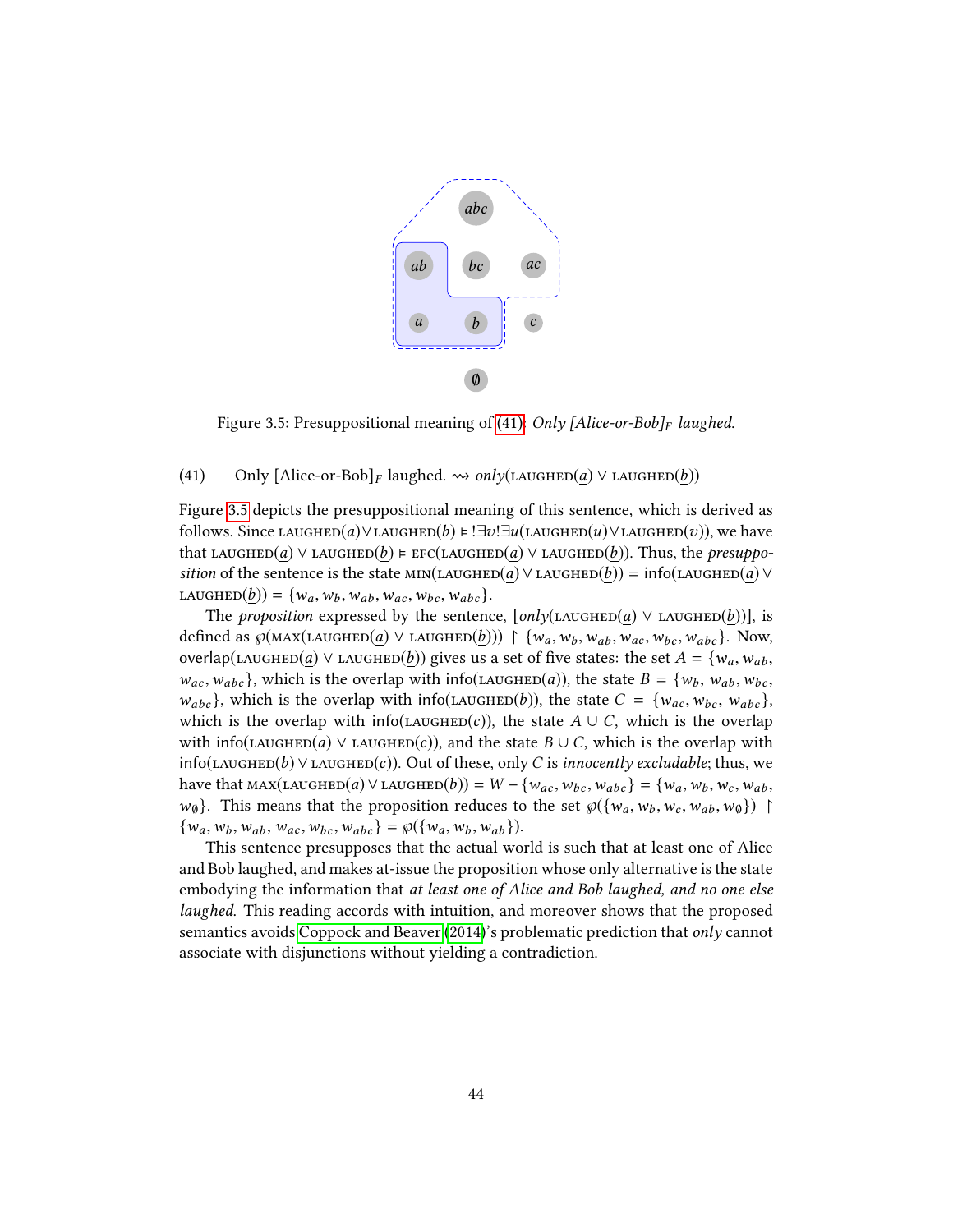Figure 3.5: Presuppositional meaning of (41): *Only [Alice-or-Bob]$_F$ laughed.*

(41) Only [Alice-or-Bob]$_F$ laughed. $\rightsquigarrow$ *only*($\textsc{laughed}(\underline{a}) \vee \textsc{laughed}(\underline{b})$)

Figure 3.5 depicts the presuppositional meaning of this sentence, which is derived as follows. Since $\textsc{laughed}(\underline{a}) \vee \textsc{laughed}(\underline{b}) \vDash !\exists v !\exists u(\textsc{laughed}(u) \vee \textsc{laughed}(v))$, we have that $\textsc{laughed}(\underline{a}) \vee \textsc{laughed}(\underline{b}) \vDash \textsc{efc}(\textsc{laughed}(\underline{a}) \vee \textsc{laughed}(\underline{b}))$. Thus, the *presupposition* of the sentence is the state $\textsc{min}(\textsc{laughed}(\underline{a}) \vee \textsc{laughed}(\underline{b})) = \mathsf{info}(\textsc{laughed}(\underline{a}) \vee \textsc{laughed}(\underline{b})) = \{w_a, w_b, w_{ab}, w_{ac}, w_{bc}, w_{abc}\}$.

The *proposition* expressed by the sentence, $[\![only(\textsc{laughed}(\underline{a}) \vee \textsc{laughed}(\underline{b}))]\!]$, is defined as $\wp(\textsc{max}(\textsc{laughed}(\underline{a}) \vee \textsc{laughed}(\underline{b}))) \upharpoonright \{w_a, w_b, w_{ab}, w_{ac}, w_{bc}, w_{abc}\}$. Now, $\text{overlap}(\textsc{laughed}(\underline{a}) \vee \textsc{laughed}(\underline{b}))$ gives us a set of five states: the set $A = \{w_a, w_{ab}, w_{ac}, w_{abc}\}$, which is the overlap with $\mathsf{info}(\textsc{laughed}(a))$, the state $B = \{w_b, w_{ab}, w_{bc}, w_{abc}\}$, which is the overlap with $\mathsf{info}(\textsc{laughed}(b))$, the state $C = \{w_{ac}, w_{bc}, w_{abc}\}$, which is the overlap with $\mathsf{info}(\textsc{laughed}(c))$, the state $A \cup C$, which is the overlap with $\mathsf{info}(\textsc{laughed}(a) \vee \textsc{laughed}(c))$, and the state $B \cup C$, which is the overlap with $\mathsf{info}(\textsc{laughed}(b) \vee \textsc{laughed}(c))$. Out of these, only $C$ is *innocently excludable*; thus, we have that $\textsc{max}(\textsc{laughed}(\underline{a}) \vee \textsc{laughed}(\underline{b})) = W - \{w_{ac}, w_{bc}, w_{abc}\} = \{w_a, w_b, w_c, w_{ab}, w_\emptyset\}$. This means that the proposition reduces to the set $\wp(\{w_a, w_b, w_c, w_{ab}, w_\emptyset\}) \upharpoonright \{w_a, w_b, w_{ab}, w_{ac}, w_{bc}, w_{abc}\} = \wp(\{w_a, w_b, w_{ab}\})$.

This sentence presupposes that the actual world is such that at least one of Alice and Bob laughed, and makes at-issue the proposition whose only alternative is the state embodying the information that *at least one of Alice and Bob laughed, and no one else laughed.* This reading accords with intuition, and moreover shows that the proposed semantics avoids Coppock and Beaver (2014)'s problematic prediction that *only* cannot associate with disjunctions without yielding a contradiction.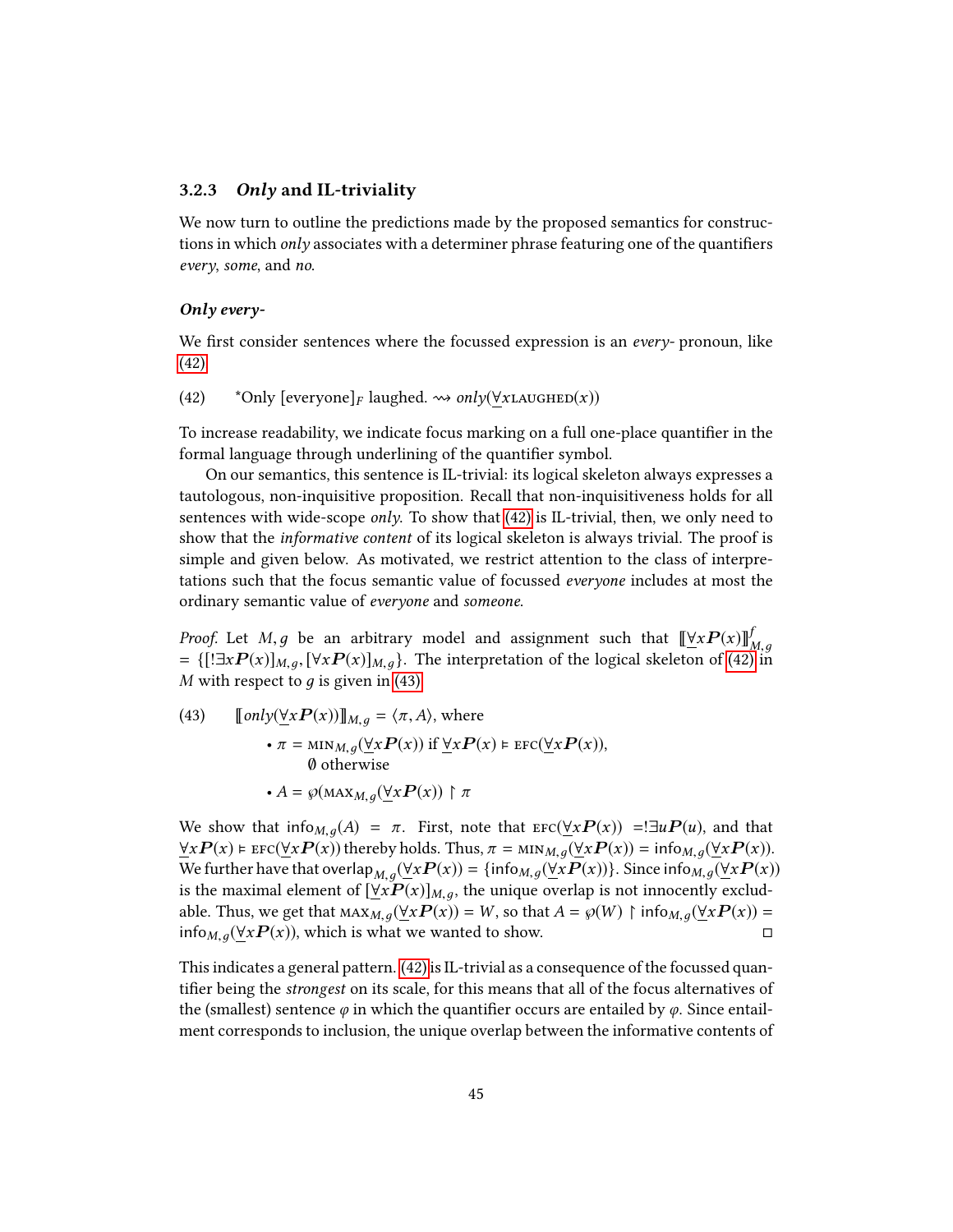### 3.2.3 *Only* and IL-triviality

We now turn to outline the predictions made by the proposed semantics for constructions in which *only* associates with a determiner phrase featuring one of the quantifiers *every*, *some*, and *no*.

#### *Only every*-

We first consider sentences where the focussed expression is an *every*- pronoun, like (42).

(42) *Only [everyone]$_F$ laughed. $\rightsquigarrow$ $only(\underline{\forall} x \textsc{laughed}(x))$

To increase readability, we indicate focus marking on a full one-place quantifier in the formal language through underlining of the quantifier symbol.

On our semantics, this sentence is IL-trivial: its logical skeleton always expresses a tautologous, non-inquisitive proposition. Recall that non-inquisitiveness holds for all sentences with wide-scope *only*. To show that (42) is IL-trivial, then, we only need to show that the *informative content* of its logical skeleton is always trivial. The proof is simple and given below. As motivated, we restrict attention to the class of interpretations such that the focus semantic value of focussed *everyone* includes at most the ordinary semantic value of *everyone* and *someone*.

*Proof.* Let $M, g$ be an arbitrary model and assignment such that $[\![\underline{\forall} x \boldsymbol{P}(x)]\!]^f_{M,g} = \{[!\exists x \boldsymbol{P}(x)]_{M,g}, [\forall x \boldsymbol{P}(x)]_{M,g}\}$. The interpretation of the logical skeleton of (42) in $M$ with respect to $g$ is given in (43).

(43) $[\![only(\underline{\forall} x \boldsymbol{P}(x))]\!]_{M,g} = \langle \pi, A \rangle$, where

- $\pi = \textsc{min}_{M,g}(\underline{\forall} x \boldsymbol{P}(x))$ if $\underline{\forall} x \boldsymbol{P}(x) \vDash \textsc{efc}(\underline{\forall} x \boldsymbol{P}(x))$,
  $\emptyset$ otherwise
- $A = \wp(\textsc{max}_{M,g}(\underline{\forall} x \boldsymbol{P}(x)) \upharpoonright \pi$

We show that $\text{info}_{M,g}(A) = \pi$. First, note that $\textsc{efc}(\underline{\forall} x \boldsymbol{P}(x)) = !\exists u \boldsymbol{P}(u)$, and that $\underline{\forall} x \boldsymbol{P}(x) \vDash \textsc{efc}(\underline{\forall} x \boldsymbol{P}(x))$ thereby holds. Thus, $\pi = \textsc{min}_{M,g}(\underline{\forall} x \boldsymbol{P}(x)) = \text{info}_{M,g}(\underline{\forall} x \boldsymbol{P}(x))$. We further have that $\text{overlap}_{M,g}(\underline{\forall} x \boldsymbol{P}(x)) = \{\text{info}_{M,g}(\underline{\forall} x \boldsymbol{P}(x))\}$. Since $\text{info}_{M,g}(\underline{\forall} x \boldsymbol{P}(x))$ is the maximal element of $[\underline{\forall} x \boldsymbol{P}(x)]_{M,g}$, the unique overlap is not innocently excludable. Thus, we get that $\textsc{max}_{M,g}(\underline{\forall} x \boldsymbol{P}(x)) = W$, so that $A = \wp(W) \upharpoonright \text{info}_{M,g}(\underline{\forall} x \boldsymbol{P}(x)) = \text{info}_{M,g}(\underline{\forall} x \boldsymbol{P}(x))$, which is what we wanted to show. □

This indicates a general pattern. (42) is IL-trivial as a consequence of the focussed quantifier being the *strongest* on its scale, for this means that all of the focus alternatives of the (smallest) sentence $\varphi$ in which the quantifier occurs are entailed by $\varphi$. Since entailment corresponds to inclusion, the unique overlap between the informative contents of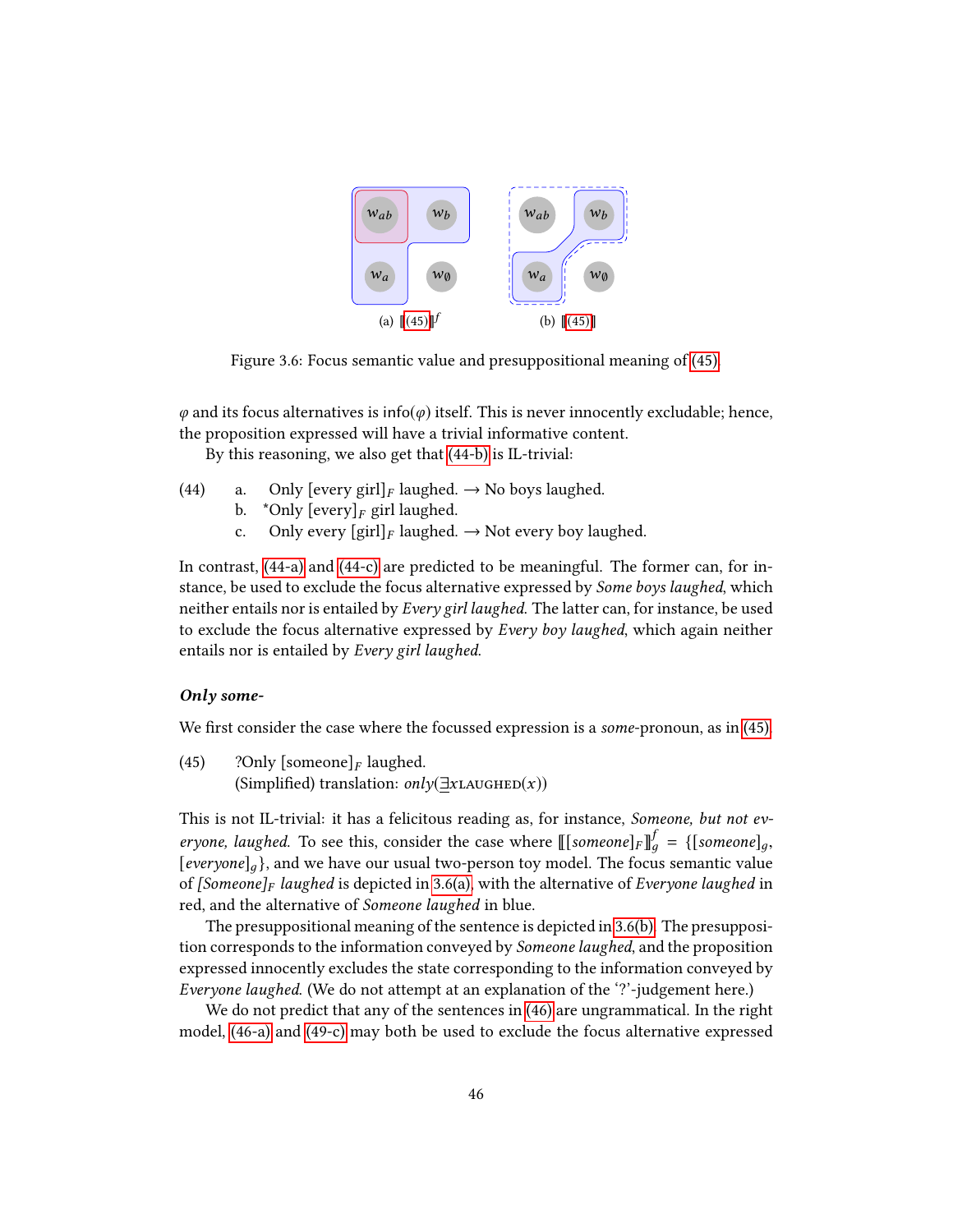(a) $[\![(45)]\!]^f$

(b) $[\![(45)]\!]$

Figure 3.6: Focus semantic value and presuppositional meaning of (45)

$\varphi$ and its focus alternatives is info($\varphi$) itself. This is never innocently excludable; hence, the proposition expressed will have a trivial informative content.

By this reasoning, we also get that (44-b) is IL-trivial:

(44) a. Only [every girl]$_F$ laughed. → No boys laughed.
 b. *Only [every]$_F$ girl laughed.
 c. Only every [girl]$_F$ laughed. → Not every boy laughed.

In contrast, (44-a) and (44-c) are predicted to be meaningful. The former can, for instance, be used to exclude the focus alternative expressed by *Some boys laughed*, which neither entails nor is entailed by *Every girl laughed*. The latter can, for instance, be used to exclude the focus alternative expressed by *Every boy laughed*, which again neither entails nor is entailed by *Every girl laughed*.

### *Only some-*

We first consider the case where the focussed expression is a *some*-pronoun, as in (45).

(45) ?Only [someone]$_F$ laughed.
 (Simplified) translation: $only(\underline{\exists} x \text{LAUGHED}(x))$

This is not IL-trivial: it has a felicitous reading as, for instance, *Someone, but not everyone, laughed*. To see this, consider the case where $[\![[someone]_F]\!]^f_g = \{[someone]_g, [everyone]_g\}$, and we have our usual two-person toy model. The focus semantic value of *[Someone]$_F$ laughed* is depicted in 3.6(a), with the alternative of *Everyone laughed* in red, and the alternative of *Someone laughed* in blue.

The presuppositional meaning of the sentence is depicted in 3.6(b). The presupposition corresponds to the information conveyed by *Someone laughed*, and the proposition expressed innocently excludes the state corresponding to the information conveyed by *Everyone laughed*. (We do not attempt at an explanation of the '?'-judgement here.)

We do not predict that any of the sentences in (46) are ungrammatical. In the right model, (46-a) and (49-c) may both be used to exclude the focus alternative expressed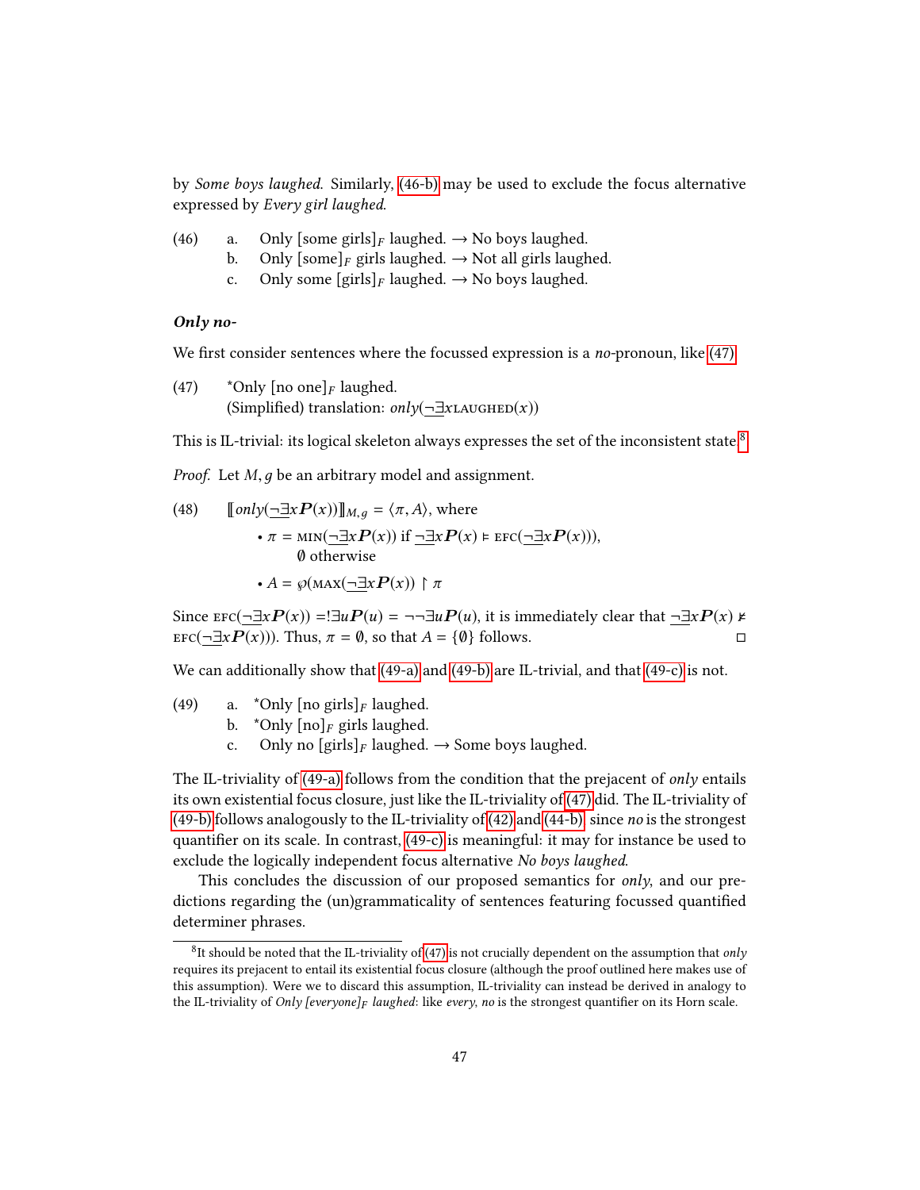by *Some boys laughed.* Similarly, (46-b) may be used to exclude the focus alternative expressed by *Every girl laughed.*

(46) a. Only [some girls]$_F$ laughed. → No boys laughed.
  b. Only [some]$_F$ girls laughed. → Not all girls laughed.
  c. Only some [girls]$_F$ laughed. → No boys laughed.

### *Only no-*

We first consider sentences where the focussed expression is a *no*-pronoun, like (47).

(47) *Only [no one]$_F$ laughed.
  (Simplified) translation: $only(\underline{\neg\exists}x\textsc{laughed}(x))$

This is IL-trivial: its logical skeleton always expresses the set of the inconsistent state.[8]

*Proof.* Let $M, g$ be an arbitrary model and assignment.

(48) $[\![only(\underline{\neg\exists}x\boldsymbol{P}(x))]\!]_{M,g} = \langle \pi, A \rangle$, where
  - $\pi = \textsc{min}(\underline{\neg\exists}x\boldsymbol{P}(x))$ if $\underline{\neg\exists}x\boldsymbol{P}(x) \vDash \textsc{efc}(\underline{\neg\exists}x\boldsymbol{P}(x))$,
   $\emptyset$ otherwise
  - $A = \wp(\textsc{max}(\underline{\neg\exists}x\boldsymbol{P}(x)) \restriction \pi$

Since $\textsc{efc}(\underline{\neg\exists}x\boldsymbol{P}(x)) = !\exists u\boldsymbol{P}(u) = \neg\neg\exists u\boldsymbol{P}(u)$, it is immediately clear that $\underline{\neg\exists}x\boldsymbol{P}(x) \nvDash \textsc{efc}(\underline{\neg\exists}x\boldsymbol{P}(x)))$. Thus, $\pi = \emptyset$, so that $A = \{\emptyset\}$ follows. □

We can additionally show that (49-a) and (49-b) are IL-trivial, and that (49-c) is not.

(49) a. *Only [no girls]$_F$ laughed.
  b. *Only [no]$_F$ girls laughed.
  c. Only no [girls]$_F$ laughed. → Some boys laughed.

The IL-triviality of (49-a) follows from the condition that the prejacent of *only* entails its own existential focus closure, just like the IL-triviality of (47) did. The IL-triviality of (49-b) follows analogously to the IL-triviality of (42) and (44-b), since *no* is the strongest quantifier on its scale. In contrast, (49-c) is meaningful: it may for instance be used to exclude the logically independent focus alternative *No boys laughed.*

This concludes the discussion of our proposed semantics for *only*, and our predictions regarding the (un)grammaticality of sentences featuring focussed quantified determiner phrases.

---

[8] It should be noted that the IL-triviality of (47) is not crucially dependent on the assumption that *only* requires its prejacent to entail its existential focus closure (although the proof outlined here makes use of this assumption). Were we to discard this assumption, IL-triviality can instead be derived in analogy to the IL-triviality of *Only [everyone]$_F$ laughed*: like *every*, *no* is the strongest quantifier on its Horn scale.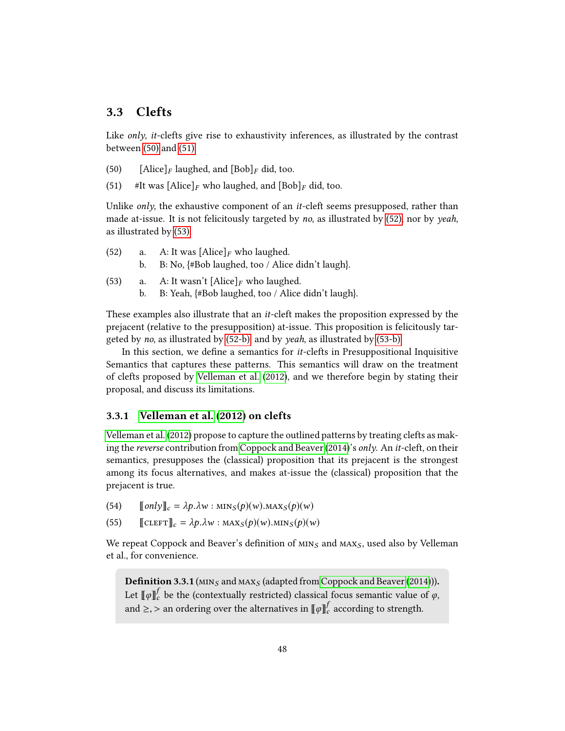## 3.3 Clefts

Like *only*, *it*-clefts give rise to exhaustivity inferences, as illustrated by the contrast between (50) and (51).

(50) $[\text{Alice}]_F$ laughed, and $[\text{Bob}]_F$ did, too.

(51) #It was $[\text{Alice}]_F$ who laughed, and $[\text{Bob}]_F$ did, too.

Unlike *only*, the exhaustive component of an *it*-cleft seems presupposed, rather than made at-issue. It is not felicitously targeted by *no*, as illustrated by (52), nor by *yeah*, as illustrated by (53).

(52) a. A: It was $[\text{Alice}]_F$ who laughed.
 b. B: No, {#Bob laughed, too / Alice didn't laugh}.

(53) a. A: It wasn't $[\text{Alice}]_F$ who laughed.
 b. B: Yeah, {#Bob laughed, too / Alice didn't laugh}.

These examples also illustrate that an *it*-cleft makes the proposition expressed by the prejacent (relative to the presupposition) at-issue. This proposition is felicitously targeted by *no*, as illustrated by (52-b), and by *yeah*, as illustrated by (53-b).

In this section, we define a semantics for *it*-clefts in Presuppositional Inquisitive Semantics that captures these patterns. This semantics will draw on the treatment of clefts proposed by Velleman et al. (2012), and we therefore begin by stating their proposal, and discuss its limitations.

### 3.3.1 Velleman et al. (2012) on clefts

Velleman et al. (2012) propose to capture the outlined patterns by treating clefts as making the *reverse* contribution from Coppock and Beaver (2014)'s *only*. An *it*-cleft, on their semantics, presupposes the (classical) proposition that its prejacent is the strongest among its focus alternatives, and makes at-issue the (classical) proposition that the prejacent is true.

(54) $[\![only]\!]_c = \lambda p.\lambda w : \textsc{min}_S(p)(w).\textsc{max}_S(p)(w)$

(55) $[\![\textsc{cleft}]\!]_c = \lambda p.\lambda w : \textsc{max}_S(p)(w).\textsc{min}_S(p)(w)$

We repeat Coppock and Beaver's definition of $\textsc{min}_S$ and $\textsc{max}_S$, used also by Velleman et al., for convenience.

**Definition 3.3.1** ($\textsc{min}_S$ and $\textsc{max}_S$ (adapted from Coppock and Beaver (2014))). Let $[\![\varphi]\!]_c^f$ be the (contextually restricted) classical focus semantic value of $\varphi$, and $\geq, >$ an ordering over the alternatives in $[\![\varphi]\!]_c^f$ according to strength.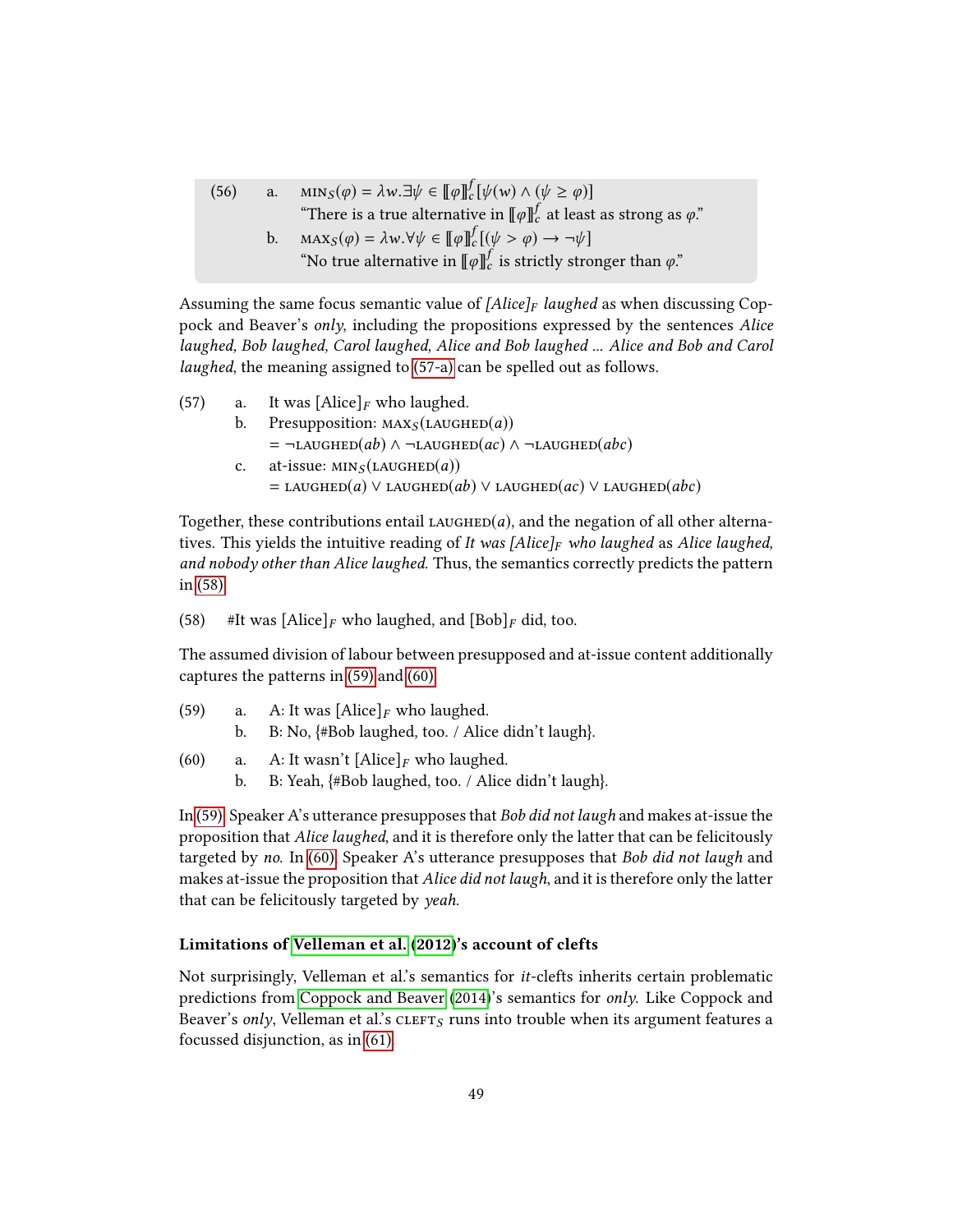(56) a. $\textsc{min}_S(\varphi) = \lambda w.\exists\psi \in [\![\varphi]\!]^f_c[\psi(w) \wedge (\psi \geq \varphi)]$
"There is a true alternative in $[\![\varphi]\!]^f_c$ at least as strong as $\varphi$."

b. $\textsc{max}_S(\varphi) = \lambda w.\forall\psi \in [\![\varphi]\!]^f_c[(\psi > \varphi) \rightarrow \neg\psi]$
"No true alternative in $[\![\varphi]\!]^f_c$ is strictly stronger than $\varphi$."

Assuming the same focus semantic value of *[Alice]$_F$ laughed* as when discussing Coppock and Beaver's *only*, including the propositions expressed by the sentences *Alice laughed, Bob laughed, Carol laughed, Alice and Bob laughed ... Alice and Bob and Carol laughed*, the meaning assigned to (57-a) can be spelled out as follows.

(57) a. It was [Alice]$_F$ who laughed.

b. Presupposition: $\textsc{max}_S(\textsc{laughed}(a))$
$= \neg\textsc{laughed}(ab) \wedge \neg\textsc{laughed}(ac) \wedge \neg\textsc{laughed}(abc)$

c. at-issue: $\textsc{min}_S(\textsc{laughed}(a))$
$= \textsc{laughed}(a) \vee \textsc{laughed}(ab) \vee \textsc{laughed}(ac) \vee \textsc{laughed}(abc)$

Together, these contributions entail $\textsc{laughed}(a)$, and the negation of all other alternatives. This yields the intuitive reading of *It was [Alice]$_F$ who laughed* as *Alice laughed, and nobody other than Alice laughed.* Thus, the semantics correctly predicts the pattern in (58).

(58) #It was [Alice]$_F$ who laughed, and [Bob]$_F$ did, too.

The assumed division of labour between presupposed and at-issue content additionally captures the patterns in (59) and (60).

(59) a. A: It was [Alice]$_F$ who laughed.

b. B: No, {#Bob laughed, too. / Alice didn't laugh}.

(60) a. A: It wasn't [Alice]$_F$ who laughed.

b. B: Yeah, {#Bob laughed, too. / Alice didn't laugh}.

In (59) Speaker A's utterance presupposes that *Bob did not laugh* and makes at-issue the proposition that *Alice laughed*, and it is therefore only the latter that can be felicitously targeted by *no.* In (60) Speaker A's utterance presupposes that *Bob did not laugh* and makes at-issue the proposition that *Alice did not laugh*, and it is therefore only the latter that can be felicitously targeted by *yeah*.

### Limitations of Velleman et al. (2012)'s account of clefts

Not surprisingly, Velleman et al.'s semantics for *it*-clefts inherits certain problematic predictions from Coppock and Beaver (2014)'s semantics for *only*. Like Coppock and Beaver's *only*, Velleman et al.'s $\textsc{cleft}_S$ runs into trouble when its argument features a focussed disjunction, as in (61).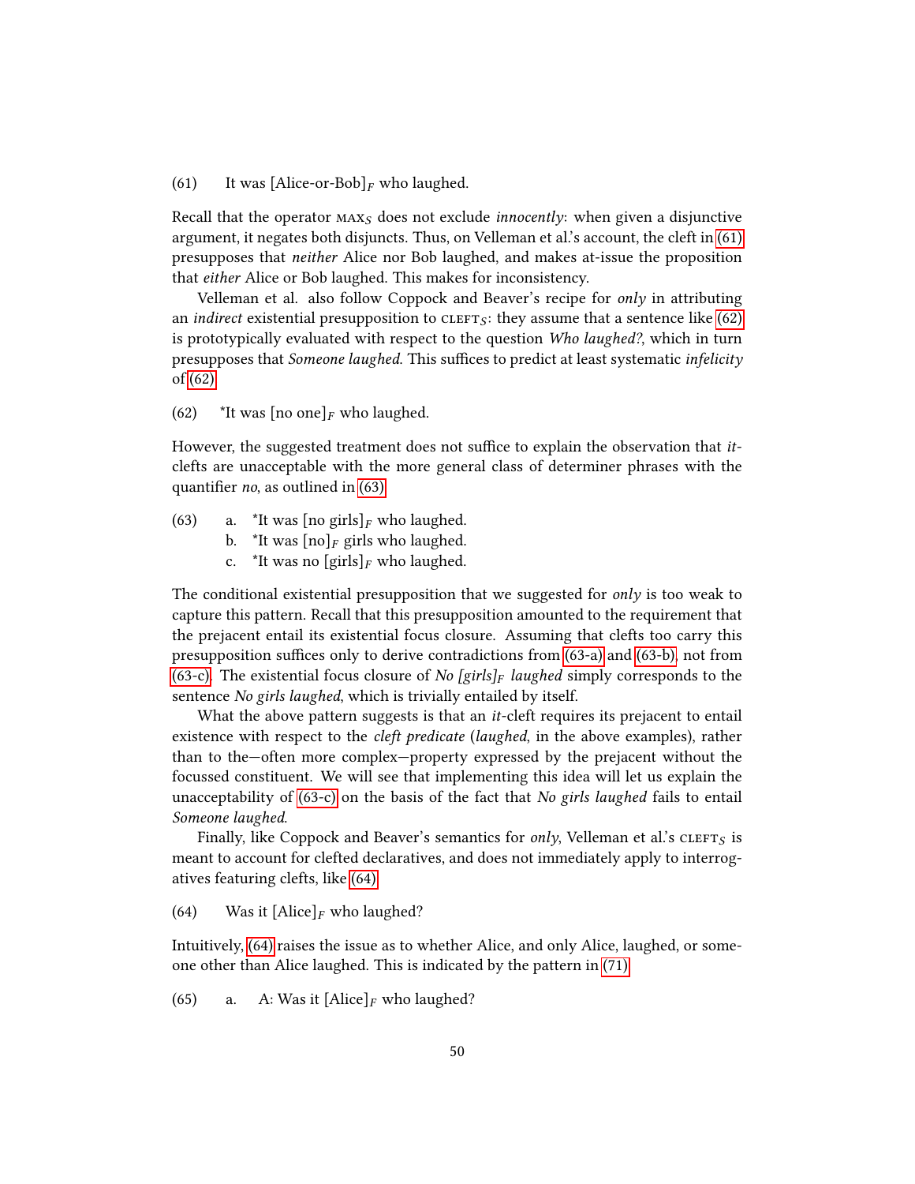(61) It was [Alice-or-Bob]$_F$ who laughed.

Recall that the operator MAX$_S$ does not exclude *innocently*: when given a disjunctive argument, it negates both disjuncts. Thus, on Velleman et al.'s account, the cleft in (61) presupposes that *neither* Alice nor Bob laughed, and makes at-issue the proposition that *either* Alice or Bob laughed. This makes for inconsistency.

Velleman et al. also follow Coppock and Beaver's recipe for *only* in attributing an *indirect* existential presupposition to CLEFT$_S$: they assume that a sentence like (62) is prototypically evaluated with respect to the question *Who laughed?*, which in turn presupposes that *Someone laughed*. This suffices to predict at least systematic *infelicity* of (62).

(62) *It was [no one]$_F$ who laughed.

However, the suggested treatment does not suffice to explain the observation that *it*-clefts are unacceptable with the more general class of determiner phrases with the quantifier *no*, as outlined in (63).

(63) a. *It was [no girls]$_F$ who laughed.
b. *It was [no]$_F$ girls who laughed.
c. *It was no [girls]$_F$ who laughed.

The conditional existential presupposition that we suggested for *only* is too weak to capture this pattern. Recall that this presupposition amounted to the requirement that the prejacent entail its existential focus closure. Assuming that clefts too carry this presupposition suffices only to derive contradictions from (63-a) and (63-b), not from (63-c). The existential focus closure of *No [girls]$_F$ laughed* simply corresponds to the sentence *No girls laughed*, which is trivially entailed by itself.

What the above pattern suggests is that an *it*-cleft requires its prejacent to entail existence with respect to the *cleft predicate* (*laughed*, in the above examples), rather than to the—often more complex—property expressed by the prejacent without the focussed constituent. We will see that implementing this idea will let us explain the unacceptability of (63-c) on the basis of the fact that *No girls laughed* fails to entail *Someone laughed*.

Finally, like Coppock and Beaver's semantics for *only*, Velleman et al.'s CLEFT$_S$ is meant to account for clefted declaratives, and does not immediately apply to interrogatives featuring clefts, like (64).

(64) Was it [Alice]$_F$ who laughed?

Intuitively, (64) raises the issue as to whether Alice, and only Alice, laughed, or someone other than Alice laughed. This is indicated by the pattern in (71).

(65) a. A: Was it [Alice]$_F$ who laughed?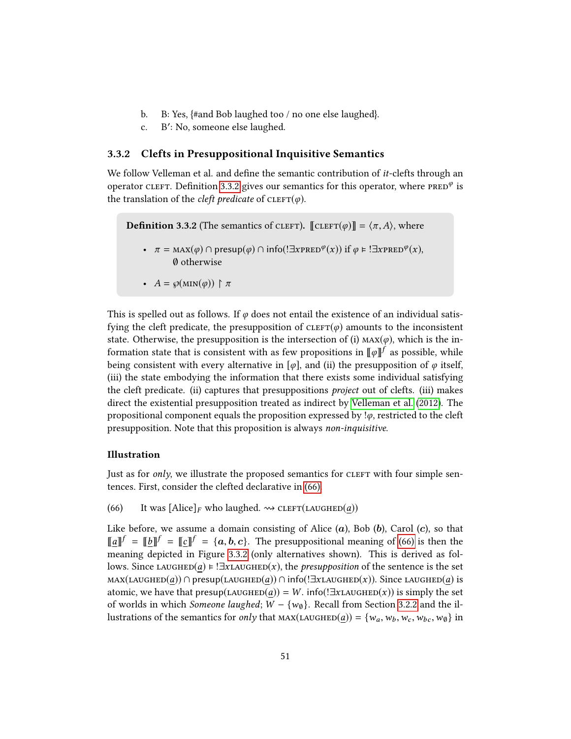b. B: Yes, {#and Bob laughed too / no one else laughed}.

c. B′: No, someone else laughed.

### 3.3.2 Clefts in Presuppositional Inquisitive Semantics

We follow Velleman et al. and define the semantic contribution of *it*-clefts through an operator CLEFT. Definition 3.3.2 gives our semantics for this operator, where $\text{PRED}^{\varphi}$ is the translation of the *cleft predicate* of $\text{CLEFT}(\varphi)$.

> **Definition 3.3.2** (The semantics of CLEFT). $[\![\text{CLEFT}(\varphi)]\!] = \langle \pi, A \rangle$, where
>
> - $\pi = \text{MAX}(\varphi) \cap \mathsf{presup}(\varphi) \cap \mathsf{info}(!\exists x\text{PRED}^{\varphi}(x))$ if $\varphi \vDash\, !\exists x\text{PRED}^{\varphi}(x)$, $\emptyset$ otherwise
> - $A = \wp(\text{MIN}(\varphi)) \upharpoonright \pi$

This is spelled out as follows. If $\varphi$ does not entail the existence of an individual satisfying the cleft predicate, the presupposition of $\text{CLEFT}(\varphi)$ amounts to the inconsistent state. Otherwise, the presupposition is the intersection of (i) $\text{MAX}(\varphi)$, which is the information state that is consistent with as few propositions in $[\![\varphi]\!]^f$ as possible, while being consistent with every alternative in $[\varphi]$, and (ii) the presupposition of $\varphi$ itself, (iii) the state embodying the information that there exists some individual satisfying the cleft predicate. (ii) captures that presuppositions *project* out of clefts. (iii) makes direct the existential presupposition treated as indirect by Velleman et al. (2012). The propositional component equals the proposition expressed by $!\varphi$, restricted to the cleft presupposition. Note that this proposition is always *non-inquisitive*.

#### Illustration

Just as for *only*, we illustrate the proposed semantics for CLEFT with four simple sentences. First, consider the clefted declarative in (66).

(66) It was [Alice]$_F$ who laughed. $\rightsquigarrow$ $\text{CLEFT}(\text{LAUGHED}(\underline{a}))$

Like before, we assume a domain consisting of Alice ($\boldsymbol{a}$), Bob ($\boldsymbol{b}$), Carol ($\boldsymbol{c}$), so that $[\![\underline{a}]\!]^f = [\![\underline{b}]\!]^f = [\![\underline{c}]\!]^f = \{\boldsymbol{a}, \boldsymbol{b}, \boldsymbol{c}\}$. The presuppositional meaning of (66) is then the meaning depicted in Figure 3.3.2 (only alternatives shown). This is derived as follows. Since $\text{LAUGHED}(\underline{a}) \vDash\, !\exists x\text{LAUGHED}(x)$, the *presupposition* of the sentence is the set $\text{MAX}(\text{LAUGHED}(\underline{a})) \cap \mathsf{presup}(\text{LAUGHED}(\underline{a})) \cap \mathsf{info}(!\exists x\text{LAUGHED}(x))$. Since $\text{LAUGHED}(\underline{a})$ is atomic, we have that $\mathsf{presup}(\text{LAUGHED}(\underline{a})) = W$. $\mathsf{info}(!\exists x\text{LAUGHED}(x))$ is simply the set of worlds in which *Someone laughed*; $W - \{w_{\emptyset}\}$. Recall from Section 3.2.2 and the illustrations of the semantics for *only* that $\text{MAX}(\text{LAUGHED}(\underline{a})) = \{w_a, w_b, w_c, w_{bc}, w_{\emptyset}\}$ in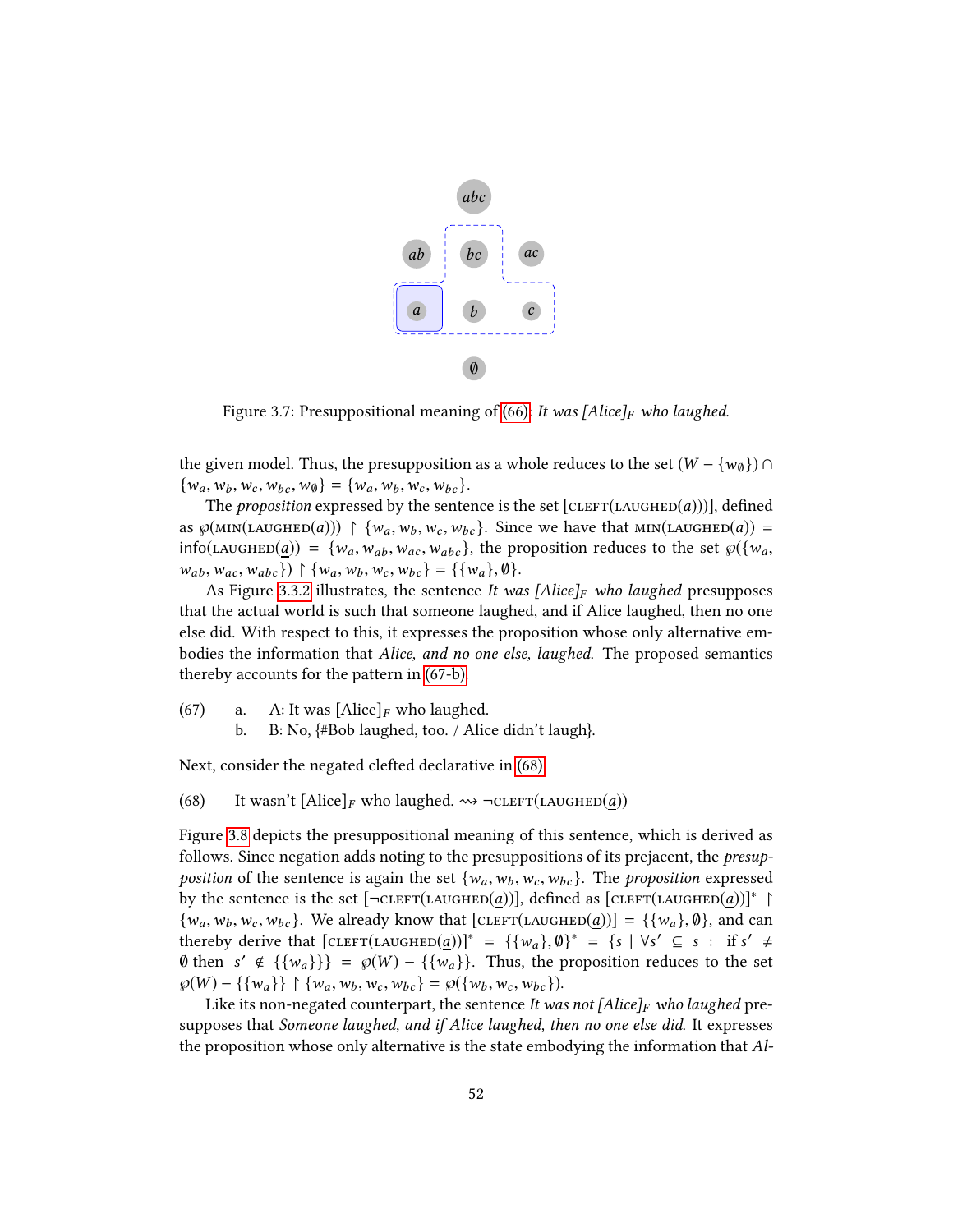Figure 3.7: Presuppositional meaning of (66): *It was [Alice]$_F$ who laughed.*

the given model. Thus, the presupposition as a whole reduces to the set $(W - \{w_\emptyset\}) \cap \{w_a, w_b, w_c, w_{bc}, w_\emptyset\} = \{w_a, w_b, w_c, w_{bc}\}$.

The *proposition* expressed by the sentence is the set $[\textsc{cleft}(\textsc{laughed}(a)))]$, defined as $\wp(\textsc{min}(\textsc{laughed}(\underline{a}))) \restriction \{w_a, w_b, w_c, w_{bc}\}$. Since we have that $\textsc{min}(\textsc{laughed}(\underline{a})) = \text{info}(\textsc{laughed}(\underline{a})) = \{w_a, w_{ab}, w_{ac}, w_{abc}\}$, the proposition reduces to the set $\wp(\{w_a, w_{ab}, w_{ac}, w_{abc}\}) \restriction \{w_a, w_b, w_c, w_{bc}\} = \{\{w_a\}, \emptyset\}$.

As Figure 3.3.2 illustrates, the sentence *It was [Alice]$_F$ who laughed* presupposes that the actual world is such that someone laughed, and if Alice laughed, then no one else did. With respect to this, it expresses the proposition whose only alternative embodies the information that *Alice, and no one else, laughed*. The proposed semantics thereby accounts for the pattern in (67-b).

(67) a. A: It was [Alice]$_F$ who laughed.
 b. B: No, {#Bob laughed, too. / Alice didn't laugh}.

Next, consider the negated clefted declarative in (68).

(68) It wasn't [Alice]$_F$ who laughed. $\rightsquigarrow \neg\textsc{cleft}(\textsc{laughed}(\underline{a}))$

Figure 3.8 depicts the presuppositional meaning of this sentence, which is derived as follows. Since negation adds noting to the presuppositions of its prejacent, the *presupposition* of the sentence is again the set $\{w_a, w_b, w_c, w_{bc}\}$. The *proposition* expressed by the sentence is the set $[\neg\textsc{cleft}(\textsc{laughed}(\underline{a}))]$, defined as $[\textsc{cleft}(\textsc{laughed}(\underline{a}))]^* \restriction \{w_a, w_b, w_c, w_{bc}\}$. We already know that $[\textsc{cleft}(\textsc{laughed}(\underline{a}))] = \{\{w_a\}, \emptyset\}$, and can thereby derive that $[\textsc{cleft}(\textsc{laughed}(\underline{a}))]^* = \{\{w_a\}, \emptyset\}^* = \{s \mid \forall s' \subseteq s : \text{ if } s' \neq \emptyset \text{ then } s' \notin \{\{w_a\}\}\} = \wp(W) - \{\{w_a\}\}$. Thus, the proposition reduces to the set $\wp(W) - \{\{w_a\}\} \restriction \{w_a, w_b, w_c, w_{bc}\} = \wp(\{w_b, w_c, w_{bc}\})$.

Like its non-negated counterpart, the sentence *It was not [Alice]$_F$ who laughed* presupposes that *Someone laughed, and if Alice laughed, then no one else did*. It expresses the proposition whose only alternative is the state embodying the information that *Al-*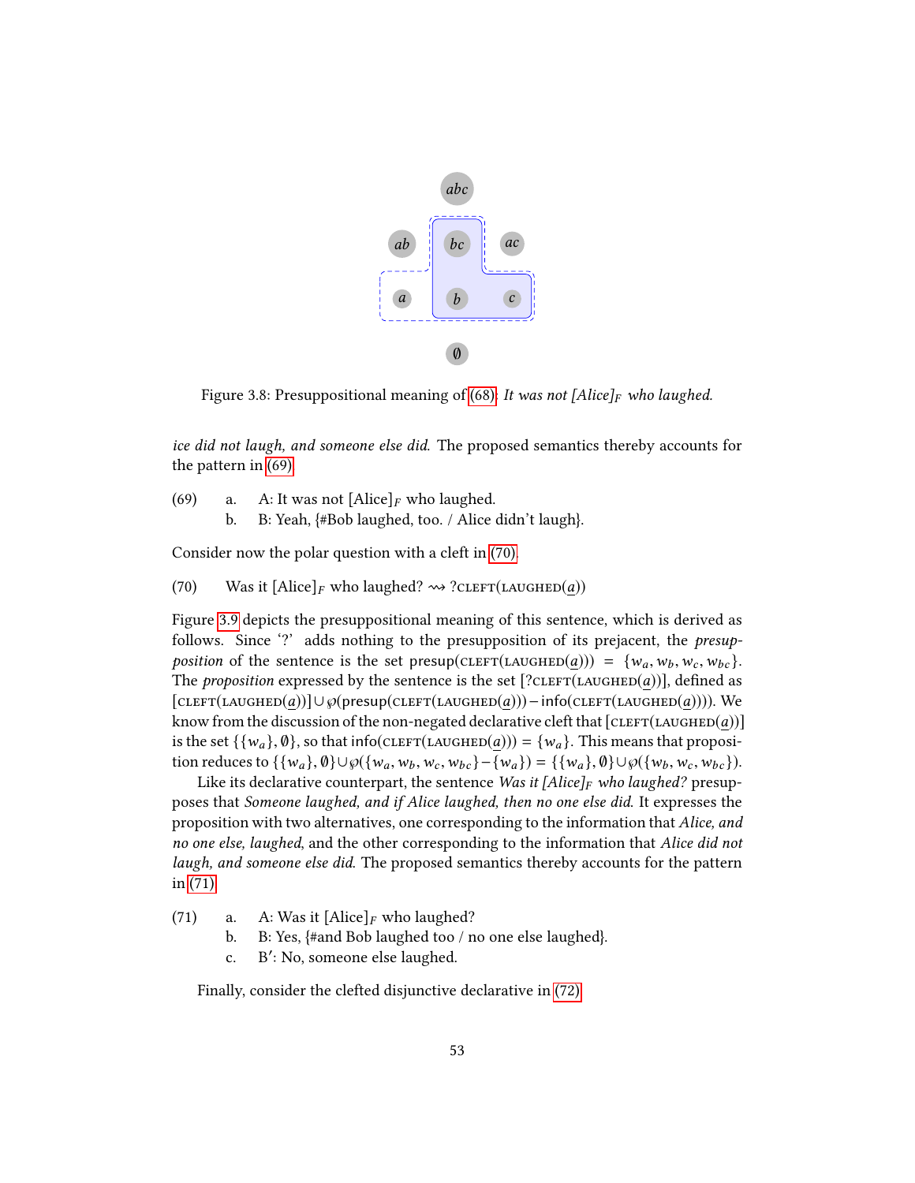Figure 3.8: Presuppositional meaning of (68): *It was not [Alice]$_F$ who laughed.*

*ice did not laugh, and someone else did.* The proposed semantics thereby accounts for the pattern in (69).

(69) a. A: It was not [Alice]$_F$ who laughed.
 b. B: Yeah, {#Bob laughed, too. / Alice didn't laugh}.

Consider now the polar question with a cleft in (70).

(70) Was it [Alice]$_F$ who laughed? $\rightsquigarrow$ ?CLEFT(LAUGHED($\underline{a}$))

Figure 3.9 depicts the presuppositional meaning of this sentence, which is derived as follows. Since '?' adds nothing to the presupposition of its prejacent, the *presupposition* of the sentence is the set presup(CLEFT(LAUGHED($\underline{a}$))) $= \{w_a, w_b, w_c, w_{bc}\}$. The *proposition* expressed by the sentence is the set [?CLEFT(LAUGHED($\underline{a}$))], defined as [CLEFT(LAUGHED($\underline{a}$))] $\cup \wp$(presup(CLEFT(LAUGHED($\underline{a}$))) $-$ info(CLEFT(LAUGHED($\underline{a}$)))). We know from the discussion of the non-negated declarative cleft that [CLEFT(LAUGHED($\underline{a}$))] is the set $\{\{w_a\}, \emptyset\}$, so that info(CLEFT(LAUGHED($\underline{a}$))) $= \{w_a\}$. This means that proposition reduces to $\{\{w_a\}, \emptyset\} \cup \wp(\{w_a, w_b, w_c, w_{bc}\} - \{w_a\}) = \{\{w_a\}, \emptyset\} \cup \wp(\{w_b, w_c, w_{bc}\})$.

Like its declarative counterpart, the sentence *Was it [Alice]$_F$ who laughed?* presupposes that *Someone laughed, and if Alice laughed, then no one else did.* It expresses the proposition with two alternatives, one corresponding to the information that *Alice, and no one else, laughed*, and the other corresponding to the information that *Alice did not laugh, and someone else did.* The proposed semantics thereby accounts for the pattern in (71).

(71) a. A: Was it [Alice]$_F$ who laughed?
 b. B: Yes, {#and Bob laughed too / no one else laughed}.
 c. B′: No, someone else laughed.

Finally, consider the clefted disjunctive declarative in (72).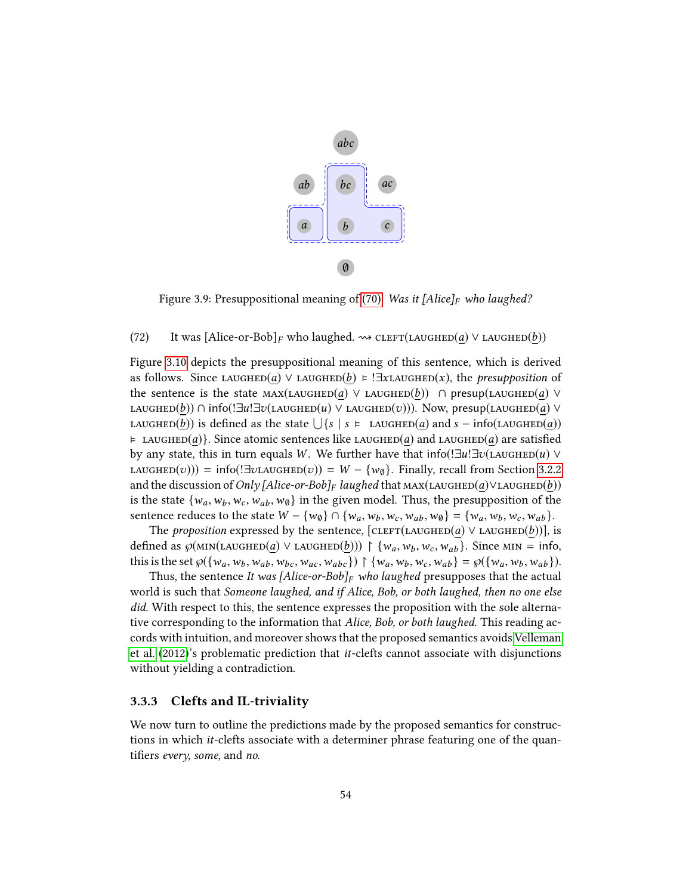Figure 3.9: Presuppositional meaning of (70), *Was it [Alice]$_F$ who laughed?*

(72) It was [Alice-or-Bob]$_F$ who laughed. $\rightsquigarrow$ CLEFT(LAUGHED($\underline{a}$) $\vee$ LAUGHED($\underline{b}$))

Figure 3.10 depicts the presuppositional meaning of this sentence, which is derived as follows. Since LAUGHED($\underline{a}$) $\vee$ LAUGHED($\underline{b}$) $\vDash$ $!\exists x$LAUGHED($x$), the *presupposition* of the sentence is the state MAX(LAUGHED($\underline{a}$) $\vee$ LAUGHED($\underline{b}$)) $\cap$ presup(LAUGHED($\underline{a}$) $\vee$ LAUGHED($\underline{b}$)) $\cap$ info($!\exists u!\exists v$(LAUGHED($u$) $\vee$ LAUGHED($v$))). Now, presup(LAUGHED($\underline{a}$) $\vee$ LAUGHED($\underline{b}$)) is defined as the state $\bigcup\{s \mid s \vDash$ LAUGHED($\underline{a}$) and $s$ $-$ info(LAUGHED($\underline{a}$)) $\vDash$ LAUGHED($\underline{a}$)$\}$. Since atomic sentences like LAUGHED($\underline{a}$) and LAUGHED($\underline{a}$) are satisfied by any state, this in turn equals $W$. We further have that info($!\exists u!\exists v$(LAUGHED($u$) $\vee$ LAUGHED($v$))) = info($!\exists v$LAUGHED($v$)) = $W - \{w_\emptyset\}$. Finally, recall from Section 3.2.2 and the discussion of *Only [Alice-or-Bob]$_F$ laughed* that MAX(LAUGHED($\underline{a}$)$\vee$LAUGHED($\underline{b}$)) is the state $\{w_a, w_b, w_c, w_{ab}, w_\emptyset\}$ in the given model. Thus, the presupposition of the sentence reduces to the state $W - \{w_\emptyset\} \cap \{w_a, w_b, w_c, w_{ab}, w_\emptyset\} = \{w_a, w_b, w_c, w_{ab}\}$.

The *proposition* expressed by the sentence, [CLEFT(LAUGHED($\underline{a}$) $\vee$ LAUGHED($\underline{b}$))], is defined as $\wp$(MIN(LAUGHED($\underline{a}$) $\vee$ LAUGHED($\underline{b}$))) $\restriction \{w_a, w_b, w_c, w_{ab}\}$. Since MIN = info, this is the set $\wp(\{w_a, w_b, w_{ab}, w_{bc}, w_{ac}, w_{abc}\}) \restriction \{w_a, w_b, w_c, w_{ab}\} = \wp(\{w_a, w_b, w_{ab}\})$.

Thus, the sentence *It was [Alice-or-Bob]$_F$ who laughed* presupposes that the actual world is such that *Someone laughed, and if Alice, Bob, or both laughed, then no one else did.* With respect to this, the sentence expresses the proposition with the sole alternative corresponding to the information that *Alice, Bob, or both laughed.* This reading accords with intuition, and moreover shows that the proposed semantics avoids Velleman et al. (2012)'s problematic prediction that *it*-clefts cannot associate with disjunctions without yielding a contradiction.

### 3.3.3 Clefts and IL-triviality

We now turn to outline the predictions made by the proposed semantics for constructions in which *it*-clefts associate with a determiner phrase featuring one of the quantifiers *every, some*, and *no*.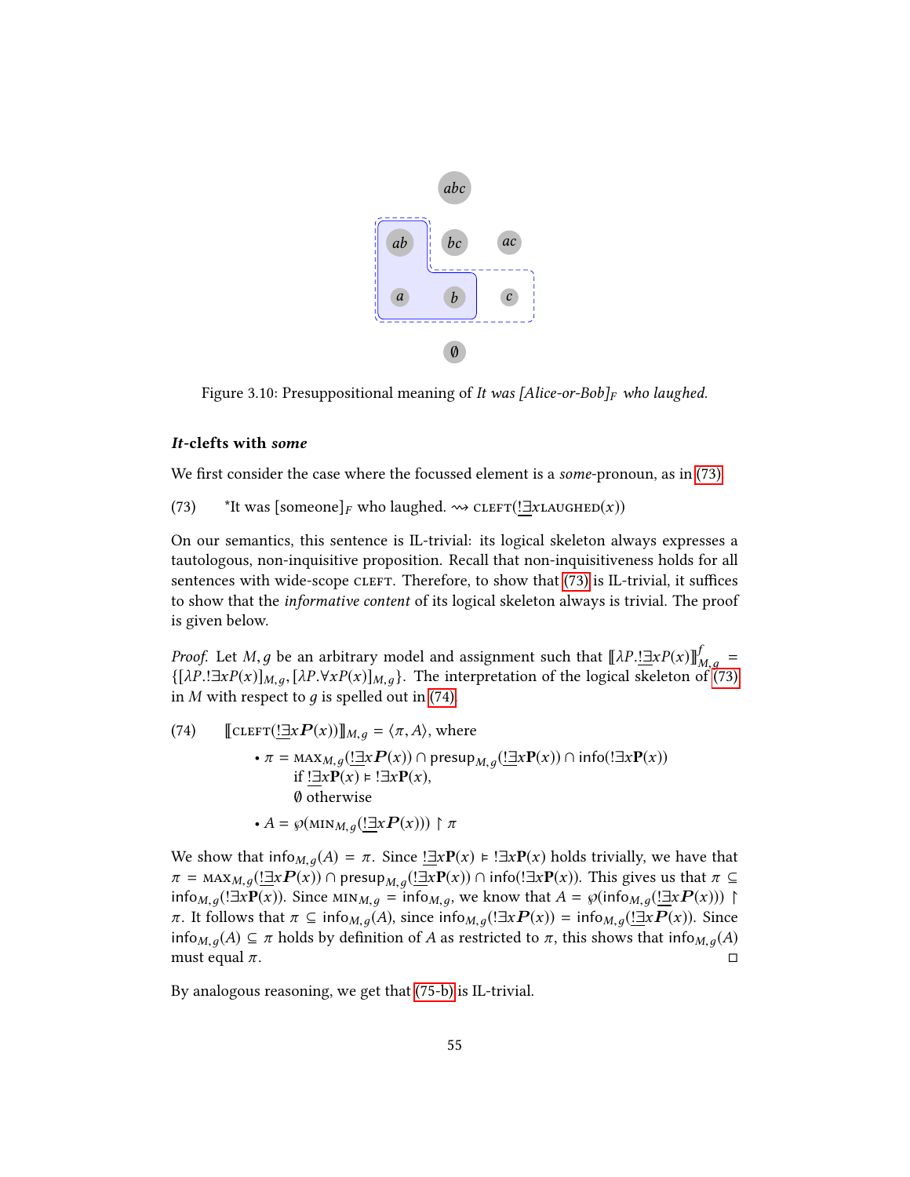Figure 3.10: Presuppositional meaning of *It was [Alice-or-Bob]$_F$ who laughed.*

### *It*-clefts with *some*

We first consider the case where the focussed element is a *some*-pronoun, as in (73).

(73) *It was [someone]$_F$ who laughed. $\rightsquigarrow$ $\textsc{cleft}(\underline{!\exists}x\textsc{laughed}(x))$

On our semantics, this sentence is IL-trivial: its logical skeleton always expresses a tautologous, non-inquisitive proposition. Recall that non-inquisitiveness holds for all sentences with wide-scope $\textsc{cleft}$. Therefore, to show that (73) is IL-trivial, it suffices to show that the *informative content* of its logical skeleton always is trivial. The proof is given below.

*Proof.* Let $M, g$ be an arbitrary model and assignment such that $[\![\lambda P.\underline{!\exists}xP(x)]\!]^f_{M,g} = \{[\lambda P.!\exists xP(x)]_{M,g}, [\lambda P.\forall xP(x)]_{M,g}\}$. The interpretation of the logical skeleton of (73) in $M$ with respect to $g$ is spelled out in (74).

(74) $[\![\textsc{cleft}(\underline{!\exists}x\boldsymbol{P}(x))]\!]_{M,g} = \langle \pi, A\rangle$, where

- $\pi = \textsc{max}_{M,g}(\underline{!\exists}x\boldsymbol{P}(x)) \cap \mathsf{presup}_{M,g}(\underline{!\exists}x\mathbf{P}(x)) \cap \mathsf{info}(!\exists x\mathbf{P}(x))$
  if $\underline{!\exists}x\mathbf{P}(x) \vDash !\exists x\mathbf{P}(x)$,
  $\emptyset$ otherwise
- $A = \wp(\textsc{min}_{M,g}(\underline{!\exists}x\boldsymbol{P}(x))) \upharpoonright \pi$

We show that $\mathsf{info}_{M,g}(A) = \pi$. Since $\underline{!\exists}x\mathbf{P}(x) \vDash !\exists x\mathbf{P}(x)$ holds trivially, we have that $\pi = \textsc{max}_{M,g}(\underline{!\exists}x\boldsymbol{P}(x)) \cap \mathsf{presup}_{M,g}(\underline{!\exists}x\mathbf{P}(x)) \cap \mathsf{info}(!\exists x\mathbf{P}(x))$. This gives us that $\pi \subseteq \mathsf{info}_{M,g}(!\exists x\mathbf{P}(x))$. Since $\textsc{min}_{M,g} = \mathsf{info}_{M,g}$, we know that $A = \wp(\mathsf{info}_{M,g}(\underline{!\exists}x\boldsymbol{P}(x))) \upharpoonright \pi$. It follows that $\pi \subseteq \mathsf{info}_{M,g}(A)$, since $\mathsf{info}_{M,g}(!\exists x\boldsymbol{P}(x)) = \mathsf{info}_{M,g}(\underline{!\exists}x\boldsymbol{P}(x))$. Since $\mathsf{info}_{M,g}(A) \subseteq \pi$ holds by definition of $A$ as restricted to $\pi$, this shows that $\mathsf{info}_{M,g}(A)$ must equal $\pi$. ◻

By analogous reasoning, we get that (75-b) is IL-trivial.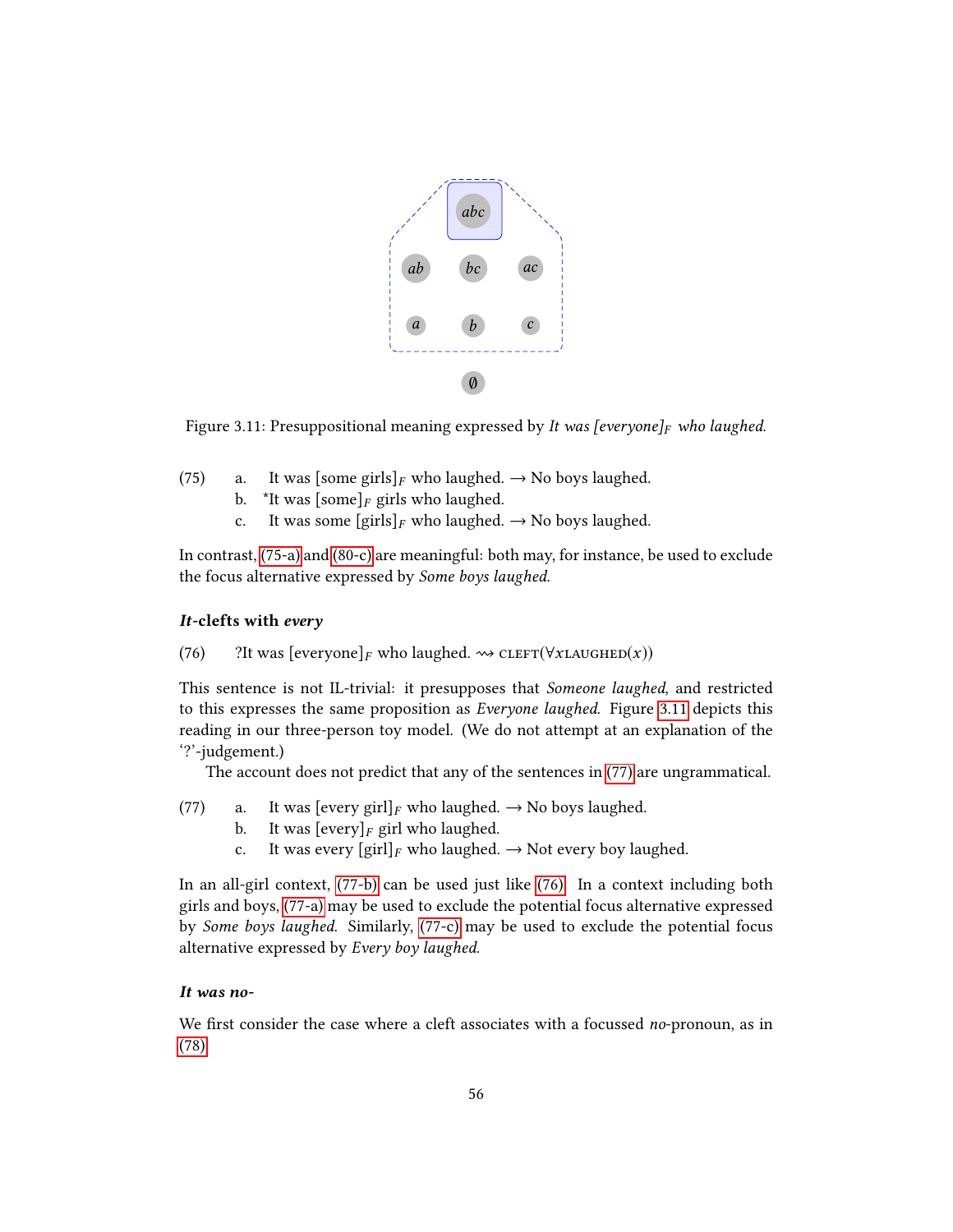Figure 3.11: Presuppositional meaning expressed by *It was [everyone]$_F$ who laughed.*

(75) a. It was [some girls]$_F$ who laughed. → No boys laughed.
  b. *It was [some]$_F$ girls who laughed.
  c. It was some [girls]$_F$ who laughed. → No boys laughed.

In contrast, (75-a) and (80-c) are meaningful: both may, for instance, be used to exclude the focus alternative expressed by *Some boys laughed*.

### *It*-clefts with *every*

(76) ?It was [everyone]$_F$ who laughed. ⇝ CLEFT($\forall x$LAUGHED($x$))

This sentence is not IL-trivial: it presupposes that *Someone laughed*, and restricted to this expresses the same proposition as *Everyone laughed*. Figure 3.11 depicts this reading in our three-person toy model. (We do not attempt at an explanation of the '?'-judgement.)

The account does not predict that any of the sentences in (77) are ungrammatical.

(77) a. It was [every girl]$_F$ who laughed. → No boys laughed.
  b. It was [every]$_F$ girl who laughed.
  c. It was every [girl]$_F$ who laughed. → Not every boy laughed.

In an all-girl context, (77-b) can be used just like (76). In a context including both girls and boys, (77-a) may be used to exclude the potential focus alternative expressed by *Some boys laughed*. Similarly, (77-c) may be used to exclude the potential focus alternative expressed by *Every boy laughed*.

### *It was no-*

We first consider the case where a cleft associates with a focussed *no*-pronoun, as in (78).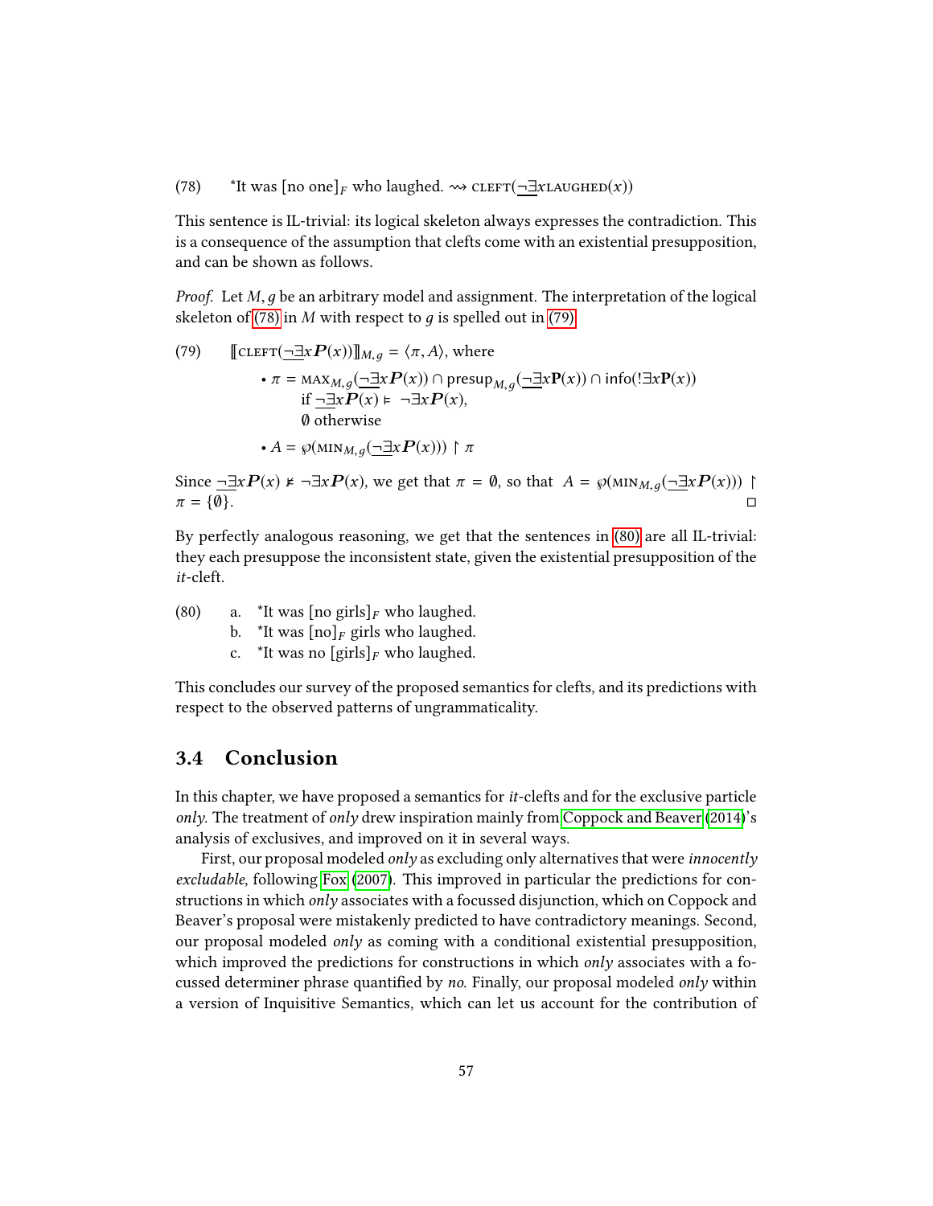(78) *It was [no one]$_F$ who laughed. $\rightsquigarrow$ $\text{CLEFT}(\underline{\neg\exists} x\,\text{LAUGHED}(x))$

This sentence is IL-trivial: its logical skeleton always expresses the contradiction. This is a consequence of the assumption that clefts come with an existential presupposition, and can be shown as follows.

*Proof.* Let $M, g$ be an arbitrary model and assignment. The interpretation of the logical skeleton of (78) in $M$ with respect to $g$ is spelled out in (79).

(79) $[\![\text{CLEFT}(\underline{\neg\exists} x \boldsymbol{P}(x))]\!]_{M,g} = \langle \pi, A \rangle$, where

- $\pi = \text{MAX}_{M,g}(\underline{\neg\exists} x \boldsymbol{P}(x)) \cap \mathsf{presup}_{M,g}(\underline{\neg\exists} x \mathbf{P}(x)) \cap \mathsf{info}(!\exists x \mathbf{P}(x))$
  if $\underline{\neg\exists} x \boldsymbol{P}(x) \vDash \neg\exists x \boldsymbol{P}(x)$,
  $\emptyset$ otherwise
- $A = \wp(\text{MIN}_{M,g}(\underline{\neg\exists} x \boldsymbol{P}(x))) \upharpoonright \pi$

Since $\underline{\neg\exists} x \boldsymbol{P}(x) \nvDash \neg\exists x \boldsymbol{P}(x)$, we get that $\pi = \emptyset$, so that $A = \wp(\text{MIN}_{M,g}(\underline{\neg\exists} x \boldsymbol{P}(x))) \upharpoonright \pi = \{\emptyset\}$. □

By perfectly analogous reasoning, we get that the sentences in (80) are all IL-trivial: they each presuppose the inconsistent state, given the existential presupposition of the *it*-cleft.

(80)
a. *It was [no girls]$_F$ who laughed.
b. *It was [no]$_F$ girls who laughed.
c. *It was no [girls]$_F$ who laughed.

This concludes our survey of the proposed semantics for clefts, and its predictions with respect to the observed patterns of ungrammaticality.

## 3.4 Conclusion

In this chapter, we have proposed a semantics for *it*-clefts and for the exclusive particle *only*. The treatment of *only* drew inspiration mainly from Coppock and Beaver (2014)'s analysis of exclusives, and improved on it in several ways.

First, our proposal modeled *only* as excluding only alternatives that were *innocently excludable*, following Fox (2007). This improved in particular the predictions for constructions in which *only* associates with a focussed disjunction, which on Coppock and Beaver's proposal were mistakenly predicted to have contradictory meanings. Second, our proposal modeled *only* as coming with a conditional existential presupposition, which improved the predictions for constructions in which *only* associates with a focussed determiner phrase quantified by *no*. Finally, our proposal modeled *only* within a version of Inquisitive Semantics, which can let us account for the contribution of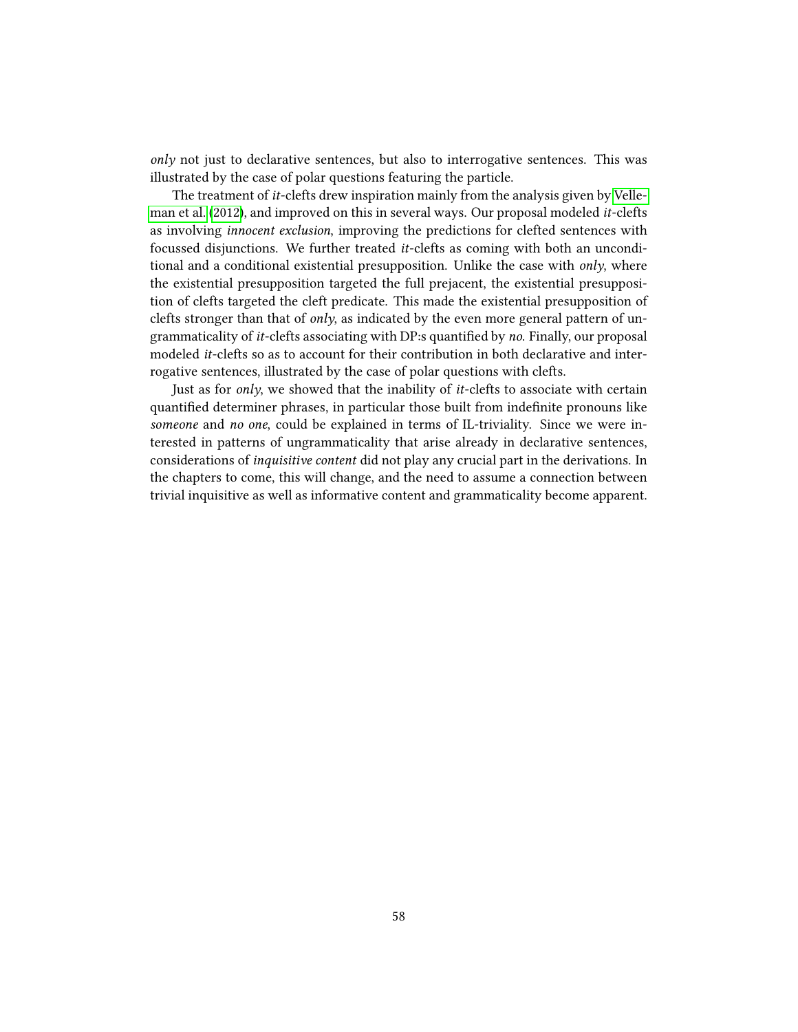*only* not just to declarative sentences, but also to interrogative sentences. This was illustrated by the case of polar questions featuring the particle.

The treatment of *it*-clefts drew inspiration mainly from the analysis given by Velleman et al. (2012), and improved on this in several ways. Our proposal modeled *it*-clefts as involving *innocent exclusion*, improving the predictions for clefted sentences with focussed disjunctions. We further treated *it*-clefts as coming with both an unconditional and a conditional existential presupposition. Unlike the case with *only*, where the existential presupposition targeted the full prejacent, the existential presupposition of clefts targeted the cleft predicate. This made the existential presupposition of clefts stronger than that of *only*, as indicated by the even more general pattern of ungrammaticality of *it*-clefts associating with DP:s quantified by *no*. Finally, our proposal modeled *it*-clefts so as to account for their contribution in both declarative and interrogative sentences, illustrated by the case of polar questions with clefts.

Just as for *only*, we showed that the inability of *it*-clefts to associate with certain quantified determiner phrases, in particular those built from indefinite pronouns like *someone* and *no one*, could be explained in terms of IL-triviality. Since we were interested in patterns of ungrammaticality that arise already in declarative sentences, considerations of *inquisitive content* did not play any crucial part in the derivations. In the chapters to come, this will change, and the need to assume a connection between trivial inquisitive as well as informative content and grammaticality become apparent.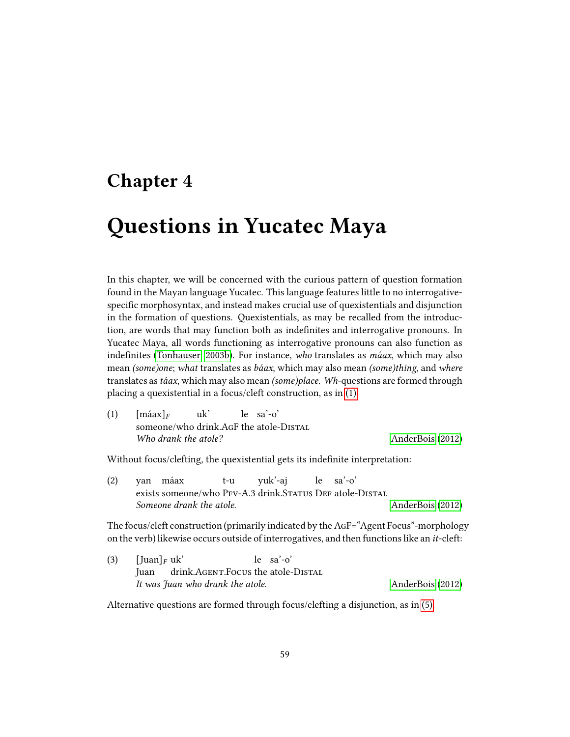# Chapter 4

# Questions in Yucatec Maya

In this chapter, we will be concerned with the curious pattern of question formation found in the Mayan language Yucatec. This language features little to no interrogative-specific morphosyntax, and instead makes crucial use of quexistentials and disjunction in the formation of questions. Quexistentials, as may be recalled from the introduction, are words that may function both as indefinites and interrogative pronouns. In Yucatec Maya, all words functioning as interrogative pronouns can also function as indefinites (Tonhauser 2003b). For instance, *who* translates as *máax*, which may also mean *(some)one*; *what* translates as *báax*, which may also mean *(some)thing*, and *where* translates as *táax*, which may also mean *(some)place*. *Wh*-questions are formed through placing a quexistential in a focus/cleft construction, as in (1):

(1) [máax]$_F$ uk' le sa'-o'
someone/who drink.AgF the atole-Distal
*Who drank the atole?* AnderBois (2012)

Without focus/clefting, the quexistential gets its indefinite interpretation:

(2) yan máax t-u yuk'-aj le sa'-o'
exists someone/who Pfv-A.3 drink.Status Def atole-Distal
*Someone drank the atole.* AnderBois (2012)

The focus/cleft construction (primarily indicated by the AgF="Agent Focus"-morphology on the verb) likewise occurs outside of interrogatives, and then functions like an *it*-cleft:

(3) [Juan]$_F$ uk' le sa'-o'
Juan drink.Agent.Focus the atole-Distal
*It was Juan who drank the atole.* AnderBois (2012)

Alternative questions are formed through focus/clefting a disjunction, as in (5).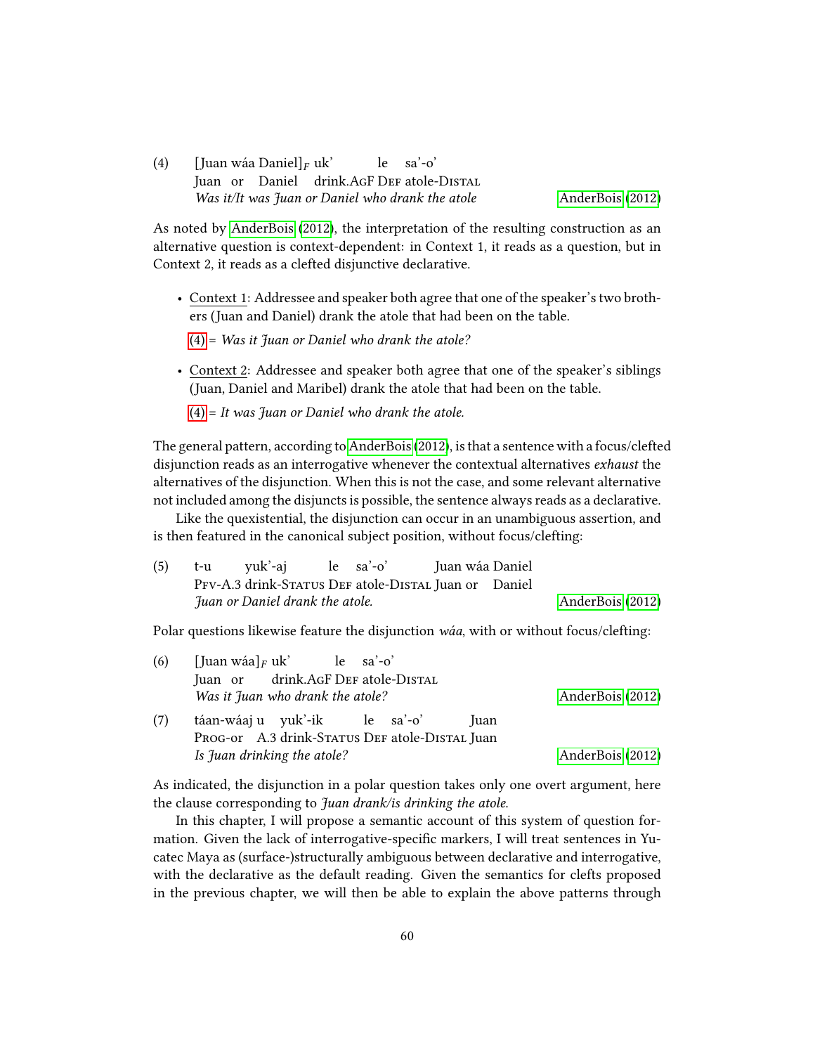(4) [Juan wáa Daniel]$_F$ uk' le sa'-o'
Juan or Daniel drink.AGF DEF atole-DISTAL
*Was it/It was Juan or Daniel who drank the atole* AnderBois (2012)

As noted by AnderBois (2012), the interpretation of the resulting construction as an alternative question is context-dependent: in Context 1, it reads as a question, but in Context 2, it reads as a clefted disjunctive declarative.

- Context 1: Addressee and speaker both agree that one of the speaker's two brothers (Juan and Daniel) drank the atole that had been on the table.

  (4) = *Was it Juan or Daniel who drank the atole?*

- Context 2: Addressee and speaker both agree that one of the speaker's siblings (Juan, Daniel and Maribel) drank the atole that had been on the table.

  (4) = *It was Juan or Daniel who drank the atole.*

The general pattern, according to AnderBois (2012), is that a sentence with a focus/clefted disjunction reads as an interrogative whenever the contextual alternatives *exhaust* the alternatives of the disjunction. When this is not the case, and some relevant alternative not included among the disjuncts is possible, the sentence always reads as a declarative.

Like the quexistential, the disjunction can occur in an unambiguous assertion, and is then featured in the canonical subject position, without focus/clefting:

(5) t-u yuk'-aj le sa'-o' Juan wáa Daniel
PFV-A.3 drink-STATUS DEF atole-DISTAL Juan or Daniel
*Juan or Daniel drank the atole.* AnderBois (2012)

Polar questions likewise feature the disjunction *wáa*, with or without focus/clefting:

(6) [Juan wáa]$_F$ uk' le sa'-o'
Juan or drink.AGF DEF atole-DISTAL
*Was it Juan who drank the atole?* AnderBois (2012)

(7) táan-wáaj u yuk'-ik le sa'-o' Juan
PROG-or A.3 drink-STATUS DEF atole-DISTAL Juan
*Is Juan drinking the atole?* AnderBois (2012)

As indicated, the disjunction in a polar question takes only one overt argument, here the clause corresponding to *Juan drank/is drinking the atole.*

In this chapter, I will propose a semantic account of this system of question formation. Given the lack of interrogative-specific markers, I will treat sentences in Yucatec Maya as (surface-)structurally ambiguous between declarative and interrogative, with the declarative as the default reading. Given the semantics for clefts proposed in the previous chapter, we will then be able to explain the above patterns through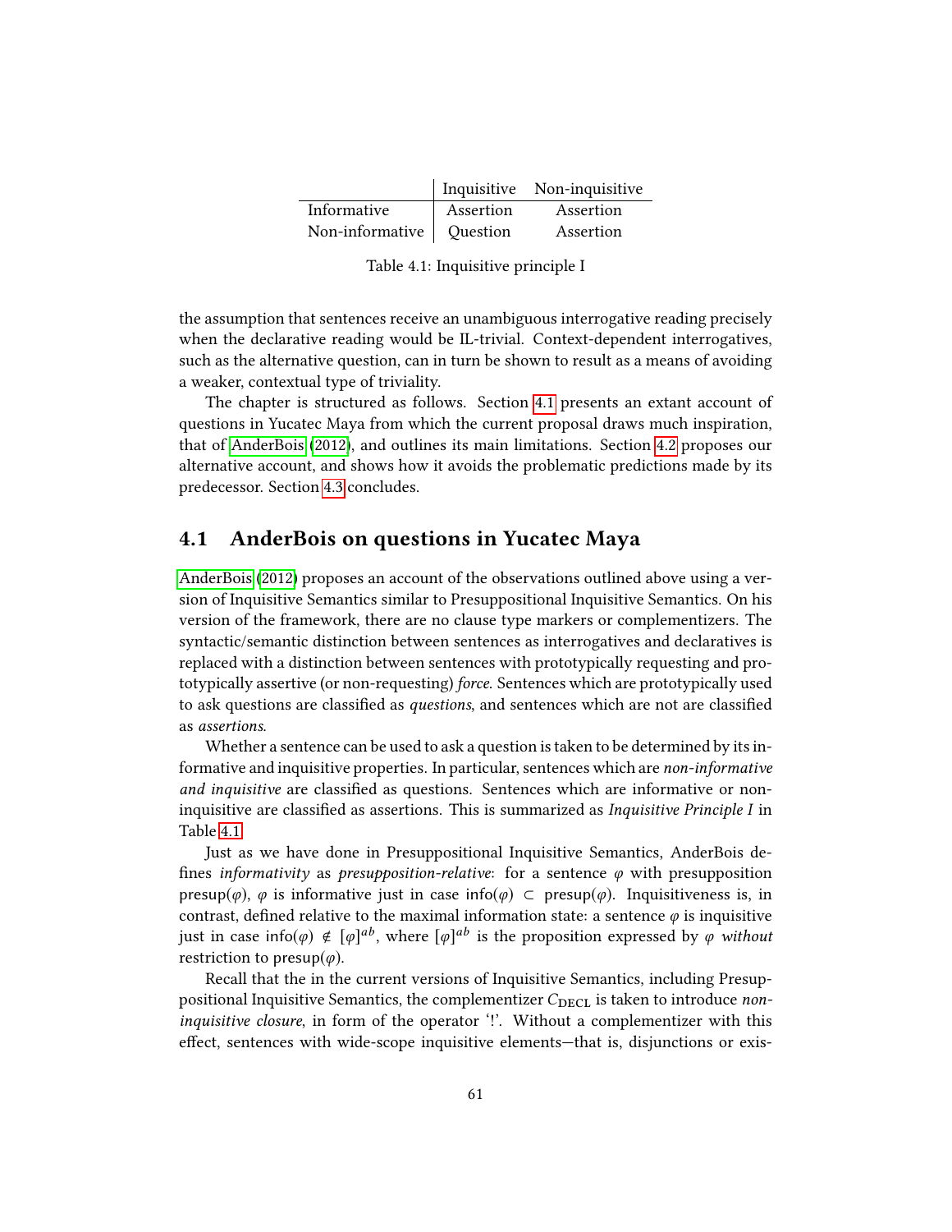| | Inquisitive | Non-inquisitive |
|---|---|---|
| Informative | Assertion | Assertion |
| Non-informative | Question | Assertion |

Table 4.1: Inquisitive principle I

the assumption that sentences receive an unambiguous interrogative reading precisely when the declarative reading would be IL-trivial. Context-dependent interrogatives, such as the alternative question, can in turn be shown to result as a means of avoiding a weaker, contextual type of triviality.

The chapter is structured as follows. Section 4.1 presents an extant account of questions in Yucatec Maya from which the current proposal draws much inspiration, that of AnderBois (2012), and outlines its main limitations. Section 4.2 proposes our alternative account, and shows how it avoids the problematic predictions made by its predecessor. Section 4.3 concludes.

## 4.1 AnderBois on questions in Yucatec Maya

AnderBois (2012) proposes an account of the observations outlined above using a version of Inquisitive Semantics similar to Presuppositional Inquisitive Semantics. On his version of the framework, there are no clause type markers or complementizers. The syntactic/semantic distinction between sentences as interrogatives and declaratives is replaced with a distinction between sentences with prototypically requesting and prototypically assertive (or non-requesting) *force*. Sentences which are prototypically used to ask questions are classified as *questions*, and sentences which are not are classified as *assertions*.

Whether a sentence can be used to ask a question is taken to be determined by its informative and inquisitive properties. In particular, sentences which are *non-informative and inquisitive* are classified as questions. Sentences which are informative or non-inquisitive are classified as assertions. This is summarized as *Inquisitive Principle I* in Table 4.1.

Just as we have done in Presuppositional Inquisitive Semantics, AnderBois defines *informativity* as *presupposition-relative*: for a sentence $\varphi$ with presupposition $\mathsf{presup}(\varphi)$, $\varphi$ is informative just in case $\mathsf{info}(\varphi) \subset \mathsf{presup}(\varphi)$. Inquisitiveness is, in contrast, defined relative to the maximal information state: a sentence $\varphi$ is inquisitive just in case $\mathsf{info}(\varphi) \notin [\varphi]^{ab}$, where $[\varphi]^{ab}$ is the proposition expressed by $\varphi$ *without* restriction to $\mathsf{presup}(\varphi)$.

Recall that the in the current versions of Inquisitive Semantics, including Presuppositional Inquisitive Semantics, the complementizer $C_{\text{DECL}}$ is taken to introduce *non-inquisitive closure*, in form of the operator '!'. Without a complementizer with this effect, sentences with wide-scope inquisitive elements—that is, disjunctions or exis-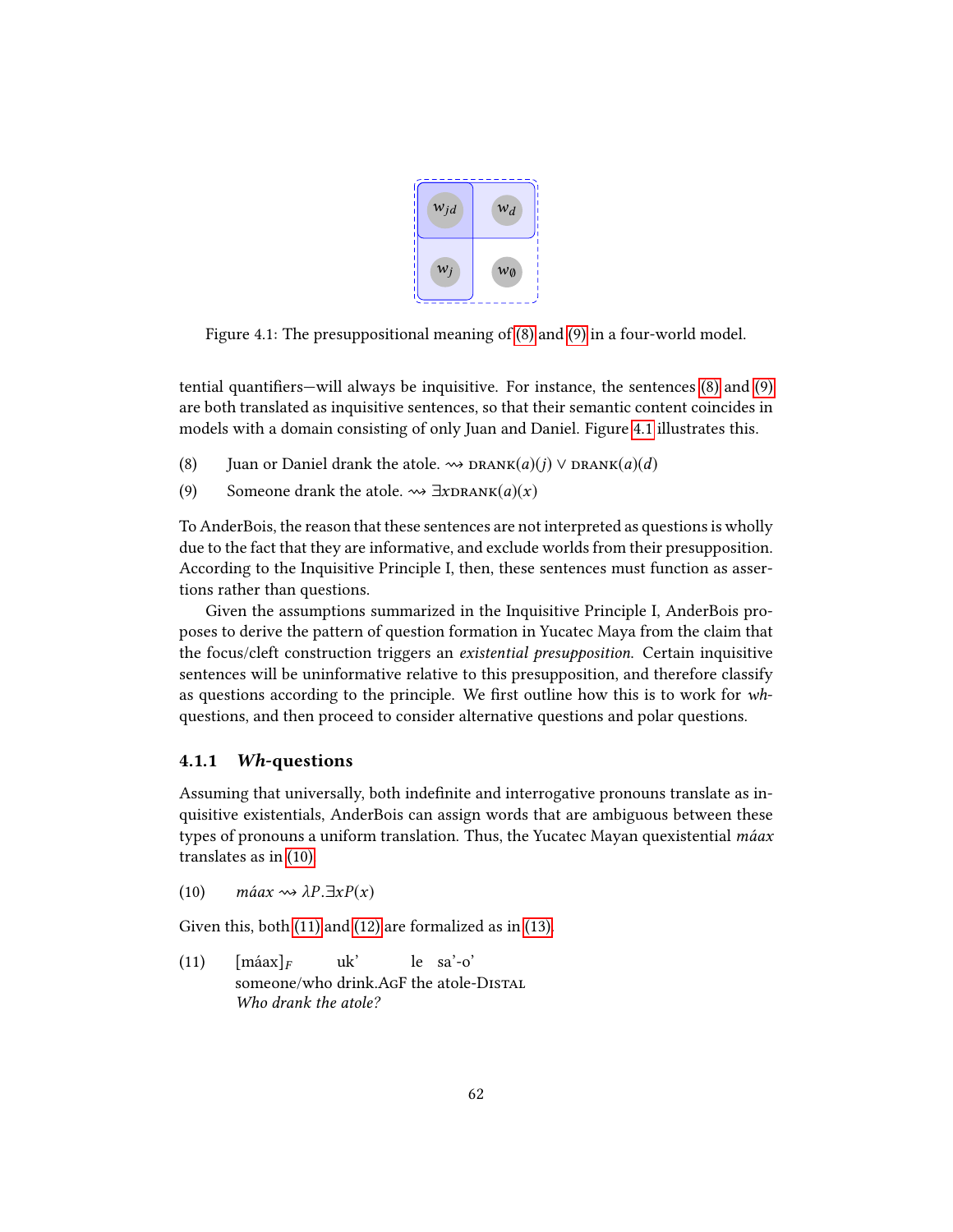Figure 4.1: The presuppositional meaning of (8) and (9) in a four-world model.

tential quantifiers—will always be inquisitive. For instance, the sentences (8) and (9) are both translated as inquisitive sentences, so that their semantic content coincides in models with a domain consisting of only Juan and Daniel. Figure 4.1 illustrates this.

(8) Juan or Daniel drank the atole. $\rightsquigarrow$ $\textsc{drank}(a)(j) \vee \textsc{drank}(a)(d)$

(9) Someone drank the atole. $\rightsquigarrow$ $\exists x \textsc{drank}(a)(x)$

To AnderBois, the reason that these sentences are not interpreted as questions is wholly due to the fact that they are informative, and exclude worlds from their presupposition. According to the Inquisitive Principle I, then, these sentences must function as assertions rather than questions.

Given the assumptions summarized in the Inquisitive Principle I, AnderBois proposes to derive the pattern of question formation in Yucatec Maya from the claim that the focus/cleft construction triggers an *existential presupposition*. Certain inquisitive sentences will be uninformative relative to this presupposition, and therefore classify as questions according to the principle. We first outline how this is to work for *wh*-questions, and then proceed to consider alternative questions and polar questions.

### 4.1.1 *Wh*-questions

Assuming that universally, both indefinite and interrogative pronouns translate as inquisitive existentials, AnderBois can assign words that are ambiguous between these types of pronouns a uniform translation. Thus, the Yucatec Mayan quexistential *máax* translates as in (10).

(10) *máax* $\rightsquigarrow$ $\lambda P.\exists x P(x)$

Given this, both (11) and (12) are formalized as in (13).

(11) [máax]$_F$ uk' le sa'-o'
someone/who drink.AGF the atole-DISTAL
*Who drank the atole?*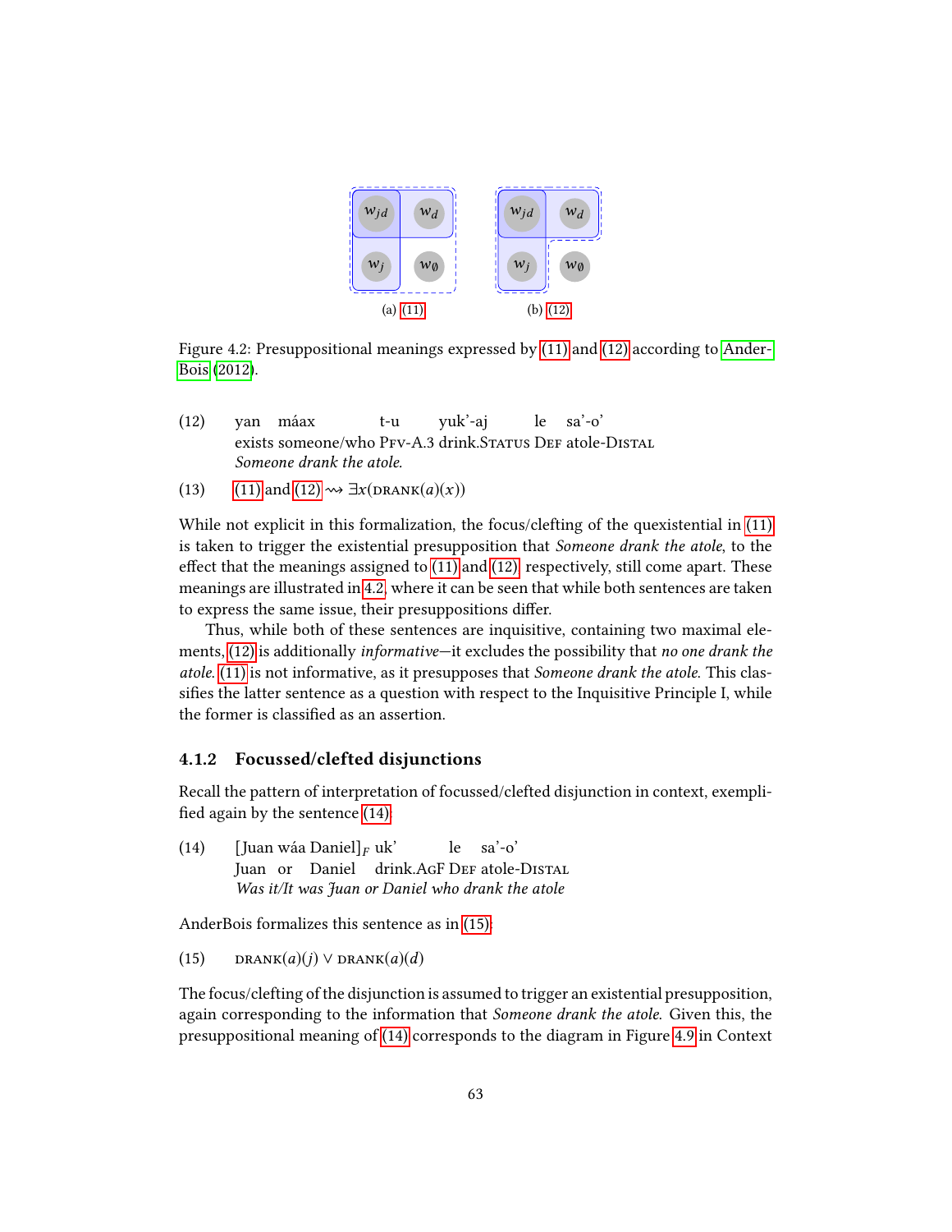(a) (11)

(b) (12)

Figure 4.2: Presuppositional meanings expressed by (11) and (12) according to AnderBois (2012).

(12) yan máax t-u yuk'-aj le sa'-o'
exists someone/who PFV-A.3 drink.STATUS DEF atole-DISTAL
*Someone drank the atole.*

(13) (11) and (12) $\rightsquigarrow \exists x(\textsc{drank}(a)(x))$

While not explicit in this formalization, the focus/clefting of the quexistential in (11) is taken to trigger the existential presupposition that *Someone drank the atole*, to the effect that the meanings assigned to (11) and (12), respectively, still come apart. These meanings are illustrated in 4.2, where it can be seen that while both sentences are taken to express the same issue, their presuppositions differ.

Thus, while both of these sentences are inquisitive, containing two maximal elements, (12) is additionally *informative*—it excludes the possibility that *no one drank the atole*. (11) is not informative, as it presupposes that *Someone drank the atole*. This classifies the latter sentence as a question with respect to the Inquisitive Principle I, while the former is classified as an assertion.

### 4.1.2 Focussed/clefted disjunctions

Recall the pattern of interpretation of focussed/clefted disjunction in context, exemplified again by the sentence (14):

(14) [Juan wáa Daniel]$_F$ uk' le sa'-o'
Juan or Daniel drink.AGF DEF atole-DISTAL
*Was it/It was Juan or Daniel who drank the atole*

AnderBois formalizes this sentence as in (15):

(15) $\textsc{drank}(a)(j) \vee \textsc{drank}(a)(d)$

The focus/clefting of the disjunction is assumed to trigger an existential presupposition, again corresponding to the information that *Someone drank the atole*. Given this, the presuppositional meaning of (14) corresponds to the diagram in Figure 4.9 in Context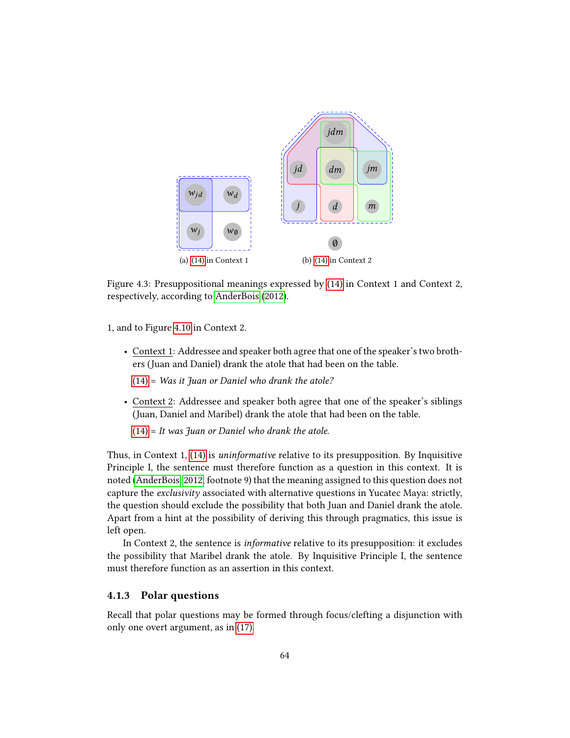(a) (14) in Context 1

(b) (14) in Context 2

Figure 4.3: Presuppositional meanings expressed by (14) in Context 1 and Context 2, respectively, according to AnderBois (2012).

1, and to Figure 4.10 in Context 2.

- Context 1: Addressee and speaker both agree that one of the speaker's two brothers (Juan and Daniel) drank the atole that had been on the table.

  (14) = *Was it Juan or Daniel who drank the atole?*

- Context 2: Addressee and speaker both agree that one of the speaker's siblings (Juan, Daniel and Maribel) drank the atole that had been on the table.

  (14) = *It was Juan or Daniel who drank the atole.*

Thus, in Context 1, (14) is *uninformative* relative to its presupposition. By Inquisitive Principle I, the sentence must therefore function as a question in this context. It is noted (AnderBois, 2012, footnote 9) that the meaning assigned to this question does not capture the *exclusivity* associated with alternative questions in Yucatec Maya: strictly, the question should exclude the possibility that both Juan and Daniel drank the atole. Apart from a hint at the possibility of deriving this through pragmatics, this issue is left open.

In Context 2, the sentence is *informative* relative to its presupposition: it excludes the possibility that Maribel drank the atole. By Inquisitive Principle I, the sentence must therefore function as an assertion in this context.

### 4.1.3 Polar questions

Recall that polar questions may be formed through focus/clefting a disjunction with only one overt argument, as in (17).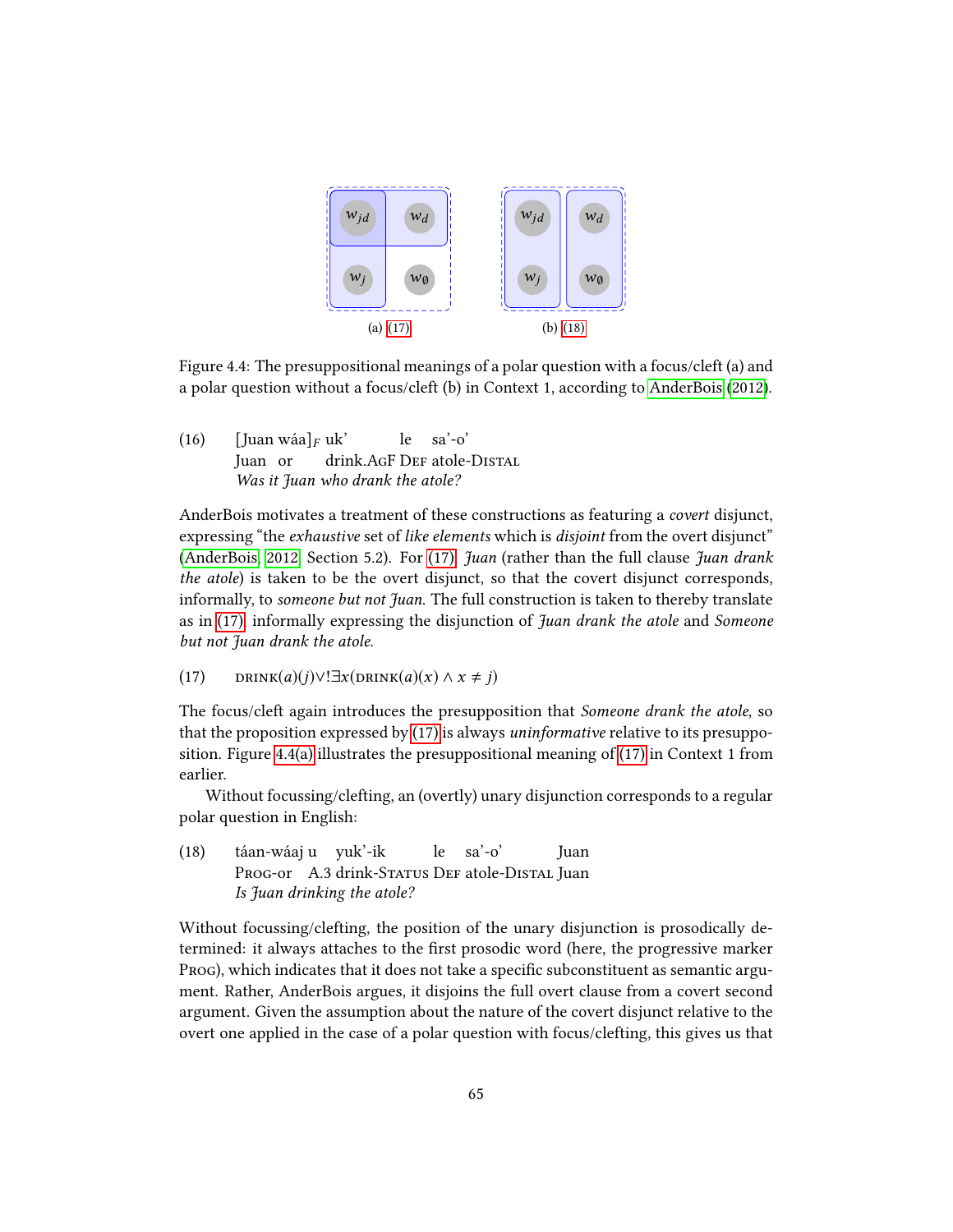Figure 4.4: The presuppositional meanings of a polar question with a focus/cleft (a) and a polar question without a focus/cleft (b) in Context 1, according to AnderBois (2012).

(16) [Juan wáa]$_F$ uk' le sa'-o'
Juan or drink.AgF Def atole-Distal
*Was it Juan who drank the atole?*

AnderBois motivates a treatment of these constructions as featuring a *covert* disjunct, expressing "the *exhaustive* set of *like elements* which is *disjoint* from the overt disjunct" (AnderBois, 2012, Section 5.2). For (17), *Juan* (rather than the full clause *Juan drank the atole*) is taken to be the overt disjunct, so that the covert disjunct corresponds, informally, to *someone but not Juan*. The full construction is taken to thereby translate as in (17), informally expressing the disjunction of *Juan drank the atole* and *Someone but not Juan drank the atole.*

(17) $\text{DRINK}(a)(j) \vee ! \exists x(\text{DRINK}(a)(x) \wedge x \neq j)$

The focus/cleft again introduces the presupposition that *Someone drank the atole*, so that the proposition expressed by (17) is always *uninformative* relative to its presupposition. Figure 4.4(a) illustrates the presuppositional meaning of (17) in Context 1 from earlier.

Without focussing/clefting, an (overtly) unary disjunction corresponds to a regular polar question in English:

(18) táan-wáaj u yuk'-ik le sa'-o' Juan
Prog-or A.3 drink-Status Def atole-Distal Juan
*Is Juan drinking the atole?*

Without focussing/clefting, the position of the unary disjunction is prosodically determined: it always attaches to the first prosodic word (here, the progressive marker Prog), which indicates that it does not take a specific subconstituent as semantic argument. Rather, AnderBois argues, it disjoins the full overt clause from a covert second argument. Given the assumption about the nature of the covert disjunct relative to the overt one applied in the case of a polar question with focus/clefting, this gives us that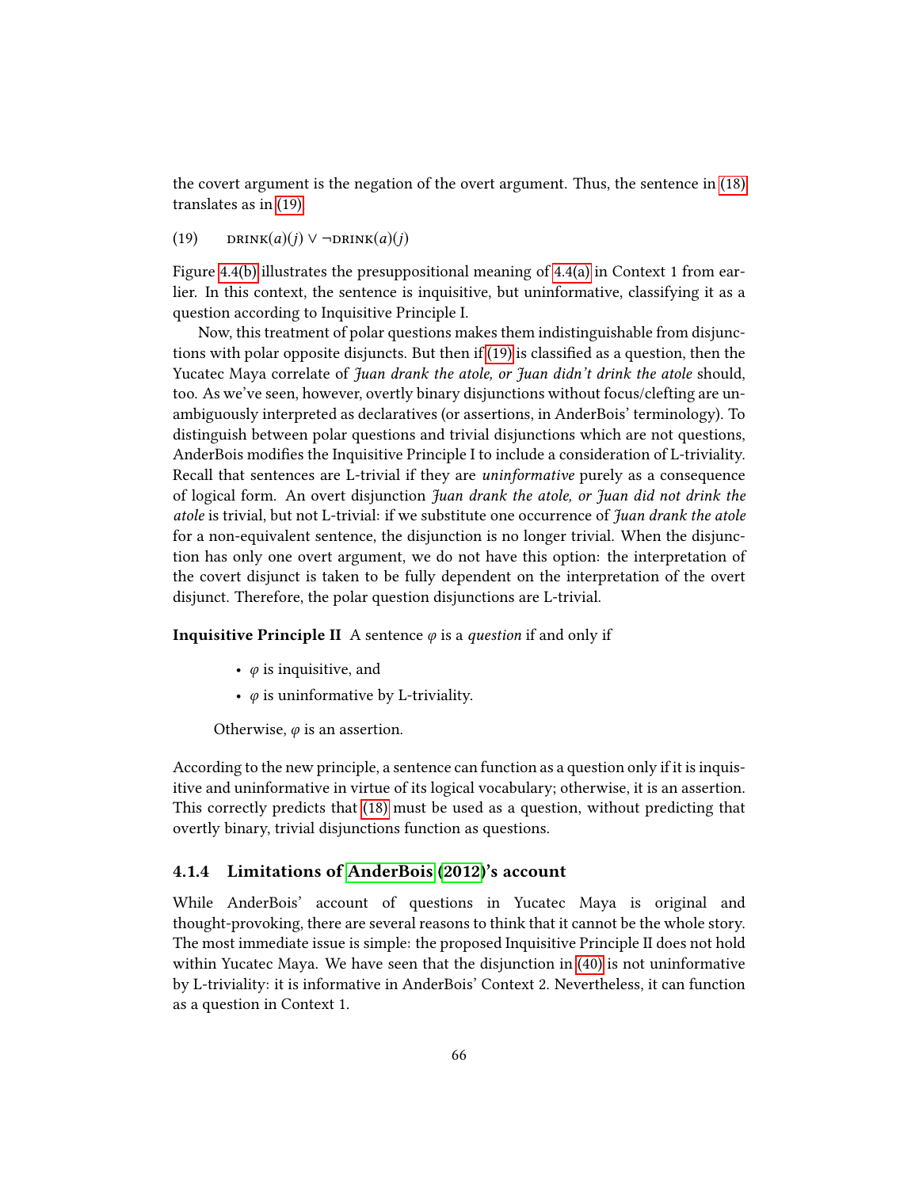the covert argument is the negation of the overt argument. Thus, the sentence in (18) translates as in (19).

(19) $\textsc{drink}(a)(j) \vee \neg\textsc{drink}(a)(j)$

Figure 4.4(b) illustrates the presuppositional meaning of 4.4(a) in Context 1 from earlier. In this context, the sentence is inquisitive, but uninformative, classifying it as a question according to Inquisitive Principle I.

Now, this treatment of polar questions makes them indistinguishable from disjunctions with polar opposite disjuncts. But then if (19) is classified as a question, then the Yucatec Maya correlate of *Juan drank the atole, or Juan didn't drink the atole* should, too. As we've seen, however, overtly binary disjunctions without focus/clefting are unambiguously interpreted as declaratives (or assertions, in AnderBois' terminology). To distinguish between polar questions and trivial disjunctions which are not questions, AnderBois modifies the Inquisitive Principle I to include a consideration of L-triviality. Recall that sentences are L-trivial if they are *uninformative* purely as a consequence of logical form. An overt disjunction *Juan drank the atole, or Juan did not drink the atole* is trivial, but not L-trivial: if we substitute one occurrence of *Juan drank the atole* for a non-equivalent sentence, the disjunction is no longer trivial. When the disjunction has only one overt argument, we do not have this option: the interpretation of the covert disjunct is taken to be fully dependent on the interpretation of the overt disjunct. Therefore, the polar question disjunctions are L-trivial.

**Inquisitive Principle II** A sentence $\varphi$ is a *question* if and only if

- $\varphi$ is inquisitive, and
- $\varphi$ is uninformative by L-triviality.

Otherwise, $\varphi$ is an assertion.

According to the new principle, a sentence can function as a question only if it is inquisitive and uninformative in virtue of its logical vocabulary; otherwise, it is an assertion. This correctly predicts that (18) must be used as a question, without predicting that overtly binary, trivial disjunctions function as questions.

### 4.1.4 Limitations of AnderBois (2012)'s account

While AnderBois' account of questions in Yucatec Maya is original and thought-provoking, there are several reasons to think that it cannot be the whole story. The most immediate issue is simple: the proposed Inquisitive Principle II does not hold within Yucatec Maya. We have seen that the disjunction in (40) is not uninformative by L-triviality: it is informative in AnderBois' Context 2. Nevertheless, it can function as a question in Context 1.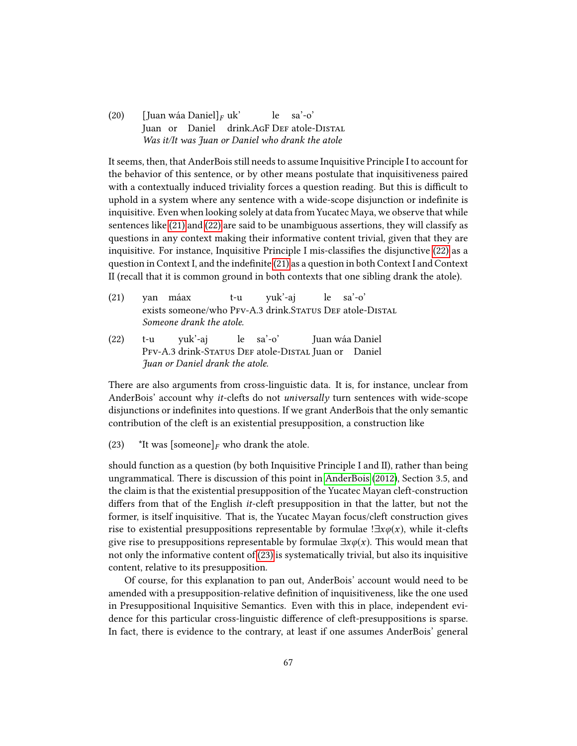(20) [Juan wáa Daniel]$_F$ uk' le sa'-o'
Juan or Daniel drink.AGF DEF atole-DISTAL
*Was it/It was Juan or Daniel who drank the atole*

It seems, then, that AnderBois still needs to assume Inquisitive Principle I to account for the behavior of this sentence, or by other means postulate that inquisitiveness paired with a contextually induced triviality forces a question reading. But this is difficult to uphold in a system where any sentence with a wide-scope disjunction or indefinite is inquisitive. Even when looking solely at data from Yucatec Maya, we observe that while sentences like (21) and (22) are said to be unambiguous assertions, they will classify as questions in any context making their informative content trivial, given that they are inquisitive. For instance, Inquisitive Principle I mis-classifies the disjunctive (22) as a question in Context I, and the indefinite (21) as a question in both Context I and Context II (recall that it is common ground in both contexts that one sibling drank the atole).

(21) yan máax t-u yuk'-aj le sa'-o'
exists someone/who PFV-A.3 drink.STATUS DEF atole-DISTAL
*Someone drank the atole.*

(22) t-u yuk'-aj le sa'-o' Juan wáa Daniel
PFV-A.3 drink-STATUS DEF atole-DISTAL Juan or Daniel
*Juan or Daniel drank the atole.*

There are also arguments from cross-linguistic data. It is, for instance, unclear from AnderBois' account why *it*-clefts do not *universally* turn sentences with wide-scope disjunctions or indefinites into questions. If we grant AnderBois that the only semantic contribution of the cleft is an existential presupposition, a construction like

(23) *It was [someone]$_F$ who drank the atole.

should function as a question (by both Inquisitive Principle I and II), rather than being ungrammatical. There is discussion of this point in AnderBois (2012), Section 3.5, and the claim is that the existential presupposition of the Yucatec Mayan cleft-construction differs from that of the English *it*-cleft presupposition in that the latter, but not the former, is itself inquisitive. That is, the Yucatec Mayan focus/cleft construction gives rise to existential presuppositions representable by formulae $!\exists x\varphi(x)$, while it-clefts give rise to presuppositions representable by formulae $\exists x\varphi(x)$. This would mean that not only the informative content of (23) is systematically trivial, but also its inquisitive content, relative to its presupposition.

Of course, for this explanation to pan out, AnderBois' account would need to be amended with a presupposition-relative definition of inquisitiveness, like the one used in Presuppositional Inquisitive Semantics. Even with this in place, independent evidence for this particular cross-linguistic difference of cleft-presuppositions is sparse. In fact, there is evidence to the contrary, at least if one assumes AnderBois' general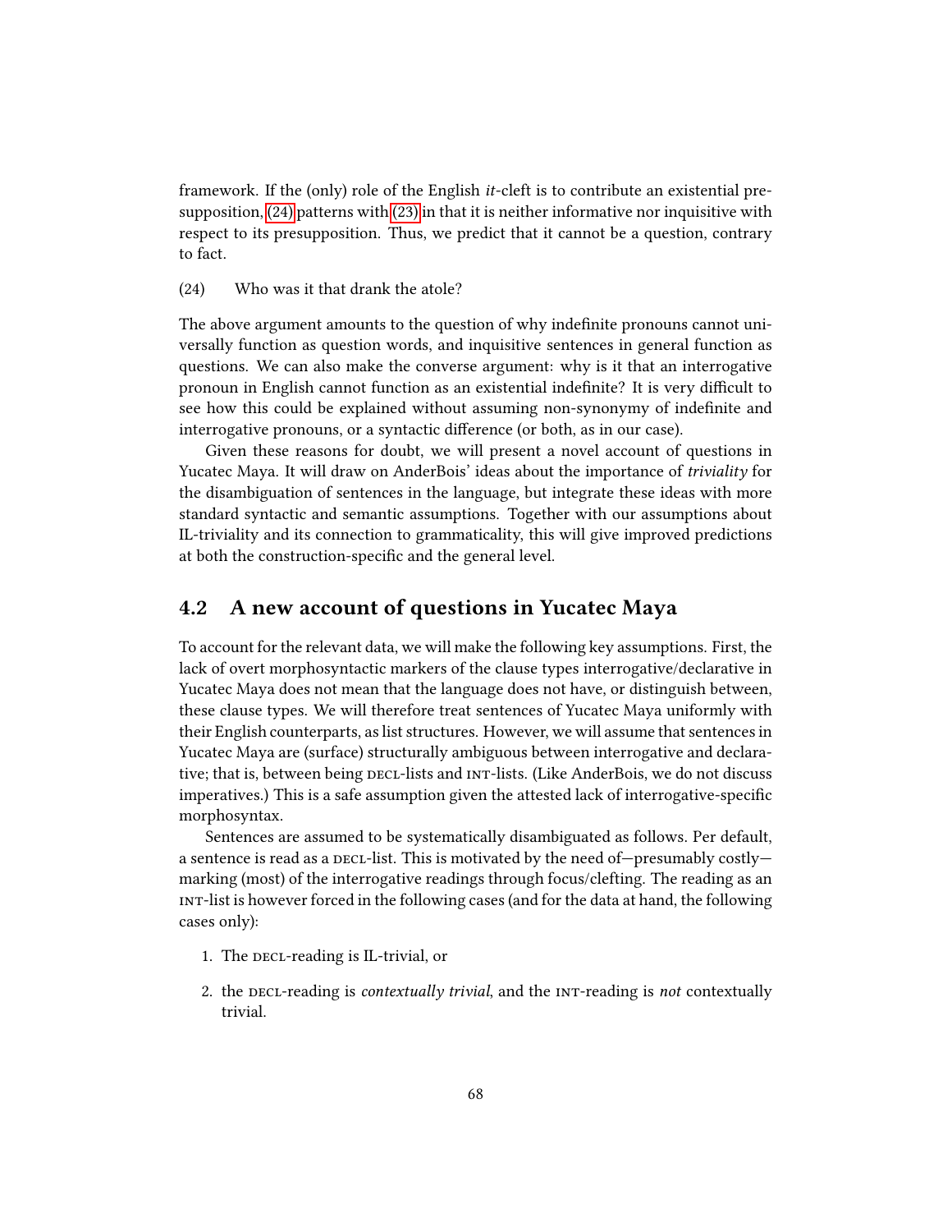framework. If the (only) role of the English *it*-cleft is to contribute an existential presupposition, (24) patterns with (23) in that it is neither informative nor inquisitive with respect to its presupposition. Thus, we predict that it cannot be a question, contrary to fact.

(24) Who was it that drank the atole?

The above argument amounts to the question of why indefinite pronouns cannot universally function as question words, and inquisitive sentences in general function as questions. We can also make the converse argument: why is it that an interrogative pronoun in English cannot function as an existential indefinite? It is very difficult to see how this could be explained without assuming non-synonymy of indefinite and interrogative pronouns, or a syntactic difference (or both, as in our case).

Given these reasons for doubt, we will present a novel account of questions in Yucatec Maya. It will draw on AnderBois' ideas about the importance of *triviality* for the disambiguation of sentences in the language, but integrate these ideas with more standard syntactic and semantic assumptions. Together with our assumptions about IL-triviality and its connection to grammaticality, this will give improved predictions at both the construction-specific and the general level.

## 4.2 A new account of questions in Yucatec Maya

To account for the relevant data, we will make the following key assumptions. First, the lack of overt morphosyntactic markers of the clause types interrogative/declarative in Yucatec Maya does not mean that the language does not have, or distinguish between, these clause types. We will therefore treat sentences of Yucatec Maya uniformly with their English counterparts, as list structures. However, we will assume that sentences in Yucatec Maya are (surface) structurally ambiguous between interrogative and declarative; that is, between being DECL-lists and INT-lists. (Like AnderBois, we do not discuss imperatives.) This is a safe assumption given the attested lack of interrogative-specific morphosyntax.

Sentences are assumed to be systematically disambiguated as follows. Per default, a sentence is read as a DECL-list. This is motivated by the need of—presumably costly—marking (most) of the interrogative readings through focus/clefting. The reading as an INT-list is however forced in the following cases (and for the data at hand, the following cases only):

1. The DECL-reading is IL-trivial, or
2. the DECL-reading is *contextually trivial*, and the INT-reading is *not* contextually trivial.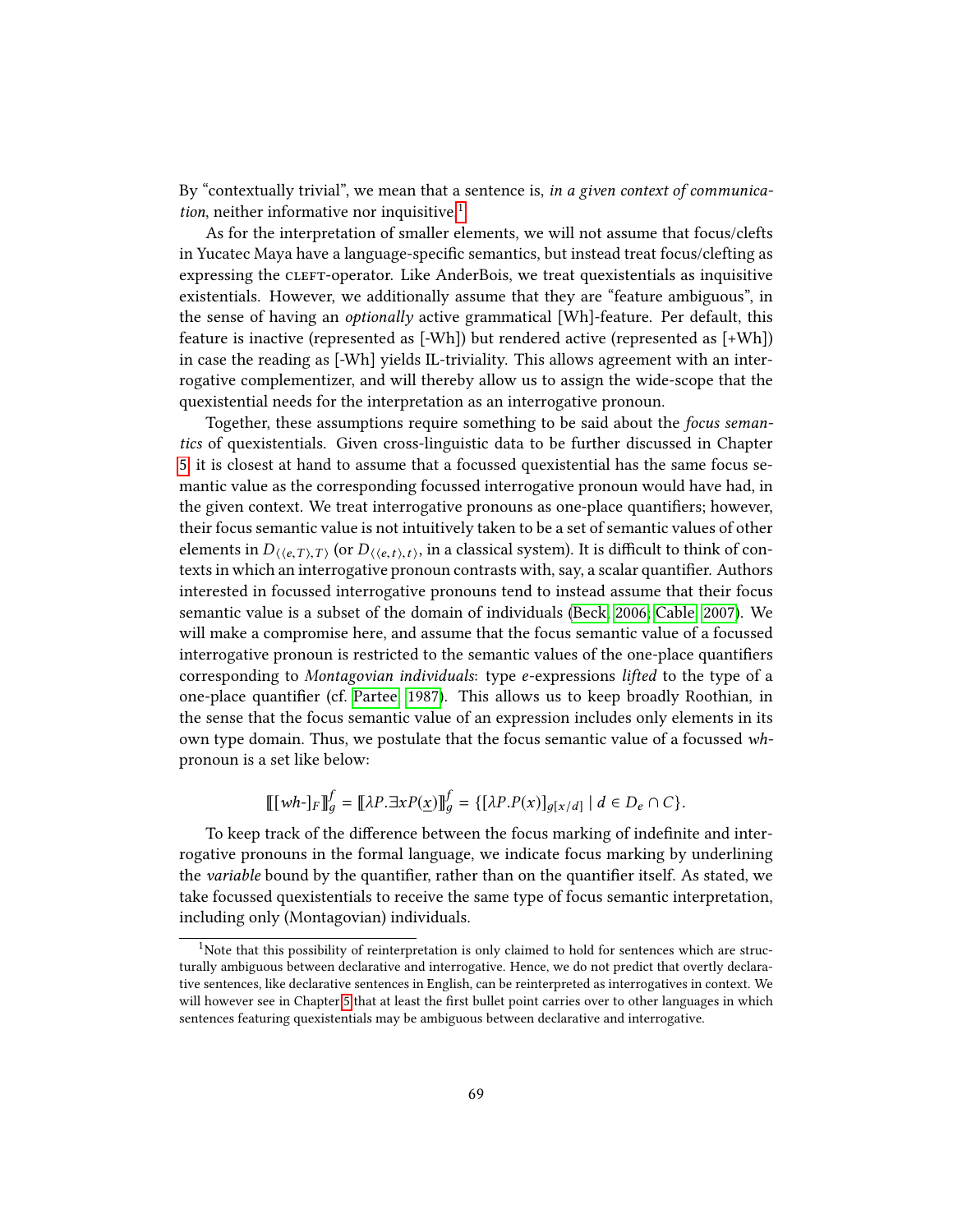By "contextually trivial", we mean that a sentence is, *in a given context of communication*, neither informative nor inquisitive.[1]

As for the interpretation of smaller elements, we will not assume that focus/clefts in Yucatec Maya have a language-specific semantics, but instead treat focus/clefting as expressing the CLEFT-operator. Like AnderBois, we treat quexistentials as inquisitive existentials. However, we additionally assume that they are "feature ambiguous", in the sense of having an *optionally* active grammatical [Wh]-feature. Per default, this feature is inactive (represented as [-Wh]) but rendered active (represented as [+Wh]) in case the reading as [-Wh] yields IL-triviality. This allows agreement with an interrogative complementizer, and will thereby allow us to assign the wide-scope that the quexistential needs for the interpretation as an interrogative pronoun.

Together, these assumptions require something to be said about the *focus semantics* of quexistentials. Given cross-linguistic data to be further discussed in Chapter 5, it is closest at hand to assume that a focussed quexistential has the same focus semantic value as the corresponding focussed interrogative pronoun would have had, in the given context. We treat interrogative pronouns as one-place quantifiers; however, their focus semantic value is not intuitively taken to be a set of semantic values of other elements in $D_{\langle\langle e,T\rangle,T\rangle}$ (or $D_{\langle\langle e,t\rangle,t\rangle}$, in a classical system). It is difficult to think of contexts in which an interrogative pronoun contrasts with, say, a scalar quantifier. Authors interested in focussed interrogative pronouns tend to instead assume that their focus semantic value is a subset of the domain of individuals (Beck, 2006; Cable, 2007). We will make a compromise here, and assume that the focus semantic value of a focussed interrogative pronoun is restricted to the semantic values of the one-place quantifiers corresponding to *Montagovian individuals*: type *e*-expressions *lifted* to the type of a one-place quantifier (cf. Partee, 1987). This allows us to keep broadly Roothian, in the sense that the focus semantic value of an expression includes only elements in its own type domain. Thus, we postulate that the focus semantic value of a focussed *wh*-pronoun is a set like below:

$$[\![ [wh\text{-}]_F ]\!]^f_g = [\![ \lambda P.\exists x P(\underline{x}) ]\!]^f_g = \{[\lambda P.P(x)]_{g[x/d]} \mid d \in D_e \cap C\}.$$

To keep track of the difference between the focus marking of indefinite and interrogative pronouns in the formal language, we indicate focus marking by underlining the *variable* bound by the quantifier, rather than on the quantifier itself. As stated, we take focussed quexistentials to receive the same type of focus semantic interpretation, including only (Montagovian) individuals.

[1] Note that this possibility of reinterpretation is only claimed to hold for sentences which are structurally ambiguous between declarative and interrogative. Hence, we do not predict that overtly declarative sentences, like declarative sentences in English, can be reinterpreted as interrogatives in context. We will however see in Chapter 5 that at least the first bullet point carries over to other languages in which sentences featuring quexistentials may be ambiguous between declarative and interrogative.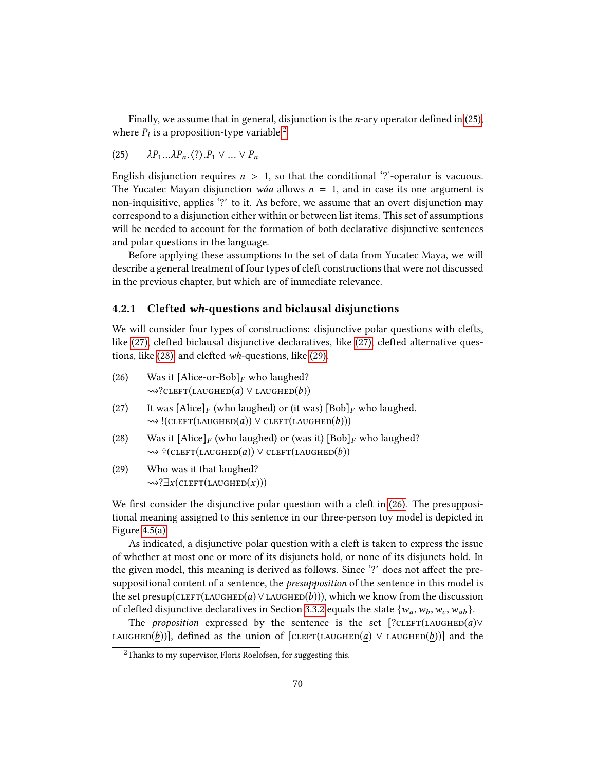Finally, we assume that in general, disjunction is the $n$-ary operator defined in (25), where $P_i$ is a proposition-type variable.[2]

(25) $\lambda P_1 ... \lambda P_n . \langle ? \rangle . P_1 \vee ... \vee P_n$

English disjunction requires $n > 1$, so that the conditional '?'-operator is vacuous. The Yucatec Mayan disjunction *wáa* allows $n = 1$, and in case its one argument is non-inquisitive, applies '?' to it. As before, we assume that an overt disjunction may correspond to a disjunction either within or between list items. This set of assumptions will be needed to account for the formation of both declarative disjunctive sentences and polar questions in the language.

Before applying these assumptions to the set of data from Yucatec Maya, we will describe a general treatment of four types of cleft constructions that were not discussed in the previous chapter, but which are of immediate relevance.

### 4.2.1 Clefted *wh*-questions and biclausal disjunctions

We will consider four types of constructions: disjunctive polar questions with clefts, like (27), clefted biclausal disjunctive declaratives, like (27), clefted alternative questions, like (28), and clefted *wh*-questions, like (29).

(26) Was it [Alice-or-Bob]$_F$ who laughed?
$\rightsquigarrow ?\text{CLEFT}(\text{LAUGHED}(\underline{a}) \vee \text{LAUGHED}(\underline{b}))$

(27) It was [Alice]$_F$ (who laughed) or (it was) [Bob]$_F$ who laughed.
$\rightsquigarrow\, !(\text{CLEFT}(\text{LAUGHED}(\underline{a})) \vee \text{CLEFT}(\text{LAUGHED}(\underline{b})))$

(28) Was it [Alice]$_F$ (who laughed) or (was it) [Bob]$_F$ who laughed?
$\rightsquigarrow \dagger(\text{CLEFT}(\text{LAUGHED}(\underline{a})) \vee \text{CLEFT}(\text{LAUGHED}(\underline{b}))$

(29) Who was it that laughed?
$\rightsquigarrow ?\exists x(\text{CLEFT}(\text{LAUGHED}(\underline{x})))$

We first consider the disjunctive polar question with a cleft in (26). The presuppositional meaning assigned to this sentence in our three-person toy model is depicted in Figure 4.5(a).

As indicated, a disjunctive polar question with a cleft is taken to express the issue of whether at most one or more of its disjuncts hold, or none of its disjuncts hold. In the given model, this meaning is derived as follows. Since '?' does not affect the presuppositional content of a sentence, the *presupposition* of the sentence in this model is the set $\text{presup}(\text{CLEFT}(\text{LAUGHED}(\underline{a}) \vee \text{LAUGHED}(\underline{b})))$, which we know from the discussion of clefted disjunctive declaratives in Section 3.3.2 equals the state $\{w_a, w_b, w_c, w_{ab}\}$.

The *proposition* expressed by the sentence is the set $[?\text{CLEFT}(\text{LAUGHED}(\underline{a}) \vee \text{LAUGHED}(\underline{b}))]$, defined as the union of $[\text{CLEFT}(\text{LAUGHED}(\underline{a}) \vee \text{LAUGHED}(\underline{b}))]$ and the

[2] Thanks to my supervisor, Floris Roelofsen, for suggesting this.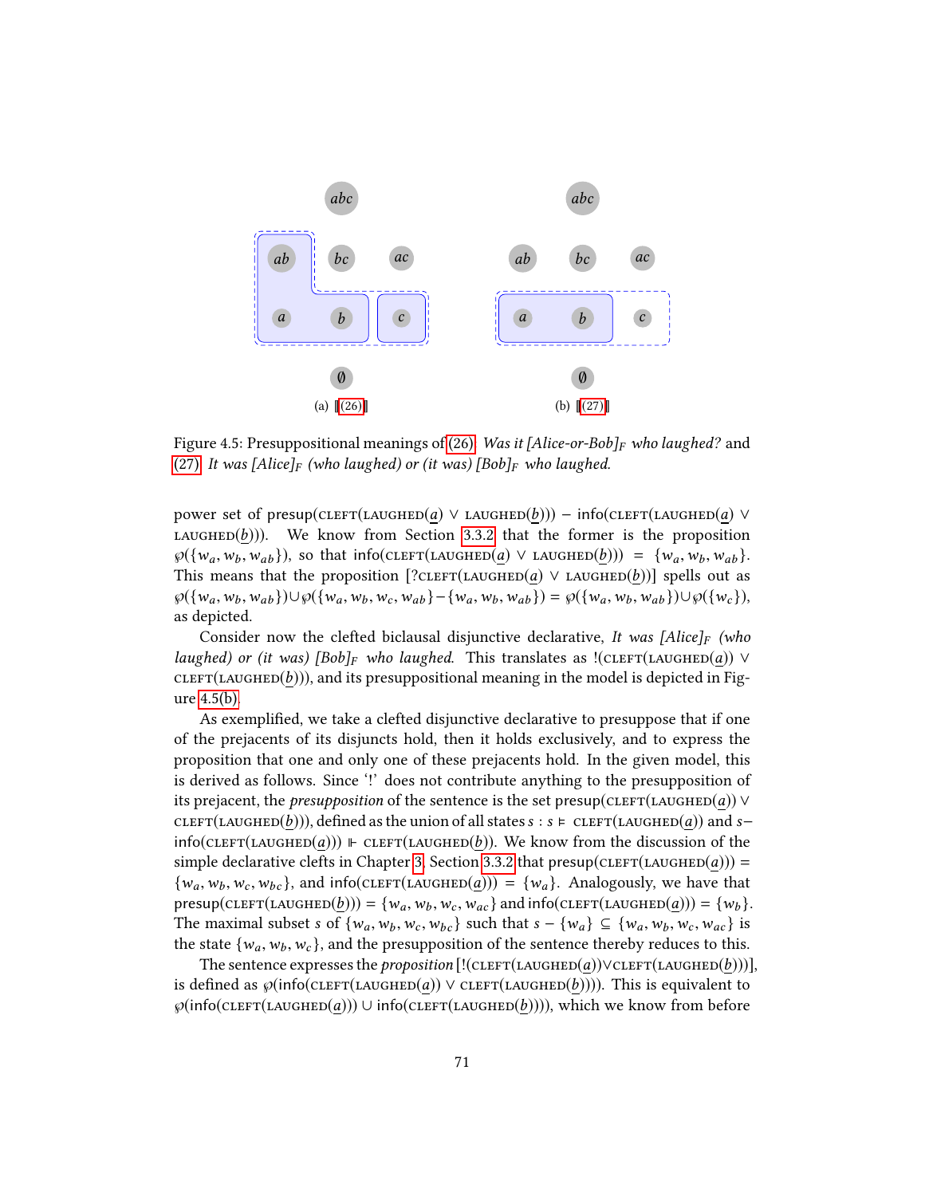(a) ⟦(26)⟧

(b) ⟦(27)⟧

Figure 4.5: Presuppositional meanings of (26) *Was it [Alice-or-Bob]$_F$ who laughed?* and (27) *It was [Alice]$_F$ (who laughed) or (it was) [Bob]$_F$ who laughed.*

power set of presup(CLEFT(LAUGHED($\underline{a}$) ∨ LAUGHED($\underline{b}$))) − info(CLEFT(LAUGHED($\underline{a}$) ∨ LAUGHED($\underline{b}$))). We know from Section 3.3.2 that the former is the proposition $\wp(\{w_a, w_b, w_{ab}\})$, so that info(CLEFT(LAUGHED($\underline{a}$) ∨ LAUGHED($\underline{b}$))) $= \{w_a, w_b, w_{ab}\}$. This means that the proposition [?CLEFT(LAUGHED($\underline{a}$) ∨ LAUGHED($\underline{b}$))] spells out as $\wp(\{w_a, w_b, w_{ab}\}) \cup \wp(\{w_a, w_b, w_c, w_{ab}\} - \{w_a, w_b, w_{ab}\}) = \wp(\{w_a, w_b, w_{ab}\}) \cup \wp(\{w_c\})$, as depicted.

Consider now the clefted biclausal disjunctive declarative, *It was [Alice]$_F$ (who laughed) or (it was) [Bob]$_F$ who laughed*. This translates as !(CLEFT(LAUGHED($\underline{a}$)) ∨ CLEFT(LAUGHED($\underline{b}$))), and its presuppositional meaning in the model is depicted in Figure 4.5(b).

As exemplified, we take a clefted disjunctive declarative to presuppose that if one of the prejacents of its disjuncts hold, then it holds exclusively, and to express the proposition that one and only one of these prejacents hold. In the given model, this is derived as follows. Since '!' does not contribute anything to the presupposition of its prejacent, the *presupposition* of the sentence is the set presup(CLEFT(LAUGHED($\underline{a}$)) ∨ CLEFT(LAUGHED($\underline{b}$))), defined as the union of all states $s$ : $s \vDash$ CLEFT(LAUGHED($\underline{a}$)) and $s-$ info(CLEFT(LAUGHED($\underline{a}$))) $\Vdash$ CLEFT(LAUGHED($\underline{b}$)). We know from the discussion of the simple declarative clefts in Chapter 3, Section 3.3.2 that presup(CLEFT(LAUGHED($\underline{a}$))) $= \{w_a, w_b, w_c, w_{bc}\}$, and info(CLEFT(LAUGHED($\underline{a}$))) $= \{w_a\}$. Analogously, we have that presup(CLEFT(LAUGHED($\underline{b}$))) $= \{w_a, w_b, w_c, w_{ac}\}$ and info(CLEFT(LAUGHED($\underline{a}$))) $= \{w_b\}$. The maximal subset $s$ of $\{w_a, w_b, w_c, w_{bc}\}$ such that $s - \{w_a\} \subseteq \{w_a, w_b, w_c, w_{ac}\}$ is the state $\{w_a, w_b, w_c\}$, and the presupposition of the sentence thereby reduces to this.

The sentence expresses the *proposition* [!(CLEFT(LAUGHED($\underline{a}$))∨CLEFT(LAUGHED($\underline{b}$)))], is defined as $\wp$(info(CLEFT(LAUGHED($\underline{a}$)) ∨ CLEFT(LAUGHED($\underline{b}$)))). This is equivalent to $\wp$(info(CLEFT(LAUGHED($\underline{a}$))) ∪ info(CLEFT(LAUGHED($\underline{b}$)))), which we know from before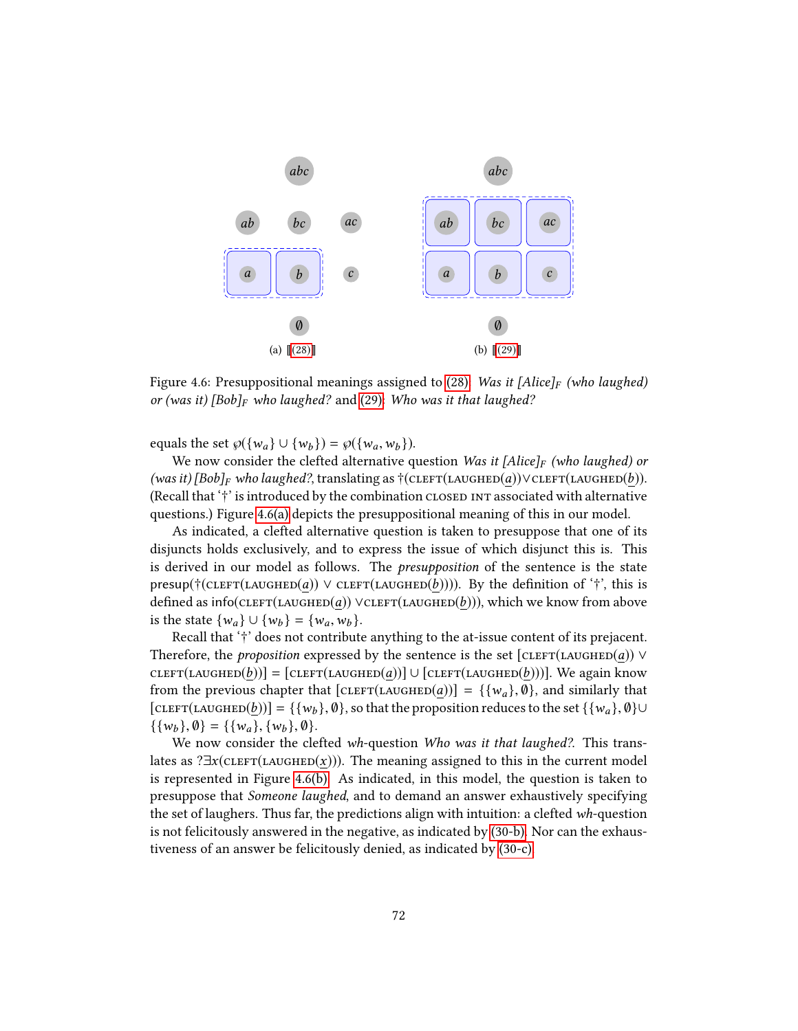(a) [[(28)]] (b) [[(29)]]

Figure 4.6: Presuppositional meanings assigned to (28): *Was it [Alice]$_F$ (who laughed) or (was it) [Bob]$_F$ who laughed?* and (29): *Who was it that laughed?*

equals the set $\wp(\{w_a\} \cup \{w_b\}) = \wp(\{w_a, w_b\})$.

We now consider the clefted alternative question *Was it [Alice]$_F$ (who laughed) or (was it) [Bob]$_F$ who laughed?*, translating as $\dagger(\text{CLEFT}(\text{LAUGHED}(\underline{a})) \vee \text{CLEFT}(\text{LAUGHED}(\underline{b}))$. (Recall that '†' is introduced by the combination CLOSED INT associated with alternative questions.) Figure 4.6(a) depicts the presuppositional meaning of this in our model.

As indicated, a clefted alternative question is taken to presuppose that one of its disjuncts holds exclusively, and to express the issue of which disjunct this is. This is derived in our model as follows. The *presupposition* of the sentence is the state $\text{presup}(\dagger(\text{CLEFT}(\text{LAUGHED}(\underline{a})) \vee \text{CLEFT}(\text{LAUGHED}(\underline{b}))))$. By the definition of '†', this is defined as $\text{info}(\text{CLEFT}(\text{LAUGHED}(\underline{a})) \vee \text{CLEFT}(\text{LAUGHED}(\underline{b})))$, which we know from above is the state $\{w_a\} \cup \{w_b\} = \{w_a, w_b\}$.

Recall that '†' does not contribute anything to the at-issue content of its prejacent. Therefore, the *proposition* expressed by the sentence is the set $[\text{CLEFT}(\text{LAUGHED}(\underline{a})) \vee \text{CLEFT}(\text{LAUGHED}(\underline{b}))] = [\text{CLEFT}(\text{LAUGHED}(\underline{a}))] \cup [\text{CLEFT}(\text{LAUGHED}(\underline{b}))]$. We again know from the previous chapter that $[\text{CLEFT}(\text{LAUGHED}(\underline{a}))] = \{\{w_a\}, \emptyset\}$, and similarly that $[\text{CLEFT}(\text{LAUGHED}(\underline{b}))] = \{\{w_b\}, \emptyset\}$, so that the proposition reduces to the set $\{\{w_a\}, \emptyset\} \cup \{\{w_b\}, \emptyset\} = \{\{w_a\}, \{w_b\}, \emptyset\}$.

We now consider the clefted *wh*-question *Who was it that laughed?*. This translates as $?\exists x(\text{CLEFT}(\text{LAUGHED}(\underline{x})))$. The meaning assigned to this in the current model is represented in Figure 4.6(b). As indicated, in this model, the question is taken to presuppose that *Someone laughed*, and to demand an answer exhaustively specifying the set of laughers. Thus far, the predictions align with intuition: a clefted *wh*-question is not felicitously answered in the negative, as indicated by (30-b). Nor can the exhaustiveness of an answer be felicitously denied, as indicated by (30-c).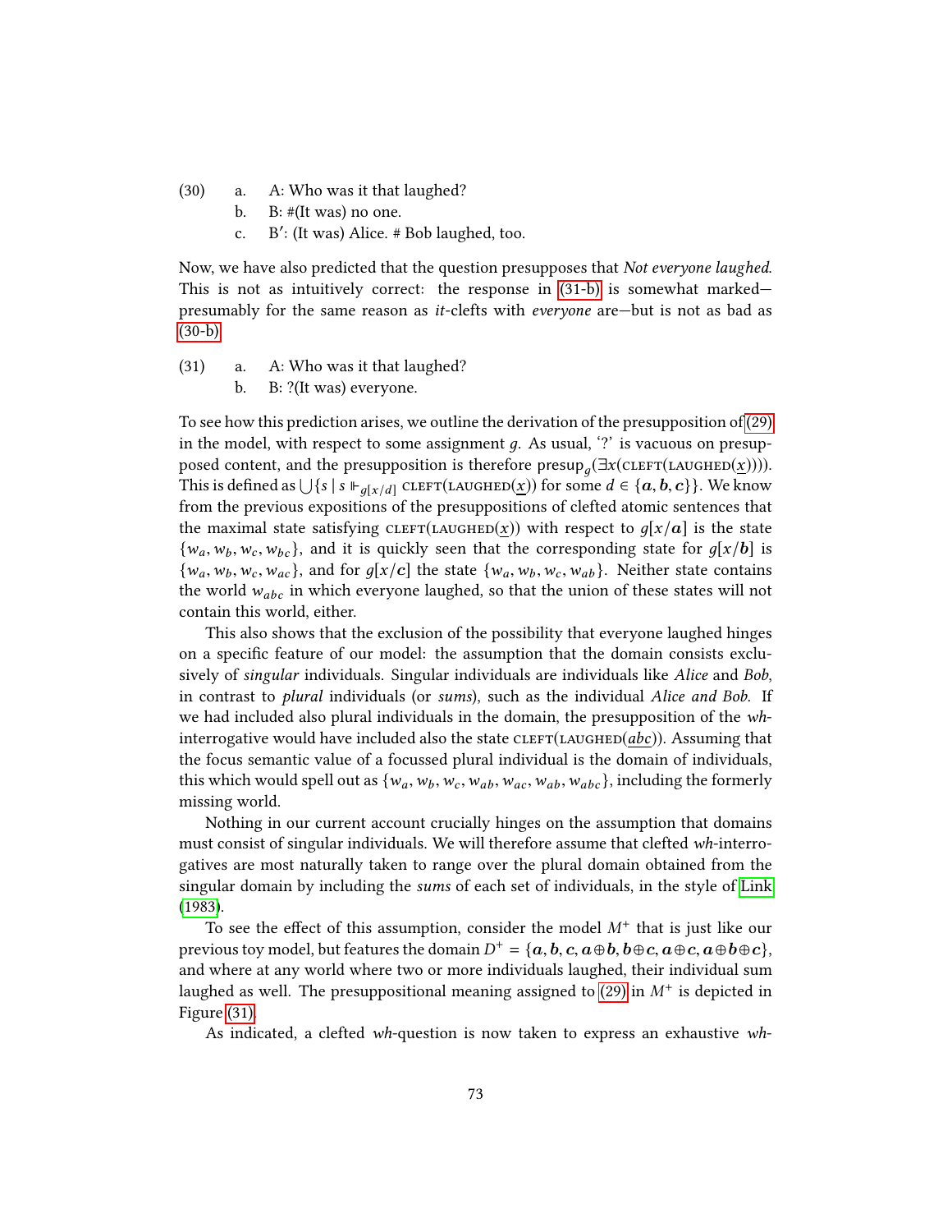(30) a. A: Who was it that laughed?

b. B: #(It was) no one.

c. B′: (It was) Alice. # Bob laughed, too.

Now, we have also predicted that the question presupposes that *Not everyone laughed*. This is not as intuitively correct: the response in (31-b) is somewhat marked—presumably for the same reason as *it*-clefts with *everyone* are—but is not as bad as (30-b).

(31) a. A: Who was it that laughed?

b. B: ?(It was) everyone.

To see how this prediction arises, we outline the derivation of the presupposition of (29) in the model, with respect to some assignment $g$. As usual, '?' is vacuous on presupposed content, and the presupposition is therefore $\text{presup}_g(\exists x(\textsc{cleft}(\textsc{laughed}(\underline{x}))))$. This is defined as $\bigcup\{s \mid s \Vdash_{g[x/d]} \textsc{cleft}(\textsc{laughed}(\underline{x}))$ for some $d \in \{\boldsymbol{a}, \boldsymbol{b}, \boldsymbol{c}\}\}$. We know from the previous expositions of the presuppositions of clefted atomic sentences that the maximal state satisfying $\textsc{cleft}(\textsc{laughed}(\underline{x}))$ with respect to $g[x/\boldsymbol{a}]$ is the state $\{w_a, w_b, w_c, w_{bc}\}$, and it is quickly seen that the corresponding state for $g[x/\boldsymbol{b}]$ is $\{w_a, w_b, w_c, w_{ac}\}$, and for $g[x/\boldsymbol{c}]$ the state $\{w_a, w_b, w_c, w_{ab}\}$. Neither state contains the world $w_{abc}$ in which everyone laughed, so that the union of these states will not contain this world, either.

This also shows that the exclusion of the possibility that everyone laughed hinges on a specific feature of our model: the assumption that the domain consists exclusively of *singular* individuals. Singular individuals are individuals like *Alice* and *Bob*, in contrast to *plural* individuals (or *sums*), such as the individual *Alice and Bob*. If we had included also plural individuals in the domain, the presupposition of the *wh*-interrogative would have included also the state $\textsc{cleft}(\textsc{laughed}(\underline{abc}))$. Assuming that the focus semantic value of a focussed plural individual is the domain of individuals, this which would spell out as $\{w_a, w_b, w_c, w_{ab}, w_{ac}, w_{ab}, w_{abc}\}$, including the formerly missing world.

Nothing in our current account crucially hinges on the assumption that domains must consist of singular individuals. We will therefore assume that clefted *wh*-interrogatives are most naturally taken to range over the plural domain obtained from the singular domain by including the *sums* of each set of individuals, in the style of Link (1983).

To see the effect of this assumption, consider the model $M^+$ that is just like our previous toy model, but features the domain $D^+ = \{\boldsymbol{a}, \boldsymbol{b}, \boldsymbol{c}, \boldsymbol{a}\oplus\boldsymbol{b}, \boldsymbol{b}\oplus\boldsymbol{c}, \boldsymbol{a}\oplus\boldsymbol{c}, \boldsymbol{a}\oplus\boldsymbol{b}\oplus\boldsymbol{c}\}$, and where at any world where two or more individuals laughed, their individual sum laughed as well. The presuppositional meaning assigned to (29) in $M^+$ is depicted in Figure (31).

As indicated, a clefted *wh*-question is now taken to express an exhaustive *wh*-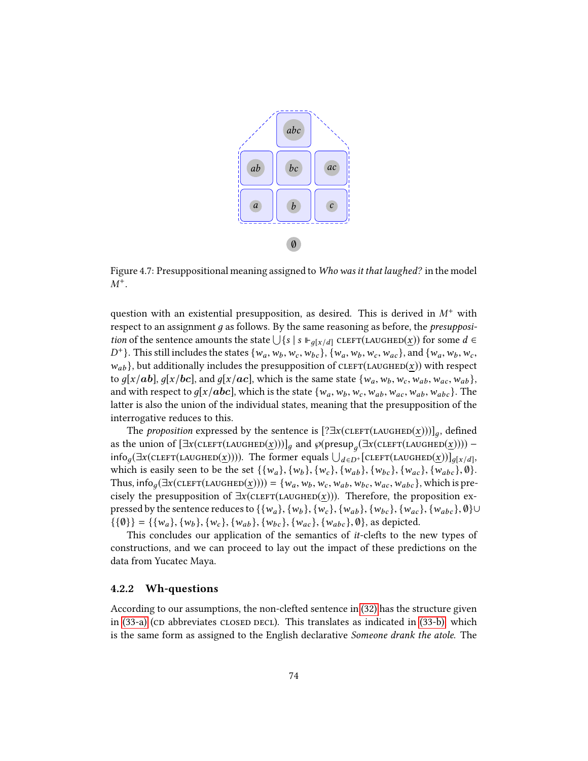Figure 4.7: Presuppositional meaning assigned to *Who was it that laughed?* in the model $M^+$.

question with an existential presupposition, as desired. This is derived in $M^+$ with respect to an assignment $g$ as follows. By the same reasoning as before, the *presupposition* of the sentence amounts the state $\bigcup\{s \mid s \Vdash_{g[x/d]} \text{CLEFT}(\text{LAUGHED}(\underline{x}))$ for some $d \in D^+\}$. This still includes the states $\{w_a, w_b, w_c, w_{bc}\}$, $\{w_a, w_b, w_c, w_{ac}\}$, and $\{w_a, w_b, w_c, w_{ab}\}$, but additionally includes the presupposition of $\text{CLEFT}(\text{LAUGHED}(\underline{x}))$ with respect to $g[x/\boldsymbol{ab}]$, $g[x/\boldsymbol{bc}]$, and $g[x/\boldsymbol{ac}]$, which is the same state $\{w_a, w_b, w_c, w_{ab}, w_{ac}, w_{ab}\}$, and with respect to $g[x/\boldsymbol{abc}]$, which is the state $\{w_a, w_b, w_c, w_{ab}, w_{ac}, w_{ab}, w_{abc}\}$. The latter is also the union of the individual states, meaning that the presupposition of the interrogative reduces to this.

The *proposition* expressed by the sentence is $[?\exists x(\text{CLEFT}(\text{LAUGHED}(\underline{x})))]_g$, defined as the union of $[\exists x(\text{CLEFT}(\text{LAUGHED}(\underline{x})))]_g$ and $\wp(\text{presup}_g(\exists x(\text{CLEFT}(\text{LAUGHED}(\underline{x})))) - \text{info}_g(\exists x(\text{CLEFT}(\text{LAUGHED}(\underline{x}))))$. The former equals $\bigcup_{d \in D^+}[\text{CLEFT}(\text{LAUGHED}(\underline{x}))]_{g[x/d]}$, which is easily seen to be the set $\{\{w_a\}, \{w_b\}, \{w_c\}, \{w_{ab}\}, \{w_{bc}\}, \{w_{ac}\}, \{w_{abc}\}, \emptyset\}$. Thus, $\text{info}_g(\exists x(\text{CLEFT}(\text{LAUGHED}(\underline{x})))) = \{w_a, w_b, w_c, w_{ab}, w_{bc}, w_{ac}, w_{abc}\}$, which is precisely the presupposition of $\exists x(\text{CLEFT}(\text{LAUGHED}(\underline{x})))$. Therefore, the proposition expressed by the sentence reduces to $\{\{w_a\}, \{w_b\}, \{w_c\}, \{w_{ab}\}, \{w_{bc}\}, \{w_{ac}\}, \{w_{abc}\}, \emptyset\} \cup \{\{\emptyset\}\} = \{\{w_a\}, \{w_b\}, \{w_c\}, \{w_{ab}\}, \{w_{bc}\}, \{w_{ac}\}, \{w_{abc}\}, \emptyset\}$, as depicted.

This concludes our application of the semantics of *it*-clefts to the new types of constructions, and we can proceed to lay out the impact of these predictions on the data from Yucatec Maya.

### 4.2.2 Wh-questions

According to our assumptions, the non-clefted sentence in (32) has the structure given in (33-a) (CD abbreviates CLOSED DECL). This translates as indicated in (33-b), which is the same form as assigned to the English declarative *Someone drank the atole*. The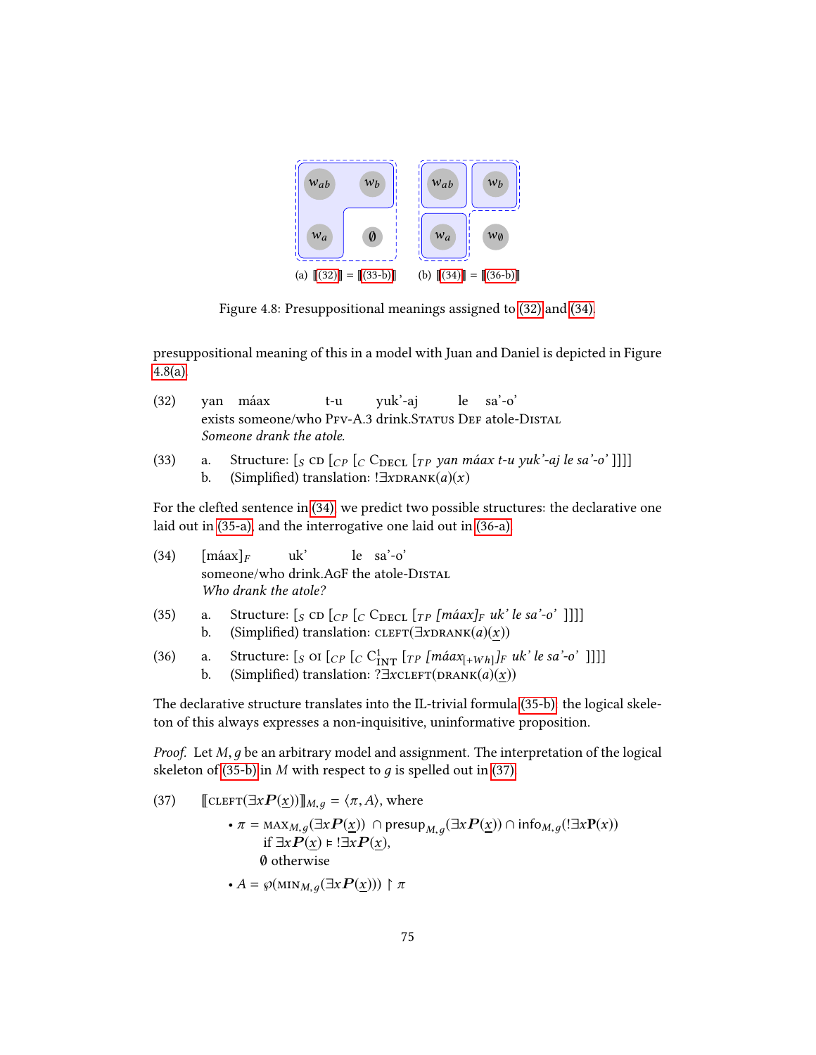(a) ⟦(32)⟧ = ⟦(33-b)⟧ (b) ⟦(34)⟧ = ⟦(36-b)⟧

Figure 4.8: Presuppositional meanings assigned to (32) and (34).

presuppositional meaning of this in a model with Juan and Daniel is depicted in Figure 4.8(a).

(32) yan máax t-u yuk'-aj le sa'-o'
exists someone/who Pfv-A.3 drink.Status Def atole-Distal
*Someone drank the atole.*

(33) a. Structure: $[_S$ cd $[_{CP}$ $[_C$ $\text{C}_{\text{DECL}}$ $[_{TP}$ *yan máax t-u yuk'-aj le sa'-o'* ]]]]
b. (Simplified) translation: $!\exists x\textsc{drank}(a)(x)$

For the clefted sentence in (34) we predict two possible structures: the declarative one laid out in (35-a), and the interrogative one laid out in (36-a).

(34) $[\text{máax}]_F$ uk' le sa'-o'
someone/who drink.AgF the atole-Distal
*Who drank the atole?*

(35) a. Structure: $[_S$ cd $[_{CP}$ $[_C$ $\text{C}_{\text{DECL}}$ $[_{TP}$ *[máax]$_F$ uk' le sa'-o'* ]]]]
b. (Simplified) translation: $\textsc{cleft}(\exists x\textsc{drank}(a)(\underline{x}))$

(36) a. Structure: $[_S$ oi $[_{CP}$ $[_C$ $\text{C}^1_{\text{INT}}$ $[_{TP}$ *[máax$_{[+Wh]}$]$_F$ uk' le sa'-o'* ]]]]
b. (Simplified) translation: $?\exists x\textsc{cleft}(\textsc{drank}(a)(\underline{x}))$

The declarative structure translates into the IL-trivial formula (35-b): the logical skeleton of this always expresses a non-inquisitive, uninformative proposition.

*Proof.* Let $M, g$ be an arbitrary model and assignment. The interpretation of the logical skeleton of (35-b) in $M$ with respect to $g$ is spelled out in (37).

(37) $⟦\textsc{cleft}(\exists x\boldsymbol{P}(\underline{x}))⟧_{M,g} = \langle \pi, A\rangle$, where

- $\pi = \textsc{max}_{M,g}(\exists x\boldsymbol{P}(\underline{x})) \cap \text{presup}_{M,g}(\exists x\boldsymbol{P}(\underline{x})) \cap \text{info}_{M,g}(!\exists x\mathbf{P}(x))$
  if $\exists x\boldsymbol{P}(\underline{x}) \vDash !\exists x\boldsymbol{P}(\underline{x})$,
  $\emptyset$ otherwise
- $A = \wp(\textsc{min}_{M,g}(\exists x\boldsymbol{P}(\underline{x}))) \upharpoonright \pi$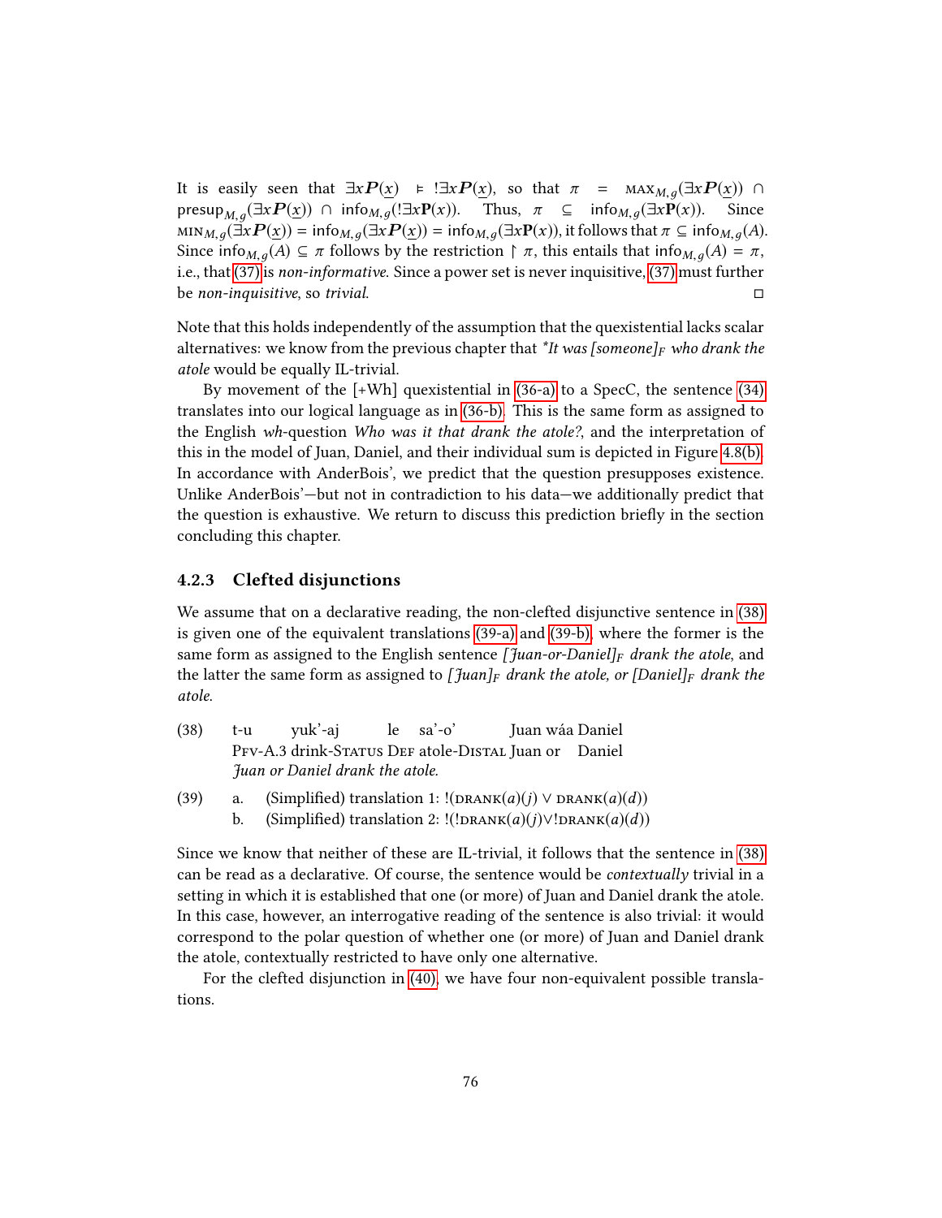It is easily seen that $\exists x \boldsymbol{P}(\underline{x}) \vDash\ !\exists x \boldsymbol{P}(\underline{x})$, so that $\pi = \textsc{max}_{M,g}(\exists x \boldsymbol{P}(\underline{x})) \cap \mathsf{presup}_{M,g}(\exists x \boldsymbol{P}(\underline{x})) \cap \mathsf{info}_{M,g}(!\exists x \mathbf{P}(x))$. Thus, $\pi \subseteq \mathsf{info}_{M,g}(\exists x \mathbf{P}(x))$. Since $\textsc{min}_{M,g}(\exists x \boldsymbol{P}(\underline{x})) = \mathsf{info}_{M,g}(\exists x \boldsymbol{P}(\underline{x})) = \mathsf{info}_{M,g}(\exists x \mathbf{P}(x))$, it follows that $\pi \subseteq \mathsf{info}_{M,g}(A)$. Since $\mathsf{info}_{M,g}(A) \subseteq \pi$ follows by the restriction $\restriction \pi$, this entails that $\mathsf{info}_{M,g}(A) = \pi$, i.e., that (37) is *non-informative*. Since a power set is never inquisitive, (37) must further be *non-inquisitive*, so *trivial*. □

Note that this holds independently of the assumption that the quexistential lacks scalar alternatives: we know from the previous chapter that *\*It was [someone]$_F$ who drank the atole* would be equally IL-trivial.

By movement of the [+Wh] quexistential in (36-a) to a SpecC, the sentence (34) translates into our logical language as in (36-b). This is the same form as assigned to the English *wh*-question *Who was it that drank the atole?*, and the interpretation of this in the model of Juan, Daniel, and their individual sum is depicted in Figure 4.8(b). In accordance with AnderBois', we predict that the question presupposes existence. Unlike AnderBois'—but not in contradiction to his data—we additionally predict that the question is exhaustive. We return to discuss this prediction briefly in the section concluding this chapter.

### 4.2.3 Clefted disjunctions

We assume that on a declarative reading, the non-clefted disjunctive sentence in (38) is given one of the equivalent translations (39-a) and (39-b), where the former is the same form as assigned to the English sentence *[Juan-or-Daniel]$_F$ drank the atole*, and the latter the same form as assigned to *[Juan]$_F$ drank the atole, or [Daniel]$_F$ drank the atole.*

(38) t-u yuk'-aj le sa'-o' Juan wáa Daniel
  PFV-A.3 drink-STATUS DEF atole-DISTAL Juan or Daniel
  *Juan or Daniel drank the atole.*

(39) a. (Simplified) translation 1: $!(\textsc{drank}(a)(j) \vee \textsc{drank}(a)(d))$
  b. (Simplified) translation 2: $!(!\textsc{drank}(a)(j) \vee !\textsc{drank}(a)(d))$

Since we know that neither of these are IL-trivial, it follows that the sentence in (38) can be read as a declarative. Of course, the sentence would be *contextually* trivial in a setting in which it is established that one (or more) of Juan and Daniel drank the atole. In this case, however, an interrogative reading of the sentence is also trivial: it would correspond to the polar question of whether one (or more) of Juan and Daniel drank the atole, contextually restricted to have only one alternative.

For the clefted disjunction in (40), we have four non-equivalent possible translations.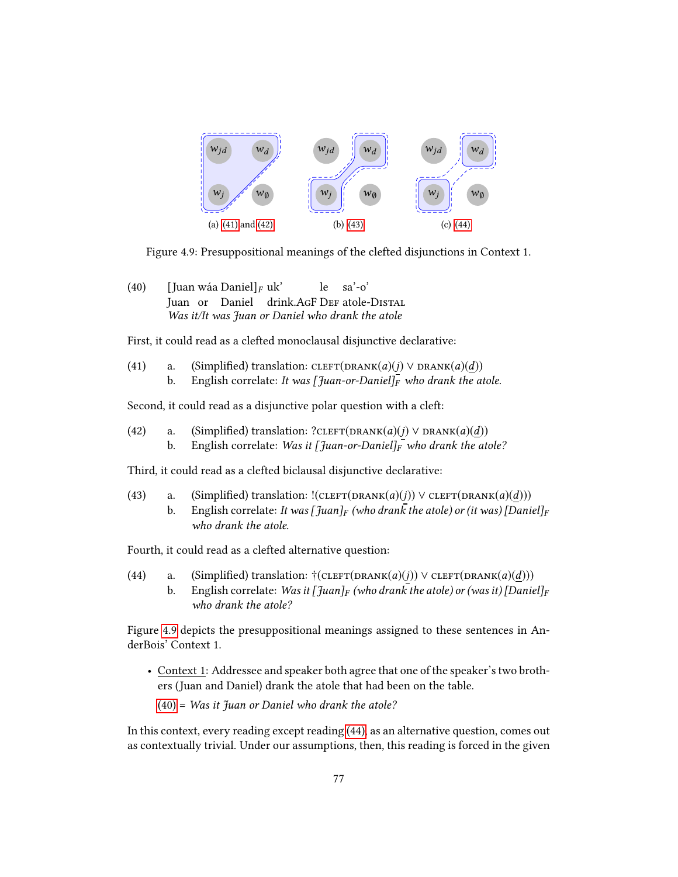Figure 4.9: Presuppositional meanings of the clefted disjunctions in Context 1.

(40) [Juan wáa Daniel]$_F$ uk' le sa'-o'
Juan or Daniel drink.AgF Def atole-Distal
*Was it/It was Juan or Daniel who drank the atole*

First, it could read as a clefted monoclausal disjunctive declarative:

(41) a. (Simplified) translation: $\text{CLEFT}(\text{DRANK}(a)(\underline{j}) \vee \text{DRANK}(a)(\underline{d}))$
b. English correlate: *It was [Juan-or-Daniel]$_F$ who drank the atole.*

Second, it could read as a disjunctive polar question with a cleft:

(42) a. (Simplified) translation: $?\text{CLEFT}(\text{DRANK}(a)(\underline{j}) \vee \text{DRANK}(a)(\underline{d}))$
b. English correlate: *Was it [Juan-or-Daniel]$_F$ who drank the atole?*

Third, it could read as a clefted biclausal disjunctive declarative:

(43) a. (Simplified) translation: $!(\text{CLEFT}(\text{DRANK}(a)(\underline{j})) \vee \text{CLEFT}(\text{DRANK}(a)(\underline{d})))$
b. English correlate: *It was [Juan]$_F$ (who drank the atole) or (it was) [Daniel]$_F$ who drank the atole.*

Fourth, it could read as a clefted alternative question:

(44) a. (Simplified) translation: $\dagger(\text{CLEFT}(\text{DRANK}(a)(\underline{j})) \vee \text{CLEFT}(\text{DRANK}(a)(\underline{d})))$
b. English correlate: *Was it [Juan]$_F$ (who drank the atole) or (was it) [Daniel]$_F$ who drank the atole?*

Figure 4.9 depicts the presuppositional meanings assigned to these sentences in AnderBois' Context 1.

- Context 1: Addressee and speaker both agree that one of the speaker's two brothers (Juan and Daniel) drank the atole that had been on the table.

  (40) = *Was it Juan or Daniel who drank the atole?*

In this context, every reading except reading (44), as an alternative question, comes out as contextually trivial. Under our assumptions, then, this reading is forced in the given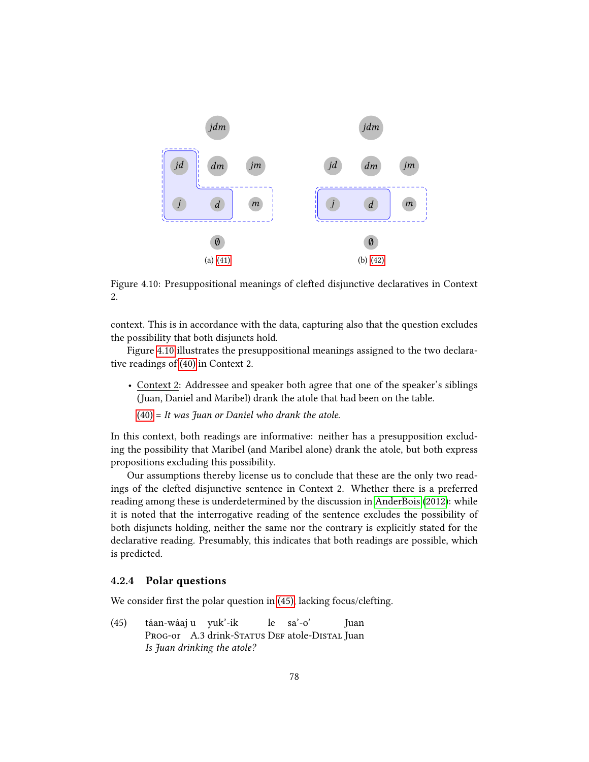(a) (41)

(b) (42)

Figure 4.10: Presuppositional meanings of clefted disjunctive declaratives in Context 2.

context. This is in accordance with the data, capturing also that the question excludes the possibility that both disjuncts hold.

Figure 4.10 illustrates the presuppositional meanings assigned to the two declarative readings of (40) in Context 2.

- Context 2: Addressee and speaker both agree that one of the speaker's siblings (Juan, Daniel and Maribel) drank the atole that had been on the table.

  (40) = *It was Juan or Daniel who drank the atole.*

In this context, both readings are informative: neither has a presupposition excluding the possibility that Maribel (and Maribel alone) drank the atole, but both express propositions excluding this possibility.

Our assumptions thereby license us to conclude that these are the only two readings of the clefted disjunctive sentence in Context 2. Whether there is a preferred reading among these is underdetermined by the discussion in AnderBois (2012): while it is noted that the interrogative reading of the sentence excludes the possibility of both disjuncts holding, neither the same nor the contrary is explicitly stated for the declarative reading. Presumably, this indicates that both readings are possible, which is predicted.

### 4.2.4 Polar questions

We consider first the polar question in (45), lacking focus/clefting.

(45) táan-wáaj u yuk'-ik le sa'-o' Juan
Prog-or A.3 drink-Status Def atole-Distal Juan
*Is Juan drinking the atole?*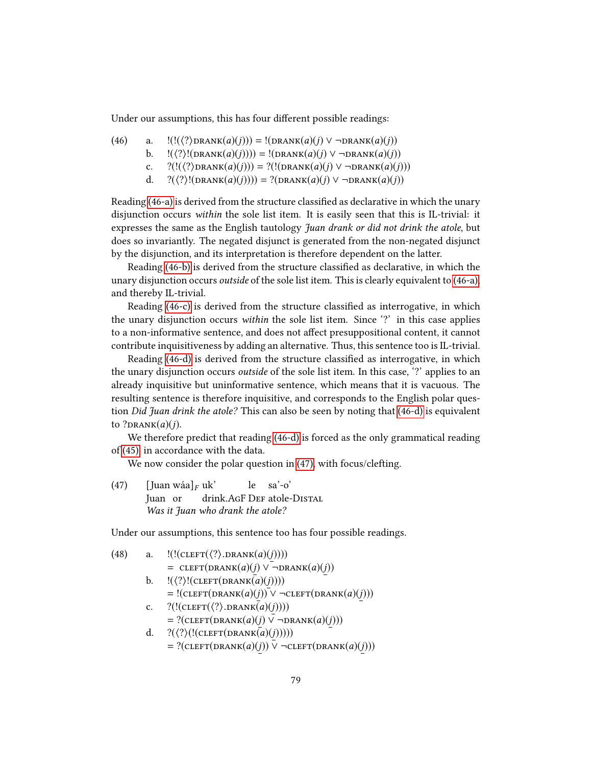Under our assumptions, this has four different possible readings:

(46) a. $!(!(\langle ? \rangle \textsc{drank}(a)(j))) = !(\textsc{drank}(a)(j) \vee \neg\textsc{drank}(a)(j))$

b. $!(\langle ? \rangle !(\textsc{drank}(a)(j)))) = !(\textsc{drank}(a)(j) \vee \neg\textsc{drank}(a)(j))$

c. $?(!(\langle ? \rangle \textsc{drank}(a)(j))) = ?(!(\textsc{drank}(a)(j) \vee \neg\textsc{drank}(a)(j)))$

d. $?(\langle ? \rangle !(\textsc{drank}(a)(j)))) = ?(\textsc{drank}(a)(j) \vee \neg\textsc{drank}(a)(j))$

Reading (46-a) is derived from the structure classified as declarative in which the unary disjunction occurs *within* the sole list item. It is easily seen that this is IL-trivial: it expresses the same as the English tautology *Juan drank or did not drink the atole*, but does so invariantly. The negated disjunct is generated from the non-negated disjunct by the disjunction, and its interpretation is therefore dependent on the latter.

Reading (46-b) is derived from the structure classified as declarative, in which the unary disjunction occurs *outside* of the sole list item. This is clearly equivalent to (46-a), and thereby IL-trivial.

Reading (46-c) is derived from the structure classified as interrogative, in which the unary disjunction occurs *within* the sole list item. Since '?' in this case applies to a non-informative sentence, and does not affect presuppositional content, it cannot contribute inquisitiveness by adding an alternative. Thus, this sentence too is IL-trivial.

Reading (46-d) is derived from the structure classified as interrogative, in which the unary disjunction occurs *outside* of the sole list item. In this case, '?' applies to an already inquisitive but uninformative sentence, which means that it is vacuous. The resulting sentence is therefore inquisitive, and corresponds to the English polar question *Did Juan drink the atole?* This can also be seen by noting that (46-d) is equivalent to $?\textsc{drank}(a)(j)$.

We therefore predict that reading (46-d) is forced as the only grammatical reading of (45), in accordance with the data.

We now consider the polar question in (47), with focus/clefting.

(47) [Juan wáa]$_F$ uk' le sa'-o'
Juan or drink.AgF Def atole-Distal
*Was it Juan who drank the atole?*

Under our assumptions, this sentence too has four possible readings.

(48) a. $!(!(\textsc{cleft}(\langle ? \rangle.\textsc{drank}(a)(\underline{j}))))$
$= \textsc{cleft}(\textsc{drank}(a)(\underline{j}) \vee \neg\textsc{drank}(a)(\underline{j}))$

b. $!(\langle ? \rangle !(\textsc{cleft}(\textsc{drank}(a)(\underline{j}))))$
$= !(\textsc{cleft}(\textsc{drank}(a)(\underline{j})) \vee \neg\textsc{cleft}(\textsc{drank}(a)(\underline{j})))$

c. $?(!(\textsc{cleft}(\langle ? \rangle.\textsc{drank}(a)(\underline{j}))))$
$= ?(\textsc{cleft}(\textsc{drank}(a)(\underline{j}) \vee \neg\textsc{drank}(a)(\underline{j})))$

d. $?(\langle ? \rangle(!(\textsc{cleft}(\textsc{drank}(a)(\underline{j})))))$
$= ?(\textsc{cleft}(\textsc{drank}(a)(\underline{j})) \vee \neg\textsc{cleft}(\textsc{drank}(a)(\underline{j})))$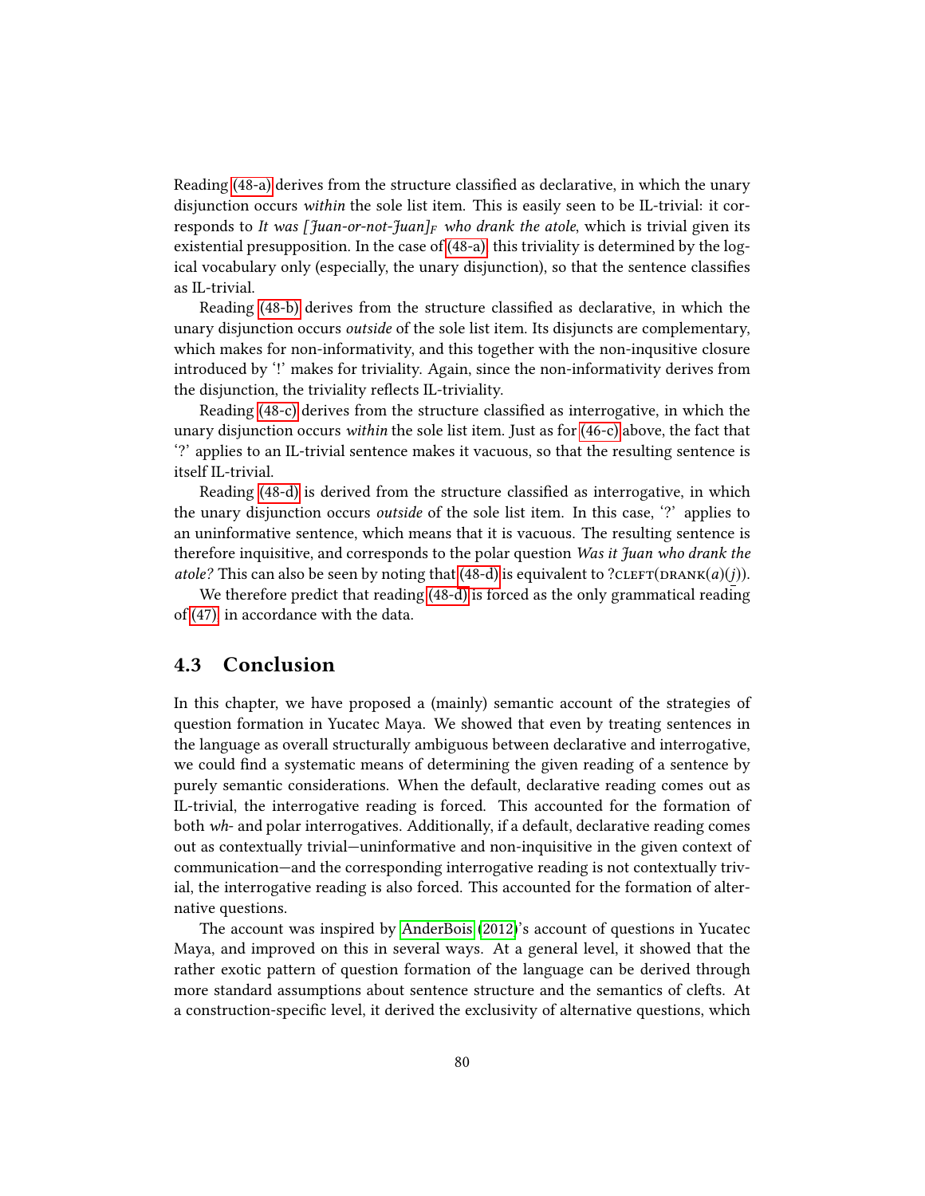Reading (48-a) derives from the structure classified as declarative, in which the unary disjunction occurs *within* the sole list item. This is easily seen to be IL-trivial: it corresponds to *It was [Juan-or-not-Juan]$_F$ who drank the atole*, which is trivial given its existential presupposition. In the case of (48-a), this triviality is determined by the logical vocabulary only (especially, the unary disjunction), so that the sentence classifies as IL-trivial.

Reading (48-b) derives from the structure classified as declarative, in which the unary disjunction occurs *outside* of the sole list item. Its disjuncts are complementary, which makes for non-informativity, and this together with the non-inquisitive closure introduced by '!' makes for triviality. Again, since the non-informativity derives from the disjunction, the triviality reflects IL-triviality.

Reading (48-c) derives from the structure classified as interrogative, in which the unary disjunction occurs *within* the sole list item. Just as for (46-c) above, the fact that '?' applies to an IL-trivial sentence makes it vacuous, so that the resulting sentence is itself IL-trivial.

Reading (48-d) is derived from the structure classified as interrogative, in which the unary disjunction occurs *outside* of the sole list item. In this case, '?' applies to an uninformative sentence, which means that it is vacuous. The resulting sentence is therefore inquisitive, and corresponds to the polar question *Was it Juan who drank the atole?* This can also be seen by noting that (48-d) is equivalent to $?\textsc{cleft}(\textsc{drank}(a)(j))$.

We therefore predict that reading (48-d) is forced as the only grammatical reading of (47), in accordance with the data.

## 4.3 Conclusion

In this chapter, we have proposed a (mainly) semantic account of the strategies of question formation in Yucatec Maya. We showed that even by treating sentences in the language as overall structurally ambiguous between declarative and interrogative, we could find a systematic means of determining the given reading of a sentence by purely semantic considerations. When the default, declarative reading comes out as IL-trivial, the interrogative reading is forced. This accounted for the formation of both *wh*- and polar interrogatives. Additionally, if a default, declarative reading comes out as contextually trivial—uninformative and non-inquisitive in the given context of communication—and the corresponding interrogative reading is not contextually trivial, the interrogative reading is also forced. This accounted for the formation of alternative questions.

The account was inspired by AnderBois (2012)'s account of questions in Yucatec Maya, and improved on this in several ways. At a general level, it showed that the rather exotic pattern of question formation of the language can be derived through more standard assumptions about sentence structure and the semantics of clefts. At a construction-specific level, it derived the exclusivity of alternative questions, which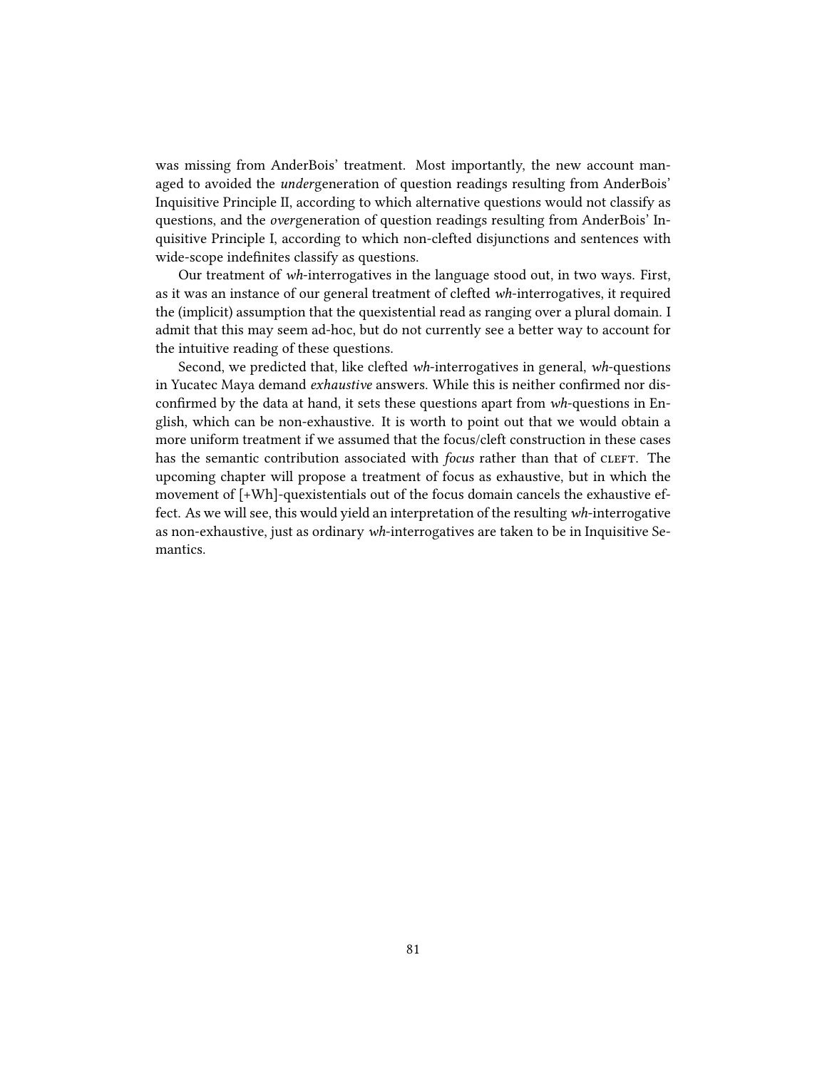was missing from AnderBois' treatment. Most importantly, the new account managed to avoided the *under*generation of question readings resulting from AnderBois' Inquisitive Principle II, according to which alternative questions would not classify as questions, and the *over*generation of question readings resulting from AnderBois' Inquisitive Principle I, according to which non-clefted disjunctions and sentences with wide-scope indefinites classify as questions.

Our treatment of *wh*-interrogatives in the language stood out, in two ways. First, as it was an instance of our general treatment of clefted *wh*-interrogatives, it required the (implicit) assumption that the quexistential read as ranging over a plural domain. I admit that this may seem ad-hoc, but do not currently see a better way to account for the intuitive reading of these questions.

Second, we predicted that, like clefted *wh*-interrogatives in general, *wh*-questions in Yucatec Maya demand *exhaustive* answers. While this is neither confirmed nor disconfirmed by the data at hand, it sets these questions apart from *wh*-questions in English, which can be non-exhaustive. It is worth to point out that we would obtain a more uniform treatment if we assumed that the focus/cleft construction in these cases has the semantic contribution associated with *focus* rather than that of CLEFT. The upcoming chapter will propose a treatment of focus as exhaustive, but in which the movement of [+Wh]-quexistentials out of the focus domain cancels the exhaustive effect. As we will see, this would yield an interpretation of the resulting *wh*-interrogative as non-exhaustive, just as ordinary *wh*-interrogatives are taken to be in Inquisitive Semantics.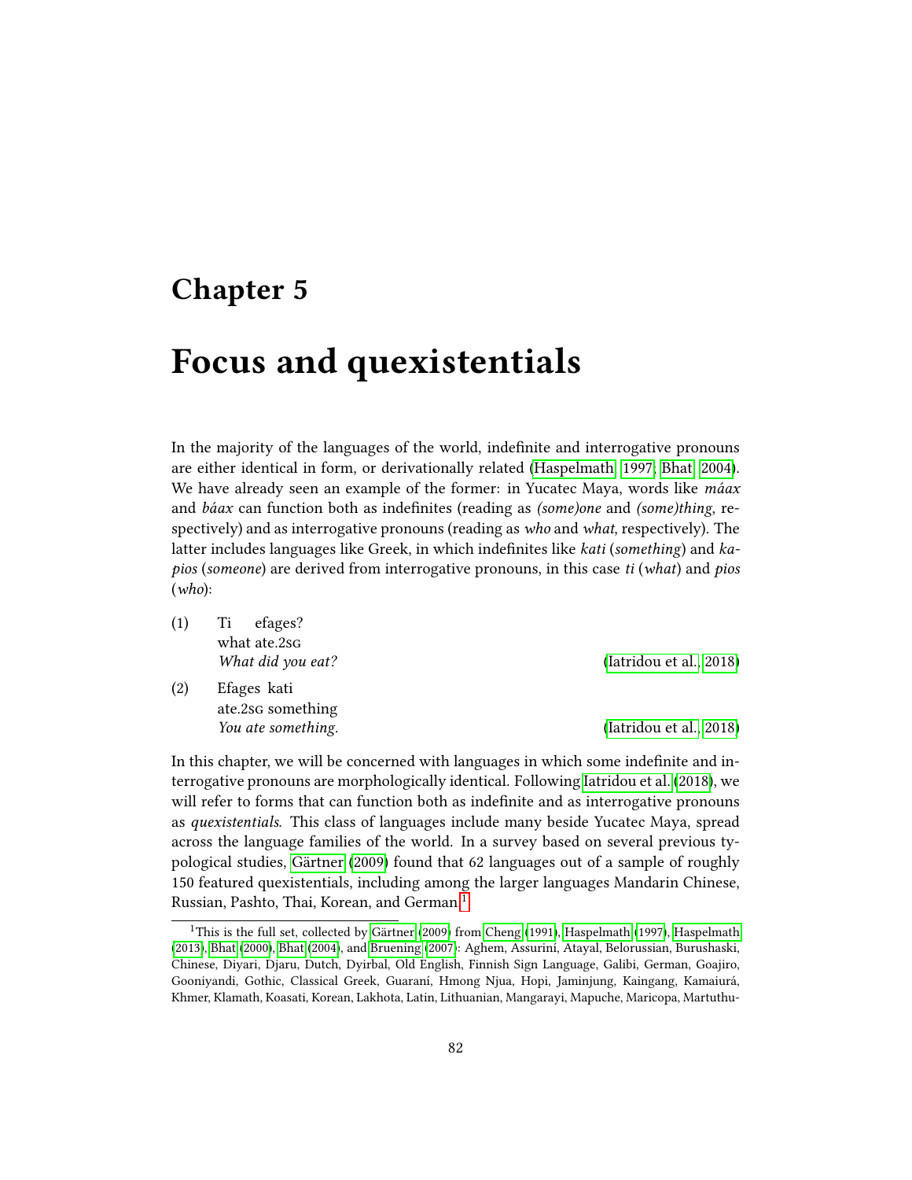# Chapter 5

# Focus and quexistentials

In the majority of the languages of the world, indefinite and interrogative pronouns are either identical in form, or derivationally related (Haspelmath 1997; Bhat 2004). We have already seen an example of the former: in Yucatec Maya, words like *máax* and *báax* can function both as indefinites (reading as *(some)one* and *(some)thing*, respectively) and as interrogative pronouns (reading as *who* and *what*, respectively). The latter includes languages like Greek, in which indefinites like *kati* (*something*) and *kapios* (*someone*) are derived from interrogative pronouns, in this case *ti* (*what*) and *pios* (*who*):

(1) Ti efages?
    what ate.2SG
    *What did you eat?* (Iatridou et al. 2018)

(2) Efages kati
    ate.2SG something
    *You ate something.* (Iatridou et al. 2018)

In this chapter, we will be concerned with languages in which some indefinite and interrogative pronouns are morphologically identical. Following Iatridou et al. (2018), we will refer to forms that can function both as indefinite and as interrogative pronouns as *quexistentials*. This class of languages include many beside Yucatec Maya, spread across the language families of the world. In a survey based on several previous typological studies, Gärtner (2009) found that 62 languages out of a sample of roughly 150 featured quexistentials, including among the larger languages Mandarin Chinese, Russian, Pashto, Thai, Korean, and German.[1]

[1] This is the full set, collected by Gärtner (2009) from Cheng (1991), Haspelmath (1997), Haspelmath (2013), Bhat (2000), Bhat (2004), and Bruening (2007): Aghem, Assuriní, Atayal, Belorussian, Burushaski, Chinese, Diyari, Djaru, Dutch, Dyirbal, Old English, Finnish Sign Language, Galibi, German, Goajiro, Gooniyandi, Gothic, Classical Greek, Guaraní, Hmong Njua, Hopi, Jaminjung, Kaingang, Kamaiurá, Khmer, Klamath, Koasati, Korean, Lakhota, Latin, Lithuanian, Mangarayi, Mapuche, Maricopa, Martuthu-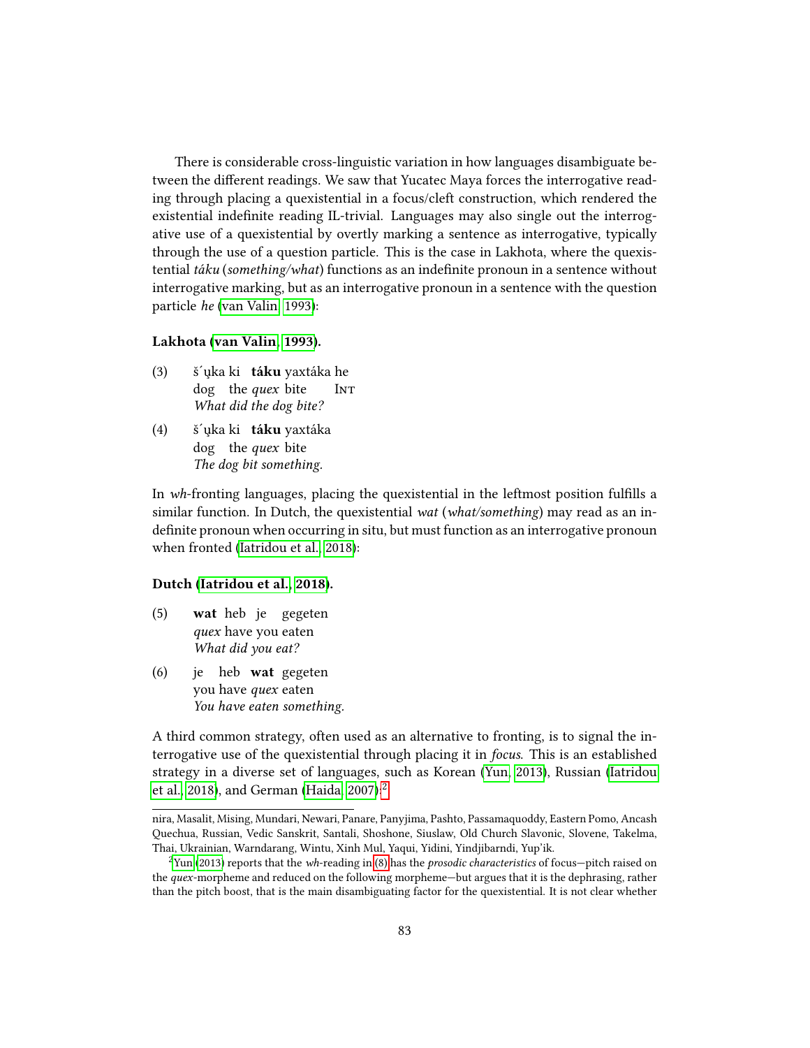There is considerable cross-linguistic variation in how languages disambiguate between the different readings. We saw that Yucatec Maya forces the interrogative reading through placing a quexistential in a focus/cleft construction, which rendered the existential indefinite reading IL-trivial. Languages may also single out the interrogative use of a quexistential by overtly marking a sentence as interrogative, typically through the use of a question particle. This is the case in Lakhota, where the quexistential *táku* (*something/what*) functions as an indefinite pronoun in a sentence without interrogative marking, but as an interrogative pronoun in a sentence with the question particle *he* (van Valin, 1993):

**Lakhota (van Valin, 1993).**

(3) šʼųka ki **táku** yaxtáka he
dog the *quex* bite Int
*What did the dog bite?*

(4) šʼųka ki **táku** yaxtáka
dog the *quex* bite
*The dog bit something.*

In *wh*-fronting languages, placing the quexistential in the leftmost position fulfills a similar function. In Dutch, the quexistential *wat* (*what/something*) may read as an indefinite pronoun when occurring in situ, but must function as an interrogative pronoun when fronted (Iatridou et al., 2018):

**Dutch (Iatridou et al., 2018).**

(5) **wat** heb je gegeten
*quex* have you eaten
*What did you eat?*

(6) je heb **wat** gegeten
you have *quex* eaten
*You have eaten something.*

A third common strategy, often used as an alternative to fronting, is to signal the interrogative use of the quexistential through placing it in *focus*. This is an established strategy in a diverse set of languages, such as Korean (Yun, 2013), Russian (Iatridou et al., 2018), and German (Haida, 2007):[2]

---

nira, Masalit, Mising, Mundari, Newari, Panare, Panyjima, Pashto, Passamaquoddy, Eastern Pomo, Ancash Quechua, Russian, Vedic Sanskrit, Santali, Shoshone, Siuslaw, Old Church Slavonic, Slovene, Takelma, Thai, Ukrainian, Warndarang, Wintu, Xinh Mul, Yaqui, Yidini, Yindjibarndi, Yup'ik.

[2] Yun (2013) reports that the *wh*-reading in (8) has the *prosodic characteristics* of focus—pitch raised on the *quex*-morpheme and reduced on the following morpheme—but argues that it is the dephrasing, rather than the pitch boost, that is the main disambiguating factor for the quexistential. It is not clear whether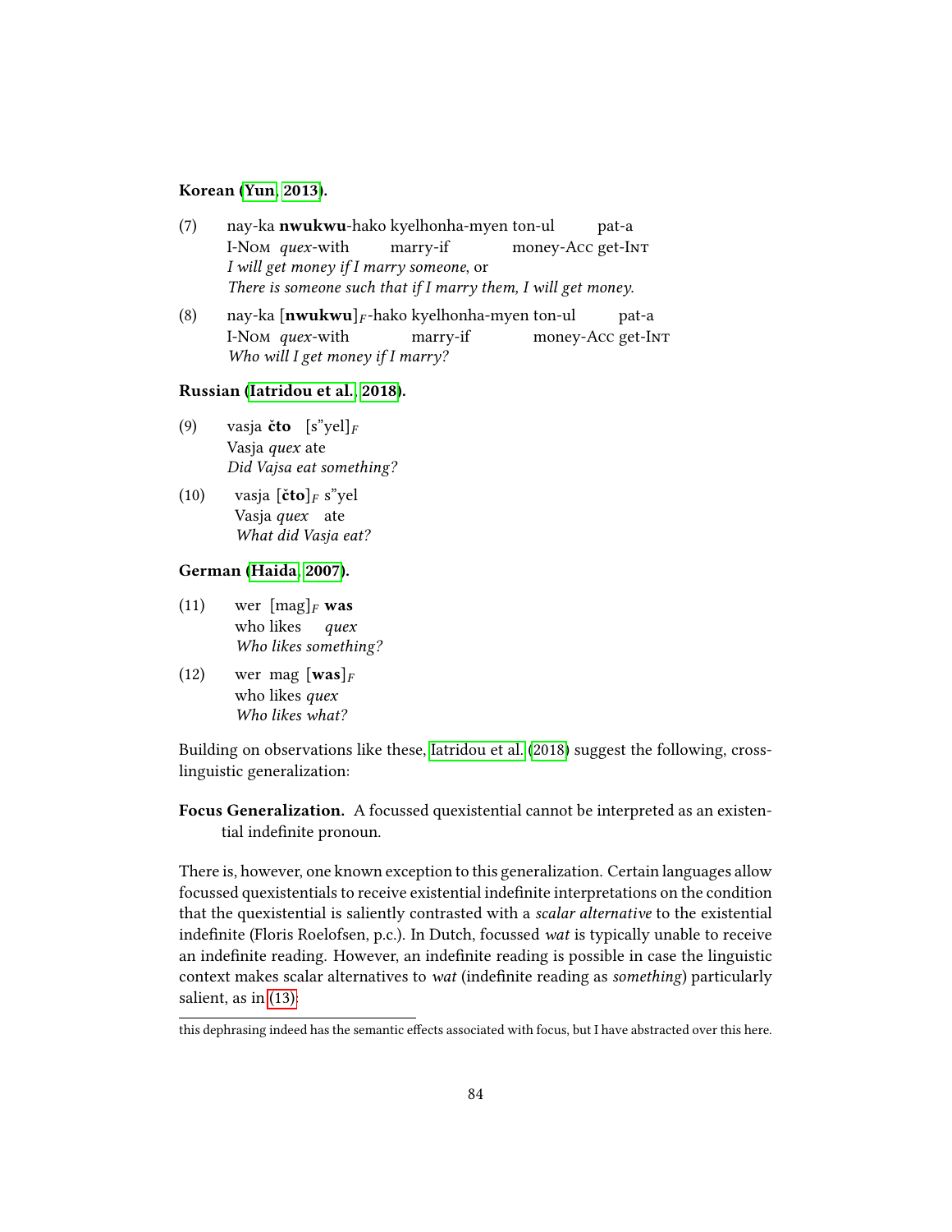**Korean (Yun, 2013).**

(7) nay-ka **nwukwu**-hako kyelhonha-myen ton-ul pat-a
I-Nom *quex*-with marry-if money-Acc get-Int
*I will get money if I marry someone*, or
*There is someone such that if I marry them, I will get money.*

(8) nay-ka [**nwukwu**]$_F$-hako kyelhonha-myen ton-ul pat-a
I-Nom *quex*-with marry-if money-Acc get-Int
*Who will I get money if I marry?*

**Russian (Iatridou et al., 2018).**

(9) vasja **čto** [s"yel]$_F$
Vasja *quex* ate
*Did Vajsa eat something?*

(10) vasja [**čto**]$_F$ s"yel
Vasja *quex* ate
*What did Vasja eat?*

**German (Haida, 2007).**

(11) wer [mag]$_F$ **was**
who likes *quex*
*Who likes something?*

(12) wer mag [**was**]$_F$
who likes *quex*
*Who likes what?*

Building on observations like these, Iatridou et al. (2018) suggest the following, cross-linguistic generalization:

**Focus Generalization.** A focussed quexistential cannot be interpreted as an existential indefinite pronoun.

There is, however, one known exception to this generalization. Certain languages allow focussed quexistentials to receive existential indefinite interpretations on the condition that the quexistential is saliently contrasted with a *scalar alternative* to the existential indefinite (Floris Roelofsen, p.c.). In Dutch, focussed *wat* is typically unable to receive an indefinite reading. However, an indefinite reading is possible in case the linguistic context makes scalar alternatives to *wat* (indefinite reading as *something*) particularly salient, as in (13):

this dephrasing indeed has the semantic effects associated with focus, but I have abstracted over this here.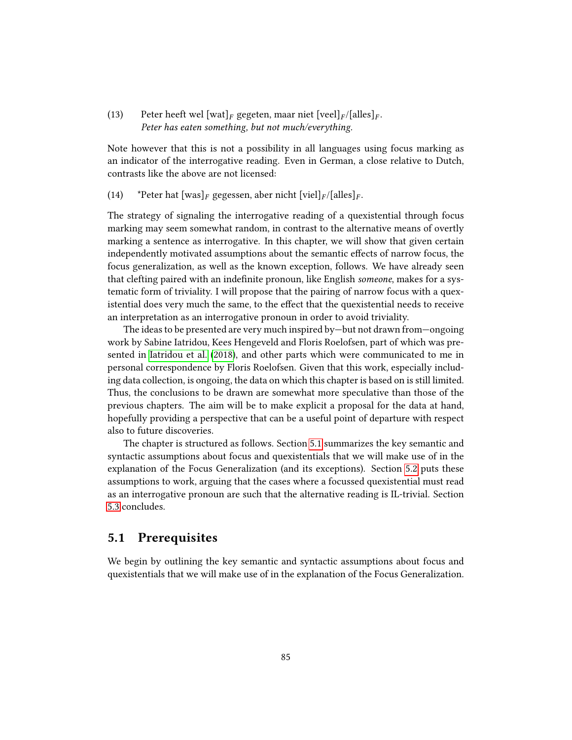(13) Peter heeft wel [wat]$_F$ gegeten, maar niet [veel]$_F$/[alles]$_F$.
*Peter has eaten something, but not much/everything.*

Note however that this is not a possibility in all languages using focus marking as an indicator of the interrogative reading. Even in German, a close relative to Dutch, contrasts like the above are not licensed:

(14) *Peter hat [was]$_F$ gegessen, aber nicht [viel]$_F$/[alles]$_F$.

The strategy of signaling the interrogative reading of a quexistential through focus marking may seem somewhat random, in contrast to the alternative means of overtly marking a sentence as interrogative. In this chapter, we will show that given certain independently motivated assumptions about the semantic effects of narrow focus, the focus generalization, as well as the known exception, follows. We have already seen that clefting paired with an indefinite pronoun, like English *someone*, makes for a systematic form of triviality. I will propose that the pairing of narrow focus with a quexistential does very much the same, to the effect that the quexistential needs to receive an interpretation as an interrogative pronoun in order to avoid triviality.

The ideas to be presented are very much inspired by—but not drawn from—ongoing work by Sabine Iatridou, Kees Hengeveld and Floris Roelofsen, part of which was presented in Iatridou et al. (2018), and other parts which were communicated to me in personal correspondence by Floris Roelofsen. Given that this work, especially including data collection, is ongoing, the data on which this chapter is based on is still limited. Thus, the conclusions to be drawn are somewhat more speculative than those of the previous chapters. The aim will be to make explicit a proposal for the data at hand, hopefully providing a perspective that can be a useful point of departure with respect also to future discoveries.

The chapter is structured as follows. Section 5.1 summarizes the key semantic and syntactic assumptions about focus and quexistentials that we will make use of in the explanation of the Focus Generalization (and its exceptions). Section 5.2 puts these assumptions to work, arguing that the cases where a focussed quexistential must read as an interrogative pronoun are such that the alternative reading is IL-trivial. Section 5.3 concludes.

## 5.1 Prerequisites

We begin by outlining the key semantic and syntactic assumptions about focus and quexistentials that we will make use of in the explanation of the Focus Generalization.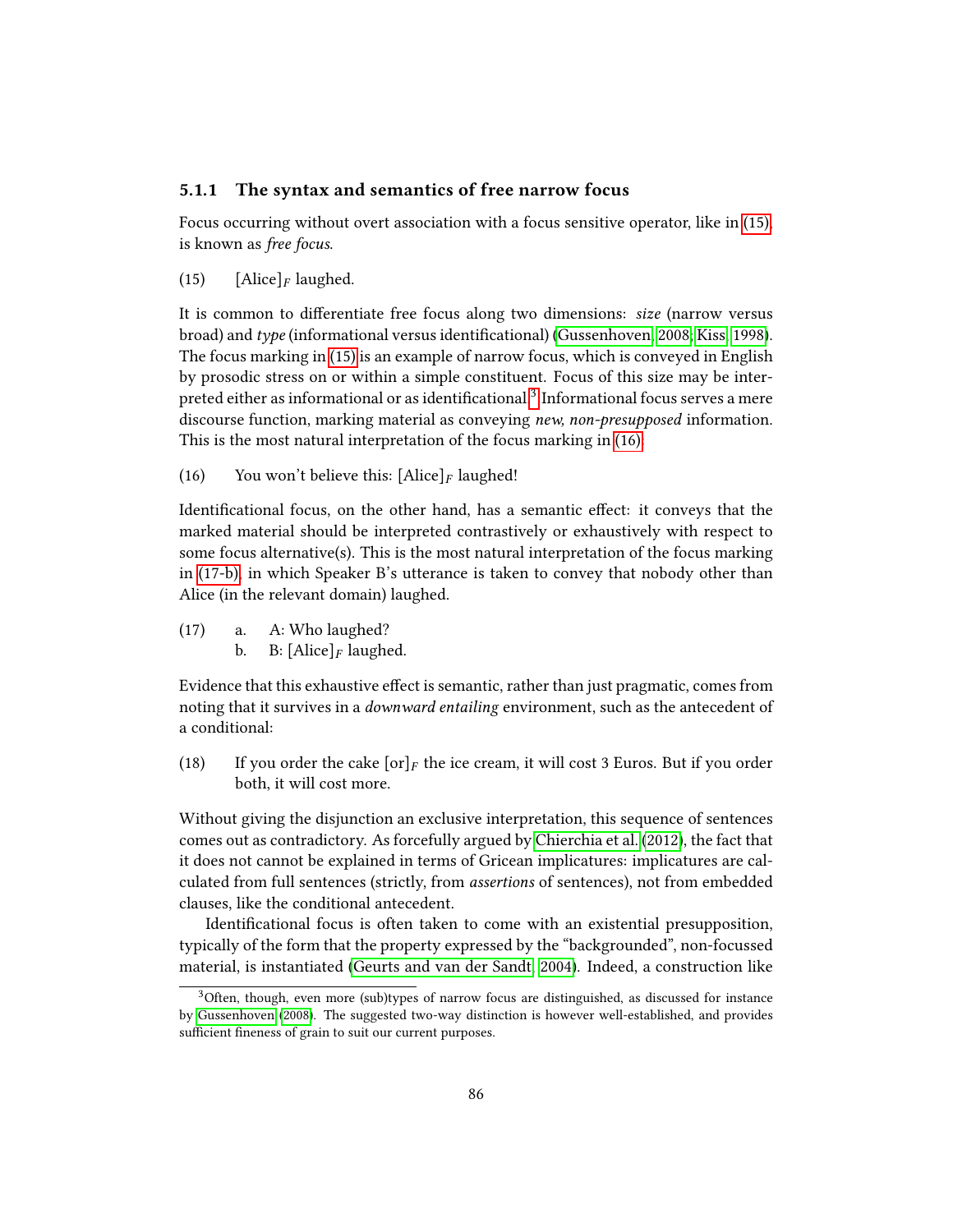### 5.1.1 The syntax and semantics of free narrow focus

Focus occurring without overt association with a focus sensitive operator, like in (15), is known as *free focus*.

(15) [Alice]$_F$ laughed.

It is common to differentiate free focus along two dimensions: *size* (narrow versus broad) and *type* (informational versus identificational) (Gussenhoven, 2008; Kiss, 1998). The focus marking in (15) is an example of narrow focus, which is conveyed in English by prosodic stress on or within a simple constituent. Focus of this size may be interpreted either as informational or as identificational.[3] Informational focus serves a mere discourse function, marking material as conveying *new, non-presupposed* information. This is the most natural interpretation of the focus marking in (16).

(16) You won't believe this: [Alice]$_F$ laughed!

Identificational focus, on the other hand, has a semantic effect: it conveys that the marked material should be interpreted contrastively or exhaustively with respect to some focus alternative(s). This is the most natural interpretation of the focus marking in (17-b), in which Speaker B's utterance is taken to convey that nobody other than Alice (in the relevant domain) laughed.

(17) a. A: Who laughed?
 b. B: [Alice]$_F$ laughed.

Evidence that this exhaustive effect is semantic, rather than just pragmatic, comes from noting that it survives in a *downward entailing* environment, such as the antecedent of a conditional:

(18) If you order the cake [or]$_F$ the ice cream, it will cost 3 Euros. But if you order both, it will cost more.

Without giving the disjunction an exclusive interpretation, this sequence of sentences comes out as contradictory. As forcefully argued by Chierchia et al. (2012), the fact that it does not cannot be explained in terms of Gricean implicatures: implicatures are calculated from full sentences (strictly, from *assertions* of sentences), not from embedded clauses, like the conditional antecedent.

Identificational focus is often taken to come with an existential presupposition, typically of the form that the property expressed by the "backgrounded", non-focussed material, is instantiated (Geurts and van der Sandt, 2004). Indeed, a construction like

[3] Often, though, even more (sub)types of narrow focus are distinguished, as discussed for instance by Gussenhoven (2008). The suggested two-way distinction is however well-established, and provides sufficient fineness of grain to suit our current purposes.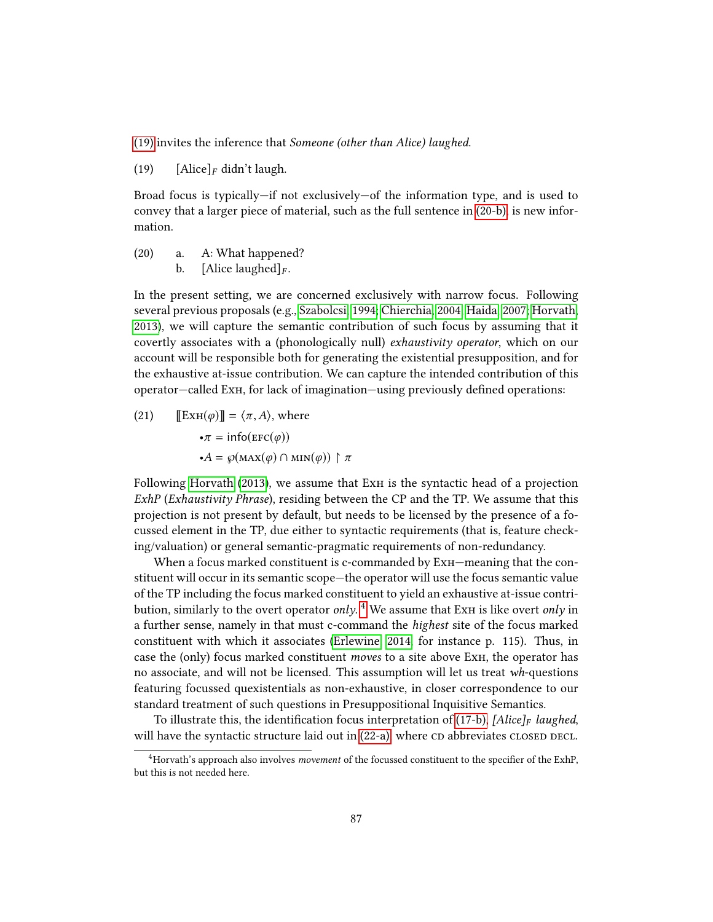(19) invites the inference that *Someone (other than Alice) laughed.*

(19) [Alice]$_F$ didn't laugh.

Broad focus is typically—if not exclusively—of the information type, and is used to convey that a larger piece of material, such as the full sentence in (20-b), is new information.

(20) a. A: What happened?
 b. [Alice laughed]$_F$.

In the present setting, we are concerned exclusively with narrow focus. Following several previous proposals (e.g., Szabolcsi 1994; Chierchia 2004; Haida 2007; Horvath 2013), we will capture the semantic contribution of such focus by assuming that it covertly associates with a (phonologically null) *exhaustivity operator*, which on our account will be responsible both for generating the existential presupposition, and for the exhaustive at-issue contribution. We can capture the intended contribution of this operator—called Exh, for lack of imagination—using previously defined operations:

(21) $[\![\text{Exh}(\varphi)]\!] = \langle \pi, A \rangle$, where

- $\pi = \text{info}(\text{EFC}(\varphi))$
- $A = \wp(\text{MAX}(\varphi) \cap \text{MIN}(\varphi)) \upharpoonright \pi$

Following Horvath (2013), we assume that Exh is the syntactic head of a projection *ExhP* (*Exhaustivity Phrase*), residing between the CP and the TP. We assume that this projection is not present by default, but needs to be licensed by the presence of a focussed element in the TP, due either to syntactic requirements (that is, feature checking/valuation) or general semantic-pragmatic requirements of non-redundancy.

When a focus marked constituent is c-commanded by Exh—meaning that the constituent will occur in its semantic scope—the operator will use the focus semantic value of the TP including the focus marked constituent to yield an exhaustive at-issue contribution, similarly to the overt operator *only*.[4] We assume that Exh is like overt *only* in a further sense, namely in that must c-command the *highest* site of the focus marked constituent with which it associates (Erlewine 2014, for instance p. 115). Thus, in case the (only) focus marked constituent *moves* to a site above Exh, the operator has no associate, and will not be licensed. This assumption will let us treat *wh*-questions featuring focussed quexistentials as non-exhaustive, in closer correspondence to our standard treatment of such questions in Presuppositional Inquisitive Semantics.

To illustrate this, the identification focus interpretation of (17-b), *[Alice]$_F$ laughed*, will have the syntactic structure laid out in (22-a) where CD abbreviates CLOSED DECL.

[4] Horvath's approach also involves *movement* of the focussed constituent to the specifier of the ExhP, but this is not needed here.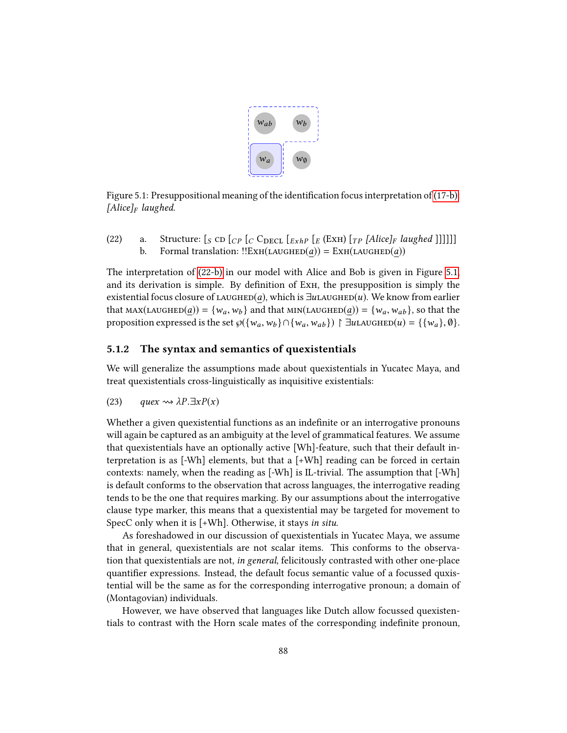Figure 5.1: Presuppositional meaning of the identification focus interpretation of (17-b): *[Alice]$_F$ laughed.*

(22) a. Structure: [$_S$ CD [$_{CP}$ [$_C$ C$_{\text{DECL}}$ [$_{ExhP}$ [$_E$ (Exh) [$_{TP}$ *[Alice]$_F$ laughed* ]]]]]]

b. Formal translation: $!!\text{Exh}(\text{laughed}(\underline{a})) = \text{Exh}(\text{laughed}(\underline{a}))$

The interpretation of (22-b) in our model with Alice and Bob is given in Figure 5.1, and its derivation is simple. By definition of Exh, the presupposition is simply the existential focus closure of $\text{laughed}(\underline{a})$, which is $\exists u \text{laughed}(u)$. We know from earlier that $\text{max}(\text{laughed}(\underline{a})) = \{w_a, w_b\}$ and that $\text{min}(\text{laughed}(\underline{a})) = \{w_a, w_{ab}\}$, so that the proposition expressed is the set $\wp(\{w_a, w_b\} \cap \{w_a, w_{ab}\}) \upharpoonright \exists u \text{laughed}(u) = \{\{w_a\}, \emptyset\}$.

### 5.1.2 The syntax and semantics of quexistentials

We will generalize the assumptions made about quexistentials in Yucatec Maya, and treat quexistentials cross-linguistically as inquisitive existentials:

(23) *quex* $\rightsquigarrow \lambda P.\exists x P(x)$

Whether a given quexistential functions as an indefinite or an interrogative pronouns will again be captured as an ambiguity at the level of grammatical features. We assume that quexistentials have an optionally active [Wh]-feature, such that their default interpretation is as [-Wh] elements, but that a [+Wh] reading can be forced in certain contexts: namely, when the reading as [-Wh] is IL-trivial. The assumption that [-Wh] is default conforms to the observation that across languages, the interrogative reading tends to be the one that requires marking. By our assumptions about the interrogative clause type marker, this means that a quexistential may be targeted for movement to SpecC only when it is [+Wh]. Otherwise, it stays *in situ*.

As foreshadowed in our discussion of quexistentials in Yucatec Maya, we assume that in general, quexistentials are not scalar items. This conforms to the observation that quexistentials are not, *in general*, felicitously contrasted with other one-place quantifier expressions. Instead, the default focus semantic value of a focussed quxistential will be the same as for the corresponding interrogative pronoun; a domain of (Montagovian) individuals.

However, we have observed that languages like Dutch allow focussed quexistentials to contrast with the Horn scale mates of the corresponding indefinite pronoun,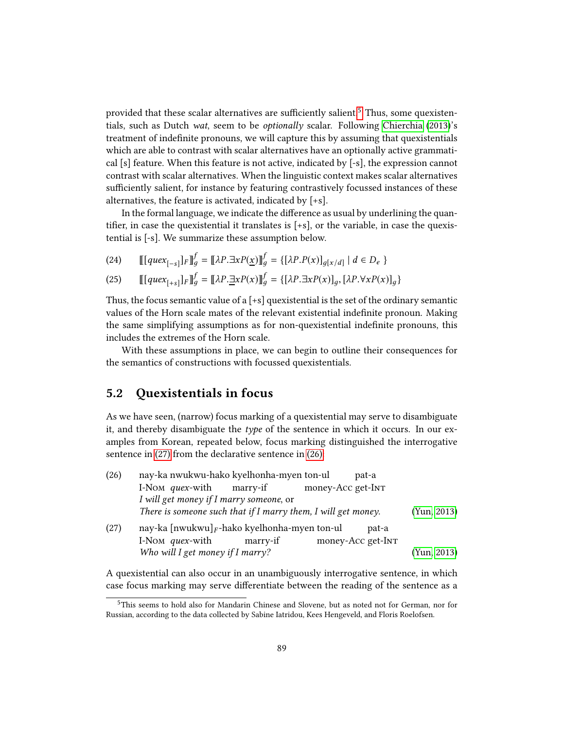provided that these scalar alternatives are sufficiently salient.[5] Thus, some quexistentials, such as Dutch *wat*, seem to be *optionally* scalar. Following Chierchia (2013)'s treatment of indefinite pronouns, we will capture this by assuming that quexistentials which are able to contrast with scalar alternatives have an optionally active grammatical [s] feature. When this feature is not active, indicated by [-s], the expression cannot contrast with scalar alternatives. When the linguistic context makes scalar alternatives sufficiently salient, for instance by featuring contrastively focussed instances of these alternatives, the feature is activated, indicated by [+s].

In the formal language, we indicate the difference as usual by underlining the quantifier, in case the quexistential it translates is [+s], or the variable, in case the quexistential is [-s]. We summarize these assumption below.

(24) $[\![ [quex_{[-s]}]_F ]\!]^f_g = [\![ \lambda P.\exists x P(\underline{x}) ]\!]^f_g = \{ [\lambda P.P(x)]_{g[x/d]} \mid d \in D_e \}$

(25) $[\![ [quex_{[+s]}]_F ]\!]^f_g = [\![ \lambda P.\underline{\exists} x P(x) ]\!]^f_g = \{ [\lambda P.\exists x P(x)]_g, [\lambda P.\forall x P(x)]_g \}$

Thus, the focus semantic value of a [+s] quexistential is the set of the ordinary semantic values of the Horn scale mates of the relevant existential indefinite pronoun. Making the same simplifying assumptions as for non-quexistential indefinite pronouns, this includes the extremes of the Horn scale.

With these assumptions in place, we can begin to outline their consequences for the semantics of constructions with focussed quexistentials.

## 5.2 Quexistentials in focus

As we have seen, (narrow) focus marking of a quexistential may serve to disambiguate it, and thereby disambiguate the *type* of the sentence in which it occurs. In our examples from Korean, repeated below, focus marking distinguished the interrogative sentence in (27) from the declarative sentence in (26).

(26) nay-ka nwukwu-hako kyelhonha-myen ton-ul pat-a
I-Nom *quex*-with marry-if money-Acc get-Int
*I will get money if I marry someone*, or
*There is someone such that if I marry them, I will get money.* (Yun, 2013)

(27) nay-ka [nwukwu]$_F$-hako kyelhonha-myen ton-ul pat-a
I-Nom *quex*-with marry-if money-Acc get-Int
*Who will I get money if I marry?* (Yun, 2013)

A quexistential can also occur in an unambiguously interrogative sentence, in which case focus marking may serve differentiate between the reading of the sentence as a

[5] This seems to hold also for Mandarin Chinese and Slovene, but as noted not for German, nor for Russian, according to the data collected by Sabine Iatridou, Kees Hengeveld, and Floris Roelofsen.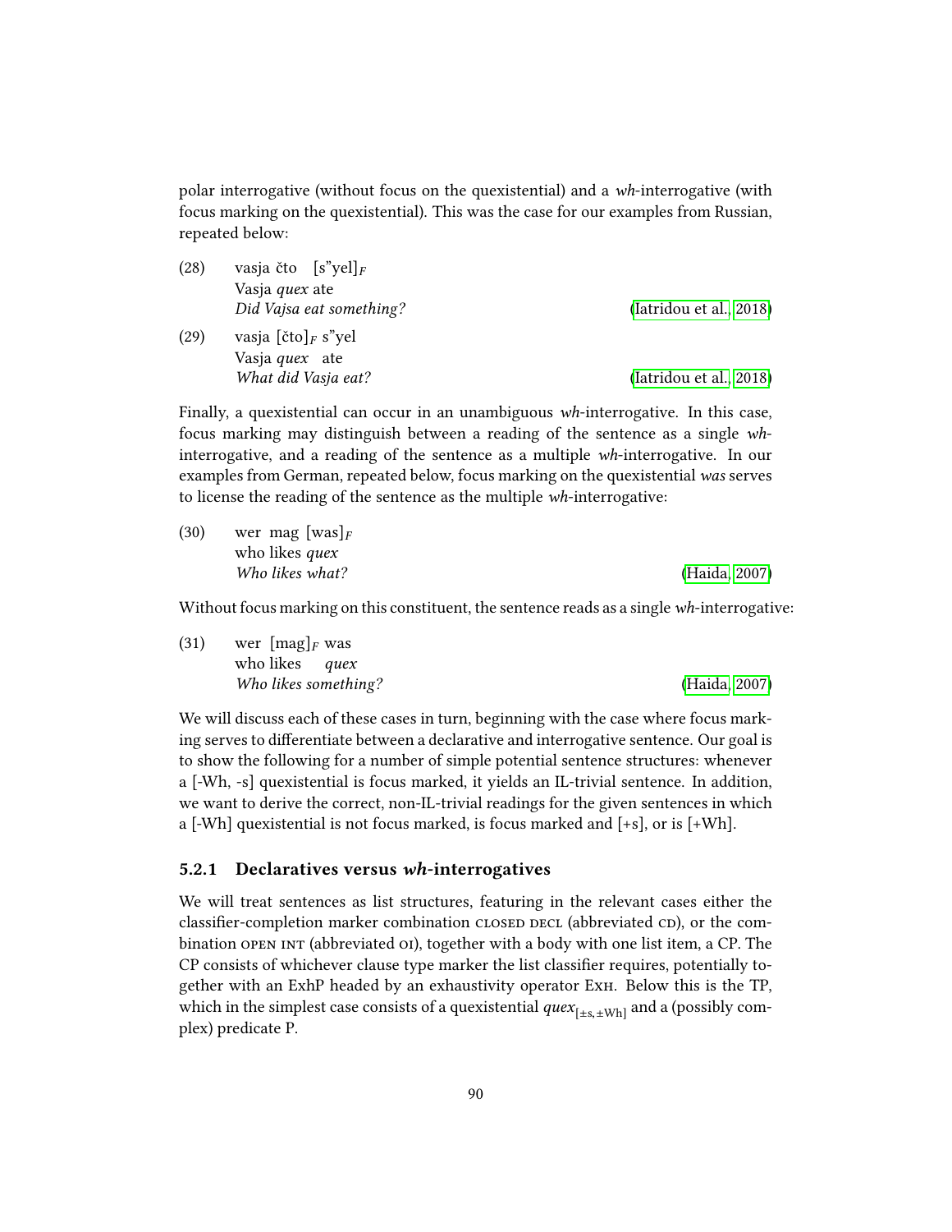polar interrogative (without focus on the quexistential) and a *wh*-interrogative (with focus marking on the quexistential). This was the case for our examples from Russian, repeated below:

(28) vasja čto [s"yel]$_F$
Vasja *quex* ate
*Did Vajsa eat something?* (Iatridou et al., 2018)

(29) vasja [čto]$_F$ s"yel
Vasja *quex* ate
*What did Vasja eat?* (Iatridou et al., 2018)

Finally, a quexistential can occur in an unambiguous *wh*-interrogative. In this case, focus marking may distinguish between a reading of the sentence as a single *wh*-interrogative, and a reading of the sentence as a multiple *wh*-interrogative. In our examples from German, repeated below, focus marking on the quexistential *was* serves to license the reading of the sentence as the multiple *wh*-interrogative:

(30) wer mag [was]$_F$
who likes *quex*
*Who likes what?* (Haida, 2007)

Without focus marking on this constituent, the sentence reads as a single *wh*-interrogative:

(31) wer [mag]$_F$ was
who likes *quex*
*Who likes something?* (Haida, 2007)

We will discuss each of these cases in turn, beginning with the case where focus marking serves to differentiate between a declarative and interrogative sentence. Our goal is to show the following for a number of simple potential sentence structures: whenever a [-Wh, -s] quexistential is focus marked, it yields an IL-trivial sentence. In addition, we want to derive the correct, non-IL-trivial readings for the given sentences in which a [-Wh] quexistential is not focus marked, is focus marked and [+s], or is [+Wh].

### 5.2.1 Declaratives versus *wh*-interrogatives

We will treat sentences as list structures, featuring in the relevant cases either the classifier-completion marker combination CLOSED DECL (abbreviated CD), or the combination OPEN INT (abbreviated OI), together with a body with one list item, a CP. The CP consists of whichever clause type marker the list classifier requires, potentially together with an ExhP headed by an exhaustivity operator EXH. Below this is the TP, which in the simplest case consists of a quexistential $quex_{[\pm s, \pm Wh]}$ and a (possibly complex) predicate P.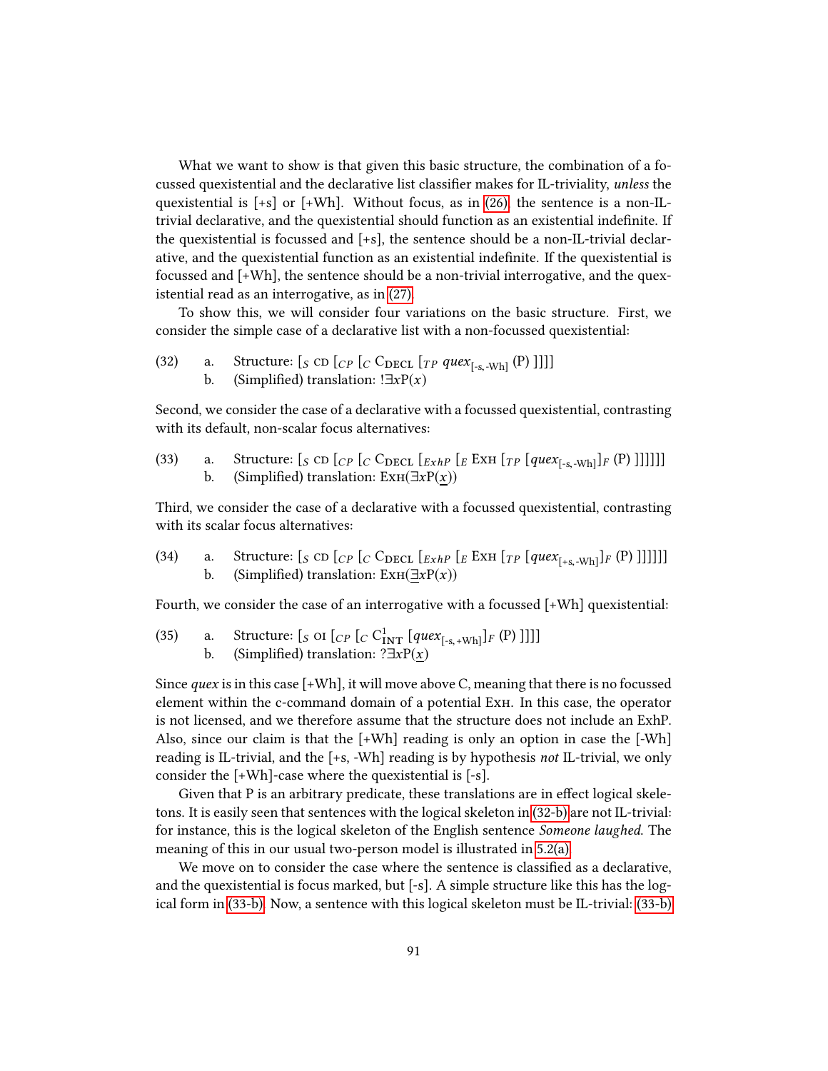What we want to show is that given this basic structure, the combination of a focussed quexistential and the declarative list classifier makes for IL-triviality, *unless* the quexistential is [+s] or [+Wh]. Without focus, as in (26), the sentence is a non-IL-trivial declarative, and the quexistential should function as an existential indefinite. If the quexistential is focussed and [+s], the sentence should be a non-IL-trivial declarative, and the quexistential function as an existential indefinite. If the quexistential is focussed and [+Wh], the sentence should be a non-trivial interrogative, and the quexistential read as an interrogative, as in (27).

To show this, we will consider four variations on the basic structure. First, we consider the simple case of a declarative list with a non-focussed quexistential:

(32) a. Structure: $[_S$ CD $[_{CP}$ $[_C$ $\mathrm{C_{DECL}}$ $[_{TP}$ $quex_{[\text{-s, -Wh}]}$ (P) ]]]]
b. (Simplified) translation: $!\exists x\mathrm{P}(x)$

Second, we consider the case of a declarative with a focussed quexistential, contrasting with its default, non-scalar focus alternatives:

(33) a. Structure: $[_S$ CD $[_{CP}$ $[_C$ $\mathrm{C_{DECL}}$ $[_{ExhP}$ $[_E$ EXH $[_{TP}$ $[quex_{[\text{-s, -Wh}]}]_F$ (P) ]]]]]]
b. (Simplified) translation: $\mathrm{EXH}(\exists x\mathrm{P}(\underline{x}))$

Third, we consider the case of a declarative with a focussed quexistential, contrasting with its scalar focus alternatives:

(34) a. Structure: $[_S$ CD $[_{CP}$ $[_C$ $\mathrm{C_{DECL}}$ $[_{ExhP}$ $[_E$ EXH $[_{TP}$ $[quex_{[\text{+s, -Wh}]}]_F$ (P) ]]]]]]
b. (Simplified) translation: $\mathrm{EXH}(\underline{\exists} x\mathrm{P}(x))$

Fourth, we consider the case of an interrogative with a focussed [+Wh] quexistential:

(35) a. Structure: $[_S$ OI $[_{CP}$ $[_C$ $\mathrm{C^1_{INT}}$ $[quex_{[\text{-s, +Wh}]}]_F$ (P) ]]]]
b. (Simplified) translation: $?\exists x\mathrm{P}(\underline{x})$

Since *quex* is in this case [+Wh], it will move above C, meaning that there is no focussed element within the c-command domain of a potential EXH. In this case, the operator is not licensed, and we therefore assume that the structure does not include an ExhP. Also, since our claim is that the [+Wh] reading is only an option in case the [-Wh] reading is IL-trivial, and the [+s, -Wh] reading is by hypothesis *not* IL-trivial, we only consider the [+Wh]-case where the quexistential is [-s].

Given that P is an arbitrary predicate, these translations are in effect logical skeletons. It is easily seen that sentences with the logical skeleton in (32-b) are not IL-trivial: for instance, this is the logical skeleton of the English sentence *Someone laughed.* The meaning of this in our usual two-person model is illustrated in 5.2(a).

We move on to consider the case where the sentence is classified as a declarative, and the quexistential is focus marked, but [-s]. A simple structure like this has the logical form in (33-b). Now, a sentence with this logical skeleton must be IL-trivial: (33-b)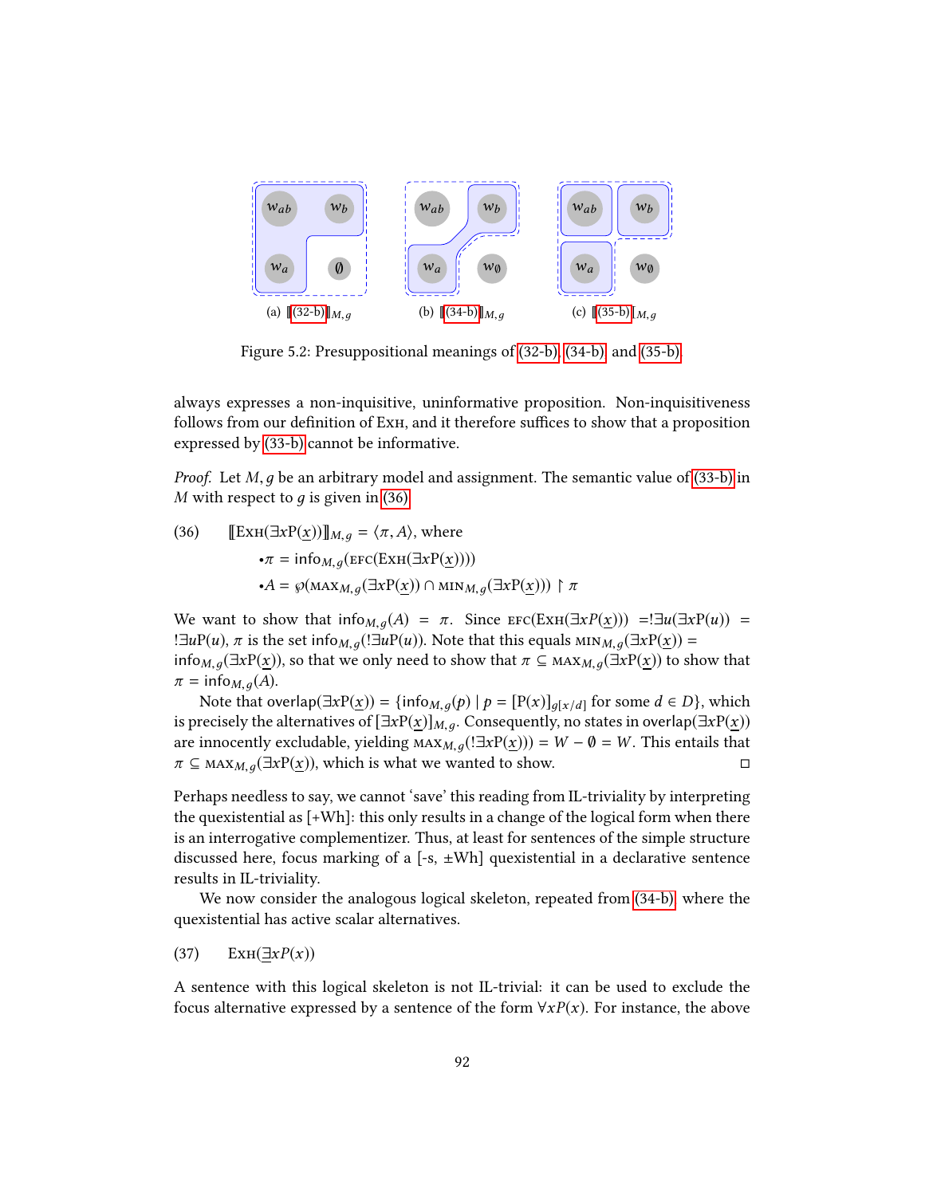(a) ⟦(32-b)⟧$_{M,g}$ (b) ⟦(34-b)⟧$_{M,g}$ (c) ⟦(35-b)⟧$_{M,g}$

Figure 5.2: Presuppositional meanings of (32-b), (34-b) and (35-b).

always expresses a non-inquisitive, uninformative proposition. Non-inquisitiveness follows from our definition of Exh, and it therefore suffices to show that a proposition expressed by (33-b) cannot be informative.

*Proof.* Let $M, g$ be an arbitrary model and assignment. The semantic value of (33-b) in $M$ with respect to $g$ is given in (36).

(36) $[\![\text{Exh}(\exists x\text{P}(\underline{x}))]\!]_{M,g} = \langle \pi, A \rangle$, where

- $\pi = \text{info}_{M,g}(\text{EFC}(\text{Exh}(\exists x\text{P}(\underline{x}))))$
- $A = \wp(\text{MAX}_{M,g}(\exists x\text{P}(\underline{x})) \cap \text{MIN}_{M,g}(\exists x\text{P}(\underline{x}))) \restriction \pi$

We want to show that $\text{info}_{M,g}(A) = \pi$. Since $\text{EFC}(\text{Exh}(\exists xP(\underline{x}))) = !\exists u(\exists x\text{P}(u)) = !\exists u\text{P}(u)$, $\pi$ is the set $\text{info}_{M,g}(!\exists u\text{P}(u))$. Note that this equals $\text{MIN}_{M,g}(\exists x\text{P}(\underline{x})) = \text{info}_{M,g}(\exists x\text{P}(\underline{x}))$, so that we only need to show that $\pi \subseteq \text{MAX}_{M,g}(\exists x\text{P}(\underline{x}))$ to show that $\pi = \text{info}_{M,g}(A)$.

Note that $\text{overlap}(\exists x\text{P}(\underline{x})) = \{\text{info}_{M,g}(p) \mid p = [\text{P}(x)]_{g[x/d]} \text{ for some } d \in D\}$, which is precisely the alternatives of $[\exists x\text{P}(\underline{x})]_{M,g}$. Consequently, no states in $\text{overlap}(\exists x\text{P}(\underline{x}))$ are innocently excludable, yielding $\text{MAX}_{M,g}(!\exists x\text{P}(\underline{x}))) = W - \emptyset = W$. This entails that $\pi \subseteq \text{MAX}_{M,g}(\exists x\text{P}(\underline{x}))$, which is what we wanted to show. □

Perhaps needless to say, we cannot 'save' this reading from IL-triviality by interpreting the quexistential as [+Wh]: this only results in a change of the logical form when there is an interrogative complementizer. Thus, at least for sentences of the simple structure discussed here, focus marking of a [-s, ±Wh] quexistential in a declarative sentence results in IL-triviality.

We now consider the analogous logical skeleton, repeated from (34-b) where the quexistential has active scalar alternatives.

(37) $\text{Exh}(\underline{\exists} xP(x))$

A sentence with this logical skeleton is not IL-trivial: it can be used to exclude the focus alternative expressed by a sentence of the form $\forall xP(x)$. For instance, the above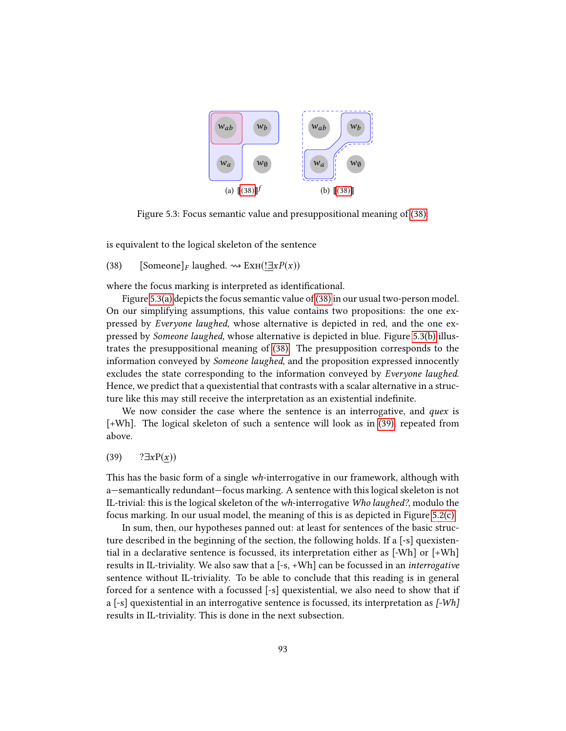(a) ⟦(38)⟧$^f$ (b) ⟦(38)⟧

Figure 5.3: Focus semantic value and presuppositional meaning of (38)

is equivalent to the logical skeleton of the sentence

(38) [Someone]$_F$ laughed. ⇝ Exh($\underline{!\exists} x P(x)$)

where the focus marking is interpreted as identificational.

Figure 5.3(a) depicts the focus semantic value of (38) in our usual two-person model. On our simplifying assumptions, this value contains two propositions: the one expressed by *Everyone laughed*, whose alternative is depicted in red, and the one expressed by *Someone laughed*, whose alternative is depicted in blue. Figure 5.3(b) illustrates the presuppositional meaning of (38). The presupposition corresponds to the information conveyed by *Someone laughed*, and the proposition expressed innocently excludes the state corresponding to the information conveyed by *Everyone laughed*. Hence, we predict that a quexistential that contrasts with a scalar alternative in a structure like this may still receive the interpretation as an existential indefinite.

We now consider the case where the sentence is an interrogative, and *quex* is [+Wh]. The logical skeleton of such a sentence will look as in (39), repeated from above.

(39) $?\exists x \mathrm{P}(\underline{x})$)

This has the basic form of a single *wh*-interrogative in our framework, although with a—semantically redundant—focus marking. A sentence with this logical skeleton is not IL-trivial: this is the logical skeleton of the *wh*-interrogative *Who laughed?*, modulo the focus marking. In our usual model, the meaning of this is as depicted in Figure 5.2(c).

In sum, then, our hypotheses panned out: at least for sentences of the basic structure described in the beginning of the section, the following holds. If a [-s] quexistential in a declarative sentence is focussed, its interpretation either as [-Wh] or [+Wh] results in IL-triviality. We also saw that a [-s, +Wh] can be focussed in an *interrogative* sentence without IL-triviality. To be able to conclude that this reading is in general forced for a sentence with a focussed [-s] quexistential, we also need to show that if a [-s] quexistential in an interrogative sentence is focussed, its interpretation as *[-Wh]* results in IL-triviality. This is done in the next subsection.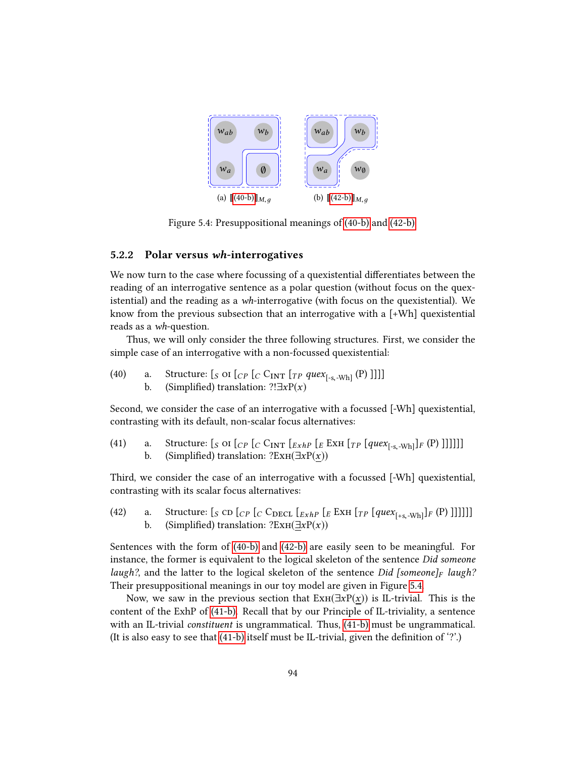(a) $[\![(40\text{-b})]\!]_{M,g}$ (b) $[\![(42\text{-b})]\!]_{M,g}$

Figure 5.4: Presuppositional meanings of (40-b) and (42-b)

### 5.2.2 Polar versus *wh*-interrogatives

We now turn to the case where focussing of a quexistential differentiates between the reading of an interrogative sentence as a polar question (without focus on the quexistential) and the reading as a *wh*-interrogative (with focus on the quexistential). We know from the previous subsection that an interrogative with a [+Wh] quexistential reads as a *wh*-question.

Thus, we will only consider the three following structures. First, we consider the simple case of an interrogative with a non-focussed quexistential:

(40) a. Structure: $[_S$ OI $[_{CP}$ $[_C$ C$_{\text{INT}}$ $[_{TP}$ *quex*$_{[\text{-s,-Wh}]}$ (P) ]]]]
b. (Simplified) translation: $?!\exists x \text{P}(x)$

Second, we consider the case of an interrogative with a focussed [-Wh] quexistential, contrasting with its default, non-scalar focus alternatives:

(41) a. Structure: $[_S$ OI $[_{CP}$ $[_C$ C$_{\text{INT}}$ $[_{ExhP}$ $[_E$ EXH $[_{TP}$ $[$*quex*$_{[\text{-s,-Wh}]}]_F$ (P) ]]]]]]
b. (Simplified) translation: $?\text{EXH}(\exists x \text{P}(\underline{x}))$

Third, we consider the case of an interrogative with a focussed [-Wh] quexistential, contrasting with its scalar focus alternatives:

(42) a. Structure: $[_S$ CD $[_{CP}$ $[_C$ C$_{\text{DECL}}$ $[_{ExhP}$ $[_E$ EXH $[_{TP}$ $[$*quex*$_{[\text{+s,-Wh}]}]_F$ (P) ]]]]]]
b. (Simplified) translation: $?\text{EXH}(\underline{\exists} x \text{P}(x))$

Sentences with the form of (40-b) and (42-b) are easily seen to be meaningful. For instance, the former is equivalent to the logical skeleton of the sentence *Did someone laugh?*, and the latter to the logical skeleton of the sentence *Did [someone]$_F$ laugh?* Their presuppositional meanings in our toy model are given in Figure 5.4.

Now, we saw in the previous section that $\text{EXH}(\exists x \text{P}(\underline{x}))$ is IL-trivial. This is the content of the ExhP of (41-b). Recall that by our Principle of IL-triviality, a sentence with an IL-trivial *constituent* is ungrammatical. Thus, (41-b) must be ungrammatical. (It is also easy to see that (41-b) itself must be IL-trivial, given the definition of '?'.)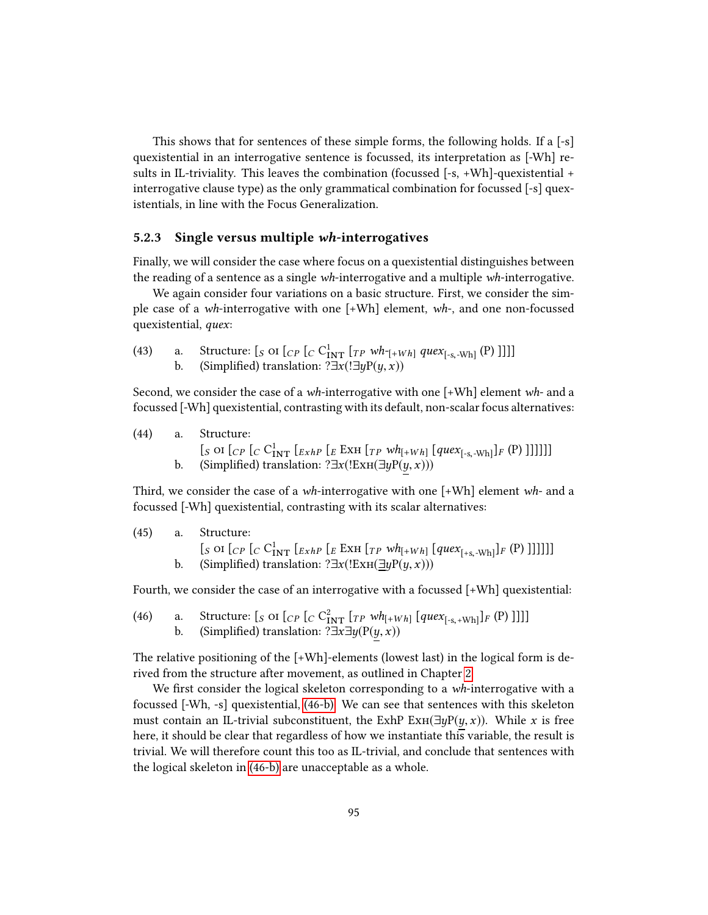This shows that for sentences of these simple forms, the following holds. If a [-s] quexistential in an interrogative sentence is focussed, its interpretation as [-Wh] results in IL-triviality. This leaves the combination (focussed [-s, +Wh]-quexistential + interrogative clause type) as the only grammatical combination for focussed [-s] quexistentials, in line with the Focus Generalization.

### 5.2.3 Single versus multiple *wh*-interrogatives

Finally, we will consider the case where focus on a quexistential distinguishes between the reading of a sentence as a single *wh*-interrogative and a multiple *wh*-interrogative.

We again consider four variations on a basic structure. First, we consider the simple case of a *wh*-interrogative with one [+Wh] element, *wh-*, and one non-focussed quexistential, *quex*:

(43) a. Structure: $[_S$ OI $[_{CP}$ $[_C$ $C^1_{INT}$ $[_{TP}$ $wh\text{-}_{[+Wh]}$ $quex_{[\text{-s,-Wh}]}$ (P) ]]]]
 b. (Simplified) translation: $?\exists x(!\exists y \mathrm{P}(y,x))$

Second, we consider the case of a *wh*-interrogative with one [+Wh] element *wh-* and a focussed [-Wh] quexistential, contrasting with its default, non-scalar focus alternatives:

(44) a. Structure:
 $[_S$ OI $[_{CP}$ $[_C$ $C^1_{INT}$ $[_{ExhP}$ $[_E$ EXH $[_{TP}$ $wh_{[+Wh]}$ $[quex_{[\text{-s,-Wh}]}]_F$ (P) ]]]]]]
 b. (Simplified) translation: $?\exists x(!\text{EXH}(\exists y \mathrm{P}(\underline{y},x)))$

Third, we consider the case of a *wh*-interrogative with one [+Wh] element *wh-* and a focussed [-Wh] quexistential, contrasting with its scalar alternatives:

(45) a. Structure:
 $[_S$ OI $[_{CP}$ $[_C$ $C^1_{INT}$ $[_{ExhP}$ $[_E$ EXH $[_{TP}$ $wh_{[+Wh]}$ $[quex_{[\text{+s,-Wh}]}]_F$ (P) ]]]]]]
 b. (Simplified) translation: $?\exists x(!\text{EXH}(\underline{\underline{\exists}} y \mathrm{P}(y,x)))$

Fourth, we consider the case of an interrogative with a focussed [+Wh] quexistential:

(46) a. Structure: $[_S$ OI $[_{CP}$ $[_C$ $C^2_{INT}$ $[_{TP}$ $wh_{[+Wh]}$ $[quex_{[\text{-s,+Wh}]}]_F$ (P) ]]]]
 b. (Simplified) translation: $?\exists x \exists y(\mathrm{P}(\underline{y},x))$

The relative positioning of the [+Wh]-elements (lowest last) in the logical form is derived from the structure after movement, as outlined in Chapter 2.

We first consider the logical skeleton corresponding to a *wh*-interrogative with a focussed [-Wh, -s] quexistential, (46-b). We can see that sentences with this skeleton must contain an IL-trivial subconstituent, the ExhP $\text{EXH}(\exists y \mathrm{P}(\underline{y},x))$. While $x$ is free here, it should be clear that regardless of how we instantiate this variable, the result is trivial. We will therefore count this too as IL-trivial, and conclude that sentences with the logical skeleton in (46-b) are unacceptable as a whole.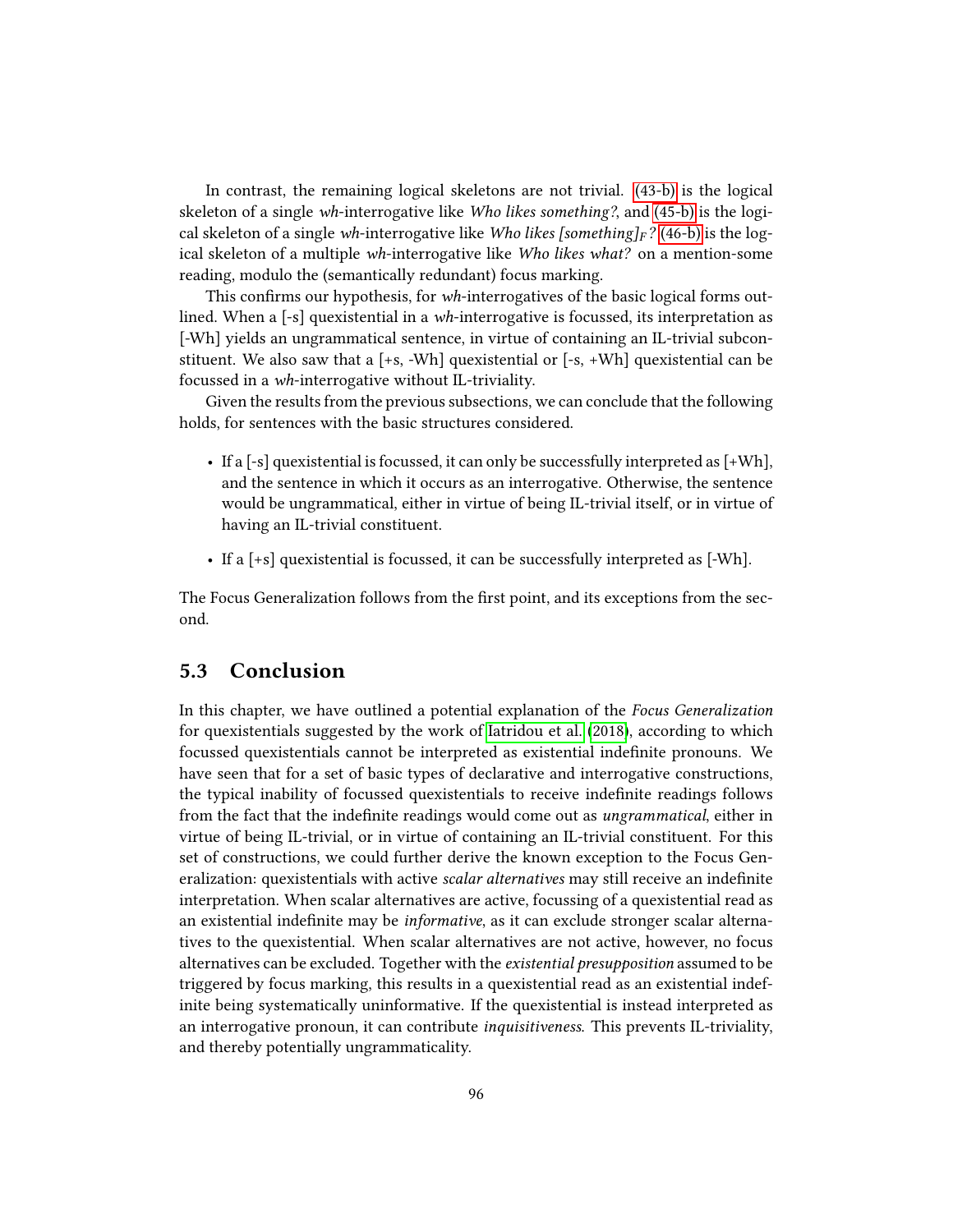In contrast, the remaining logical skeletons are not trivial. (43-b) is the logical skeleton of a single *wh*-interrogative like *Who likes something?*, and (45-b) is the logical skeleton of a single *wh*-interrogative like *Who likes [something]$_F$?* (46-b) is the logical skeleton of a multiple *wh*-interrogative like *Who likes what?* on a mention-some reading, modulo the (semantically redundant) focus marking.

This confirms our hypothesis, for *wh*-interrogatives of the basic logical forms outlined. When a [-s] quexistential in a *wh*-interrogative is focussed, its interpretation as [-Wh] yields an ungrammatical sentence, in virtue of containing an IL-trivial subconstituent. We also saw that a [+s, -Wh] quexistential or [-s, +Wh] quexistential can be focussed in a *wh*-interrogative without IL-triviality.

Given the results from the previous subsections, we can conclude that the following holds, for sentences with the basic structures considered.

- If a [-s] quexistential is focussed, it can only be successfully interpreted as [+Wh], and the sentence in which it occurs as an interrogative. Otherwise, the sentence would be ungrammatical, either in virtue of being IL-trivial itself, or in virtue of having an IL-trivial constituent.
- If a [+s] quexistential is focussed, it can be successfully interpreted as [-Wh].

The Focus Generalization follows from the first point, and its exceptions from the second.

## 5.3 Conclusion

In this chapter, we have outlined a potential explanation of the *Focus Generalization* for quexistentials suggested by the work of Iatridou et al. (2018), according to which focussed quexistentials cannot be interpreted as existential indefinite pronouns. We have seen that for a set of basic types of declarative and interrogative constructions, the typical inability of focussed quexistentials to receive indefinite readings follows from the fact that the indefinite readings would come out as *ungrammatical*, either in virtue of being IL-trivial, or in virtue of containing an IL-trivial constituent. For this set of constructions, we could further derive the known exception to the Focus Generalization: quexistentials with active *scalar alternatives* may still receive an indefinite interpretation. When scalar alternatives are active, focussing of a quexistential read as an existential indefinite may be *informative*, as it can exclude stronger scalar alternatives to the quexistential. When scalar alternatives are not active, however, no focus alternatives can be excluded. Together with the *existential presupposition* assumed to be triggered by focus marking, this results in a quexistential read as an existential indefinite being systematically uninformative. If the quexistential is instead interpreted as an interrogative pronoun, it can contribute *inquisitiveness*. This prevents IL-triviality, and thereby potentially ungrammaticality.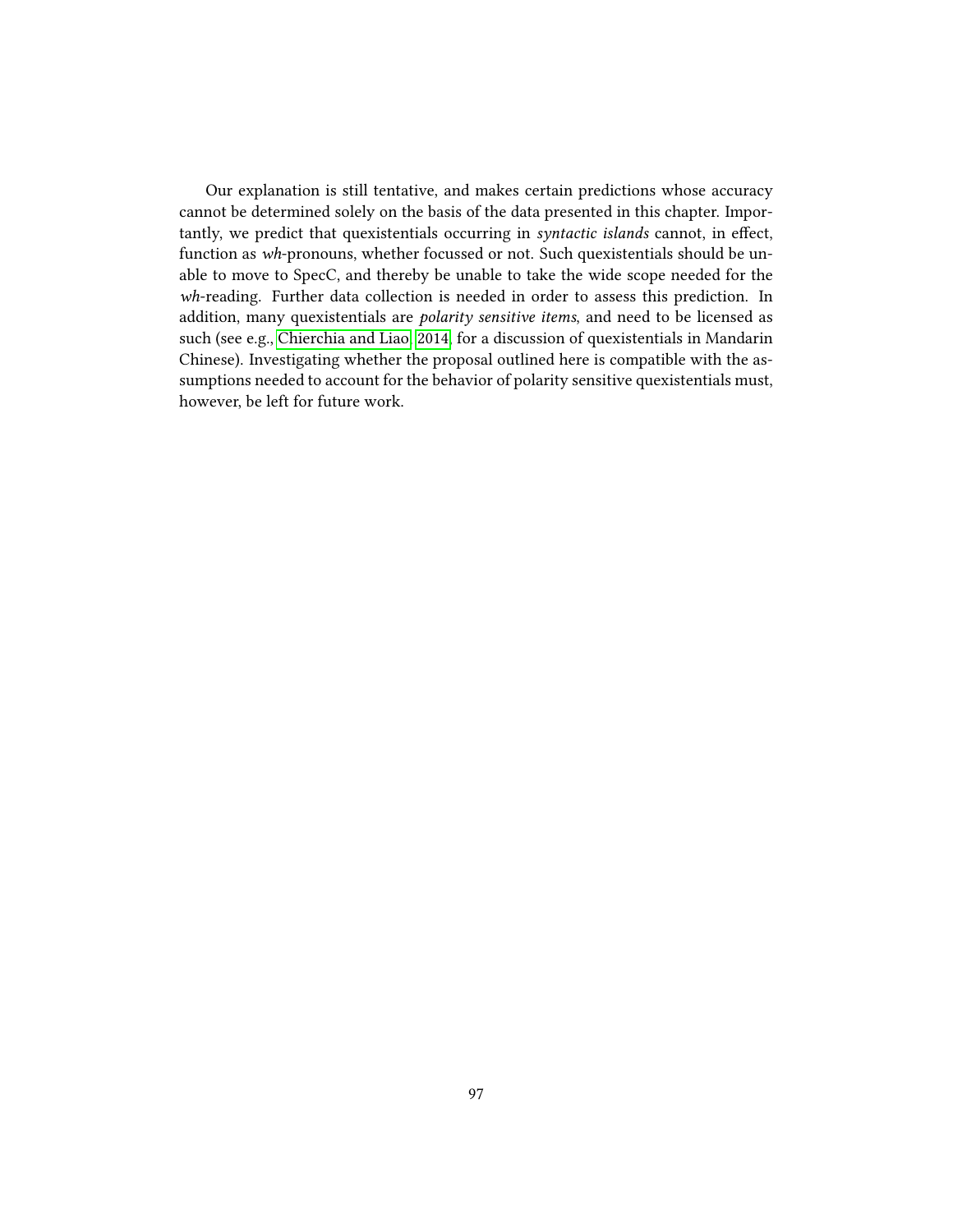Our explanation is still tentative, and makes certain predictions whose accuracy cannot be determined solely on the basis of the data presented in this chapter. Importantly, we predict that quexistentials occurring in *syntactic islands* cannot, in effect, function as *wh*-pronouns, whether focussed or not. Such quexistentials should be unable to move to SpecC, and thereby be unable to take the wide scope needed for the *wh*-reading. Further data collection is needed in order to assess this prediction. In addition, many quexistentials are *polarity sensitive items*, and need to be licensed as such (see e.g., Chierchia and Liao, 2014, for a discussion of quexistentials in Mandarin Chinese). Investigating whether the proposal outlined here is compatible with the assumptions needed to account for the behavior of polarity sensitive quexistentials must, however, be left for future work.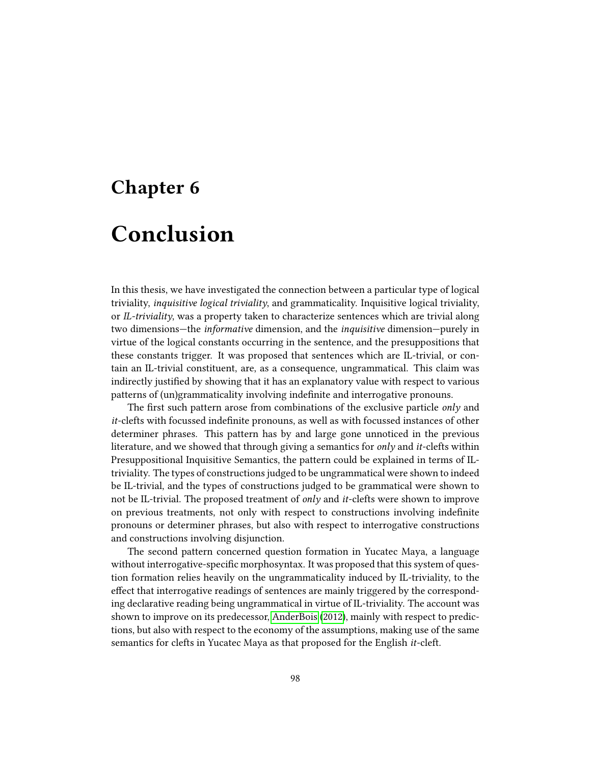# Chapter 6

# Conclusion

In this thesis, we have investigated the connection between a particular type of logical triviality, *inquisitive logical triviality*, and grammaticality. Inquisitive logical triviality, or *IL-triviality*, was a property taken to characterize sentences which are trivial along two dimensions—the *informative* dimension, and the *inquisitive* dimension—purely in virtue of the logical constants occurring in the sentence, and the presuppositions that these constants trigger. It was proposed that sentences which are IL-trivial, or contain an IL-trivial constituent, are, as a consequence, ungrammatical. This claim was indirectly justified by showing that it has an explanatory value with respect to various patterns of (un)grammaticality involving indefinite and interrogative pronouns.

The first such pattern arose from combinations of the exclusive particle *only* and *it*-clefts with focussed indefinite pronouns, as well as with focussed instances of other determiner phrases. This pattern has by and large gone unnoticed in the previous literature, and we showed that through giving a semantics for *only* and *it*-clefts within Presuppositional Inquisitive Semantics, the pattern could be explained in terms of IL-triviality. The types of constructions judged to be ungrammatical were shown to indeed be IL-trivial, and the types of constructions judged to be grammatical were shown to not be IL-trivial. The proposed treatment of *only* and *it*-clefts were shown to improve on previous treatments, not only with respect to constructions involving indefinite pronouns or determiner phrases, but also with respect to interrogative constructions and constructions involving disjunction.

The second pattern concerned question formation in Yucatec Maya, a language without interrogative-specific morphosyntax. It was proposed that this system of question formation relies heavily on the ungrammaticality induced by IL-triviality, to the effect that interrogative readings of sentences are mainly triggered by the corresponding declarative reading being ungrammatical in virtue of IL-triviality. The account was shown to improve on its predecessor, AnderBois (2012), mainly with respect to predictions, but also with respect to the economy of the assumptions, making use of the same semantics for clefts in Yucatec Maya as that proposed for the English *it*-cleft.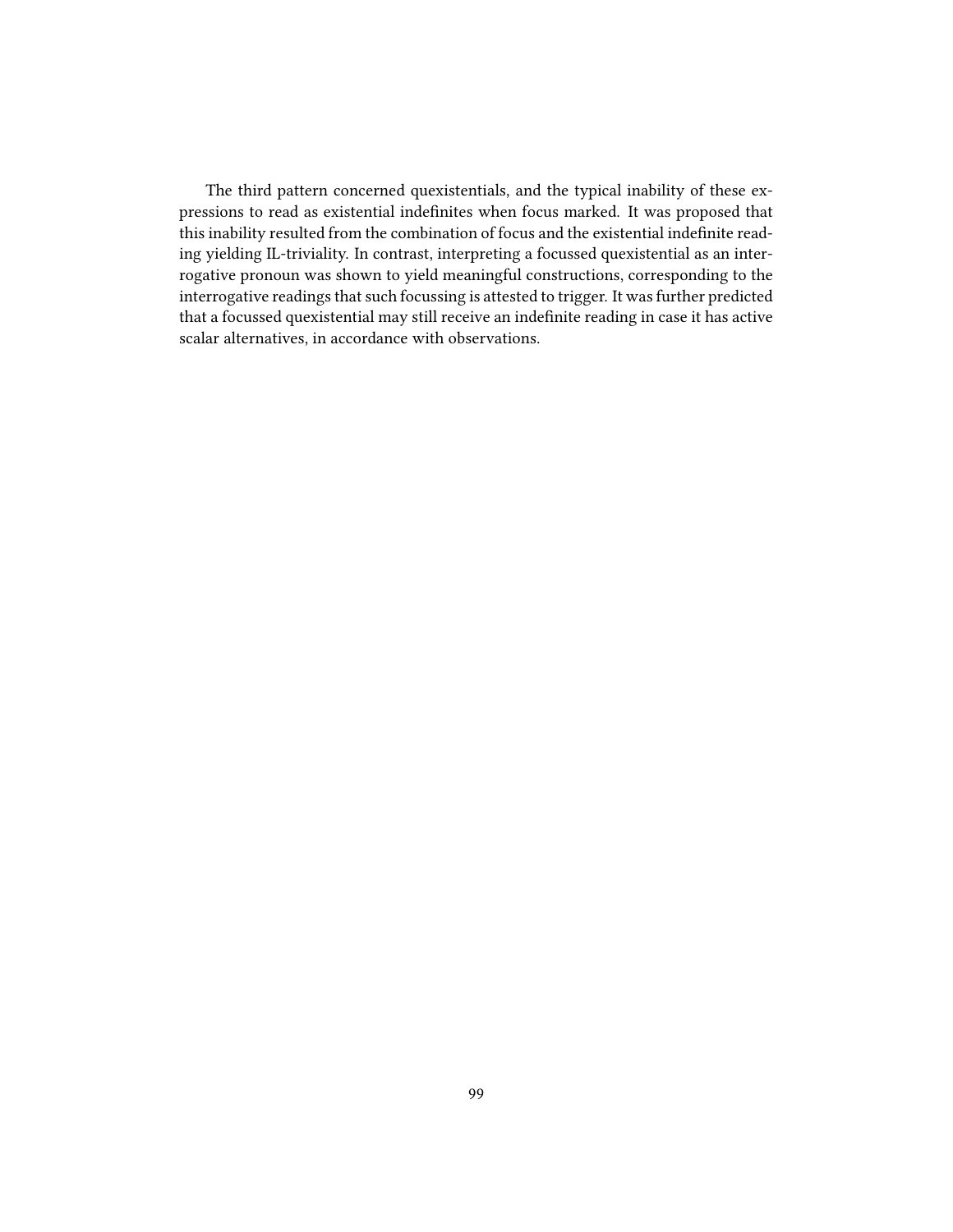The third pattern concerned quexistentials, and the typical inability of these expressions to read as existential indefinites when focus marked. It was proposed that this inability resulted from the combination of focus and the existential indefinite reading yielding IL-triviality. In contrast, interpreting a focussed quexistential as an interrogative pronoun was shown to yield meaningful constructions, corresponding to the interrogative readings that such focussing is attested to trigger. It was further predicted that a focussed quexistential may still receive an indefinite reading in case it has active scalar alternatives, in accordance with observations.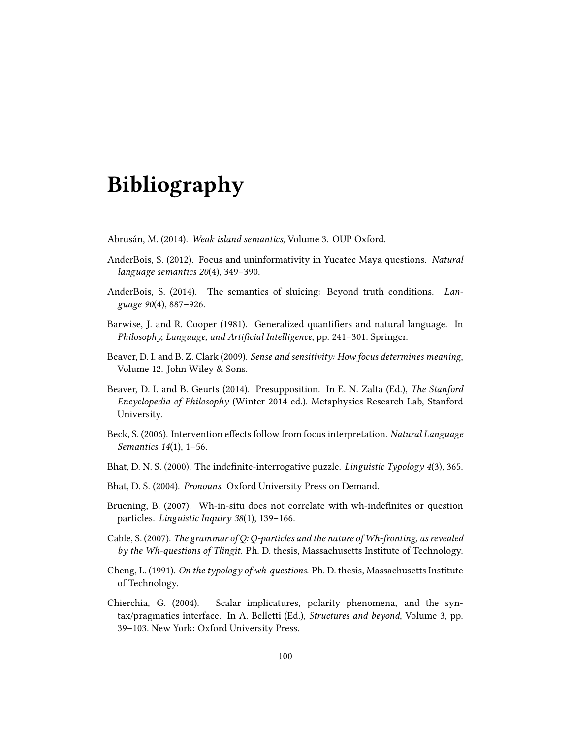# Bibliography

Abrusán, M. (2014). *Weak island semantics*, Volume 3. OUP Oxford.

AnderBois, S. (2012). Focus and uninformativity in Yucatec Maya questions. *Natural language semantics 20*(4), 349–390.

AnderBois, S. (2014). The semantics of sluicing: Beyond truth conditions. *Language 90*(4), 887–926.

Barwise, J. and R. Cooper (1981). Generalized quantifiers and natural language. In *Philosophy, Language, and Artificial Intelligence*, pp. 241–301. Springer.

Beaver, D. I. and B. Z. Clark (2009). *Sense and sensitivity: How focus determines meaning*, Volume 12. John Wiley & Sons.

Beaver, D. I. and B. Geurts (2014). Presupposition. In E. N. Zalta (Ed.), *The Stanford Encyclopedia of Philosophy* (Winter 2014 ed.). Metaphysics Research Lab, Stanford University.

Beck, S. (2006). Intervention effects follow from focus interpretation. *Natural Language Semantics 14*(1), 1–56.

Bhat, D. N. S. (2000). The indefinite-interrogative puzzle. *Linguistic Typology 4*(3), 365.

Bhat, D. S. (2004). *Pronouns*. Oxford University Press on Demand.

Bruening, B. (2007). Wh-in-situ does not correlate with wh-indefinites or question particles. *Linguistic Inquiry 38*(1), 139–166.

Cable, S. (2007). *The grammar of Q: Q-particles and the nature of Wh-fronting, as revealed by the Wh-questions of Tlingit.* Ph. D. thesis, Massachusetts Institute of Technology.

Cheng, L. (1991). *On the typology of wh-questions*. Ph. D. thesis, Massachusetts Institute of Technology.

Chierchia, G. (2004). Scalar implicatures, polarity phenomena, and the syntax/pragmatics interface. In A. Belletti (Ed.), *Structures and beyond*, Volume 3, pp. 39–103. New York: Oxford University Press.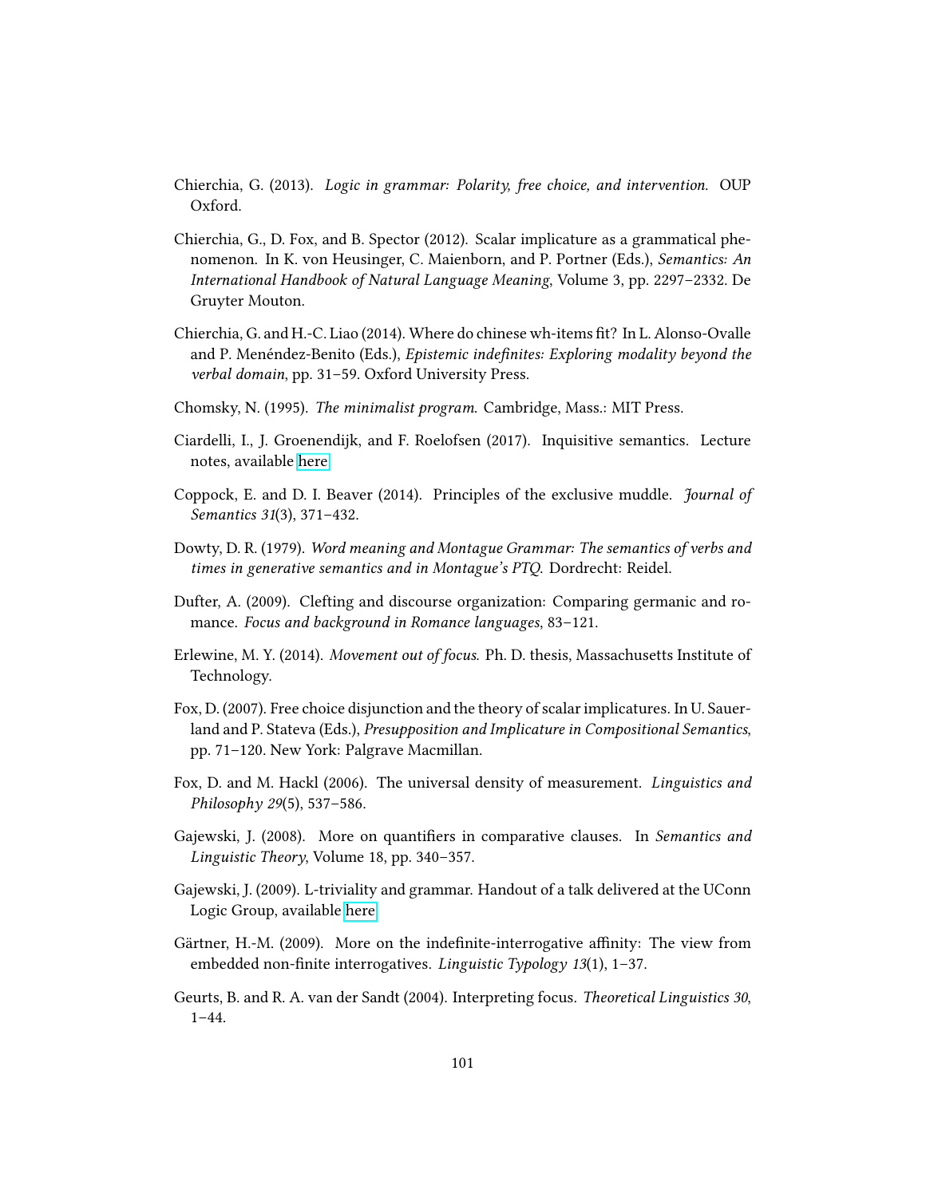Chierchia, G. (2013). *Logic in grammar: Polarity, free choice, and intervention.* OUP Oxford.

Chierchia, G., D. Fox, and B. Spector (2012). Scalar implicature as a grammatical phenomenon. In K. von Heusinger, C. Maienborn, and P. Portner (Eds.), *Semantics: An International Handbook of Natural Language Meaning*, Volume 3, pp. 2297–2332. De Gruyter Mouton.

Chierchia, G. and H.-C. Liao (2014). Where do chinese wh-items fit? In L. Alonso-Ovalle and P. Menéndez-Benito (Eds.), *Epistemic indefinites: Exploring modality beyond the verbal domain*, pp. 31–59. Oxford University Press.

Chomsky, N. (1995). *The minimalist program.* Cambridge, Mass.: MIT Press.

Ciardelli, I., J. Groenendijk, and F. Roelofsen (2017). Inquisitive semantics. Lecture notes, available here

Coppock, E. and D. I. Beaver (2014). Principles of the exclusive muddle. *Journal of Semantics 31*(3), 371–432.

Dowty, D. R. (1979). *Word meaning and Montague Grammar: The semantics of verbs and times in generative semantics and in Montague's PTQ.* Dordrecht: Reidel.

Dufter, A. (2009). Clefting and discourse organization: Comparing germanic and romance. *Focus and background in Romance languages*, 83–121.

Erlewine, M. Y. (2014). *Movement out of focus.* Ph. D. thesis, Massachusetts Institute of Technology.

Fox, D. (2007). Free choice disjunction and the theory of scalar implicatures. In U. Sauerland and P. Stateva (Eds.), *Presupposition and Implicature in Compositional Semantics*, pp. 71–120. New York: Palgrave Macmillan.

Fox, D. and M. Hackl (2006). The universal density of measurement. *Linguistics and Philosophy 29*(5), 537–586.

Gajewski, J. (2008). More on quantifiers in comparative clauses. In *Semantics and Linguistic Theory*, Volume 18, pp. 340–357.

Gajewski, J. (2009). L-triviality and grammar. Handout of a talk delivered at the UConn Logic Group, available here

Gärtner, H.-M. (2009). More on the indefinite-interrogative affinity: The view from embedded non-finite interrogatives. *Linguistic Typology 13*(1), 1–37.

Geurts, B. and R. A. van der Sandt (2004). Interpreting focus. *Theoretical Linguistics 30*, 1–44.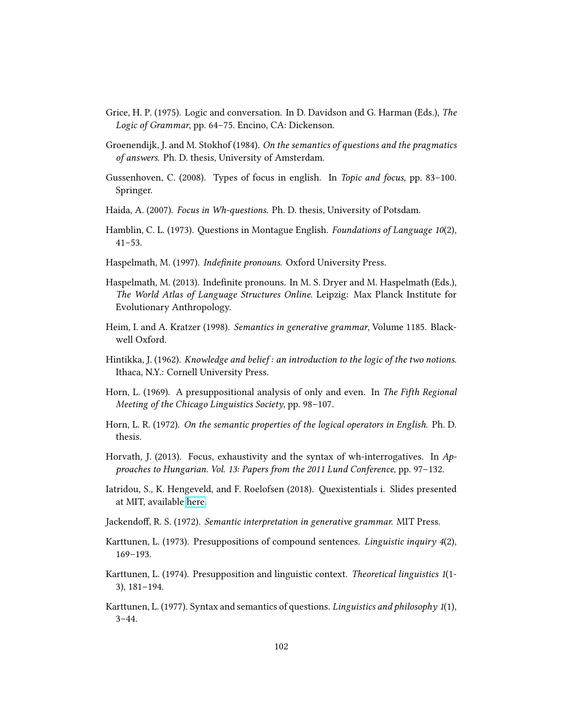Grice, H. P. (1975). Logic and conversation. In D. Davidson and G. Harman (Eds.), *The Logic of Grammar*, pp. 64–75. Encino, CA: Dickenson.

Groenendijk, J. and M. Stokhof (1984). *On the semantics of questions and the pragmatics of answers*. Ph. D. thesis, University of Amsterdam.

Gussenhoven, C. (2008). Types of focus in english. In *Topic and focus*, pp. 83–100. Springer.

Haida, A. (2007). *Focus in Wh-questions*. Ph. D. thesis, University of Potsdam.

Hamblin, C. L. (1973). Questions in Montague English. *Foundations of Language 10*(2), 41–53.

Haspelmath, M. (1997). *Indefinite pronouns*. Oxford University Press.

Haspelmath, M. (2013). Indefinite pronouns. In M. S. Dryer and M. Haspelmath (Eds.), *The World Atlas of Language Structures Online*. Leipzig: Max Planck Institute for Evolutionary Anthropology.

Heim, I. and A. Kratzer (1998). *Semantics in generative grammar*, Volume 1185. Blackwell Oxford.

Hintikka, J. (1962). *Knowledge and belief : an introduction to the logic of the two notions*. Ithaca, N.Y.: Cornell University Press.

Horn, L. (1969). A presuppositional analysis of only and even. In *The Fifth Regional Meeting of the Chicago Linguistics Society*, pp. 98–107.

Horn, L. R. (1972). *On the semantic properties of the logical operators in English*. Ph. D. thesis.

Horvath, J. (2013). Focus, exhaustivity and the syntax of wh-interrogatives. In *Approaches to Hungarian. Vol. 13: Papers from the 2011 Lund Conference*, pp. 97–132.

Iatridou, S., K. Hengeveld, and F. Roelofsen (2018). Quexistentials i. Slides presented at MIT, available here.

Jackendoff, R. S. (1972). *Semantic interpretation in generative grammar.* MIT Press.

Karttunen, L. (1973). Presuppositions of compound sentences. *Linguistic inquiry 4*(2), 169–193.

Karttunen, L. (1974). Presupposition and linguistic context. *Theoretical linguistics 1*(1-3), 181–194.

Karttunen, L. (1977). Syntax and semantics of questions. *Linguistics and philosophy 1*(1), 3–44.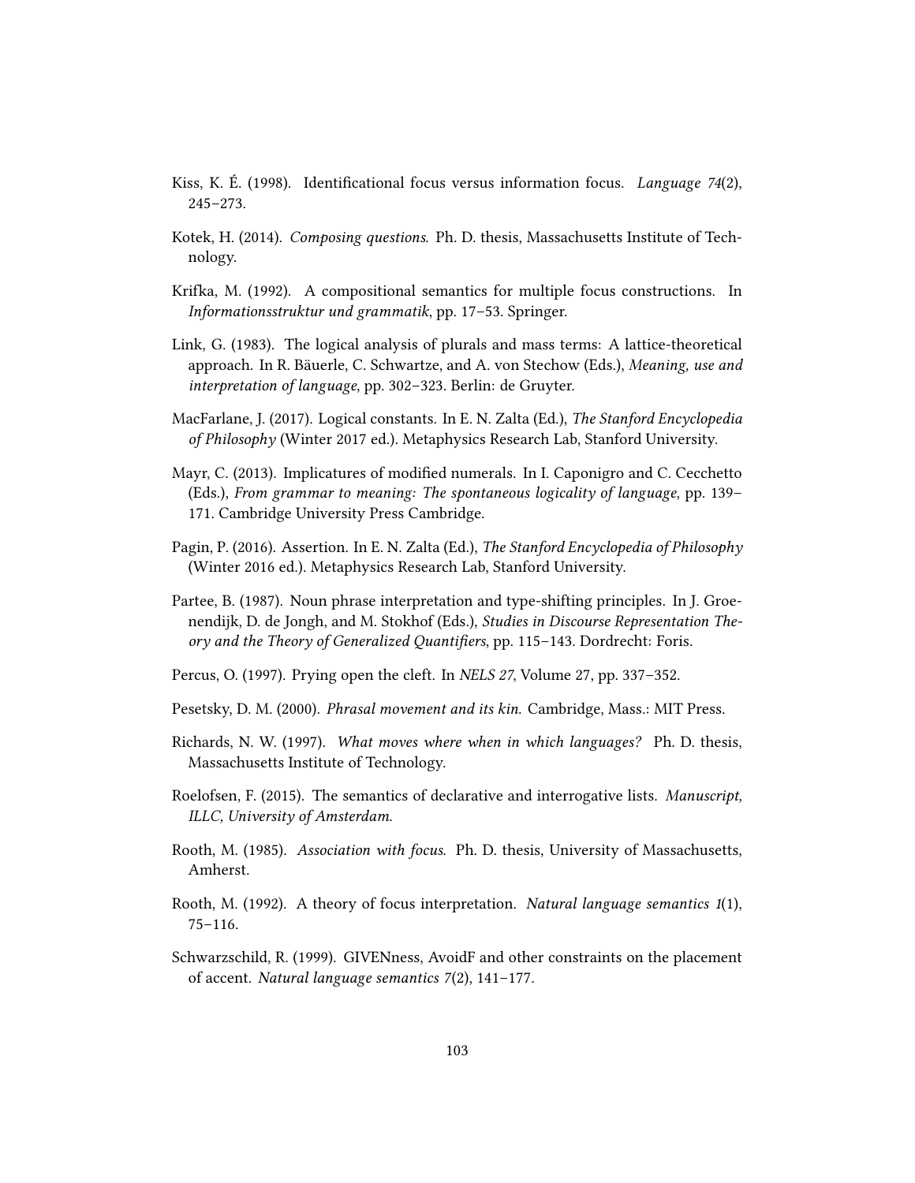Kiss, K. É. (1998). Identificational focus versus information focus. *Language 74*(2), 245–273.

Kotek, H. (2014). *Composing questions*. Ph. D. thesis, Massachusetts Institute of Technology.

Krifka, M. (1992). A compositional semantics for multiple focus constructions. In *Informationsstruktur und grammatik*, pp. 17–53. Springer.

Link, G. (1983). The logical analysis of plurals and mass terms: A lattice-theoretical approach. In R. Bäuerle, C. Schwartze, and A. von Stechow (Eds.), *Meaning, use and interpretation of language*, pp. 302–323. Berlin: de Gruyter.

MacFarlane, J. (2017). Logical constants. In E. N. Zalta (Ed.), *The Stanford Encyclopedia of Philosophy* (Winter 2017 ed.). Metaphysics Research Lab, Stanford University.

Mayr, C. (2013). Implicatures of modified numerals. In I. Caponigro and C. Cecchetto (Eds.), *From grammar to meaning: The spontaneous logicality of language*, pp. 139–171. Cambridge University Press Cambridge.

Pagin, P. (2016). Assertion. In E. N. Zalta (Ed.), *The Stanford Encyclopedia of Philosophy* (Winter 2016 ed.). Metaphysics Research Lab, Stanford University.

Partee, B. (1987). Noun phrase interpretation and type-shifting principles. In J. Groenendijk, D. de Jongh, and M. Stokhof (Eds.), *Studies in Discourse Representation Theory and the Theory of Generalized Quantifiers*, pp. 115–143. Dordrecht: Foris.

Percus, O. (1997). Prying open the cleft. In *NELS 27*, Volume 27, pp. 337–352.

Pesetsky, D. M. (2000). *Phrasal movement and its kin.* Cambridge, Mass.: MIT Press.

Richards, N. W. (1997). *What moves where when in which languages?* Ph. D. thesis, Massachusetts Institute of Technology.

Roelofsen, F. (2015). The semantics of declarative and interrogative lists. *Manuscript, ILLC, University of Amsterdam.*

Rooth, M. (1985). *Association with focus*. Ph. D. thesis, University of Massachusetts, Amherst.

Rooth, M. (1992). A theory of focus interpretation. *Natural language semantics 1*(1), 75–116.

Schwarzschild, R. (1999). GIVENness, AvoidF and other constraints on the placement of accent. *Natural language semantics 7*(2), 141–177.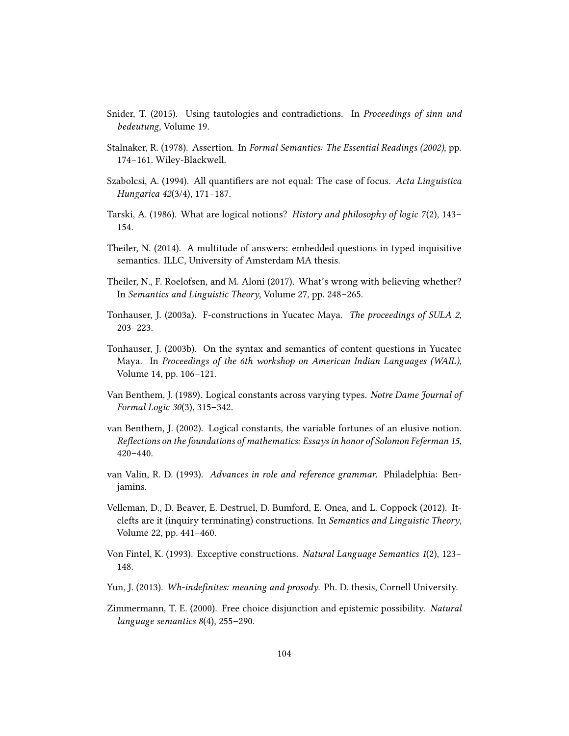Snider, T. (2015). Using tautologies and contradictions. In *Proceedings of sinn und bedeutung*, Volume 19.

Stalnaker, R. (1978). Assertion. In *Formal Semantics: The Essential Readings (2002)*, pp. 174–161. Wiley-Blackwell.

Szabolcsi, A. (1994). All quantifiers are not equal: The case of focus. *Acta Linguistica Hungarica 42*(3/4), 171–187.

Tarski, A. (1986). What are logical notions? *History and philosophy of logic 7*(2), 143–154.

Theiler, N. (2014). A multitude of answers: embedded questions in typed inquisitive semantics. ILLC, University of Amsterdam MA thesis.

Theiler, N., F. Roelofsen, and M. Aloni (2017). What's wrong with believing whether? In *Semantics and Linguistic Theory*, Volume 27, pp. 248–265.

Tonhauser, J. (2003a). F-constructions in Yucatec Maya. *The proceedings of SULA 2*, 203–223.

Tonhauser, J. (2003b). On the syntax and semantics of content questions in Yucatec Maya. In *Proceedings of the 6th workshop on American Indian Languages (WAIL)*, Volume 14, pp. 106–121.

Van Benthem, J. (1989). Logical constants across varying types. *Notre Dame Journal of Formal Logic 30*(3), 315–342.

van Benthem, J. (2002). Logical constants, the variable fortunes of an elusive notion. *Reflections on the foundations of mathematics: Essays in honor of Solomon Feferman 15*, 420–440.

van Valin, R. D. (1993). *Advances in role and reference grammar.* Philadelphia: Benjamins.

Velleman, D., D. Beaver, E. Destruel, D. Bumford, E. Onea, and L. Coppock (2012). It-clefts are it (inquiry terminating) constructions. In *Semantics and Linguistic Theory*, Volume 22, pp. 441–460.

Von Fintel, K. (1993). Exceptive constructions. *Natural Language Semantics 1*(2), 123–148.

Yun, J. (2013). *Wh-indefinites: meaning and prosody.* Ph. D. thesis, Cornell University.

Zimmermann, T. E. (2000). Free choice disjunction and epistemic possibility. *Natural language semantics 8*(4), 255–290.